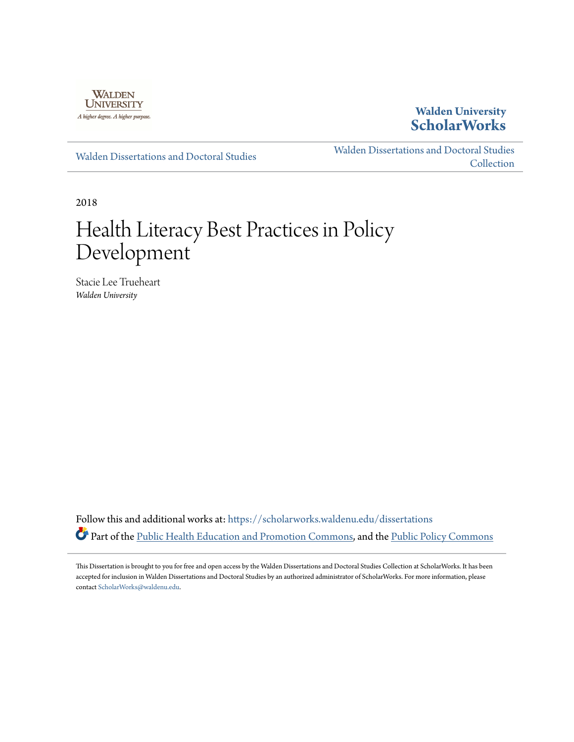Walden University
A higher degree. A higher purpose.

**Walden University ScholarWorks**

Walden Dissertations and Doctoral Studies

Walden Dissertations and Doctoral Studies Collection

2018

# Health Literacy Best Practices in Policy Development

Stacie Lee Trueheart
*Walden University*

Follow this and additional works at: https://scholarworks.waldenu.edu/dissertations

Part of the Public Health Education and Promotion Commons, and the Public Policy Commons

This Dissertation is brought to you for free and open access by the Walden Dissertations and Doctoral Studies Collection at ScholarWorks. It has been accepted for inclusion in Walden Dissertations and Doctoral Studies by an authorized administrator of ScholarWorks. For more information, please contact ScholarWorks@waldenu.edu.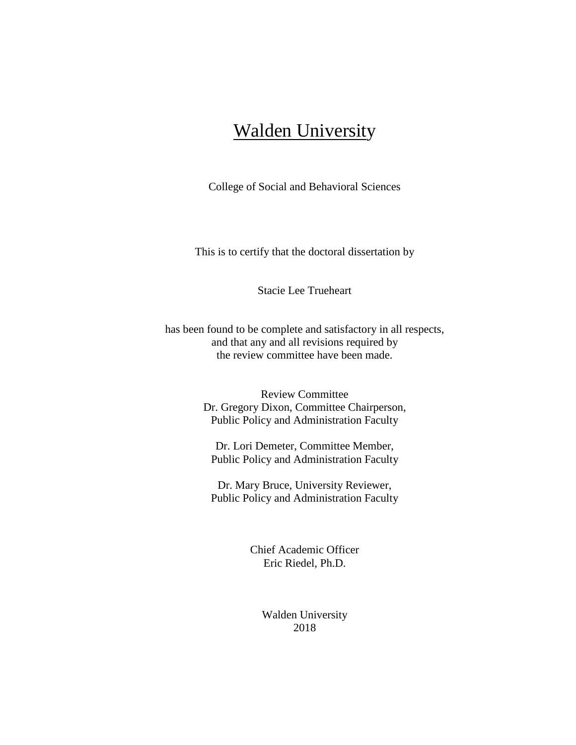# Walden University

College of Social and Behavioral Sciences

This is to certify that the doctoral dissertation by

Stacie Lee Trueheart

has been found to be complete and satisfactory in all respects,
and that any and all revisions required by
the review committee have been made.

Review Committee
Dr. Gregory Dixon, Committee Chairperson,
Public Policy and Administration Faculty

Dr. Lori Demeter, Committee Member,
Public Policy and Administration Faculty

Dr. Mary Bruce, University Reviewer,
Public Policy and Administration Faculty

Chief Academic Officer
Eric Riedel, Ph.D.

Walden University
2018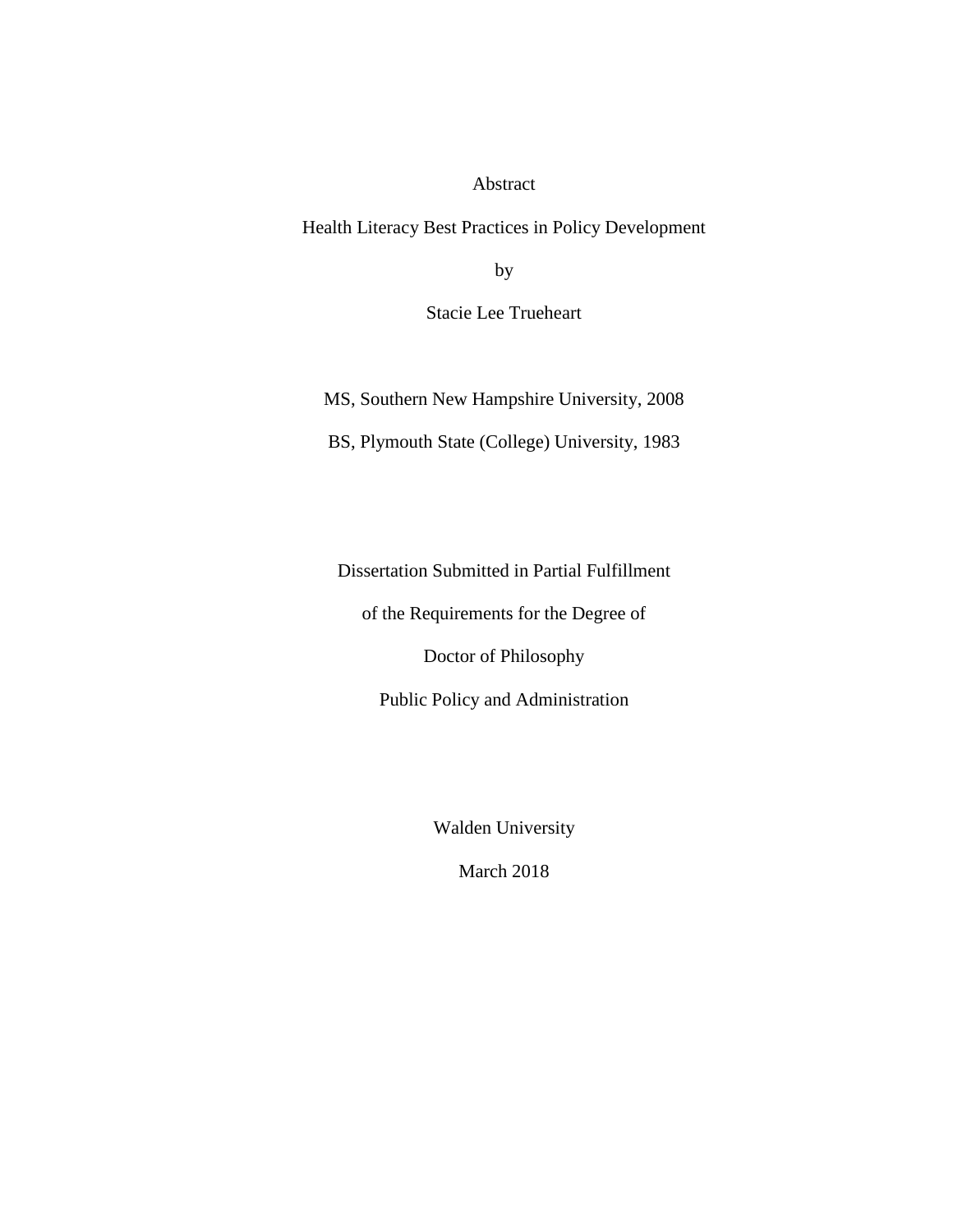Abstract

Health Literacy Best Practices in Policy Development

by

Stacie Lee Trueheart

MS, Southern New Hampshire University, 2008

BS, Plymouth State (College) University, 1983

Dissertation Submitted in Partial Fulfillment

of the Requirements for the Degree of

Doctor of Philosophy

Public Policy and Administration

Walden University

March 2018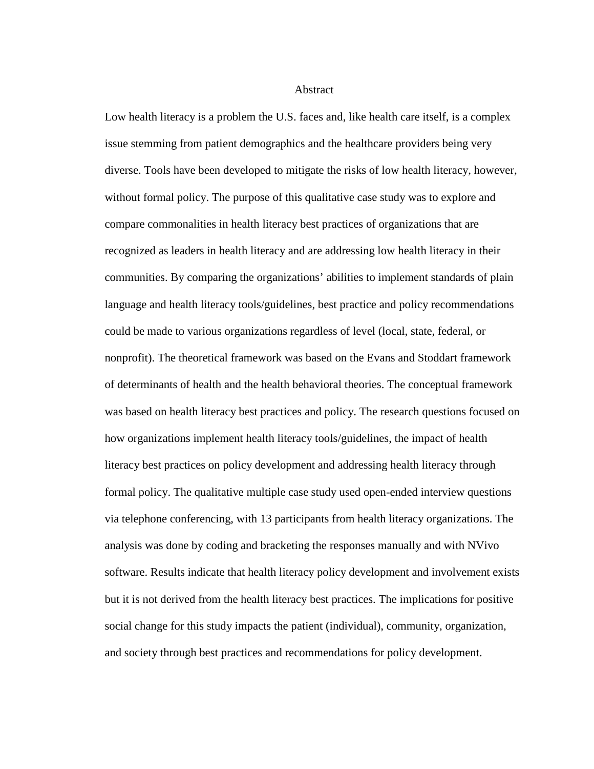# Abstract

Low health literacy is a problem the U.S. faces and, like health care itself, is a complex issue stemming from patient demographics and the healthcare providers being very diverse. Tools have been developed to mitigate the risks of low health literacy, however, without formal policy. The purpose of this qualitative case study was to explore and compare commonalities in health literacy best practices of organizations that are recognized as leaders in health literacy and are addressing low health literacy in their communities. By comparing the organizations' abilities to implement standards of plain language and health literacy tools/guidelines, best practice and policy recommendations could be made to various organizations regardless of level (local, state, federal, or nonprofit). The theoretical framework was based on the Evans and Stoddart framework of determinants of health and the health behavioral theories. The conceptual framework was based on health literacy best practices and policy. The research questions focused on how organizations implement health literacy tools/guidelines, the impact of health literacy best practices on policy development and addressing health literacy through formal policy. The qualitative multiple case study used open-ended interview questions via telephone conferencing, with 13 participants from health literacy organizations. The analysis was done by coding and bracketing the responses manually and with NVivo software. Results indicate that health literacy policy development and involvement exists but it is not derived from the health literacy best practices. The implications for positive social change for this study impacts the patient (individual), community, organization, and society through best practices and recommendations for policy development.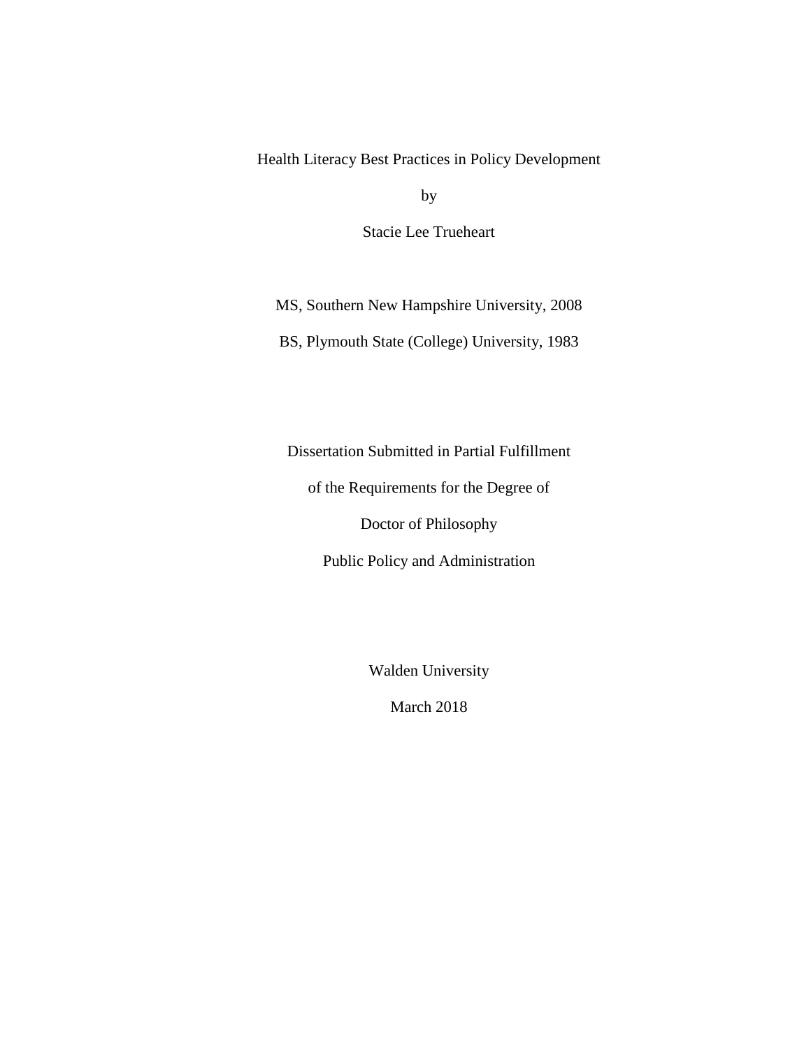Health Literacy Best Practices in Policy Development

by

Stacie Lee Trueheart

MS, Southern New Hampshire University, 2008

BS, Plymouth State (College) University, 1983

Dissertation Submitted in Partial Fulfillment

of the Requirements for the Degree of

Doctor of Philosophy

Public Policy and Administration

Walden University

March 2018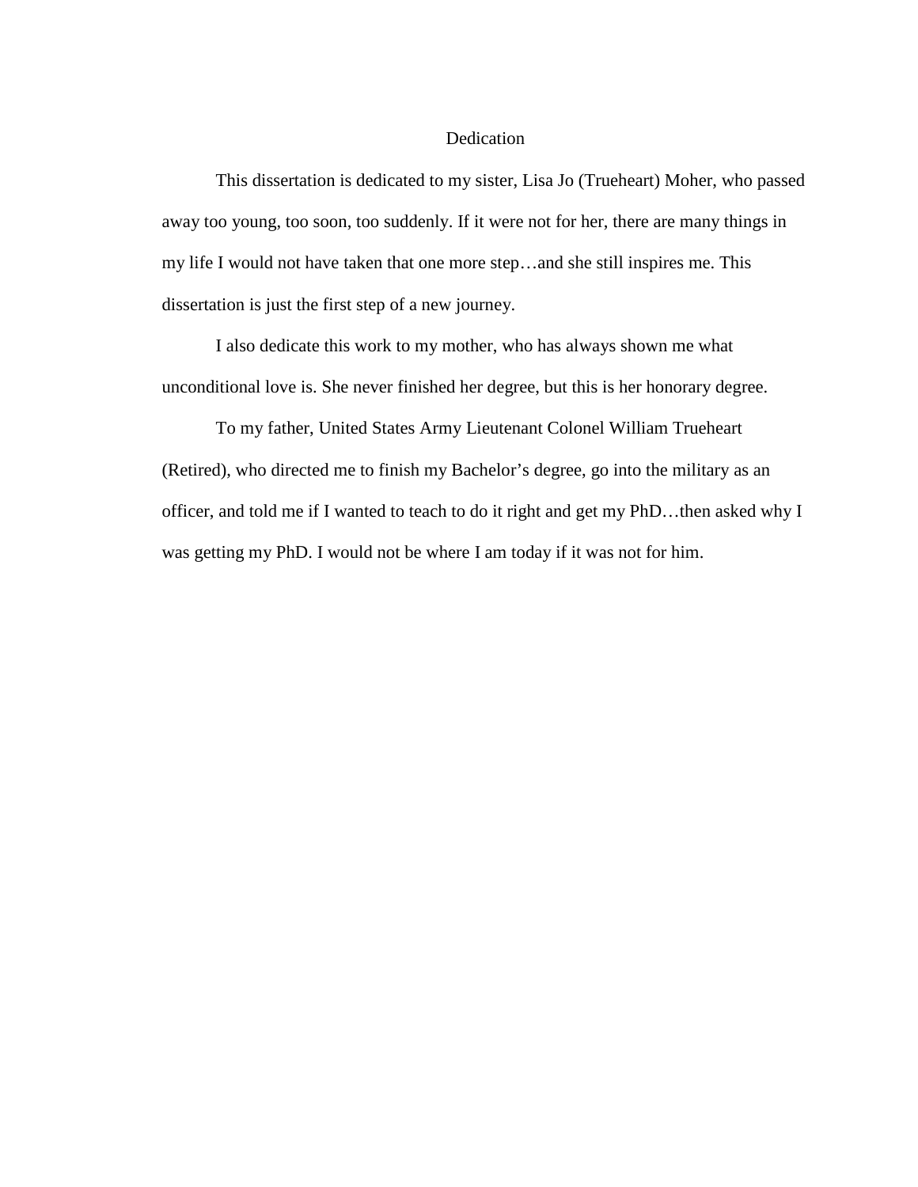# Dedication

This dissertation is dedicated to my sister, Lisa Jo (Trueheart) Moher, who passed away too young, too soon, too suddenly. If it were not for her, there are many things in my life I would not have taken that one more step…and she still inspires me. This dissertation is just the first step of a new journey.

I also dedicate this work to my mother, who has always shown me what unconditional love is. She never finished her degree, but this is her honorary degree.

To my father, United States Army Lieutenant Colonel William Trueheart (Retired), who directed me to finish my Bachelor's degree, go into the military as an officer, and told me if I wanted to teach to do it right and get my PhD…then asked why I was getting my PhD. I would not be where I am today if it was not for him.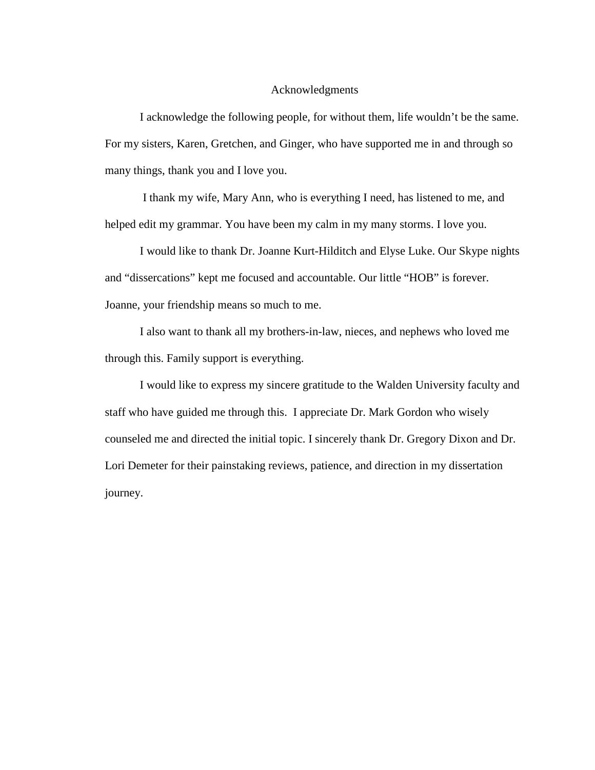# Acknowledgments

I acknowledge the following people, for without them, life wouldn't be the same. For my sisters, Karen, Gretchen, and Ginger, who have supported me in and through so many things, thank you and I love you.

I thank my wife, Mary Ann, who is everything I need, has listened to me, and helped edit my grammar. You have been my calm in my many storms. I love you.

I would like to thank Dr. Joanne Kurt-Hilditch and Elyse Luke. Our Skype nights and "dissercations" kept me focused and accountable. Our little "HOB" is forever. Joanne, your friendship means so much to me.

I also want to thank all my brothers-in-law, nieces, and nephews who loved me through this. Family support is everything.

I would like to express my sincere gratitude to the Walden University faculty and staff who have guided me through this. I appreciate Dr. Mark Gordon who wisely counseled me and directed the initial topic. I sincerely thank Dr. Gregory Dixon and Dr. Lori Demeter for their painstaking reviews, patience, and direction in my dissertation journey.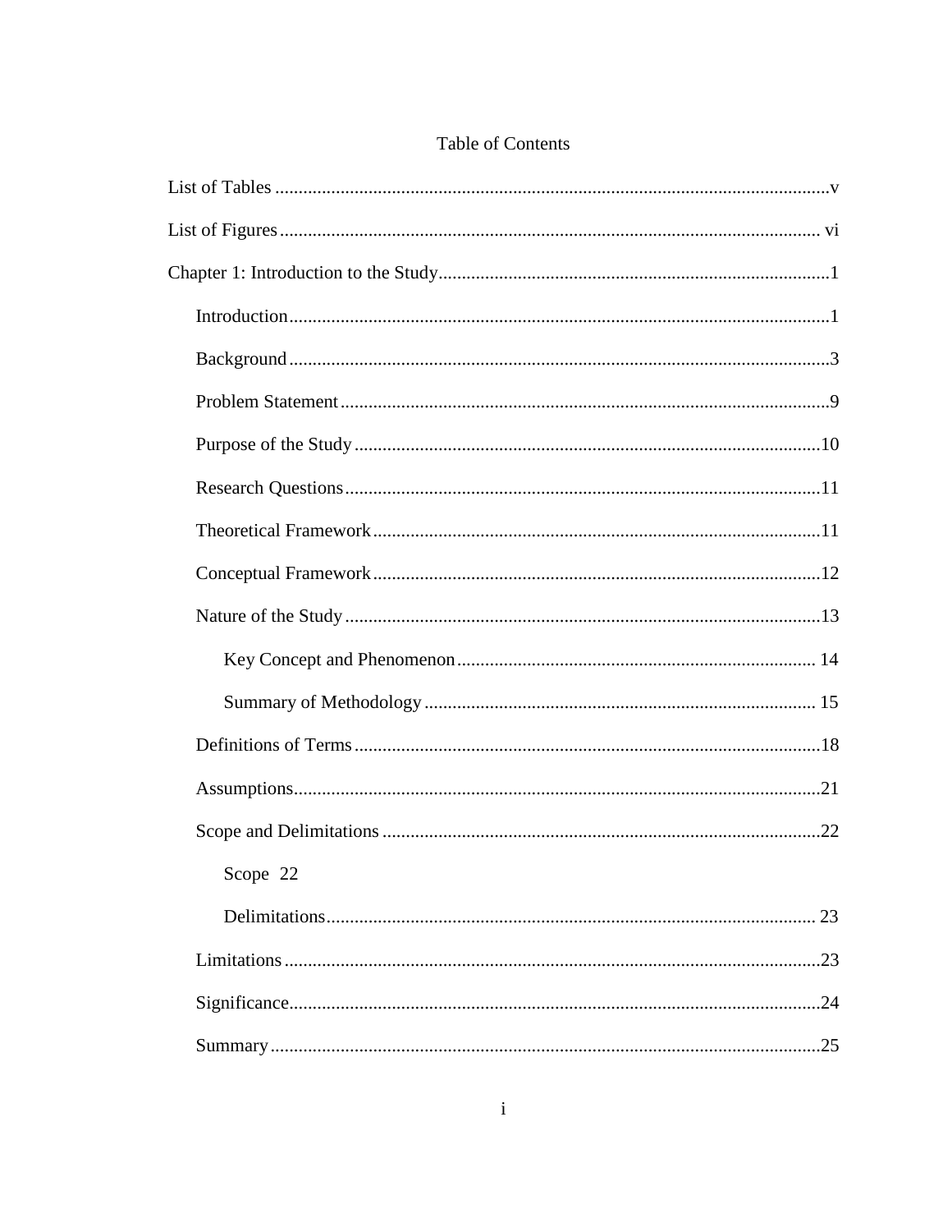# Table of Contents

List of Tables ........................................................................................................v

List of Figures ....................................................................................................... vi

Chapter 1: Introduction to the Study....................................................................1

- Introduction....................................................................................................1
- Background ...................................................................................................3
- Problem Statement .........................................................................................9
- Purpose of the Study ....................................................................................10
- Research Questions ......................................................................................11
- Theoretical Framework ................................................................................11
- Conceptual Framework ................................................................................12
- Nature of the Study ......................................................................................13
  - Key Concept and Phenomenon ............................................................. 14
  - Summary of Methodology .................................................................... 15
- Definitions of Terms ....................................................................................18
- Assumptions.................................................................................................21
- Scope and Delimitations ..............................................................................22
  - Scope 22
  - Delimitations......................................................................................... 23
- Limitations ...................................................................................................23
- Significance..................................................................................................24
- Summary ......................................................................................................25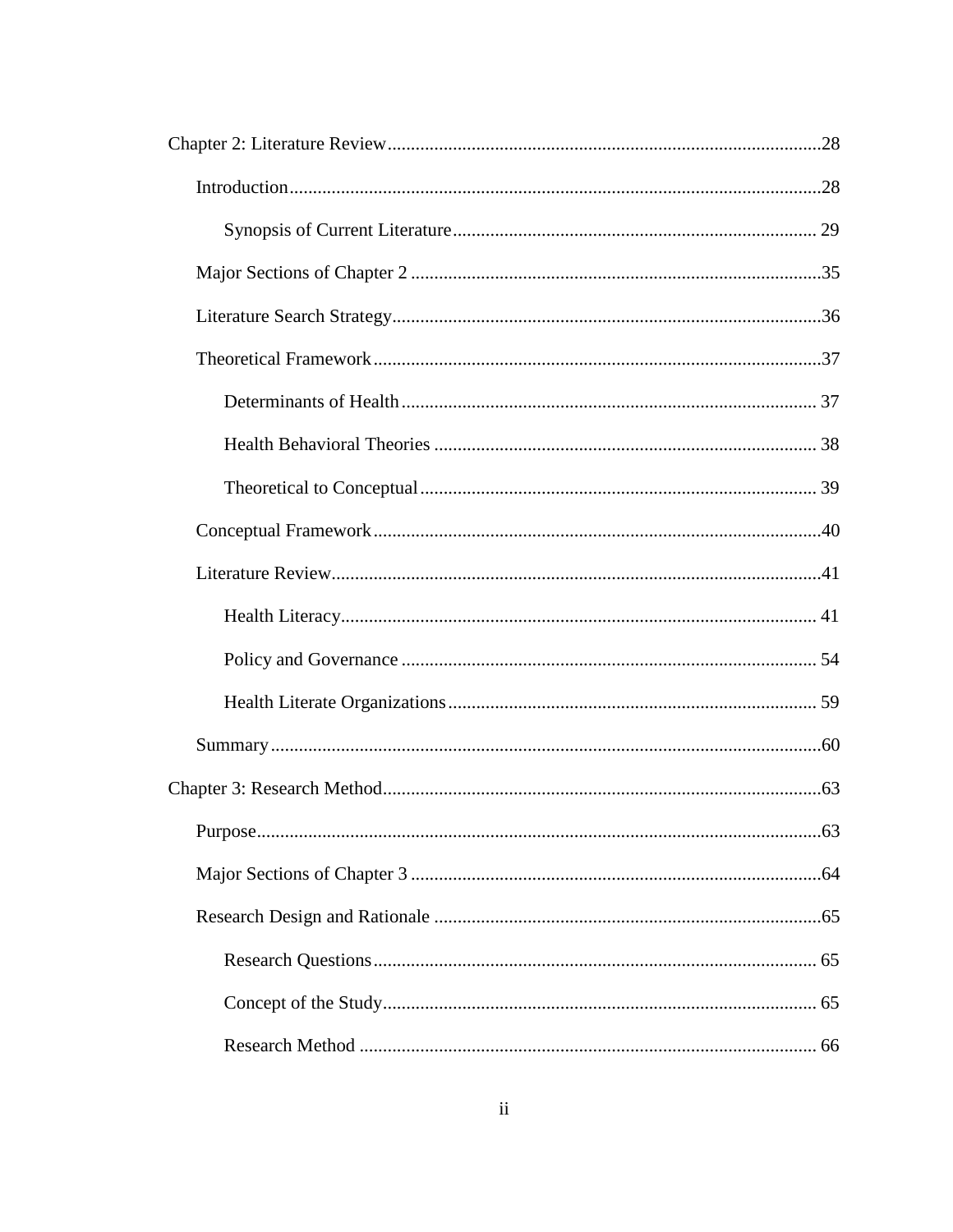Chapter 2: Literature Review ............................................................................................28

Introduction ............................................................................................................28

Synopsis of Current Literature ............................................................................ 29

Major Sections of Chapter 2 ......................................................................................35

Literature Search Strategy ..........................................................................................36

Theoretical Framework ..............................................................................................37

Determinants of Health ....................................................................................... 37

Health Behavioral Theories ................................................................................ 38

Theoretical to Conceptual ................................................................................... 39

Conceptual Framework ..............................................................................................40

Literature Review .......................................................................................................41

Health Literacy .................................................................................................... 41

Policy and Governance ....................................................................................... 54

Health Literate Organizations ............................................................................. 59

Summary ....................................................................................................................60

Chapter 3: Research Method .............................................................................................63

Purpose .......................................................................................................................63

Major Sections of Chapter 3 ......................................................................................64

Research Design and Rationale .................................................................................65

Research Questions ............................................................................................. 65

Concept of the Study ........................................................................................... 65

Research Method ................................................................................................ 66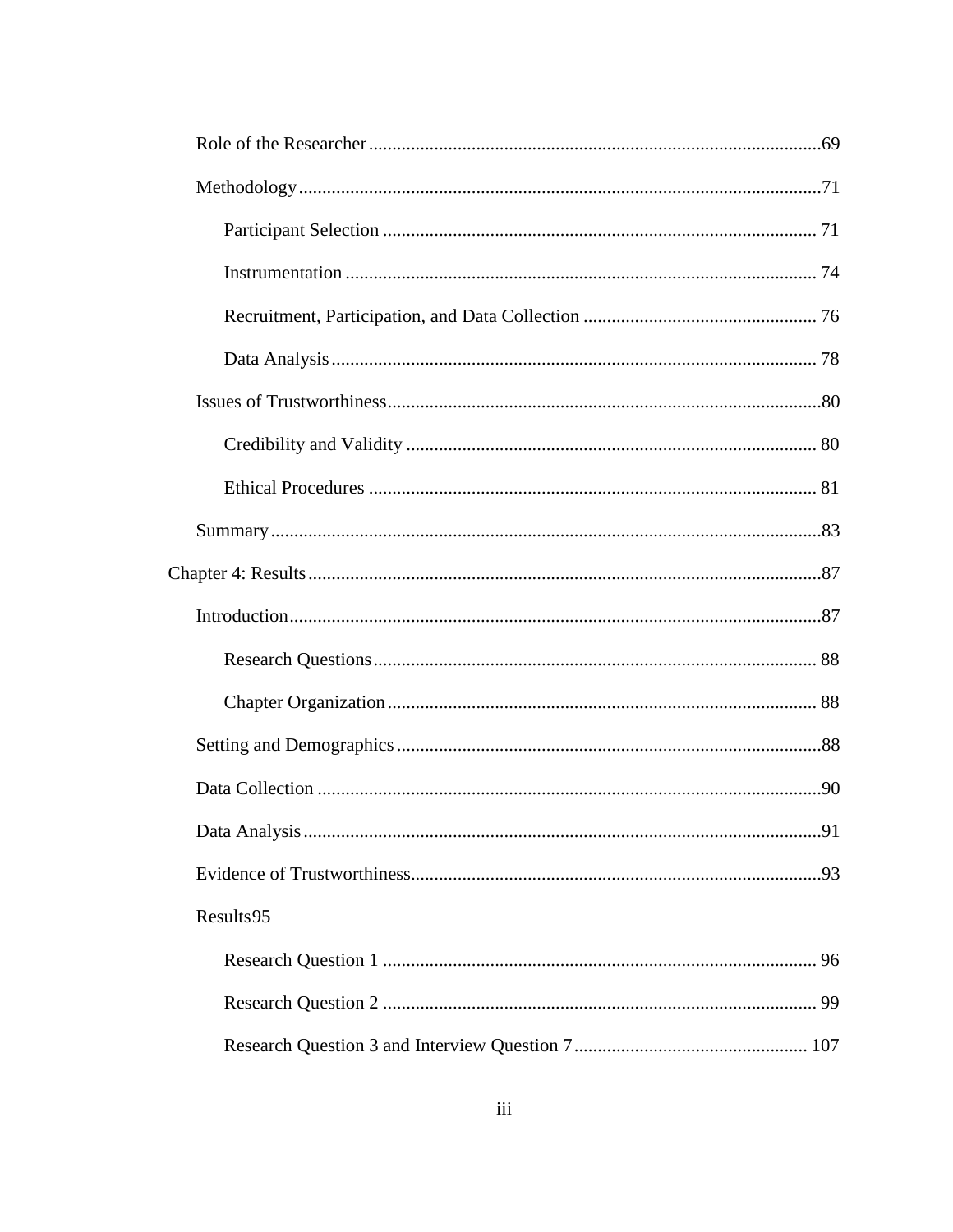Role of the Researcher ........................................................................................69

Methodology ........................................................................................................71

Participant Selection ........................................................................................ 71

Instrumentation ................................................................................................ 74

Recruitment, Participation, and Data Collection ............................................. 76

Data Analysis ................................................................................................... 78

Issues of Trustworthiness ....................................................................................80

Credibility and Validity ................................................................................... 80

Ethical Procedures ........................................................................................... 81

Summary ..............................................................................................................83

Chapter 4: Results ......................................................................................................87

Introduction ..........................................................................................................87

Research Questions .......................................................................................... 88

Chapter Organization ....................................................................................... 88

Setting and Demographics ...................................................................................88

Data Collection ....................................................................................................90

Data Analysis .......................................................................................................91

Evidence of Trustworthiness ................................................................................93

Results 95

Research Question 1 ........................................................................................ 96

Research Question 2 ........................................................................................ 99

Research Question 3 and Interview Question 7 ............................................. 107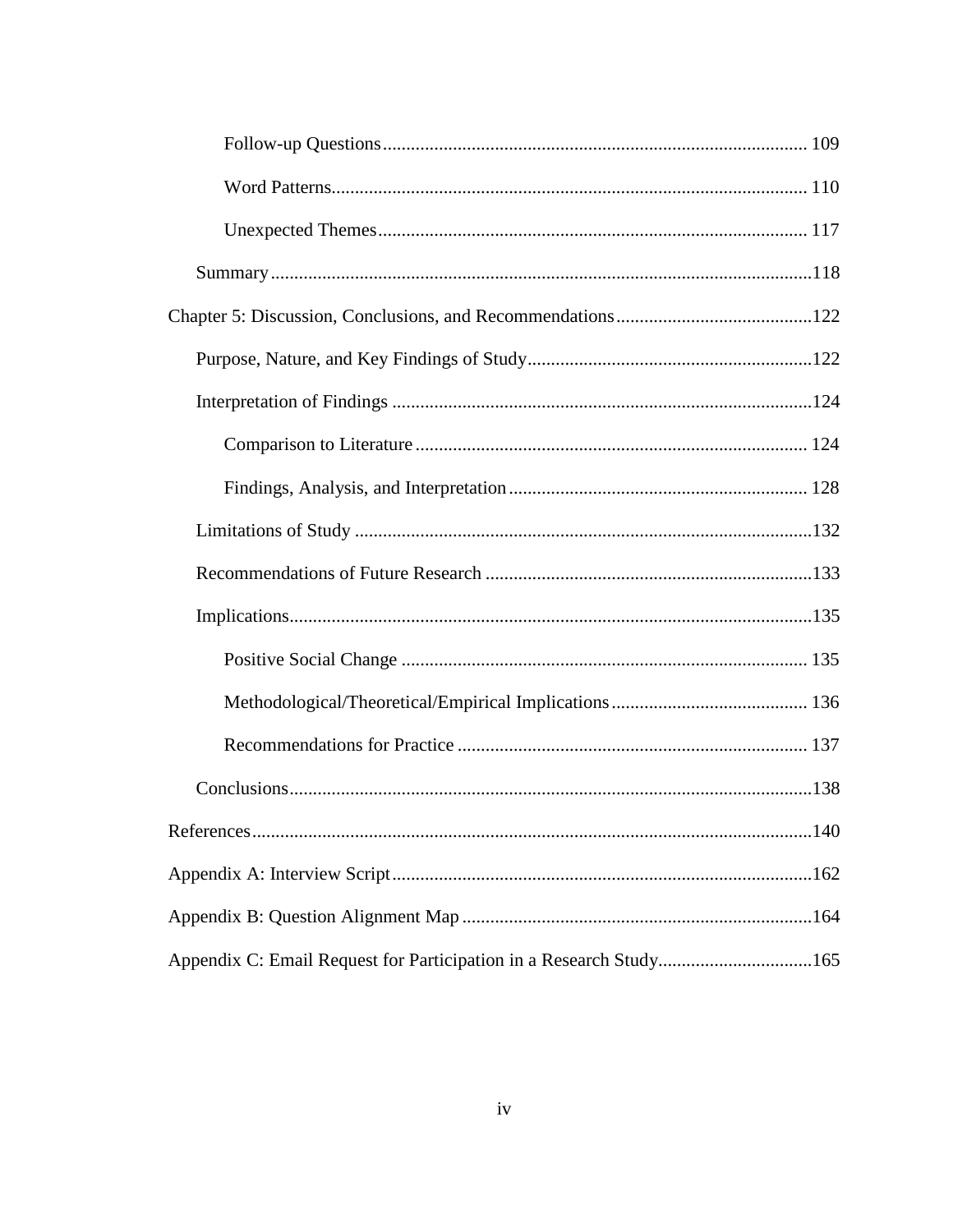Follow-up Questions ........................................................................................ 109

Word Patterns ................................................................................................ 110

Unexpected Themes ........................................................................................ 117

Summary ............................................................................................................ 118

Chapter 5: Discussion, Conclusions, and Recommendations ........................................ 122

Purpose, Nature, and Key Findings of Study ............................................................ 122

Interpretation of Findings ........................................................................................ 124

Comparison to Literature .................................................................................... 124

Findings, Analysis, and Interpretation ................................................................. 128

Limitations of Study ................................................................................................ 132

Recommendations of Future Research .................................................................... 133

Implications .............................................................................................................. 135

Positive Social Change ........................................................................................ 135

Methodological/Theoretical/Empirical Implications ............................................ 136

Recommendations for Practice ............................................................................ 137

Conclusions .............................................................................................................. 138

References ...................................................................................................................... 140

Appendix A: Interview Script ........................................................................................ 162

Appendix B: Question Alignment Map ......................................................................... 164

Appendix C: Email Request for Participation in a Research Study ................................ 165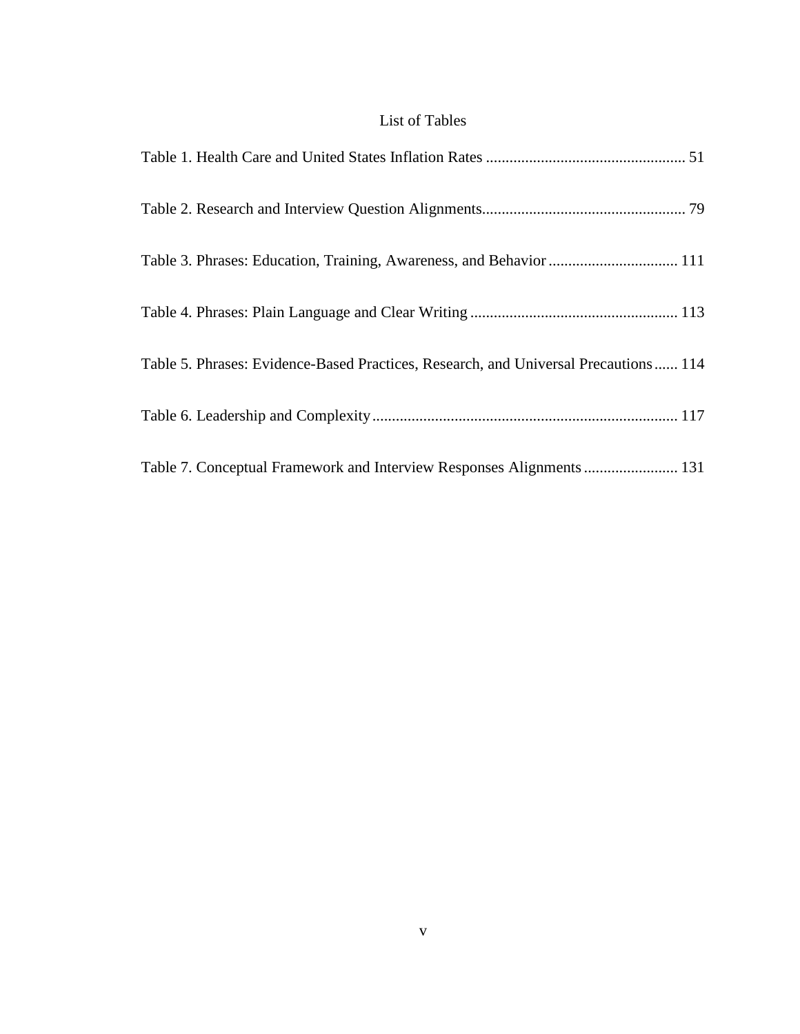# List of Tables

Table 1. Health Care and United States Inflation Rates .................................................. 51

Table 2. Research and Interview Question Alignments.................................................. 79

Table 3. Phrases: Education, Training, Awareness, and Behavior ................................. 111

Table 4. Phrases: Plain Language and Clear Writing ..................................................... 113

Table 5. Phrases: Evidence-Based Practices, Research, and Universal Precautions ...... 114

Table 6. Leadership and Complexity ............................................................................. 117

Table 7. Conceptual Framework and Interview Responses Alignments ........................ 131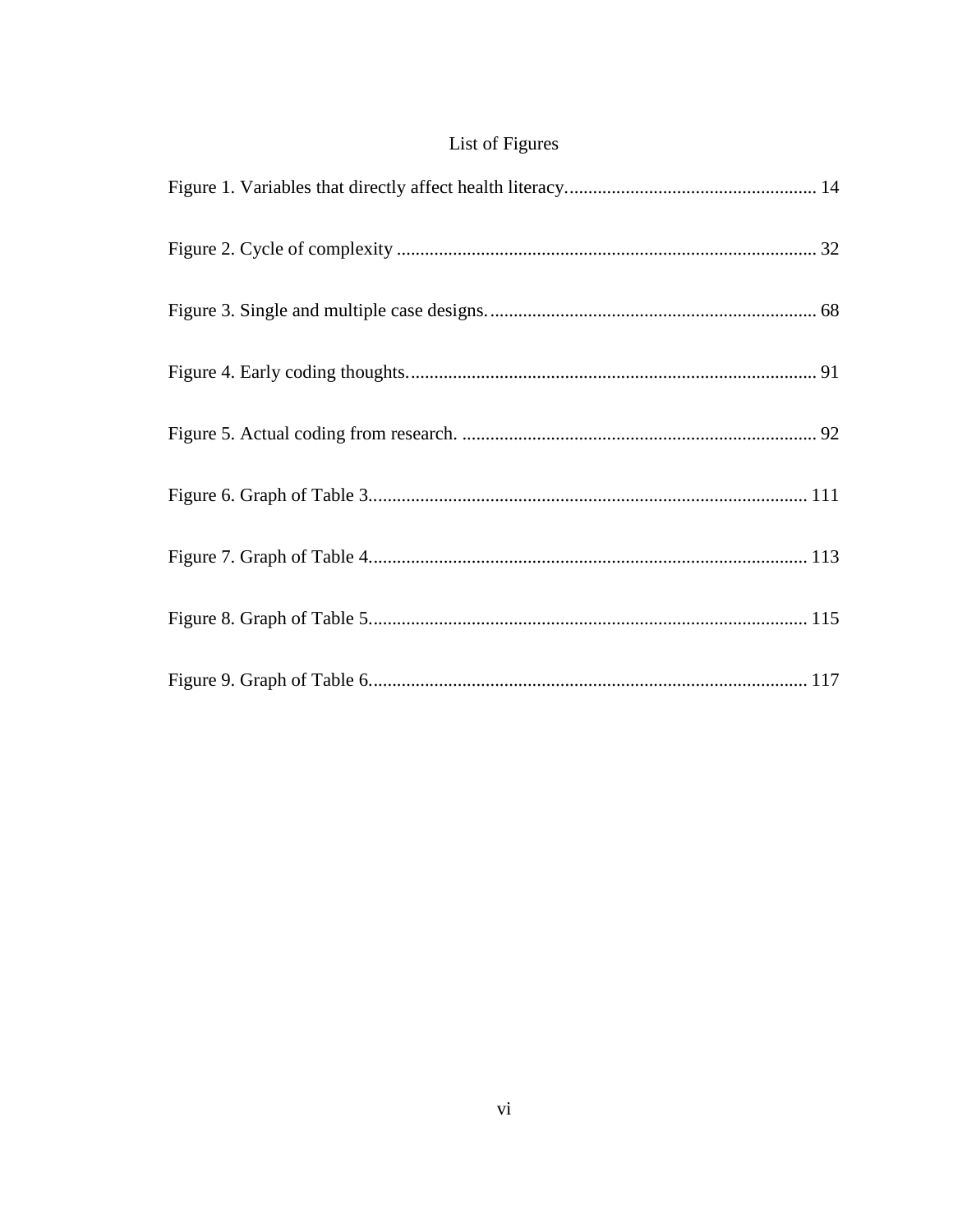# List of Figures

Figure 1. Variables that directly affect health literacy. ..................................................... 14

Figure 2. Cycle of complexity ......................................................................................... 32

Figure 3. Single and multiple case designs. ..................................................................... 68

Figure 4. Early coding thoughts. ...................................................................................... 91

Figure 5. Actual coding from research. ........................................................................... 92

Figure 6. Graph of Table 3............................................................................................. 111

Figure 7. Graph of Table 4............................................................................................. 113

Figure 8. Graph of Table 5............................................................................................. 115

Figure 9. Graph of Table 6............................................................................................. 117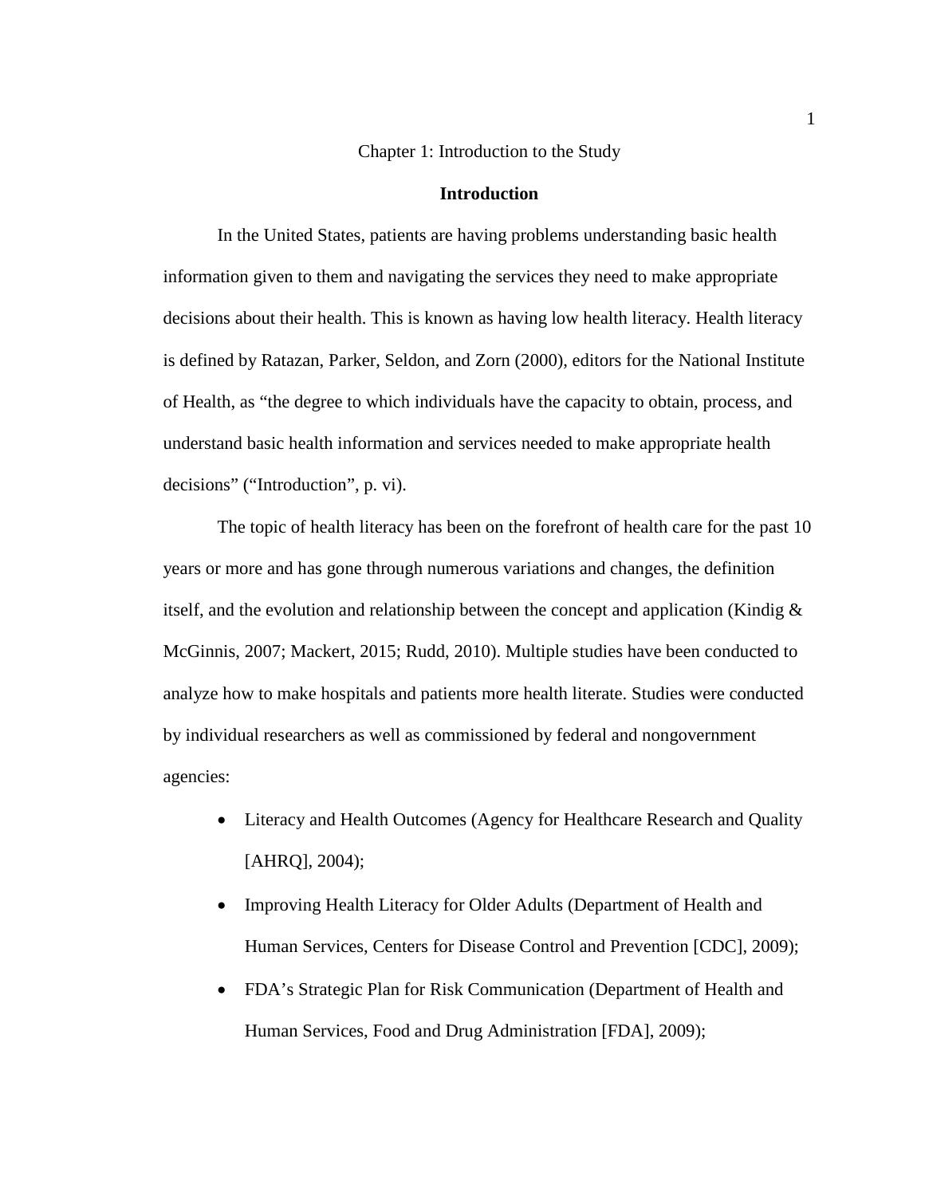# Chapter 1: Introduction to the Study

## Introduction

In the United States, patients are having problems understanding basic health information given to them and navigating the services they need to make appropriate decisions about their health. This is known as having low health literacy. Health literacy is defined by Ratazan, Parker, Seldon, and Zorn (2000), editors for the National Institute of Health, as "the degree to which individuals have the capacity to obtain, process, and understand basic health information and services needed to make appropriate health decisions" ("Introduction", p. vi).

The topic of health literacy has been on the forefront of health care for the past 10 years or more and has gone through numerous variations and changes, the definition itself, and the evolution and relationship between the concept and application (Kindig & McGinnis, 2007; Mackert, 2015; Rudd, 2010). Multiple studies have been conducted to analyze how to make hospitals and patients more health literate. Studies were conducted by individual researchers as well as commissioned by federal and nongovernment agencies:

- Literacy and Health Outcomes (Agency for Healthcare Research and Quality [AHRQ], 2004);
- Improving Health Literacy for Older Adults (Department of Health and Human Services, Centers for Disease Control and Prevention [CDC], 2009);
- FDA's Strategic Plan for Risk Communication (Department of Health and Human Services, Food and Drug Administration [FDA], 2009);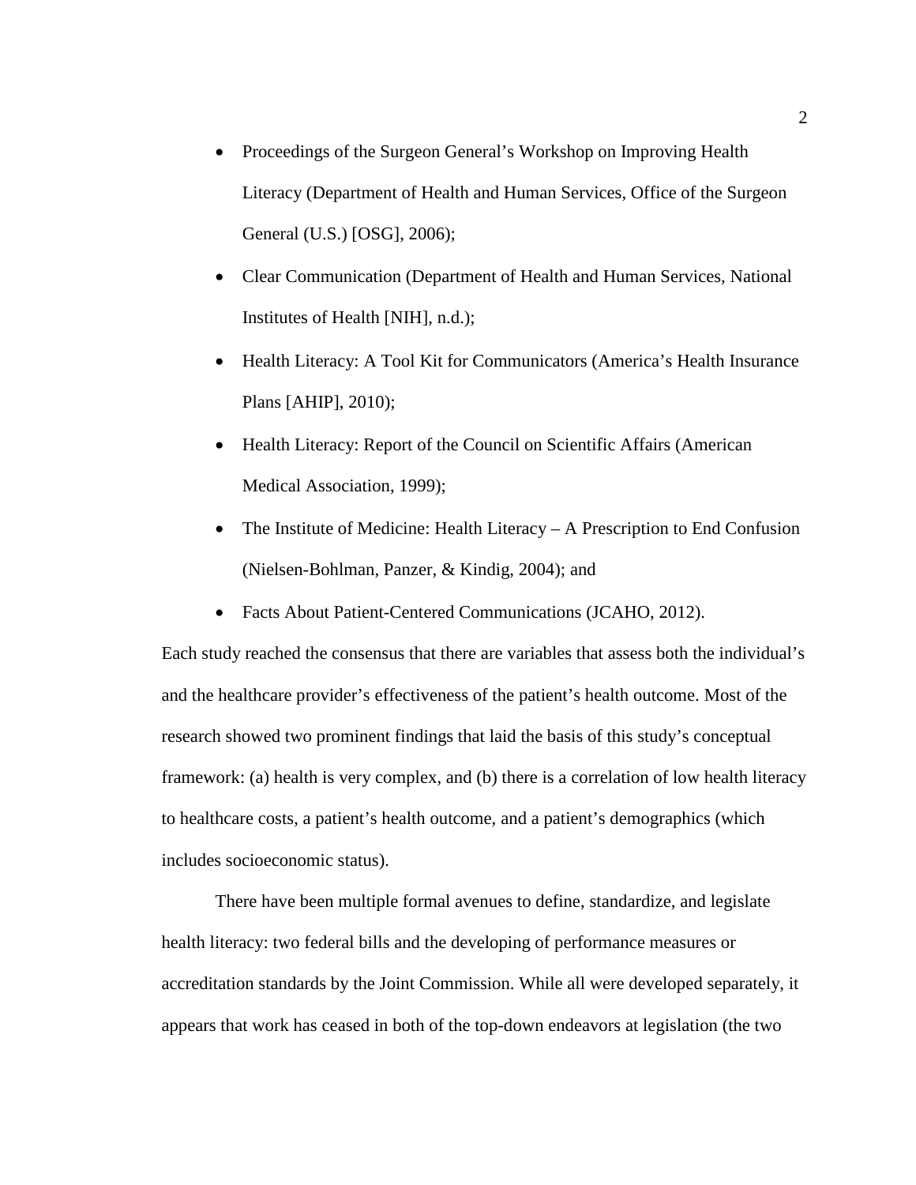- Proceedings of the Surgeon General's Workshop on Improving Health Literacy (Department of Health and Human Services, Office of the Surgeon General (U.S.) [OSG], 2006);
- Clear Communication (Department of Health and Human Services, National Institutes of Health [NIH], n.d.);
- Health Literacy: A Tool Kit for Communicators (America's Health Insurance Plans [AHIP], 2010);
- Health Literacy: Report of the Council on Scientific Affairs (American Medical Association, 1999);
- The Institute of Medicine: Health Literacy – A Prescription to End Confusion (Nielsen-Bohlman, Panzer, & Kindig, 2004); and
- Facts About Patient-Centered Communications (JCAHO, 2012).

Each study reached the consensus that there are variables that assess both the individual's and the healthcare provider's effectiveness of the patient's health outcome. Most of the research showed two prominent findings that laid the basis of this study's conceptual framework: (a) health is very complex, and (b) there is a correlation of low health literacy to healthcare costs, a patient's health outcome, and a patient's demographics (which includes socioeconomic status).

There have been multiple formal avenues to define, standardize, and legislate health literacy: two federal bills and the developing of performance measures or accreditation standards by the Joint Commission. While all were developed separately, it appears that work has ceased in both of the top-down endeavors at legislation (the two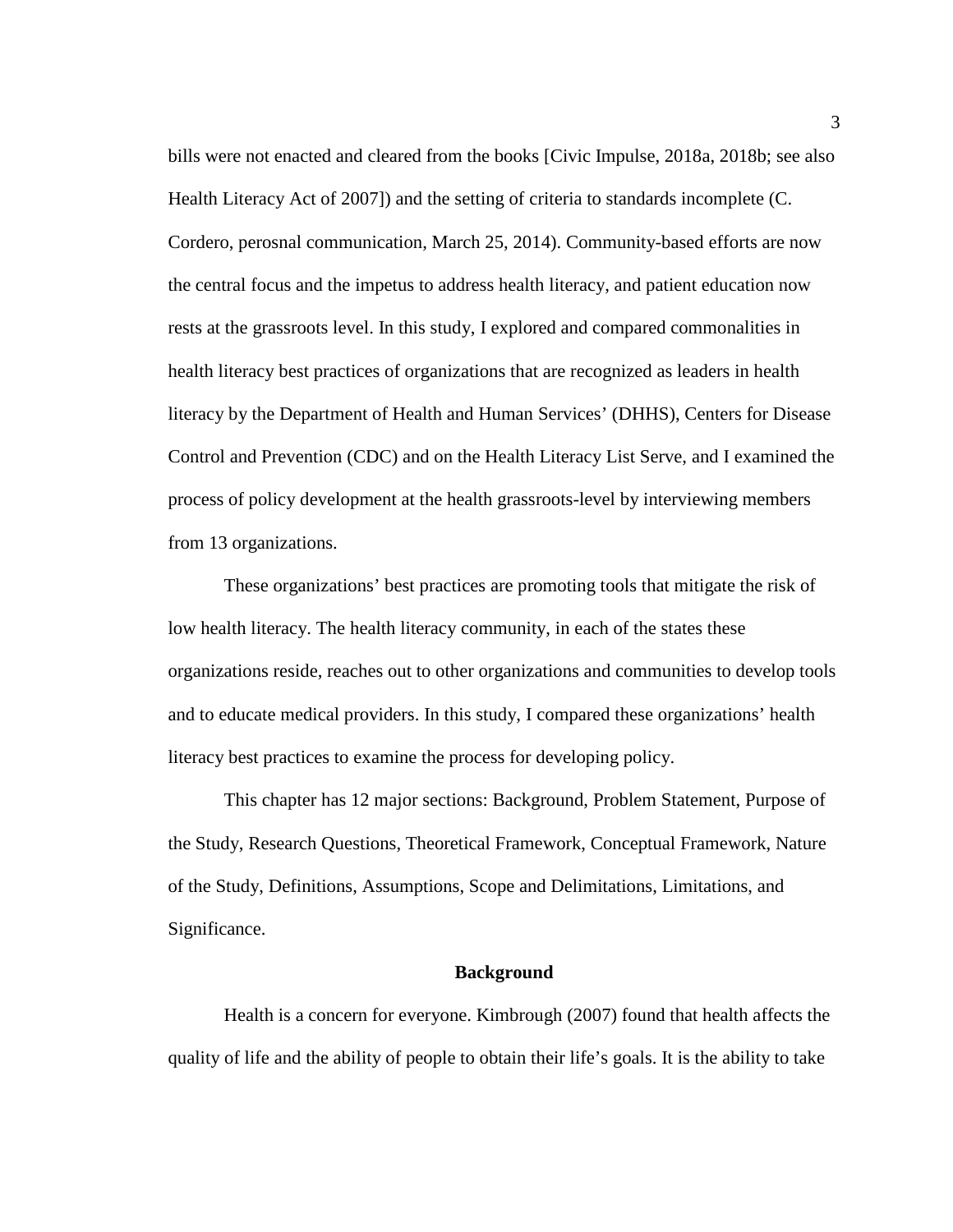bills were not enacted and cleared from the books [Civic Impulse, 2018a, 2018b; see also Health Literacy Act of 2007]) and the setting of criteria to standards incomplete (C. Cordero, perosnal communication, March 25, 2014). Community-based efforts are now the central focus and the impetus to address health literacy, and patient education now rests at the grassroots level. In this study, I explored and compared commonalities in health literacy best practices of organizations that are recognized as leaders in health literacy by the Department of Health and Human Services' (DHHS), Centers for Disease Control and Prevention (CDC) and on the Health Literacy List Serve, and I examined the process of policy development at the health grassroots-level by interviewing members from 13 organizations.

These organizations' best practices are promoting tools that mitigate the risk of low health literacy. The health literacy community, in each of the states these organizations reside, reaches out to other organizations and communities to develop tools and to educate medical providers. In this study, I compared these organizations' health literacy best practices to examine the process for developing policy.

This chapter has 12 major sections: Background, Problem Statement, Purpose of the Study, Research Questions, Theoretical Framework, Conceptual Framework, Nature of the Study, Definitions, Assumptions, Scope and Delimitations, Limitations, and Significance.

## Background

Health is a concern for everyone. Kimbrough (2007) found that health affects the quality of life and the ability of people to obtain their life's goals. It is the ability to take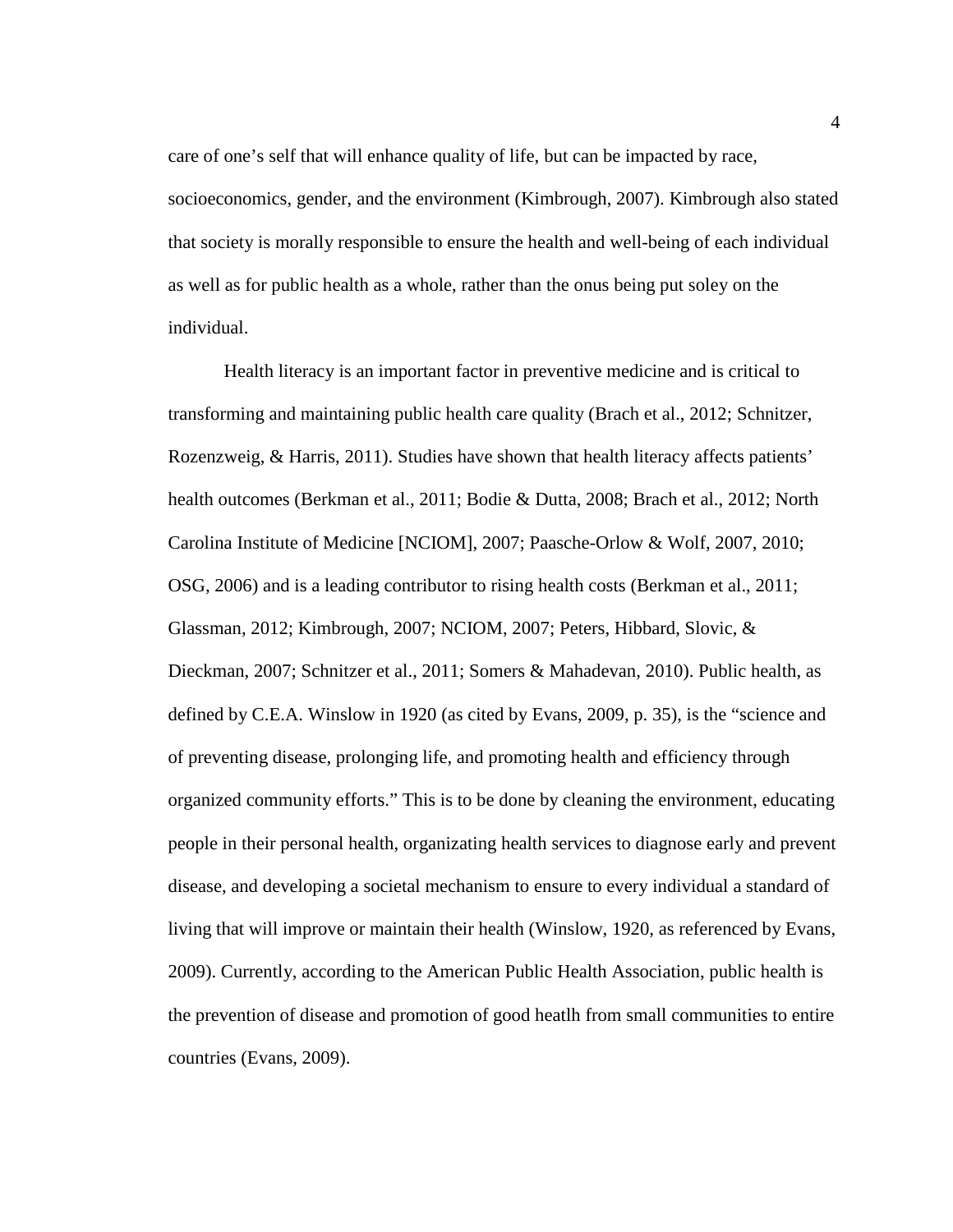care of one's self that will enhance quality of life, but can be impacted by race, socioeconomics, gender, and the environment (Kimbrough, 2007). Kimbrough also stated that society is morally responsible to ensure the health and well-being of each individual as well as for public health as a whole, rather than the onus being put soley on the individual.

Health literacy is an important factor in preventive medicine and is critical to transforming and maintaining public health care quality (Brach et al., 2012; Schnitzer, Rozenzweig, & Harris, 2011). Studies have shown that health literacy affects patients' health outcomes (Berkman et al., 2011; Bodie & Dutta, 2008; Brach et al., 2012; North Carolina Institute of Medicine [NCIOM], 2007; Paasche-Orlow & Wolf, 2007, 2010; OSG, 2006) and is a leading contributor to rising health costs (Berkman et al., 2011; Glassman, 2012; Kimbrough, 2007; NCIOM, 2007; Peters, Hibbard, Slovic, & Dieckman, 2007; Schnitzer et al., 2011; Somers & Mahadevan, 2010). Public health, as defined by C.E.A. Winslow in 1920 (as cited by Evans, 2009, p. 35), is the "science and of preventing disease, prolonging life, and promoting health and efficiency through organized community efforts." This is to be done by cleaning the environment, educating people in their personal health, organizating health services to diagnose early and prevent disease, and developing a societal mechanism to ensure to every individual a standard of living that will improve or maintain their health (Winslow, 1920, as referenced by Evans, 2009). Currently, according to the American Public Health Association, public health is the prevention of disease and promotion of good heatlh from small communities to entire countries (Evans, 2009).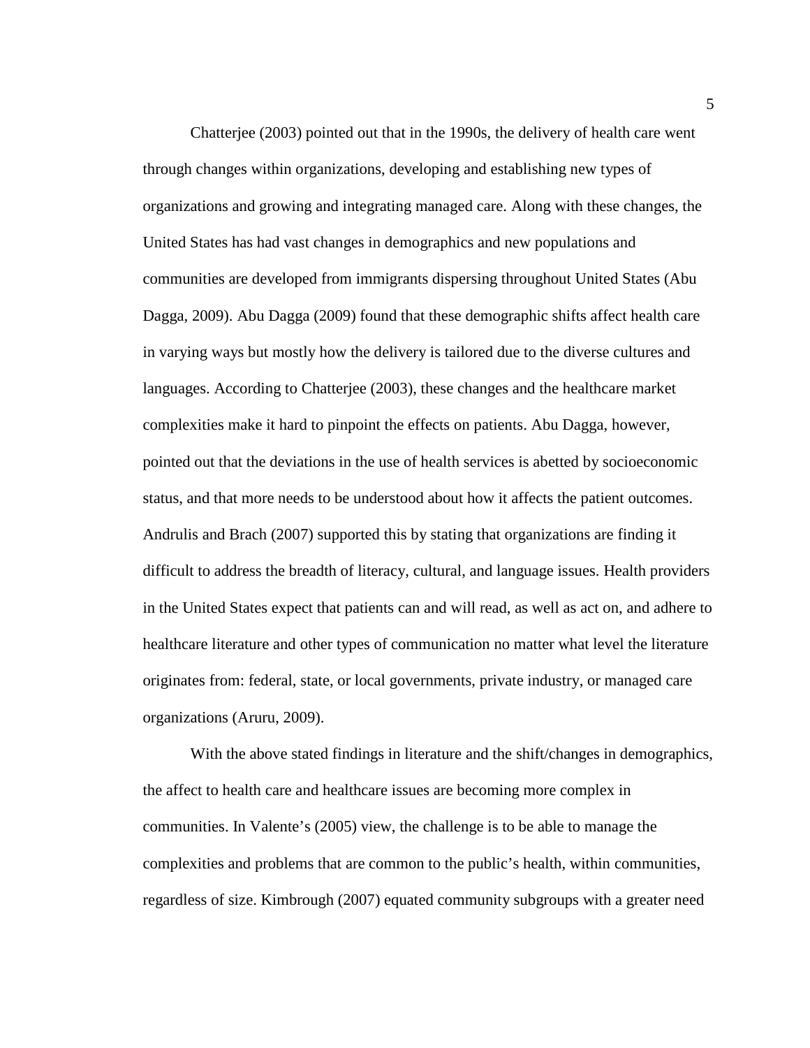Chatterjee (2003) pointed out that in the 1990s, the delivery of health care went through changes within organizations, developing and establishing new types of organizations and growing and integrating managed care. Along with these changes, the United States has had vast changes in demographics and new populations and communities are developed from immigrants dispersing throughout United States (Abu Dagga, 2009). Abu Dagga (2009) found that these demographic shifts affect health care in varying ways but mostly how the delivery is tailored due to the diverse cultures and languages. According to Chatterjee (2003), these changes and the healthcare market complexities make it hard to pinpoint the effects on patients. Abu Dagga, however, pointed out that the deviations in the use of health services is abetted by socioeconomic status, and that more needs to be understood about how it affects the patient outcomes. Andrulis and Brach (2007) supported this by stating that organizations are finding it difficult to address the breadth of literacy, cultural, and language issues. Health providers in the United States expect that patients can and will read, as well as act on, and adhere to healthcare literature and other types of communication no matter what level the literature originates from: federal, state, or local governments, private industry, or managed care organizations (Aruru, 2009).

With the above stated findings in literature and the shift/changes in demographics, the affect to health care and healthcare issues are becoming more complex in communities. In Valente's (2005) view, the challenge is to be able to manage the complexities and problems that are common to the public's health, within communities, regardless of size. Kimbrough (2007) equated community subgroups with a greater need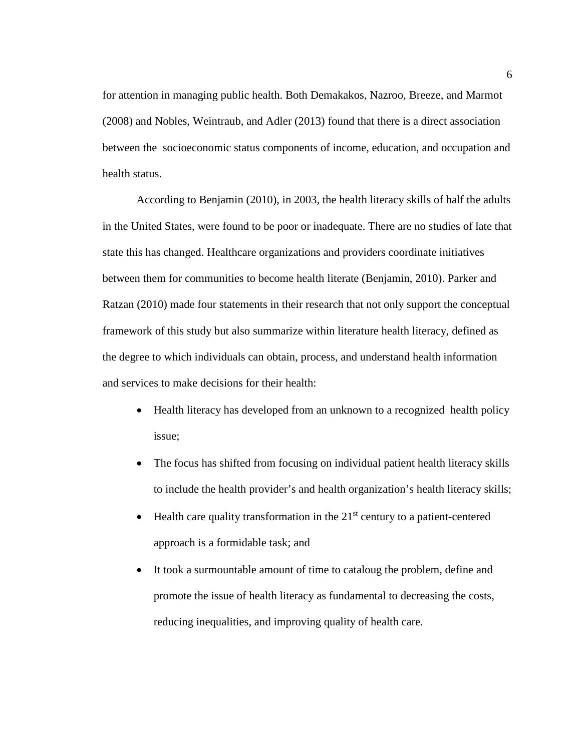for attention in managing public health. Both Demakakos, Nazroo, Breeze, and Marmot (2008) and Nobles, Weintraub, and Adler (2013) found that there is a direct association between the socioeconomic status components of income, education, and occupation and health status.

According to Benjamin (2010), in 2003, the health literacy skills of half the adults in the United States, were found to be poor or inadequate. There are no studies of late that state this has changed. Healthcare organizations and providers coordinate initiatives between them for communities to become health literate (Benjamin, 2010). Parker and Ratzan (2010) made four statements in their research that not only support the conceptual framework of this study but also summarize within literature health literacy, defined as the degree to which individuals can obtain, process, and understand health information and services to make decisions for their health:

- Health literacy has developed from an unknown to a recognized health policy issue;
- The focus has shifted from focusing on individual patient health literacy skills to include the health provider's and health organization's health literacy skills;
- Health care quality transformation in the 21st century to a patient-centered approach is a formidable task; and
- It took a surmountable amount of time to cataloug the problem, define and promote the issue of health literacy as fundamental to decreasing the costs, reducing inequalities, and improving quality of health care.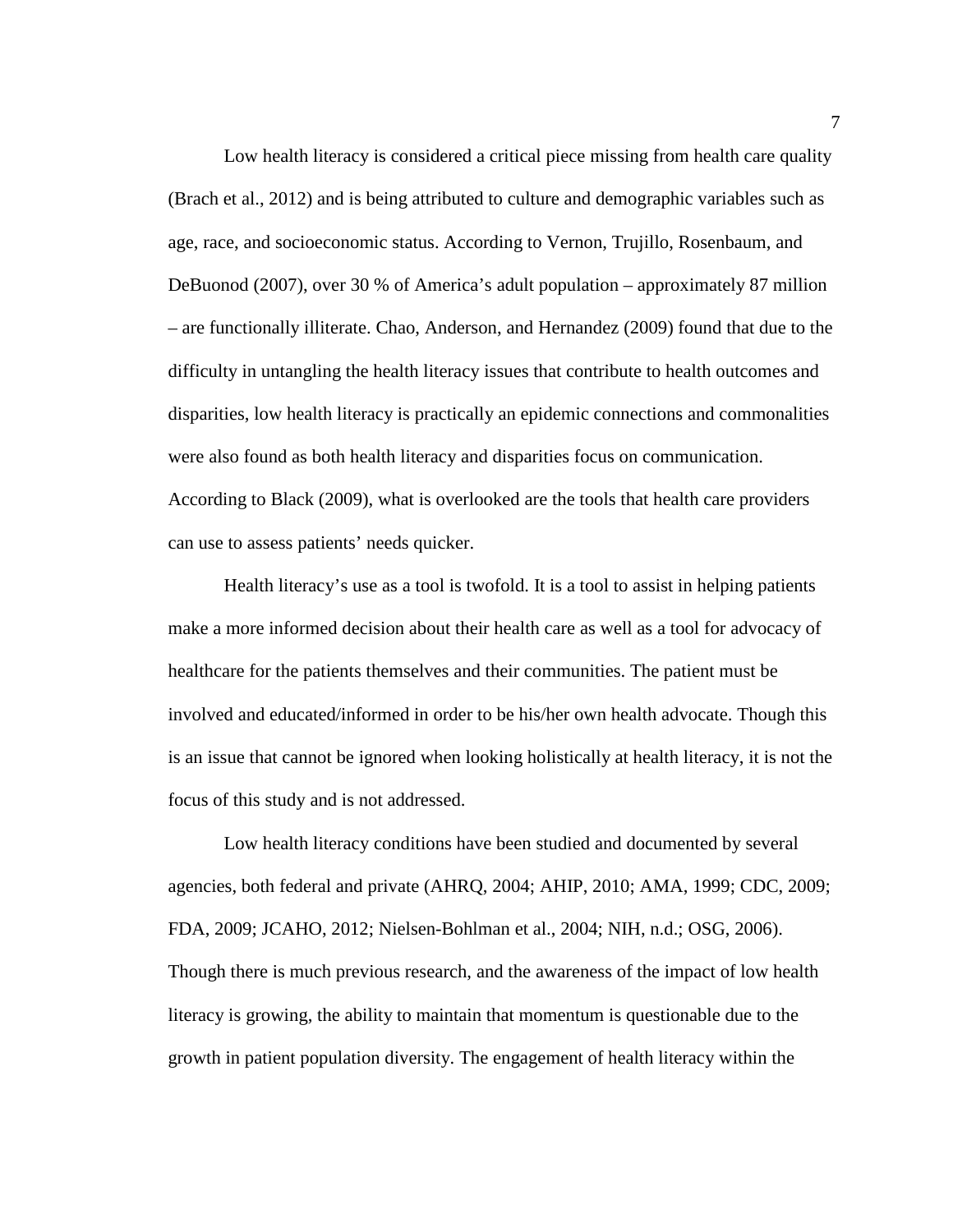Low health literacy is considered a critical piece missing from health care quality (Brach et al., 2012) and is being attributed to culture and demographic variables such as age, race, and socioeconomic status. According to Vernon, Trujillo, Rosenbaum, and DeBuonod (2007), over 30 % of America's adult population – approximately 87 million – are functionally illiterate. Chao, Anderson, and Hernandez (2009) found that due to the difficulty in untangling the health literacy issues that contribute to health outcomes and disparities, low health literacy is practically an epidemic connections and commonalities were also found as both health literacy and disparities focus on communication. According to Black (2009), what is overlooked are the tools that health care providers can use to assess patients' needs quicker.

Health literacy's use as a tool is twofold. It is a tool to assist in helping patients make a more informed decision about their health care as well as a tool for advocacy of healthcare for the patients themselves and their communities. The patient must be involved and educated/informed in order to be his/her own health advocate. Though this is an issue that cannot be ignored when looking holistically at health literacy, it is not the focus of this study and is not addressed.

Low health literacy conditions have been studied and documented by several agencies, both federal and private (AHRQ, 2004; AHIP, 2010; AMA, 1999; CDC, 2009; FDA, 2009; JCAHO, 2012; Nielsen-Bohlman et al., 2004; NIH, n.d.; OSG, 2006). Though there is much previous research, and the awareness of the impact of low health literacy is growing, the ability to maintain that momentum is questionable due to the growth in patient population diversity. The engagement of health literacy within the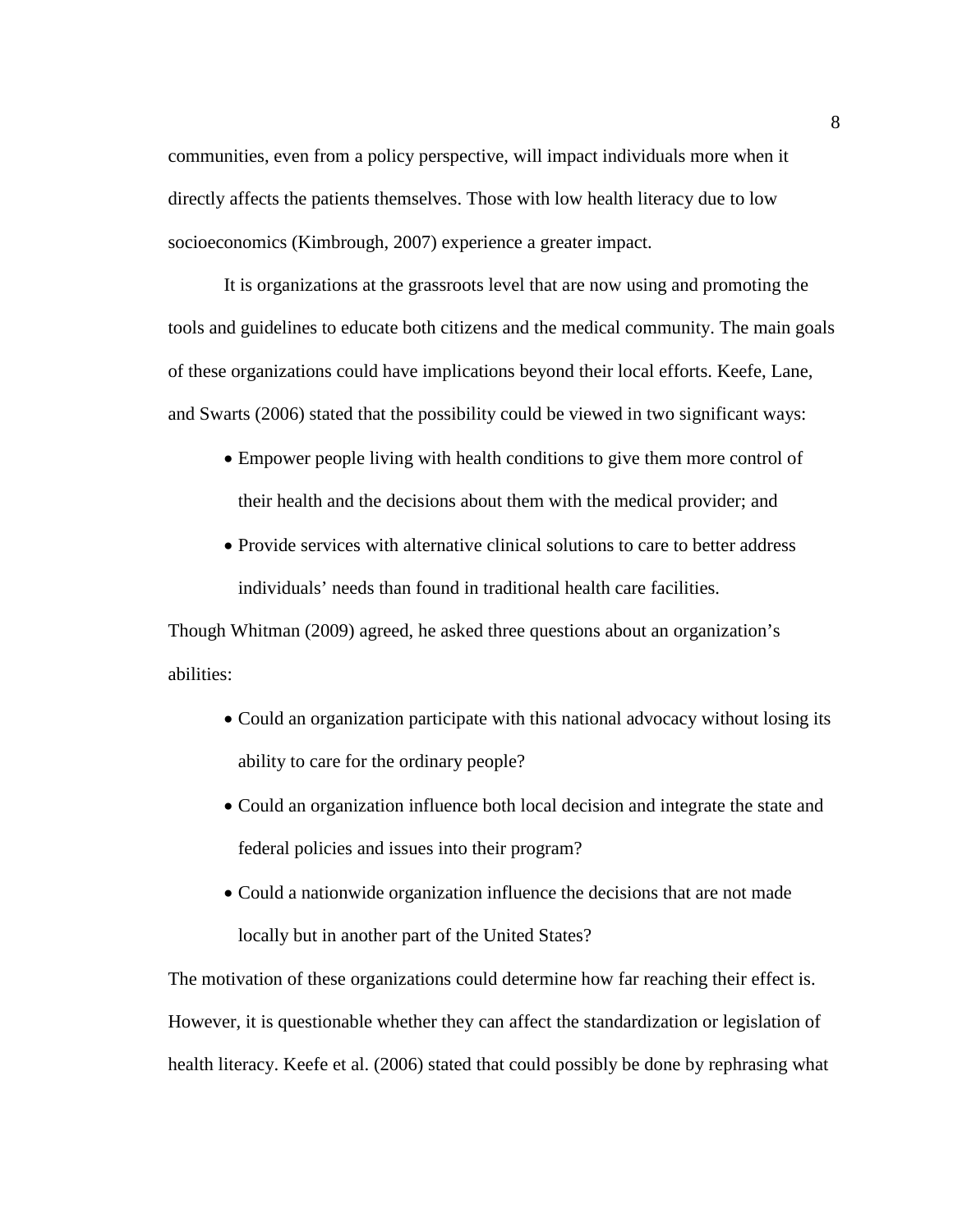communities, even from a policy perspective, will impact individuals more when it directly affects the patients themselves. Those with low health literacy due to low socioeconomics (Kimbrough, 2007) experience a greater impact.

It is organizations at the grassroots level that are now using and promoting the tools and guidelines to educate both citizens and the medical community. The main goals of these organizations could have implications beyond their local efforts. Keefe, Lane, and Swarts (2006) stated that the possibility could be viewed in two significant ways:

- Empower people living with health conditions to give them more control of their health and the decisions about them with the medical provider; and
- Provide services with alternative clinical solutions to care to better address individuals' needs than found in traditional health care facilities.

Though Whitman (2009) agreed, he asked three questions about an organization's abilities:

- Could an organization participate with this national advocacy without losing its ability to care for the ordinary people?
- Could an organization influence both local decision and integrate the state and federal policies and issues into their program?
- Could a nationwide organization influence the decisions that are not made locally but in another part of the United States?

The motivation of these organizations could determine how far reaching their effect is. However, it is questionable whether they can affect the standardization or legislation of health literacy. Keefe et al. (2006) stated that could possibly be done by rephrasing what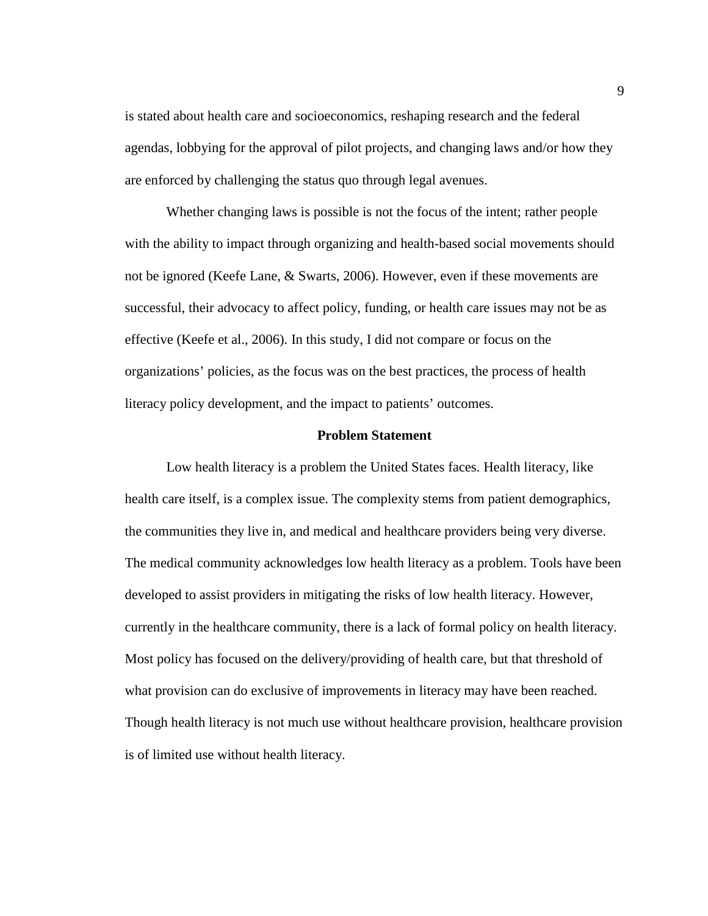is stated about health care and socioeconomics, reshaping research and the federal agendas, lobbying for the approval of pilot projects, and changing laws and/or how they are enforced by challenging the status quo through legal avenues.

Whether changing laws is possible is not the focus of the intent; rather people with the ability to impact through organizing and health-based social movements should not be ignored (Keefe Lane, & Swarts, 2006). However, even if these movements are successful, their advocacy to affect policy, funding, or health care issues may not be as effective (Keefe et al., 2006). In this study, I did not compare or focus on the organizations' policies, as the focus was on the best practices, the process of health literacy policy development, and the impact to patients' outcomes.

## Problem Statement

Low health literacy is a problem the United States faces. Health literacy, like health care itself, is a complex issue. The complexity stems from patient demographics, the communities they live in, and medical and healthcare providers being very diverse. The medical community acknowledges low health literacy as a problem. Tools have been developed to assist providers in mitigating the risks of low health literacy. However, currently in the healthcare community, there is a lack of formal policy on health literacy. Most policy has focused on the delivery/providing of health care, but that threshold of what provision can do exclusive of improvements in literacy may have been reached. Though health literacy is not much use without healthcare provision, healthcare provision is of limited use without health literacy.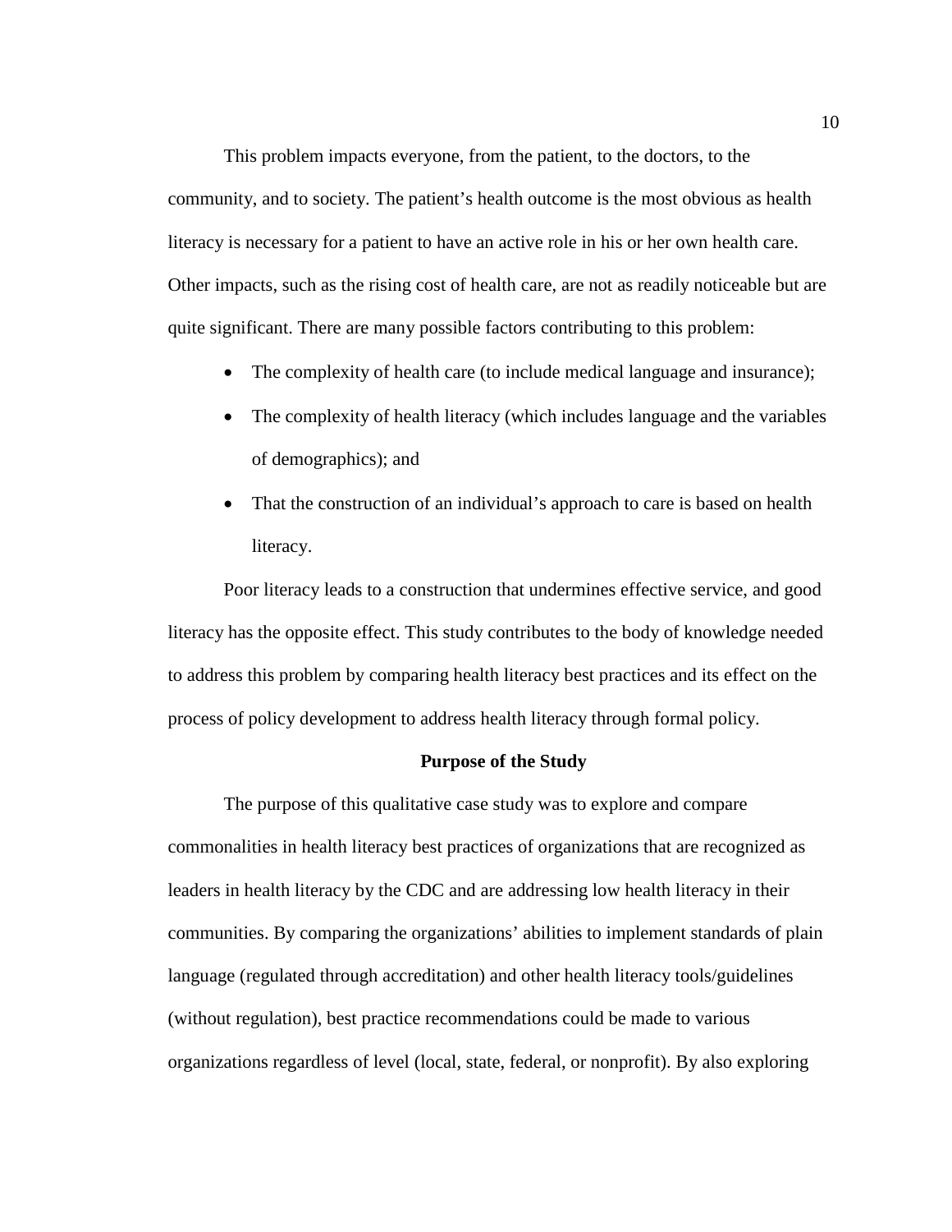This problem impacts everyone, from the patient, to the doctors, to the community, and to society. The patient's health outcome is the most obvious as health literacy is necessary for a patient to have an active role in his or her own health care. Other impacts, such as the rising cost of health care, are not as readily noticeable but are quite significant. There are many possible factors contributing to this problem:

- The complexity of health care (to include medical language and insurance);
- The complexity of health literacy (which includes language and the variables of demographics); and
- That the construction of an individual's approach to care is based on health literacy.

Poor literacy leads to a construction that undermines effective service, and good literacy has the opposite effect. This study contributes to the body of knowledge needed to address this problem by comparing health literacy best practices and its effect on the process of policy development to address health literacy through formal policy.

## Purpose of the Study

The purpose of this qualitative case study was to explore and compare commonalities in health literacy best practices of organizations that are recognized as leaders in health literacy by the CDC and are addressing low health literacy in their communities. By comparing the organizations' abilities to implement standards of plain language (regulated through accreditation) and other health literacy tools/guidelines (without regulation), best practice recommendations could be made to various organizations regardless of level (local, state, federal, or nonprofit). By also exploring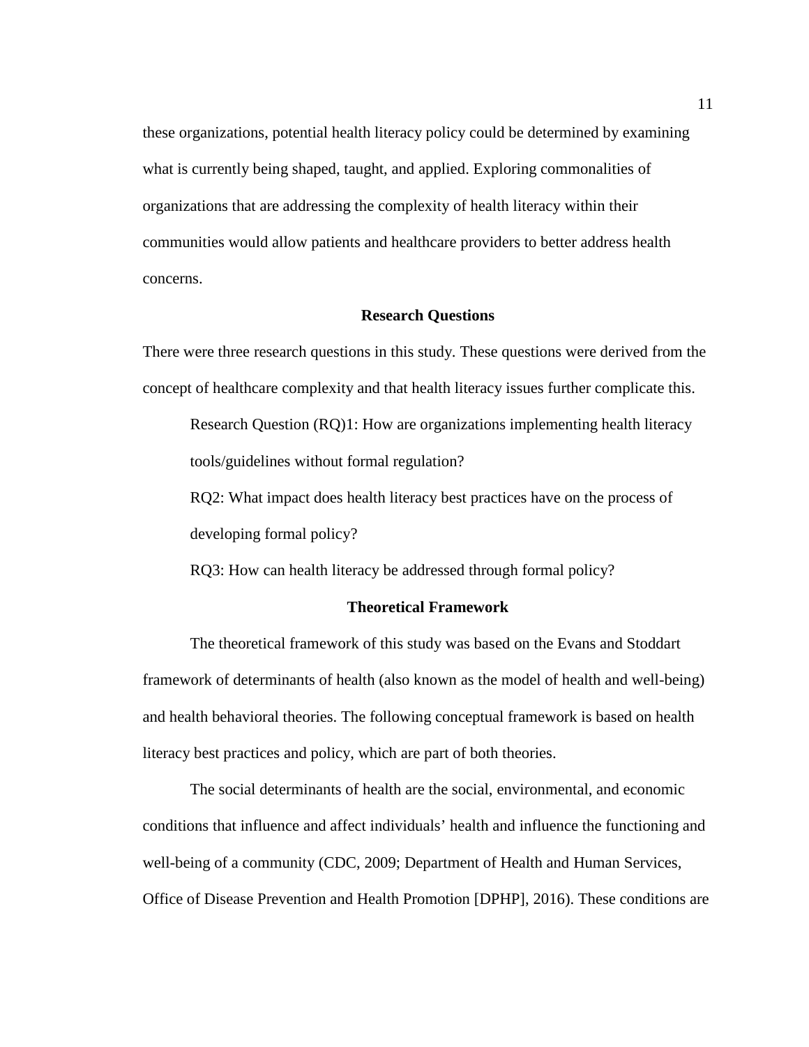these organizations, potential health literacy policy could be determined by examining what is currently being shaped, taught, and applied. Exploring commonalities of organizations that are addressing the complexity of health literacy within their communities would allow patients and healthcare providers to better address health concerns.

## Research Questions

There were three research questions in this study. These questions were derived from the concept of healthcare complexity and that health literacy issues further complicate this.

Research Question (RQ)1: How are organizations implementing health literacy tools/guidelines without formal regulation?

RQ2: What impact does health literacy best practices have on the process of developing formal policy?

RQ3: How can health literacy be addressed through formal policy?

## Theoretical Framework

The theoretical framework of this study was based on the Evans and Stoddart framework of determinants of health (also known as the model of health and well-being) and health behavioral theories. The following conceptual framework is based on health literacy best practices and policy, which are part of both theories.

The social determinants of health are the social, environmental, and economic conditions that influence and affect individuals' health and influence the functioning and well-being of a community (CDC, 2009; Department of Health and Human Services, Office of Disease Prevention and Health Promotion [DPHP], 2016). These conditions are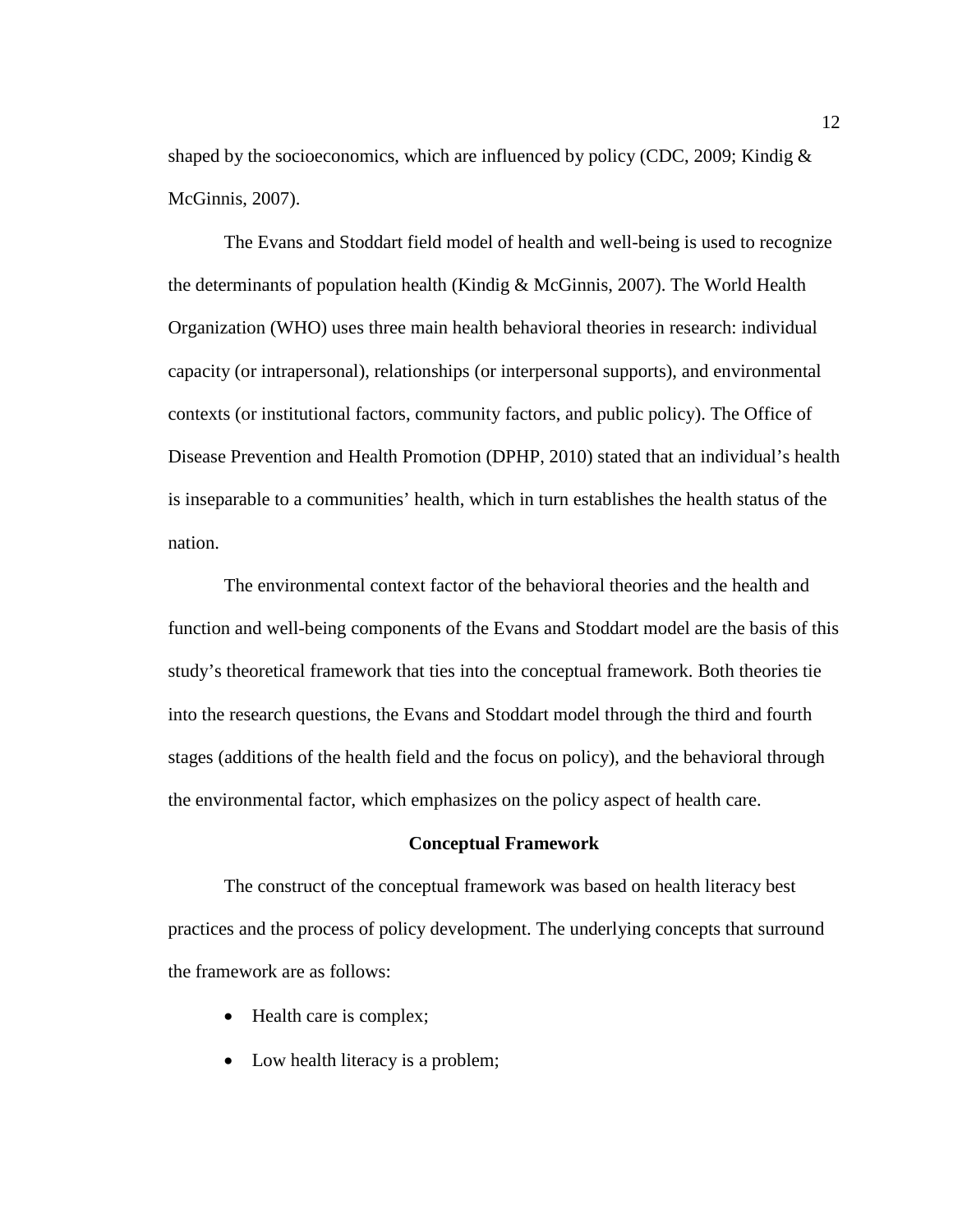shaped by the socioeconomics, which are influenced by policy (CDC, 2009; Kindig & McGinnis, 2007).

The Evans and Stoddart field model of health and well-being is used to recognize the determinants of population health (Kindig & McGinnis, 2007). The World Health Organization (WHO) uses three main health behavioral theories in research: individual capacity (or intrapersonal), relationships (or interpersonal supports), and environmental contexts (or institutional factors, community factors, and public policy). The Office of Disease Prevention and Health Promotion (DPHP, 2010) stated that an individual's health is inseparable to a communities' health, which in turn establishes the health status of the nation.

The environmental context factor of the behavioral theories and the health and function and well-being components of the Evans and Stoddart model are the basis of this study's theoretical framework that ties into the conceptual framework. Both theories tie into the research questions, the Evans and Stoddart model through the third and fourth stages (additions of the health field and the focus on policy), and the behavioral through the environmental factor, which emphasizes on the policy aspect of health care.

## Conceptual Framework

The construct of the conceptual framework was based on health literacy best practices and the process of policy development. The underlying concepts that surround the framework are as follows:

- Health care is complex;
- Low health literacy is a problem;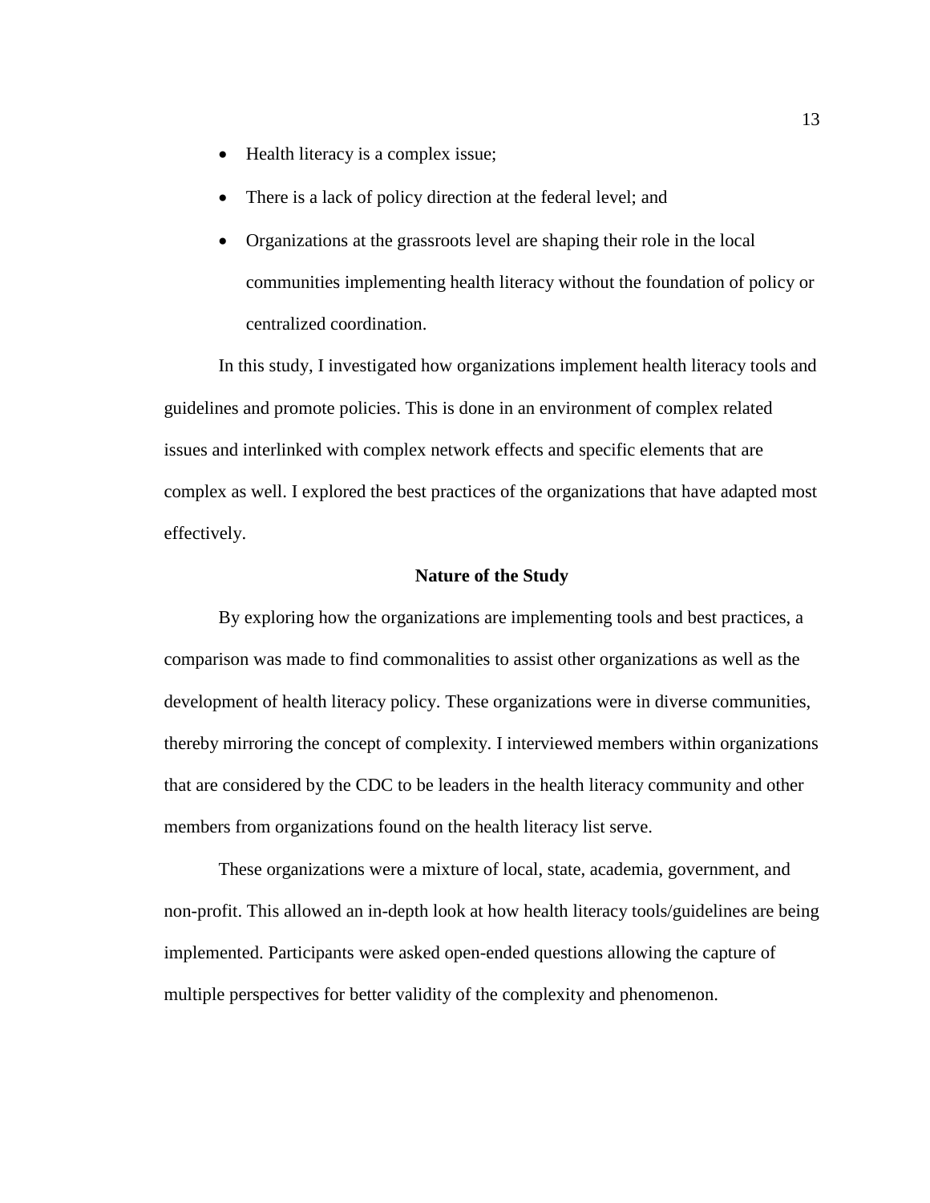- Health literacy is a complex issue;
- There is a lack of policy direction at the federal level; and
- Organizations at the grassroots level are shaping their role in the local communities implementing health literacy without the foundation of policy or centralized coordination.

In this study, I investigated how organizations implement health literacy tools and guidelines and promote policies. This is done in an environment of complex related issues and interlinked with complex network effects and specific elements that are complex as well. I explored the best practices of the organizations that have adapted most effectively.

## Nature of the Study

By exploring how the organizations are implementing tools and best practices, a comparison was made to find commonalities to assist other organizations as well as the development of health literacy policy. These organizations were in diverse communities, thereby mirroring the concept of complexity. I interviewed members within organizations that are considered by the CDC to be leaders in the health literacy community and other members from organizations found on the health literacy list serve.

These organizations were a mixture of local, state, academia, government, and non-profit. This allowed an in-depth look at how health literacy tools/guidelines are being implemented. Participants were asked open-ended questions allowing the capture of multiple perspectives for better validity of the complexity and phenomenon.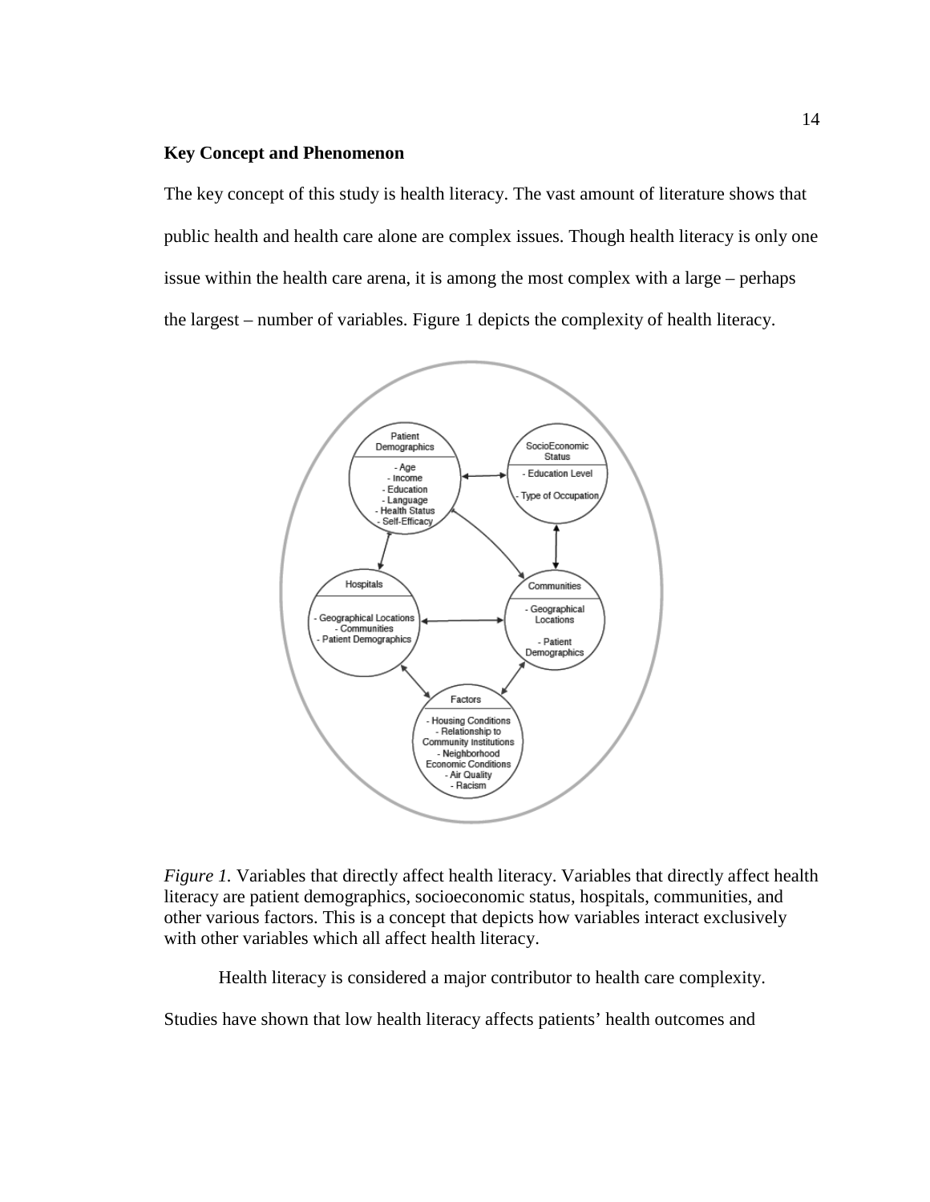**Key Concept and Phenomenon**

The key concept of this study is health literacy. The vast amount of literature shows that public health and health care alone are complex issues. Though health literacy is only one issue within the health care arena, it is among the most complex with a large – perhaps the largest – number of variables. Figure 1 depicts the complexity of health literacy.

*Figure 1.* Variables that directly affect health literacy. Variables that directly affect health literacy are patient demographics, socioeconomic status, hospitals, communities, and other various factors. This is a concept that depicts how variables interact exclusively with other variables which all affect health literacy.

Health literacy is considered a major contributor to health care complexity. Studies have shown that low health literacy affects patients' health outcomes and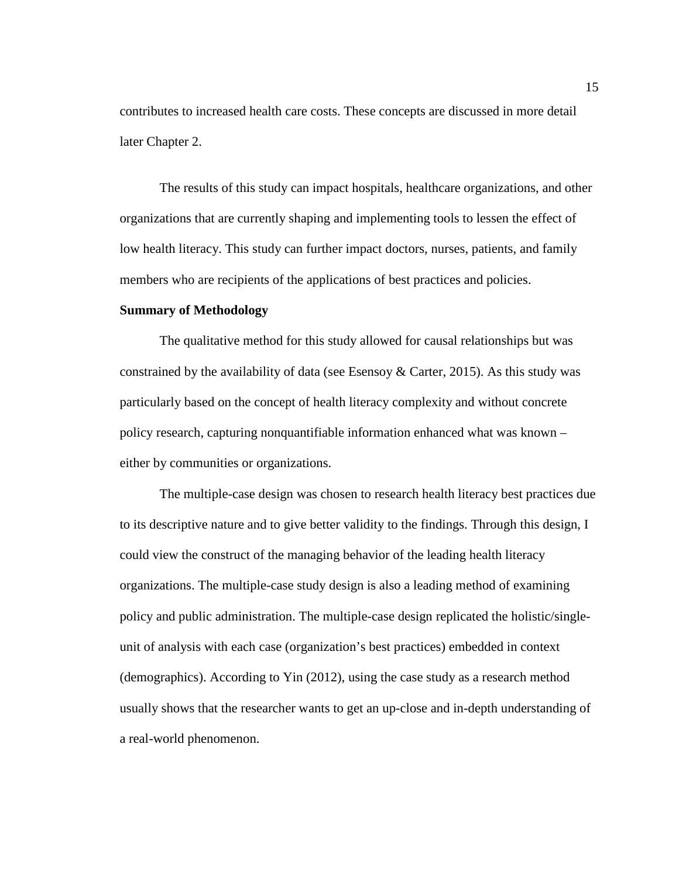contributes to increased health care costs. These concepts are discussed in more detail later Chapter 2.

The results of this study can impact hospitals, healthcare organizations, and other organizations that are currently shaping and implementing tools to lessen the effect of low health literacy. This study can further impact doctors, nurses, patients, and family members who are recipients of the applications of best practices and policies.

**Summary of Methodology**

The qualitative method for this study allowed for causal relationships but was constrained by the availability of data (see Esensoy & Carter, 2015). As this study was particularly based on the concept of health literacy complexity and without concrete policy research, capturing nonquantifiable information enhanced what was known – either by communities or organizations.

The multiple-case design was chosen to research health literacy best practices due to its descriptive nature and to give better validity to the findings. Through this design, I could view the construct of the managing behavior of the leading health literacy organizations. The multiple-case study design is also a leading method of examining policy and public administration. The multiple-case design replicated the holistic/single-unit of analysis with each case (organization's best practices) embedded in context (demographics). According to Yin (2012), using the case study as a research method usually shows that the researcher wants to get an up-close and in-depth understanding of a real-world phenomenon.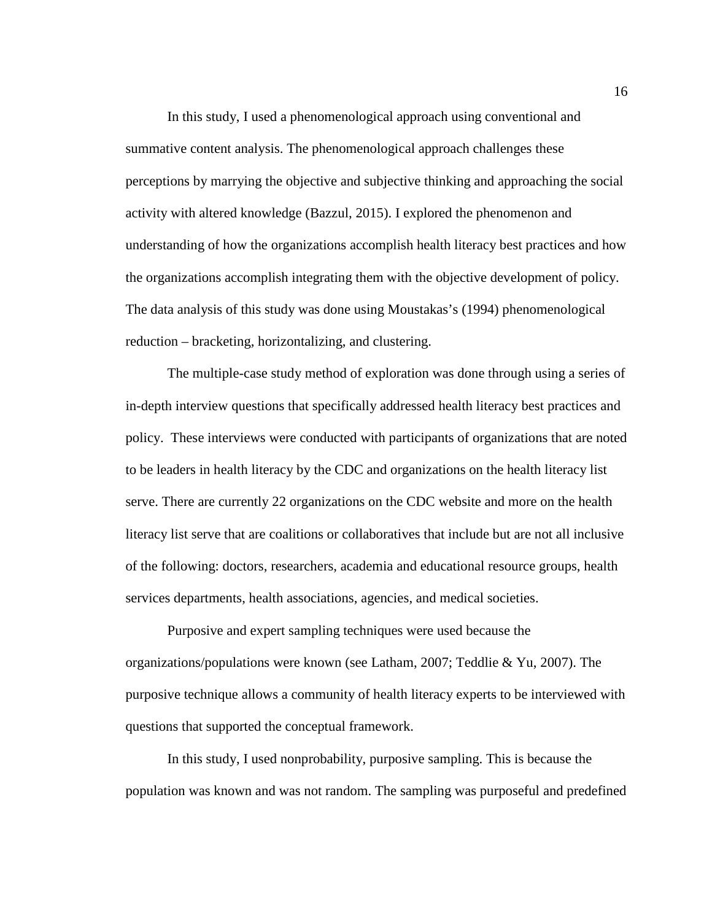In this study, I used a phenomenological approach using conventional and summative content analysis. The phenomenological approach challenges these perceptions by marrying the objective and subjective thinking and approaching the social activity with altered knowledge (Bazzul, 2015). I explored the phenomenon and understanding of how the organizations accomplish health literacy best practices and how the organizations accomplish integrating them with the objective development of policy. The data analysis of this study was done using Moustakas's (1994) phenomenological reduction – bracketing, horizontalizing, and clustering.

The multiple-case study method of exploration was done through using a series of in-depth interview questions that specifically addressed health literacy best practices and policy. These interviews were conducted with participants of organizations that are noted to be leaders in health literacy by the CDC and organizations on the health literacy list serve. There are currently 22 organizations on the CDC website and more on the health literacy list serve that are coalitions or collaboratives that include but are not all inclusive of the following: doctors, researchers, academia and educational resource groups, health services departments, health associations, agencies, and medical societies.

Purposive and expert sampling techniques were used because the organizations/populations were known (see Latham, 2007; Teddlie & Yu, 2007). The purposive technique allows a community of health literacy experts to be interviewed with questions that supported the conceptual framework.

In this study, I used nonprobability, purposive sampling. This is because the population was known and was not random. The sampling was purposeful and predefined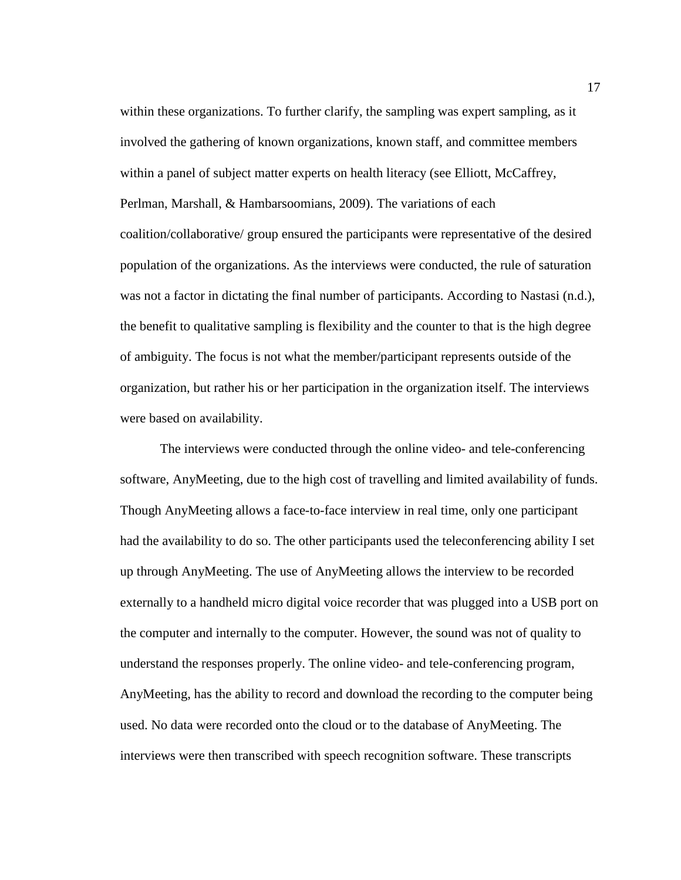within these organizations. To further clarify, the sampling was expert sampling, as it involved the gathering of known organizations, known staff, and committee members within a panel of subject matter experts on health literacy (see Elliott, McCaffrey, Perlman, Marshall, & Hambarsoomians, 2009). The variations of each coalition/collaborative/ group ensured the participants were representative of the desired population of the organizations. As the interviews were conducted, the rule of saturation was not a factor in dictating the final number of participants. According to Nastasi (n.d.), the benefit to qualitative sampling is flexibility and the counter to that is the high degree of ambiguity. The focus is not what the member/participant represents outside of the organization, but rather his or her participation in the organization itself. The interviews were based on availability.

The interviews were conducted through the online video- and tele-conferencing software, AnyMeeting, due to the high cost of travelling and limited availability of funds. Though AnyMeeting allows a face-to-face interview in real time, only one participant had the availability to do so. The other participants used the teleconferencing ability I set up through AnyMeeting. The use of AnyMeeting allows the interview to be recorded externally to a handheld micro digital voice recorder that was plugged into a USB port on the computer and internally to the computer. However, the sound was not of quality to understand the responses properly. The online video- and tele-conferencing program, AnyMeeting, has the ability to record and download the recording to the computer being used. No data were recorded onto the cloud or to the database of AnyMeeting. The interviews were then transcribed with speech recognition software. These transcripts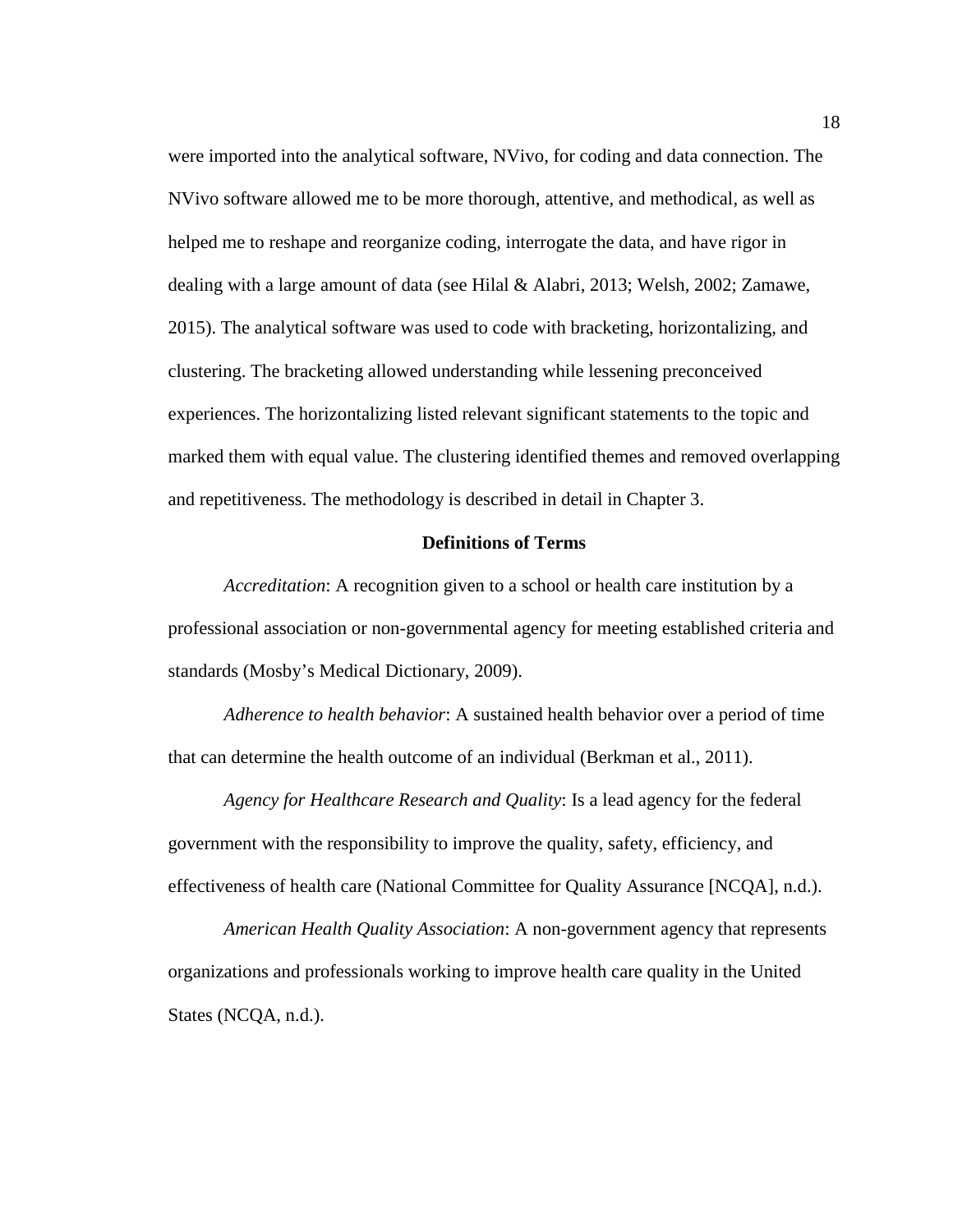were imported into the analytical software, NVivo, for coding and data connection. The NVivo software allowed me to be more thorough, attentive, and methodical, as well as helped me to reshape and reorganize coding, interrogate the data, and have rigor in dealing with a large amount of data (see Hilal & Alabri, 2013; Welsh, 2002; Zamawe, 2015). The analytical software was used to code with bracketing, horizontalizing, and clustering. The bracketing allowed understanding while lessening preconceived experiences. The horizontalizing listed relevant significant statements to the topic and marked them with equal value. The clustering identified themes and removed overlapping and repetitiveness. The methodology is described in detail in Chapter 3.

## Definitions of Terms

*Accreditation*: A recognition given to a school or health care institution by a professional association or non-governmental agency for meeting established criteria and standards (Mosby's Medical Dictionary, 2009).

*Adherence to health behavior*: A sustained health behavior over a period of time that can determine the health outcome of an individual (Berkman et al., 2011).

*Agency for Healthcare Research and Quality*: Is a lead agency for the federal government with the responsibility to improve the quality, safety, efficiency, and effectiveness of health care (National Committee for Quality Assurance [NCQA], n.d.).

*American Health Quality Association*: A non-government agency that represents organizations and professionals working to improve health care quality in the United States (NCQA, n.d.).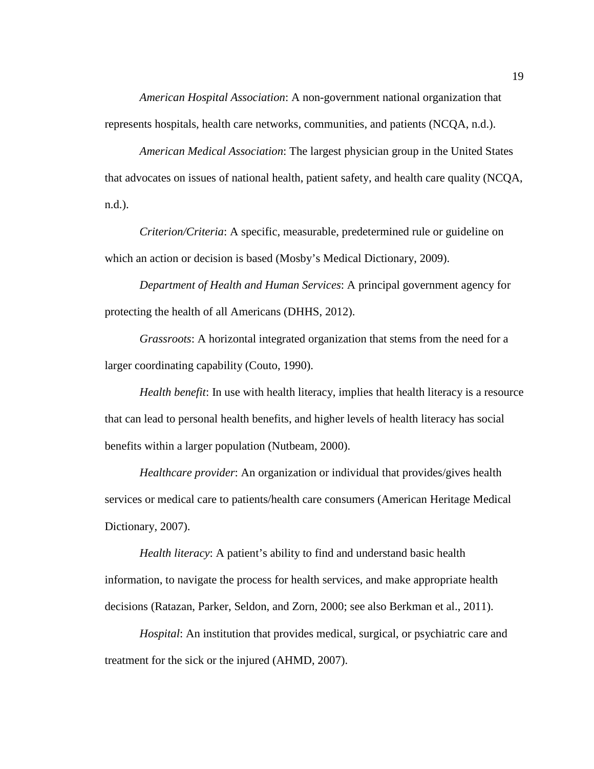*American Hospital Association*: A non-government national organization that represents hospitals, health care networks, communities, and patients (NCQA, n.d.).

*American Medical Association*: The largest physician group in the United States that advocates on issues of national health, patient safety, and health care quality (NCQA, n.d.).

*Criterion/Criteria*: A specific, measurable, predetermined rule or guideline on which an action or decision is based (Mosby's Medical Dictionary, 2009).

*Department of Health and Human Services*: A principal government agency for protecting the health of all Americans (DHHS, 2012).

*Grassroots*: A horizontal integrated organization that stems from the need for a larger coordinating capability (Couto, 1990).

*Health benefit*: In use with health literacy, implies that health literacy is a resource that can lead to personal health benefits, and higher levels of health literacy has social benefits within a larger population (Nutbeam, 2000).

*Healthcare provider*: An organization or individual that provides/gives health services or medical care to patients/health care consumers (American Heritage Medical Dictionary, 2007).

*Health literacy*: A patient's ability to find and understand basic health information, to navigate the process for health services, and make appropriate health decisions (Ratazan, Parker, Seldon, and Zorn, 2000; see also Berkman et al., 2011).

*Hospital*: An institution that provides medical, surgical, or psychiatric care and treatment for the sick or the injured (AHMD, 2007).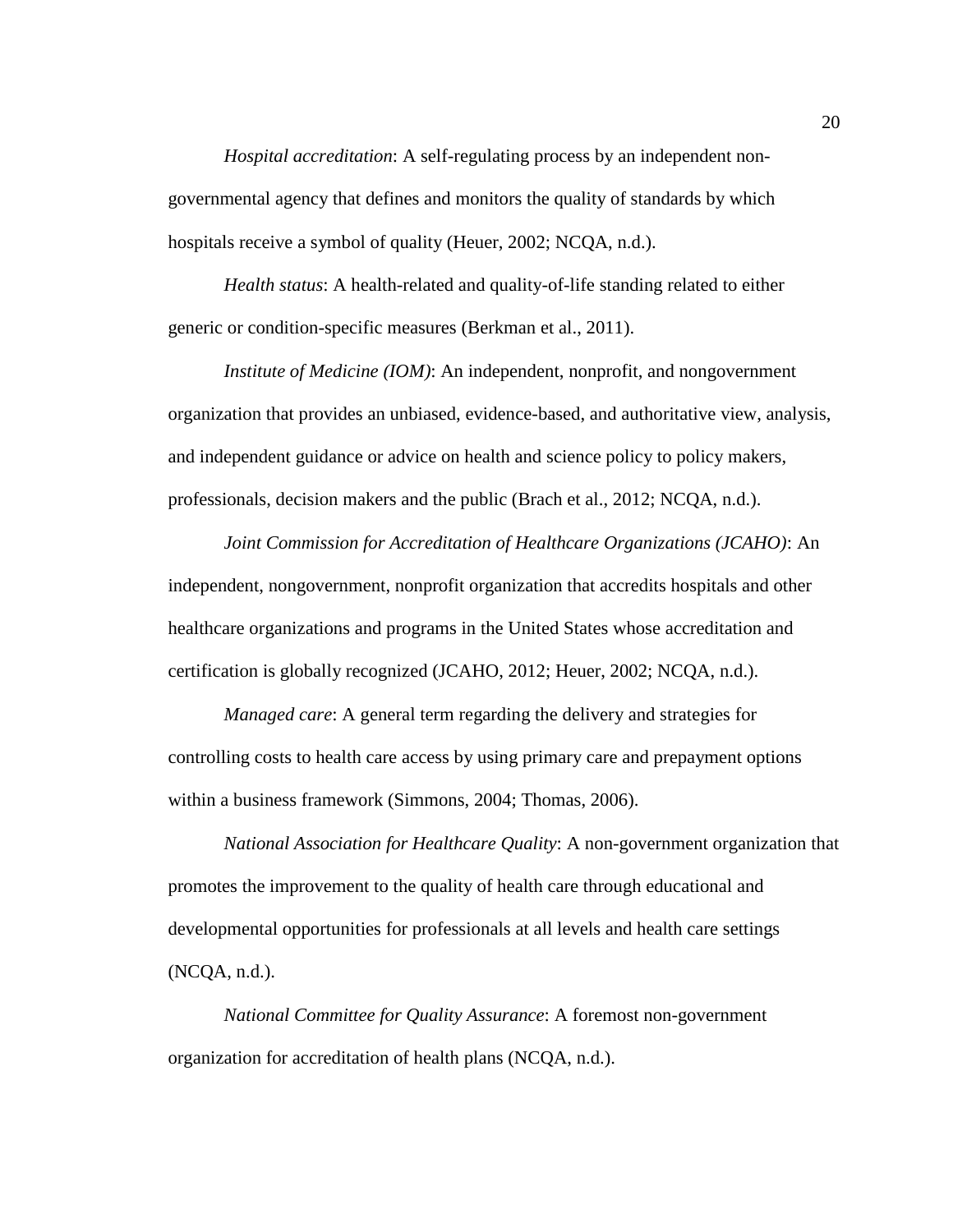*Hospital accreditation*: A self-regulating process by an independent non-governmental agency that defines and monitors the quality of standards by which hospitals receive a symbol of quality (Heuer, 2002; NCQA, n.d.).

*Health status*: A health-related and quality-of-life standing related to either generic or condition-specific measures (Berkman et al., 2011).

*Institute of Medicine (IOM)*: An independent, nonprofit, and nongovernment organization that provides an unbiased, evidence-based, and authoritative view, analysis, and independent guidance or advice on health and science policy to policy makers, professionals, decision makers and the public (Brach et al., 2012; NCQA, n.d.).

*Joint Commission for Accreditation of Healthcare Organizations (JCAHO)*: An independent, nongovernment, nonprofit organization that accredits hospitals and other healthcare organizations and programs in the United States whose accreditation and certification is globally recognized (JCAHO, 2012; Heuer, 2002; NCQA, n.d.).

*Managed care*: A general term regarding the delivery and strategies for controlling costs to health care access by using primary care and prepayment options within a business framework (Simmons, 2004; Thomas, 2006).

*National Association for Healthcare Quality*: A non-government organization that promotes the improvement to the quality of health care through educational and developmental opportunities for professionals at all levels and health care settings (NCQA, n.d.).

*National Committee for Quality Assurance*: A foremost non-government organization for accreditation of health plans (NCQA, n.d.).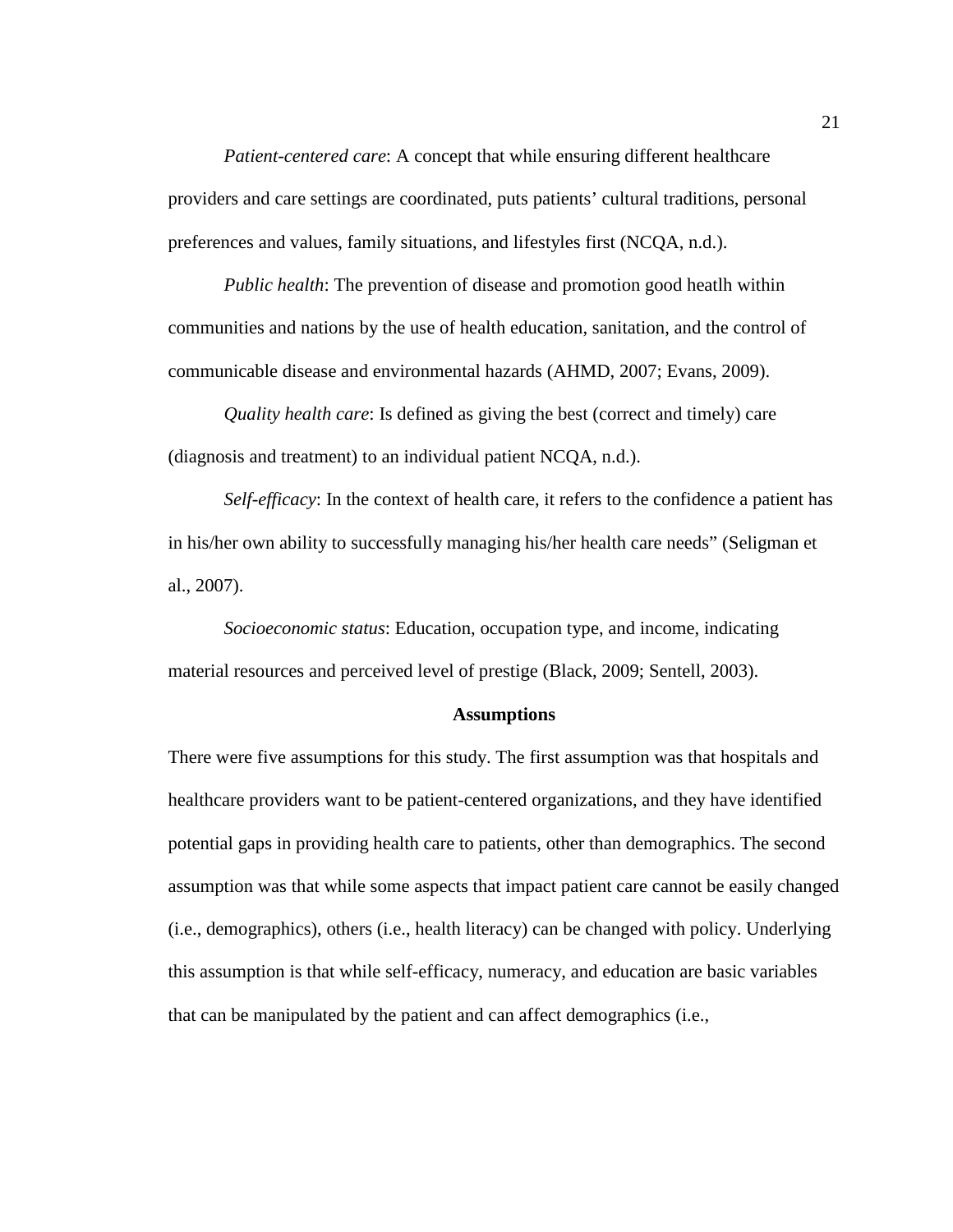*Patient-centered care*: A concept that while ensuring different healthcare providers and care settings are coordinated, puts patients' cultural traditions, personal preferences and values, family situations, and lifestyles first (NCQA, n.d.).

*Public health*: The prevention of disease and promotion good heatlh within communities and nations by the use of health education, sanitation, and the control of communicable disease and environmental hazards (AHMD, 2007; Evans, 2009).

*Quality health care*: Is defined as giving the best (correct and timely) care (diagnosis and treatment) to an individual patient NCQA, n.d.).

*Self-efficacy*: In the context of health care, it refers to the confidence a patient has in his/her own ability to successfully managing his/her health care needs" (Seligman et al., 2007).

*Socioeconomic status*: Education, occupation type, and income, indicating material resources and perceived level of prestige (Black, 2009; Sentell, 2003).

## Assumptions

There were five assumptions for this study. The first assumption was that hospitals and healthcare providers want to be patient-centered organizations, and they have identified potential gaps in providing health care to patients, other than demographics. The second assumption was that while some aspects that impact patient care cannot be easily changed (i.e., demographics), others (i.e., health literacy) can be changed with policy. Underlying this assumption is that while self-efficacy, numeracy, and education are basic variables that can be manipulated by the patient and can affect demographics (i.e.,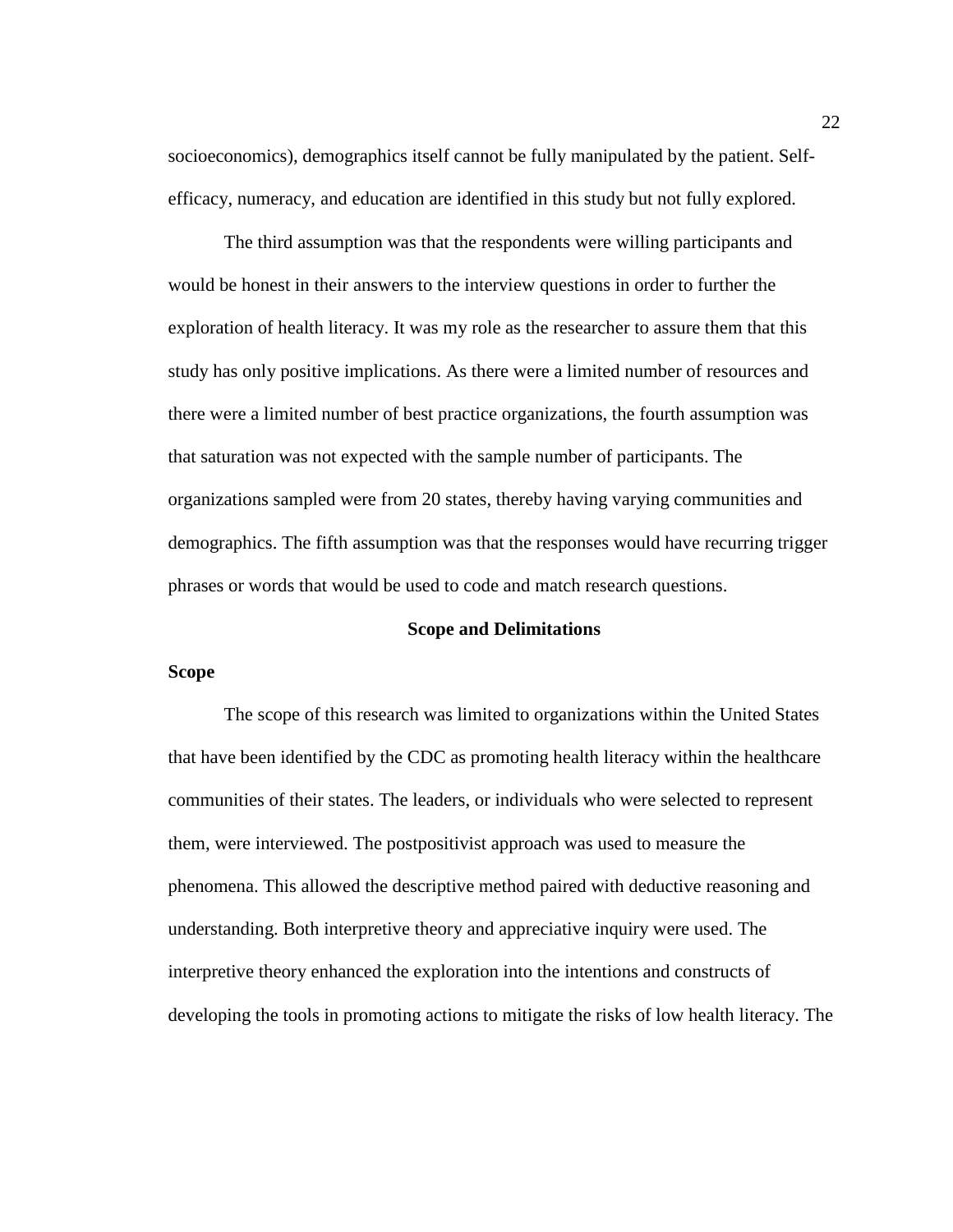socioeconomics), demographics itself cannot be fully manipulated by the patient. Self-efficacy, numeracy, and education are identified in this study but not fully explored.

The third assumption was that the respondents were willing participants and would be honest in their answers to the interview questions in order to further the exploration of health literacy. It was my role as the researcher to assure them that this study has only positive implications. As there were a limited number of resources and there were a limited number of best practice organizations, the fourth assumption was that saturation was not expected with the sample number of participants. The organizations sampled were from 20 states, thereby having varying communities and demographics. The fifth assumption was that the responses would have recurring trigger phrases or words that would be used to code and match research questions.

## Scope and Delimitations

### Scope

The scope of this research was limited to organizations within the United States that have been identified by the CDC as promoting health literacy within the healthcare communities of their states. The leaders, or individuals who were selected to represent them, were interviewed. The postpositivist approach was used to measure the phenomena. This allowed the descriptive method paired with deductive reasoning and understanding. Both interpretive theory and appreciative inquiry were used. The interpretive theory enhanced the exploration into the intentions and constructs of developing the tools in promoting actions to mitigate the risks of low health literacy. The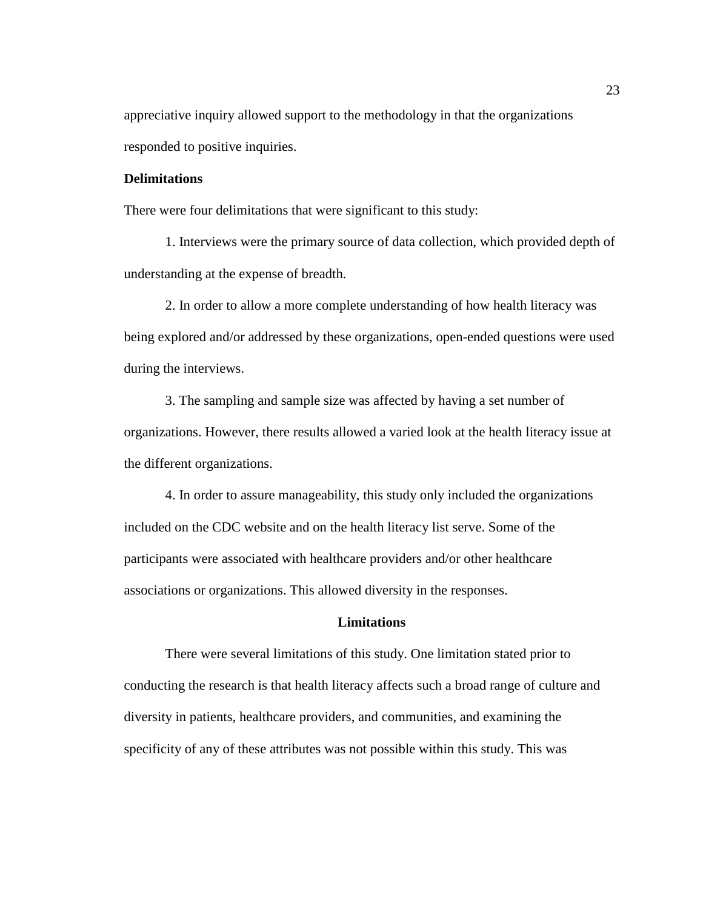appreciative inquiry allowed support to the methodology in that the organizations responded to positive inquiries.

### Delimitations

There were four delimitations that were significant to this study:

1. Interviews were the primary source of data collection, which provided depth of understanding at the expense of breadth.

2. In order to allow a more complete understanding of how health literacy was being explored and/or addressed by these organizations, open-ended questions were used during the interviews.

3. The sampling and sample size was affected by having a set number of organizations. However, there results allowed a varied look at the health literacy issue at the different organizations.

4. In order to assure manageability, this study only included the organizations included on the CDC website and on the health literacy list serve. Some of the participants were associated with healthcare providers and/or other healthcare associations or organizations. This allowed diversity in the responses.

## Limitations

There were several limitations of this study. One limitation stated prior to conducting the research is that health literacy affects such a broad range of culture and diversity in patients, healthcare providers, and communities, and examining the specificity of any of these attributes was not possible within this study. This was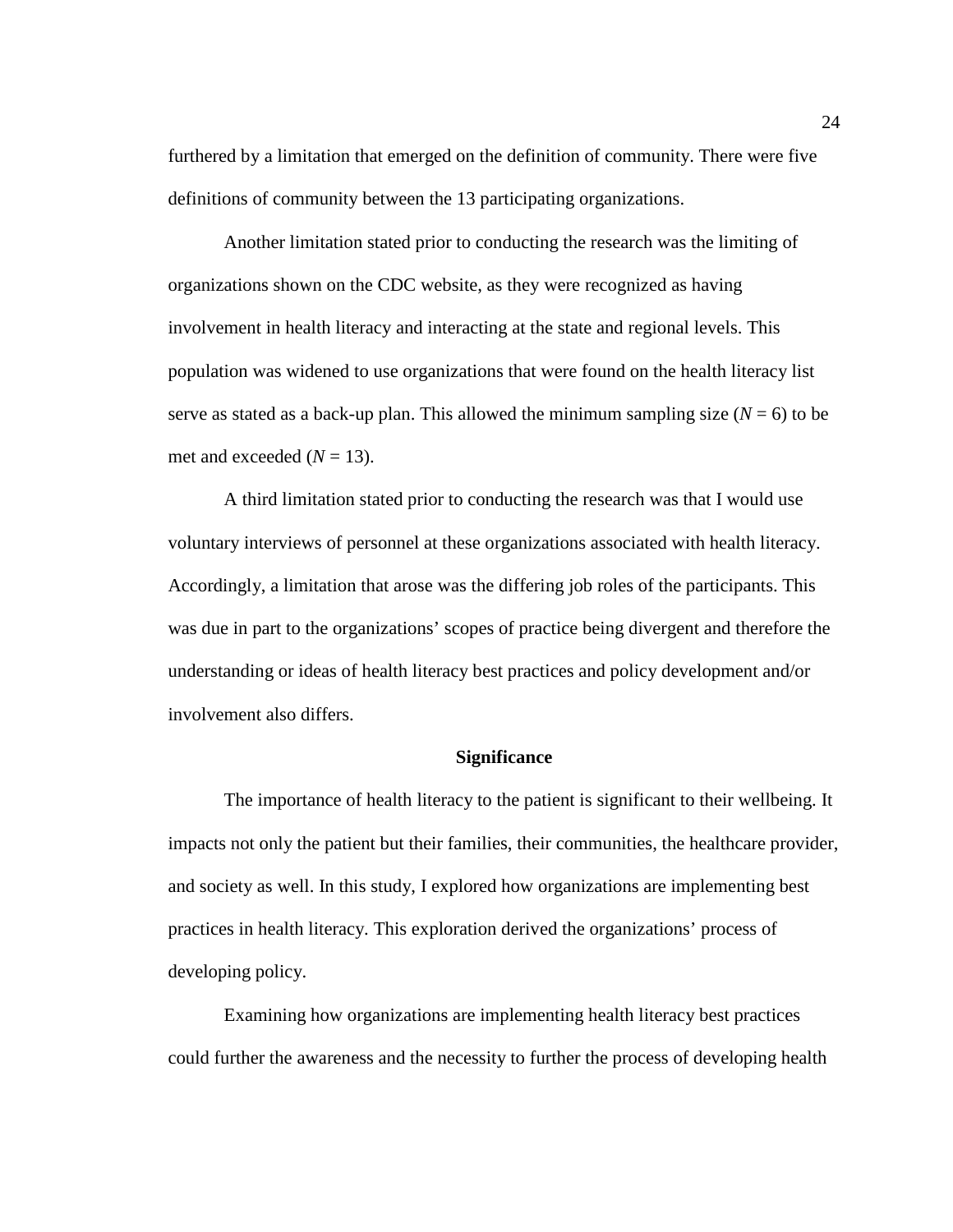furthered by a limitation that emerged on the definition of community. There were five definitions of community between the 13 participating organizations.

Another limitation stated prior to conducting the research was the limiting of organizations shown on the CDC website, as they were recognized as having involvement in health literacy and interacting at the state and regional levels. This population was widened to use organizations that were found on the health literacy list serve as stated as a back-up plan. This allowed the minimum sampling size ($N$ = 6) to be met and exceeded ($N$ = 13).

A third limitation stated prior to conducting the research was that I would use voluntary interviews of personnel at these organizations associated with health literacy. Accordingly, a limitation that arose was the differing job roles of the participants. This was due in part to the organizations' scopes of practice being divergent and therefore the understanding or ideas of health literacy best practices and policy development and/or involvement also differs.

## Significance

The importance of health literacy to the patient is significant to their wellbeing. It impacts not only the patient but their families, their communities, the healthcare provider, and society as well. In this study, I explored how organizations are implementing best practices in health literacy. This exploration derived the organizations' process of developing policy.

Examining how organizations are implementing health literacy best practices could further the awareness and the necessity to further the process of developing health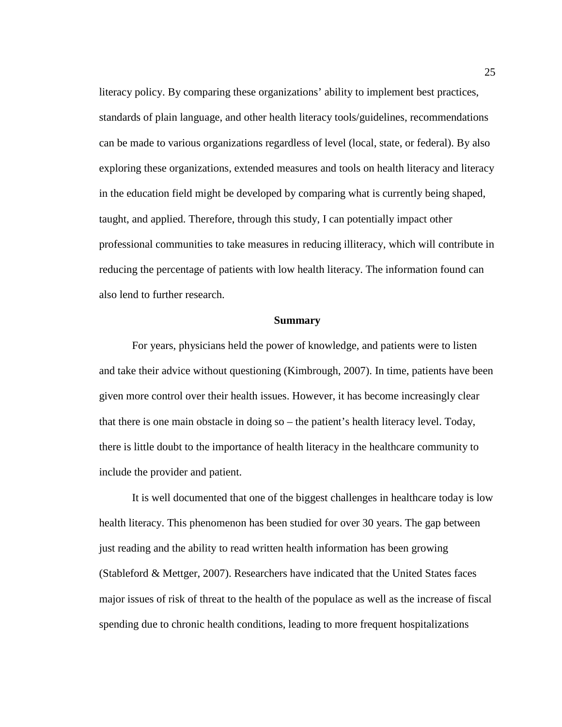literacy policy. By comparing these organizations' ability to implement best practices, standards of plain language, and other health literacy tools/guidelines, recommendations can be made to various organizations regardless of level (local, state, or federal). By also exploring these organizations, extended measures and tools on health literacy and literacy in the education field might be developed by comparing what is currently being shaped, taught, and applied. Therefore, through this study, I can potentially impact other professional communities to take measures in reducing illiteracy, which will contribute in reducing the percentage of patients with low health literacy. The information found can also lend to further research.

## Summary

For years, physicians held the power of knowledge, and patients were to listen and take their advice without questioning (Kimbrough, 2007). In time, patients have been given more control over their health issues. However, it has become increasingly clear that there is one main obstacle in doing so – the patient's health literacy level. Today, there is little doubt to the importance of health literacy in the healthcare community to include the provider and patient.

It is well documented that one of the biggest challenges in healthcare today is low health literacy. This phenomenon has been studied for over 30 years. The gap between just reading and the ability to read written health information has been growing (Stableford & Mettger, 2007). Researchers have indicated that the United States faces major issues of risk of threat to the health of the populace as well as the increase of fiscal spending due to chronic health conditions, leading to more frequent hospitalizations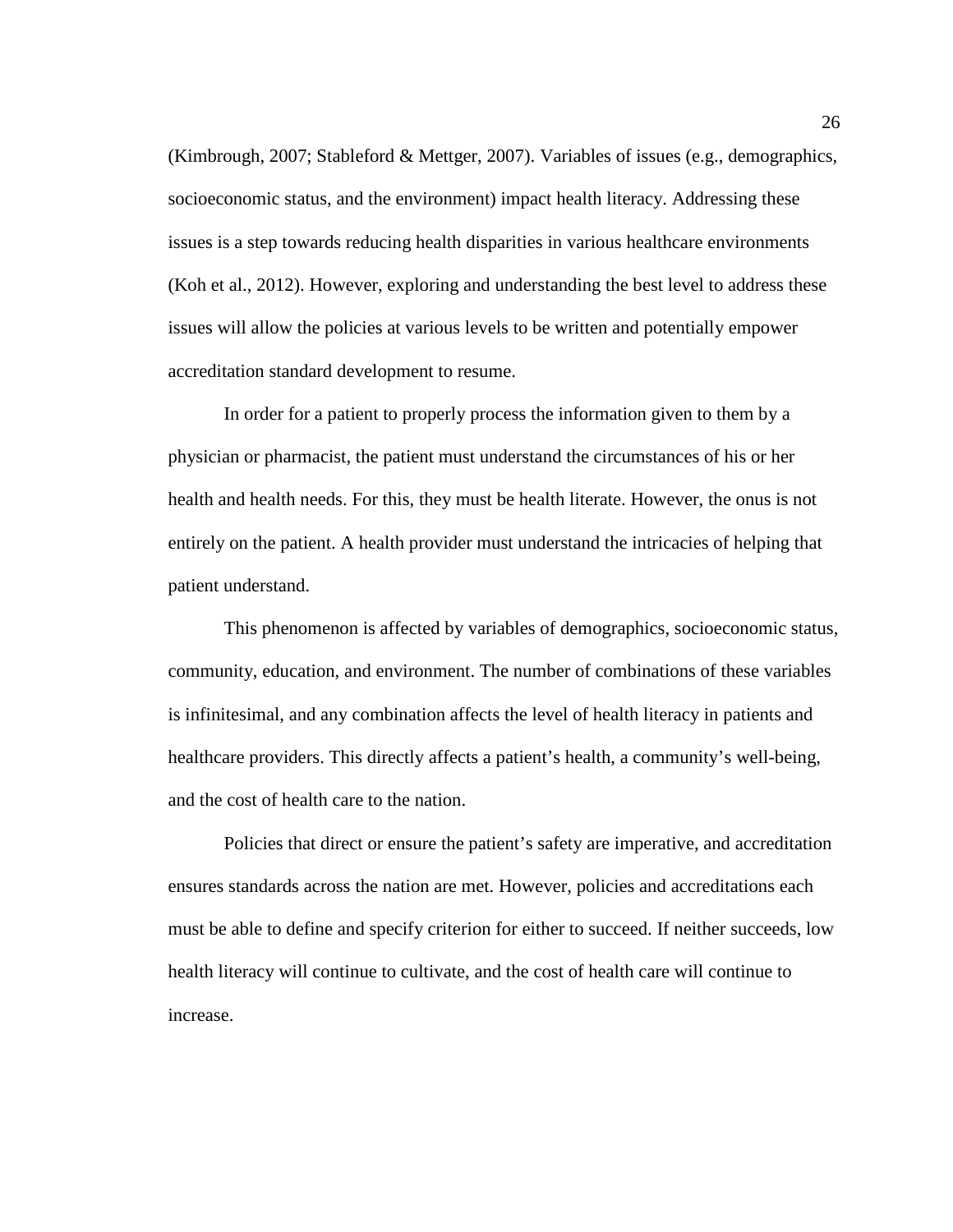(Kimbrough, 2007; Stableford & Mettger, 2007). Variables of issues (e.g., demographics, socioeconomic status, and the environment) impact health literacy. Addressing these issues is a step towards reducing health disparities in various healthcare environments (Koh et al., 2012). However, exploring and understanding the best level to address these issues will allow the policies at various levels to be written and potentially empower accreditation standard development to resume.

In order for a patient to properly process the information given to them by a physician or pharmacist, the patient must understand the circumstances of his or her health and health needs. For this, they must be health literate. However, the onus is not entirely on the patient. A health provider must understand the intricacies of helping that patient understand.

This phenomenon is affected by variables of demographics, socioeconomic status, community, education, and environment. The number of combinations of these variables is infinitesimal, and any combination affects the level of health literacy in patients and healthcare providers. This directly affects a patient's health, a community's well-being, and the cost of health care to the nation.

Policies that direct or ensure the patient's safety are imperative, and accreditation ensures standards across the nation are met. However, policies and accreditations each must be able to define and specify criterion for either to succeed. If neither succeeds, low health literacy will continue to cultivate, and the cost of health care will continue to increase.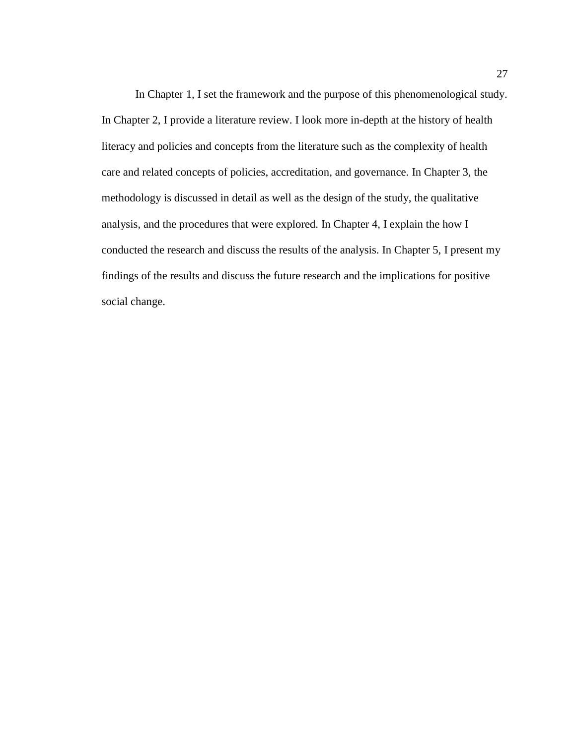In Chapter 1, I set the framework and the purpose of this phenomenological study. In Chapter 2, I provide a literature review. I look more in-depth at the history of health literacy and policies and concepts from the literature such as the complexity of health care and related concepts of policies, accreditation, and governance. In Chapter 3, the methodology is discussed in detail as well as the design of the study, the qualitative analysis, and the procedures that were explored. In Chapter 4, I explain the how I conducted the research and discuss the results of the analysis. In Chapter 5, I present my findings of the results and discuss the future research and the implications for positive social change.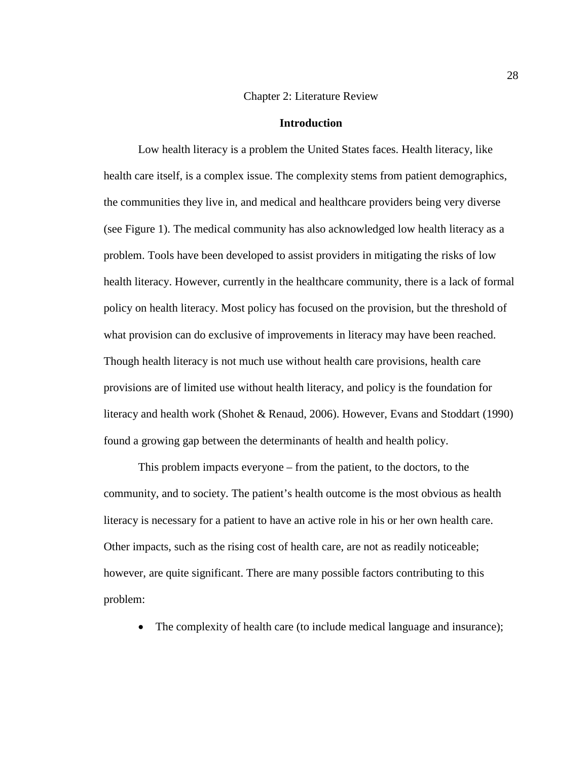# Chapter 2: Literature Review

## Introduction

Low health literacy is a problem the United States faces. Health literacy, like health care itself, is a complex issue. The complexity stems from patient demographics, the communities they live in, and medical and healthcare providers being very diverse (see Figure 1). The medical community has also acknowledged low health literacy as a problem. Tools have been developed to assist providers in mitigating the risks of low health literacy. However, currently in the healthcare community, there is a lack of formal policy on health literacy. Most policy has focused on the provision, but the threshold of what provision can do exclusive of improvements in literacy may have been reached. Though health literacy is not much use without health care provisions, health care provisions are of limited use without health literacy, and policy is the foundation for literacy and health work (Shohet & Renaud, 2006). However, Evans and Stoddart (1990) found a growing gap between the determinants of health and health policy.

This problem impacts everyone – from the patient, to the doctors, to the community, and to society. The patient's health outcome is the most obvious as health literacy is necessary for a patient to have an active role in his or her own health care. Other impacts, such as the rising cost of health care, are not as readily noticeable; however, are quite significant. There are many possible factors contributing to this problem:

- The complexity of health care (to include medical language and insurance);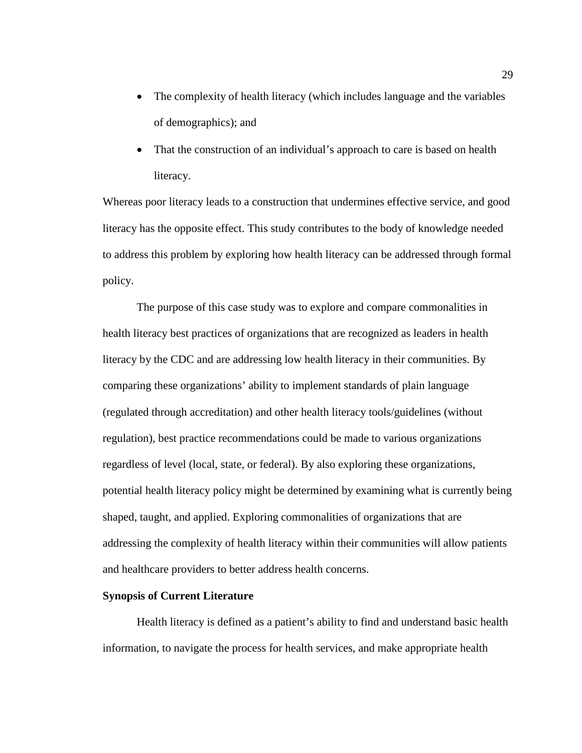- The complexity of health literacy (which includes language and the variables of demographics); and
- That the construction of an individual's approach to care is based on health literacy.

Whereas poor literacy leads to a construction that undermines effective service, and good literacy has the opposite effect. This study contributes to the body of knowledge needed to address this problem by exploring how health literacy can be addressed through formal policy.

The purpose of this case study was to explore and compare commonalities in health literacy best practices of organizations that are recognized as leaders in health literacy by the CDC and are addressing low health literacy in their communities. By comparing these organizations' ability to implement standards of plain language (regulated through accreditation) and other health literacy tools/guidelines (without regulation), best practice recommendations could be made to various organizations regardless of level (local, state, or federal). By also exploring these organizations, potential health literacy policy might be determined by examining what is currently being shaped, taught, and applied. Exploring commonalities of organizations that are addressing the complexity of health literacy within their communities will allow patients and healthcare providers to better address health concerns.

**Synopsis of Current Literature**

Health literacy is defined as a patient's ability to find and understand basic health information, to navigate the process for health services, and make appropriate health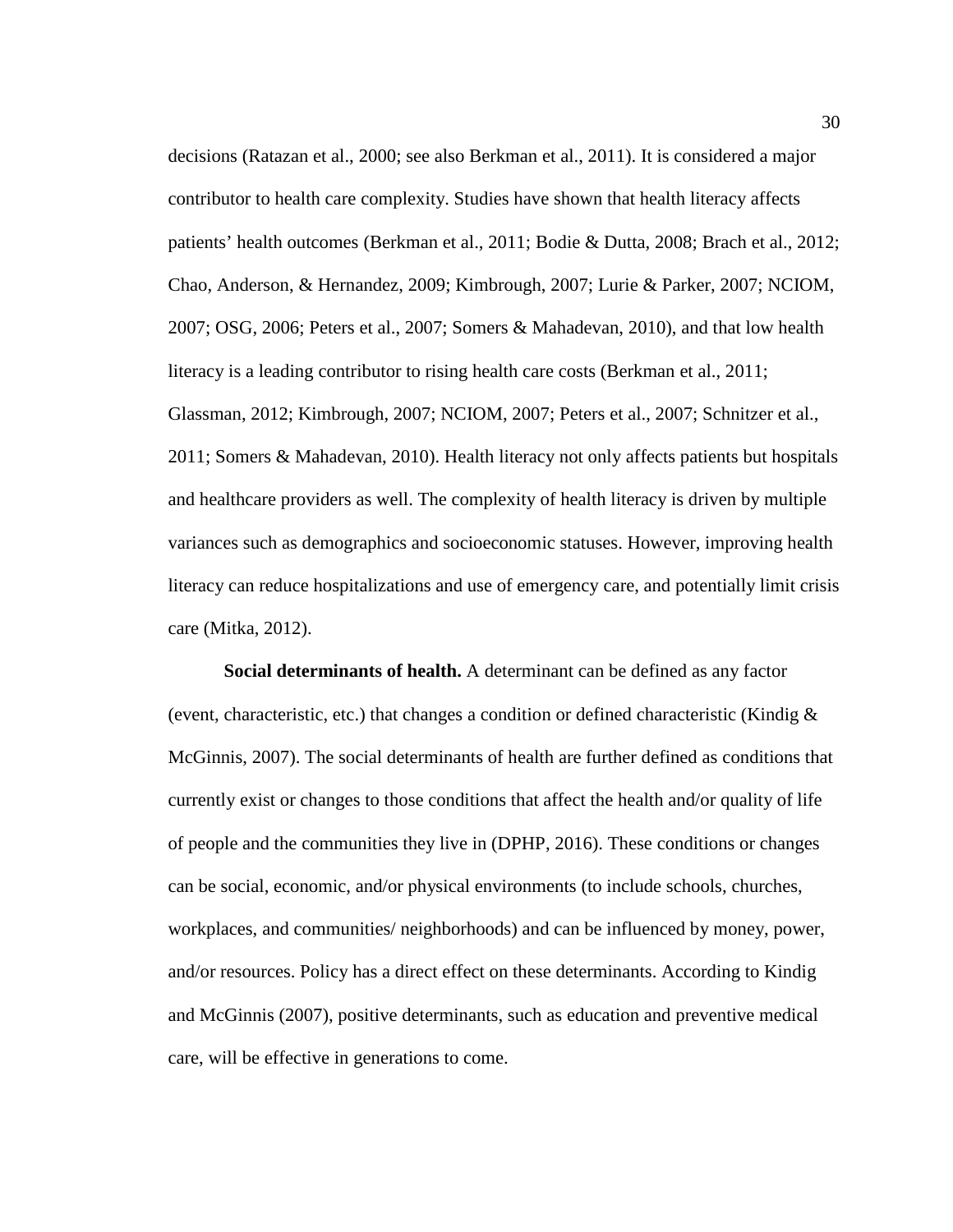decisions (Ratazan et al., 2000; see also Berkman et al., 2011). It is considered a major contributor to health care complexity. Studies have shown that health literacy affects patients' health outcomes (Berkman et al., 2011; Bodie & Dutta, 2008; Brach et al., 2012; Chao, Anderson, & Hernandez, 2009; Kimbrough, 2007; Lurie & Parker, 2007; NCIOM, 2007; OSG, 2006; Peters et al., 2007; Somers & Mahadevan, 2010), and that low health literacy is a leading contributor to rising health care costs (Berkman et al., 2011; Glassman, 2012; Kimbrough, 2007; NCIOM, 2007; Peters et al., 2007; Schnitzer et al., 2011; Somers & Mahadevan, 2010). Health literacy not only affects patients but hospitals and healthcare providers as well. The complexity of health literacy is driven by multiple variances such as demographics and socioeconomic statuses. However, improving health literacy can reduce hospitalizations and use of emergency care, and potentially limit crisis care (Mitka, 2012).

**Social determinants of health.** A determinant can be defined as any factor (event, characteristic, etc.) that changes a condition or defined characteristic (Kindig & McGinnis, 2007). The social determinants of health are further defined as conditions that currently exist or changes to those conditions that affect the health and/or quality of life of people and the communities they live in (DPHP, 2016). These conditions or changes can be social, economic, and/or physical environments (to include schools, churches, workplaces, and communities/ neighborhoods) and can be influenced by money, power, and/or resources. Policy has a direct effect on these determinants. According to Kindig and McGinnis (2007), positive determinants, such as education and preventive medical care, will be effective in generations to come.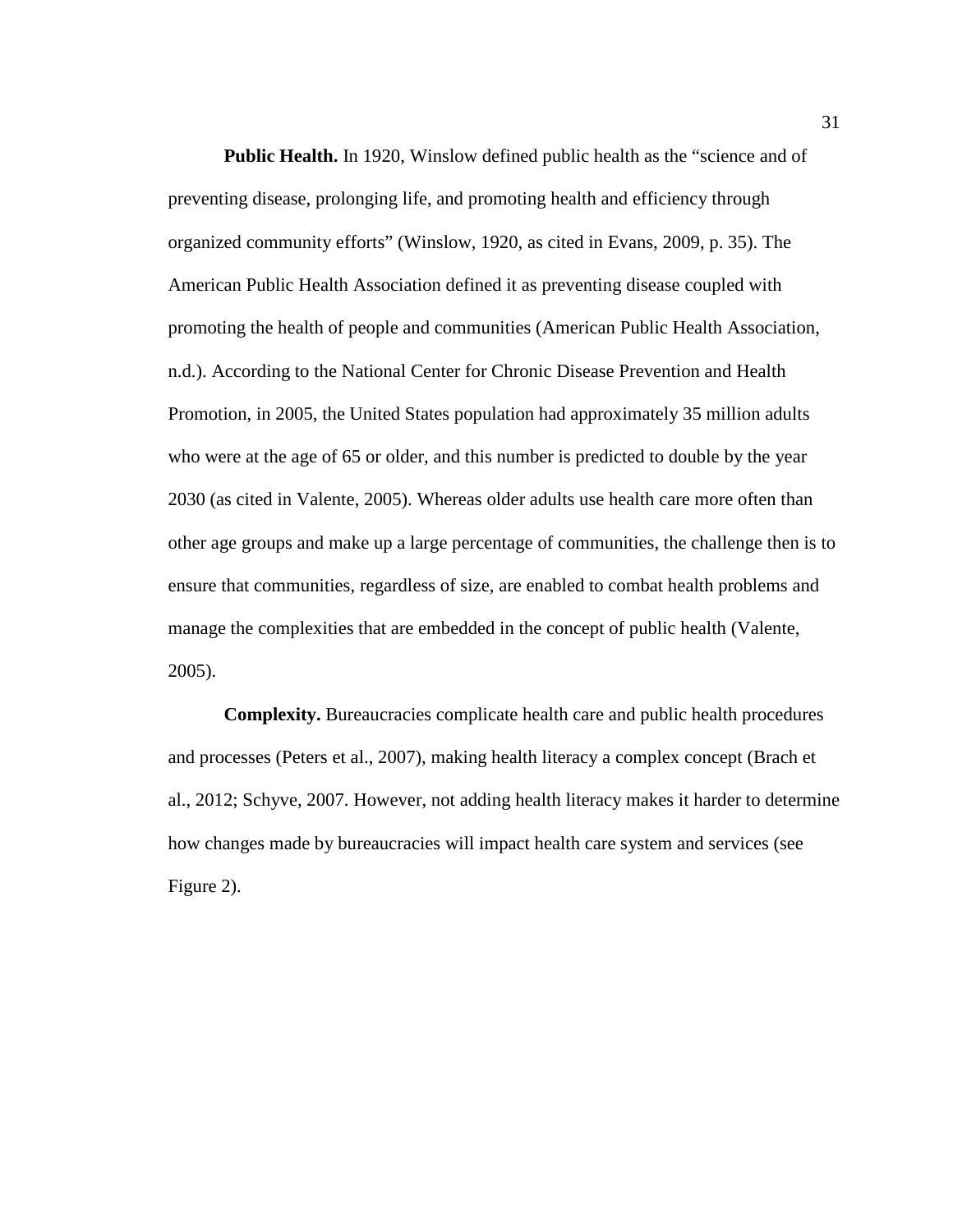**Public Health.** In 1920, Winslow defined public health as the "science and of preventing disease, prolonging life, and promoting health and efficiency through organized community efforts" (Winslow, 1920, as cited in Evans, 2009, p. 35). The American Public Health Association defined it as preventing disease coupled with promoting the health of people and communities (American Public Health Association, n.d.). According to the National Center for Chronic Disease Prevention and Health Promotion, in 2005, the United States population had approximately 35 million adults who were at the age of 65 or older, and this number is predicted to double by the year 2030 (as cited in Valente, 2005). Whereas older adults use health care more often than other age groups and make up a large percentage of communities, the challenge then is to ensure that communities, regardless of size, are enabled to combat health problems and manage the complexities that are embedded in the concept of public health (Valente, 2005).

**Complexity.** Bureaucracies complicate health care and public health procedures and processes (Peters et al., 2007), making health literacy a complex concept (Brach et al., 2012; Schyve, 2007. However, not adding health literacy makes it harder to determine how changes made by bureaucracies will impact health care system and services (see Figure 2).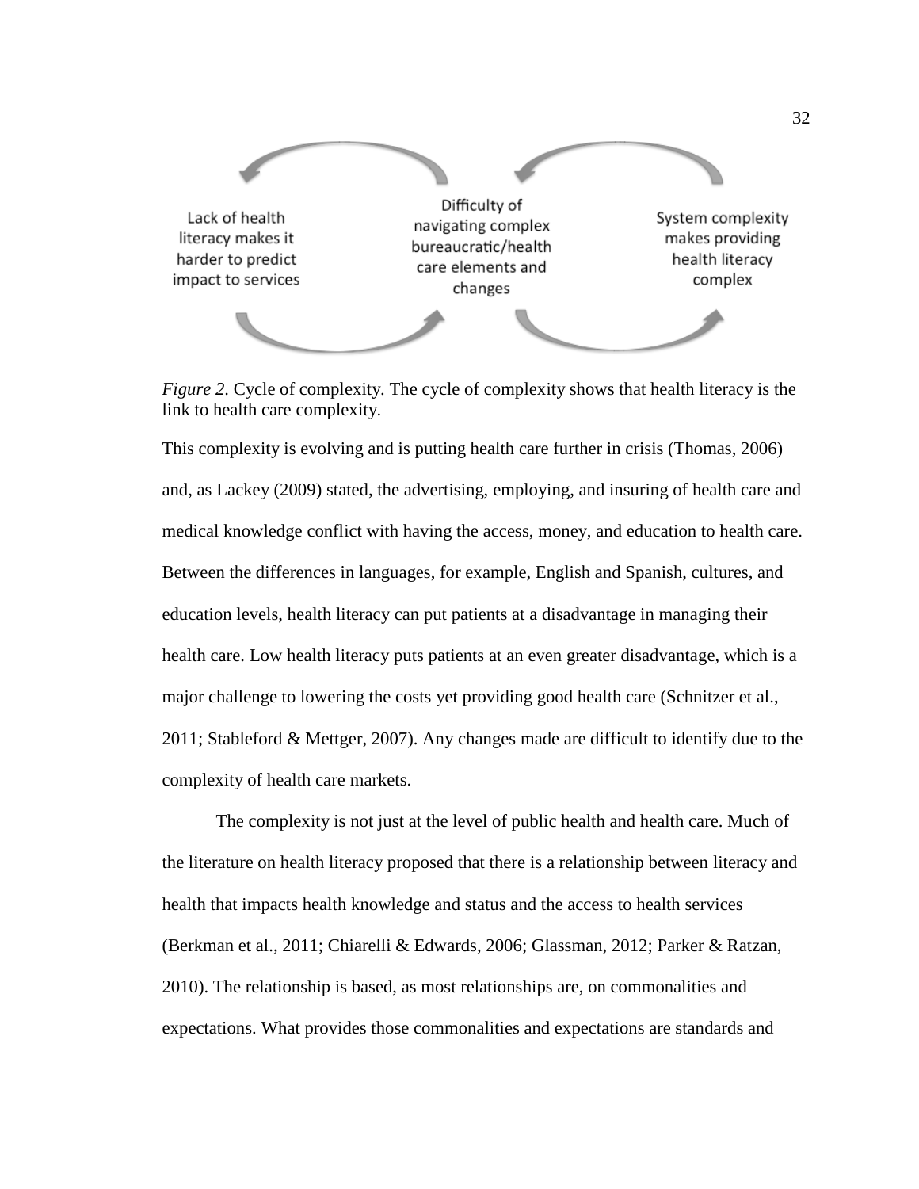Lack of health literacy makes it harder to predict impact to services

Difficulty of navigating complex bureaucratic/health care elements and changes

System complexity makes providing health literacy complex

*Figure 2*. Cycle of complexity. The cycle of complexity shows that health literacy is the link to health care complexity.

This complexity is evolving and is putting health care further in crisis (Thomas, 2006) and, as Lackey (2009) stated, the advertising, employing, and insuring of health care and medical knowledge conflict with having the access, money, and education to health care. Between the differences in languages, for example, English and Spanish, cultures, and education levels, health literacy can put patients at a disadvantage in managing their health care. Low health literacy puts patients at an even greater disadvantage, which is a major challenge to lowering the costs yet providing good health care (Schnitzer et al., 2011; Stableford & Mettger, 2007). Any changes made are difficult to identify due to the complexity of health care markets.

The complexity is not just at the level of public health and health care. Much of the literature on health literacy proposed that there is a relationship between literacy and health that impacts health knowledge and status and the access to health services (Berkman et al., 2011; Chiarelli & Edwards, 2006; Glassman, 2012; Parker & Ratzan, 2010). The relationship is based, as most relationships are, on commonalities and expectations. What provides those commonalities and expectations are standards and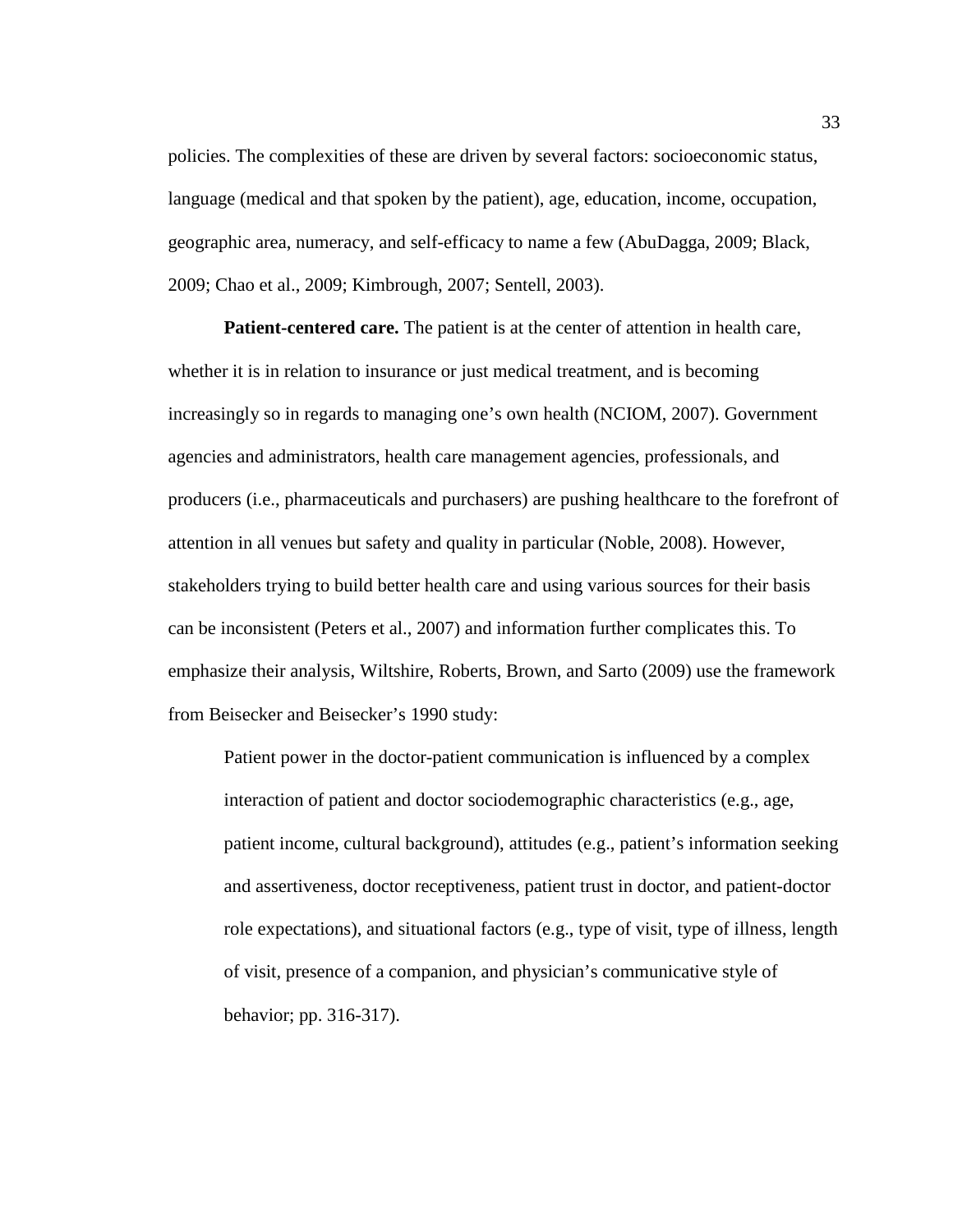policies. The complexities of these are driven by several factors: socioeconomic status, language (medical and that spoken by the patient), age, education, income, occupation, geographic area, numeracy, and self-efficacy to name a few (AbuDagga, 2009; Black, 2009; Chao et al., 2009; Kimbrough, 2007; Sentell, 2003).

**Patient-centered care.** The patient is at the center of attention in health care, whether it is in relation to insurance or just medical treatment, and is becoming increasingly so in regards to managing one's own health (NCIOM, 2007). Government agencies and administrators, health care management agencies, professionals, and producers (i.e., pharmaceuticals and purchasers) are pushing healthcare to the forefront of attention in all venues but safety and quality in particular (Noble, 2008). However, stakeholders trying to build better health care and using various sources for their basis can be inconsistent (Peters et al., 2007) and information further complicates this. To emphasize their analysis, Wiltshire, Roberts, Brown, and Sarto (2009) use the framework from Beisecker and Beisecker's 1990 study:

> Patient power in the doctor-patient communication is influenced by a complex interaction of patient and doctor sociodemographic characteristics (e.g., age, patient income, cultural background), attitudes (e.g., patient's information seeking and assertiveness, doctor receptiveness, patient trust in doctor, and patient-doctor role expectations), and situational factors (e.g., type of visit, type of illness, length of visit, presence of a companion, and physician's communicative style of behavior; pp. 316-317).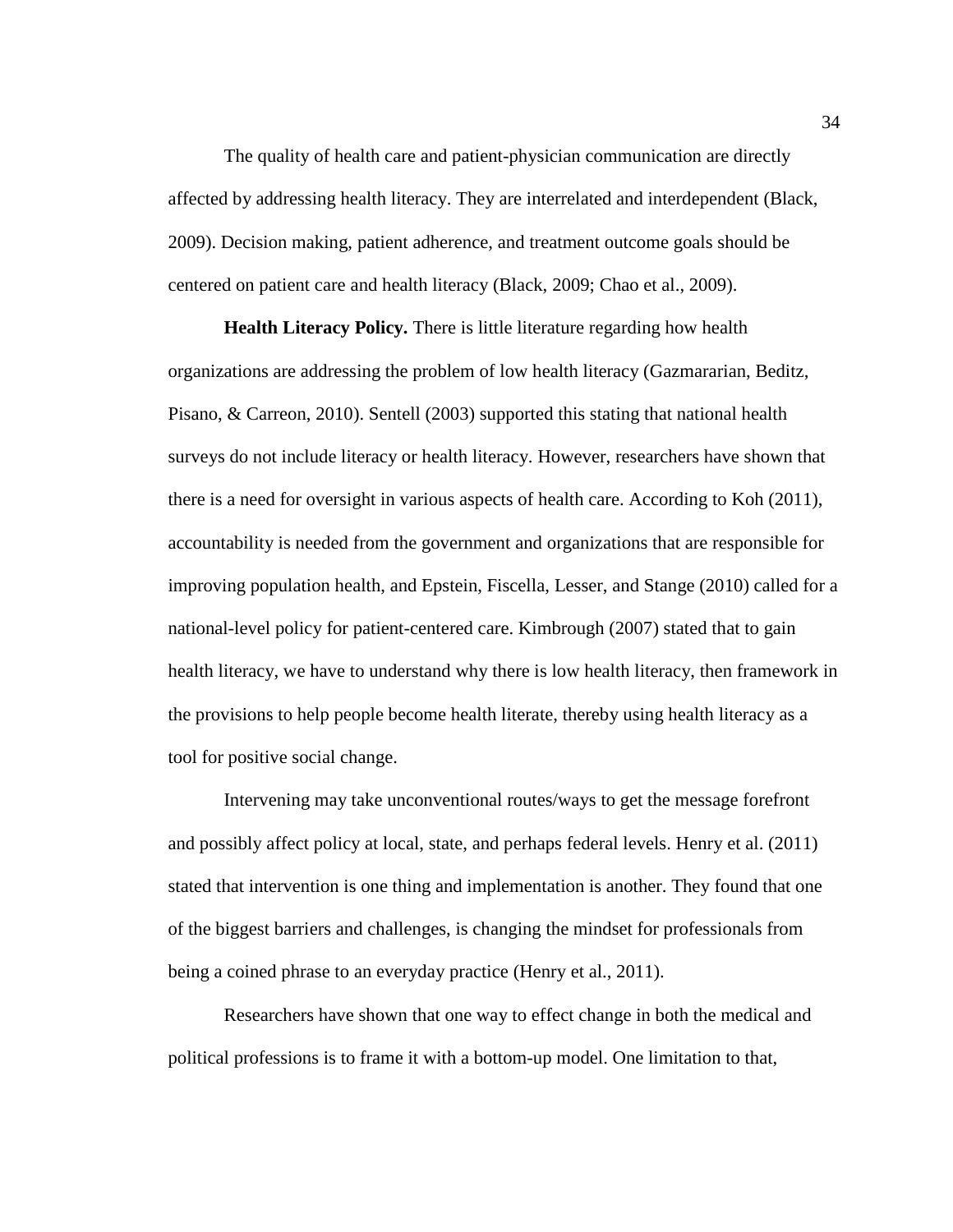The quality of health care and patient-physician communication are directly affected by addressing health literacy. They are interrelated and interdependent (Black, 2009). Decision making, patient adherence, and treatment outcome goals should be centered on patient care and health literacy (Black, 2009; Chao et al., 2009).

**Health Literacy Policy.** There is little literature regarding how health organizations are addressing the problem of low health literacy (Gazmararian, Beditz, Pisano, & Carreon, 2010). Sentell (2003) supported this stating that national health surveys do not include literacy or health literacy. However, researchers have shown that there is a need for oversight in various aspects of health care. According to Koh (2011), accountability is needed from the government and organizations that are responsible for improving population health, and Epstein, Fiscella, Lesser, and Stange (2010) called for a national-level policy for patient-centered care. Kimbrough (2007) stated that to gain health literacy, we have to understand why there is low health literacy, then framework in the provisions to help people become health literate, thereby using health literacy as a tool for positive social change.

Intervening may take unconventional routes/ways to get the message forefront and possibly affect policy at local, state, and perhaps federal levels. Henry et al. (2011) stated that intervention is one thing and implementation is another. They found that one of the biggest barriers and challenges, is changing the mindset for professionals from being a coined phrase to an everyday practice (Henry et al., 2011).

Researchers have shown that one way to effect change in both the medical and political professions is to frame it with a bottom-up model. One limitation to that,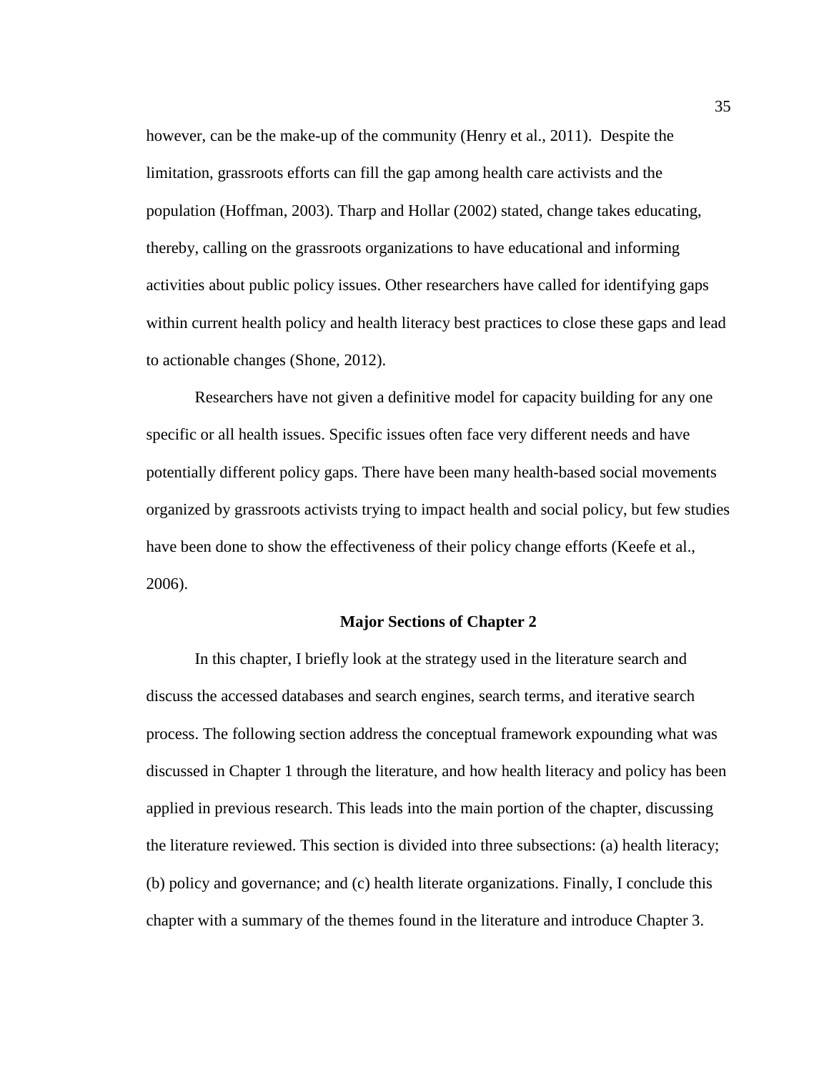however, can be the make-up of the community (Henry et al., 2011). Despite the limitation, grassroots efforts can fill the gap among health care activists and the population (Hoffman, 2003). Tharp and Hollar (2002) stated, change takes educating, thereby, calling on the grassroots organizations to have educational and informing activities about public policy issues. Other researchers have called for identifying gaps within current health policy and health literacy best practices to close these gaps and lead to actionable changes (Shone, 2012).

Researchers have not given a definitive model for capacity building for any one specific or all health issues. Specific issues often face very different needs and have potentially different policy gaps. There have been many health-based social movements organized by grassroots activists trying to impact health and social policy, but few studies have been done to show the effectiveness of their policy change efforts (Keefe et al., 2006).

## Major Sections of Chapter 2

In this chapter, I briefly look at the strategy used in the literature search and discuss the accessed databases and search engines, search terms, and iterative search process. The following section address the conceptual framework expounding what was discussed in Chapter 1 through the literature, and how health literacy and policy has been applied in previous research. This leads into the main portion of the chapter, discussing the literature reviewed. This section is divided into three subsections: (a) health literacy; (b) policy and governance; and (c) health literate organizations. Finally, I conclude this chapter with a summary of the themes found in the literature and introduce Chapter 3.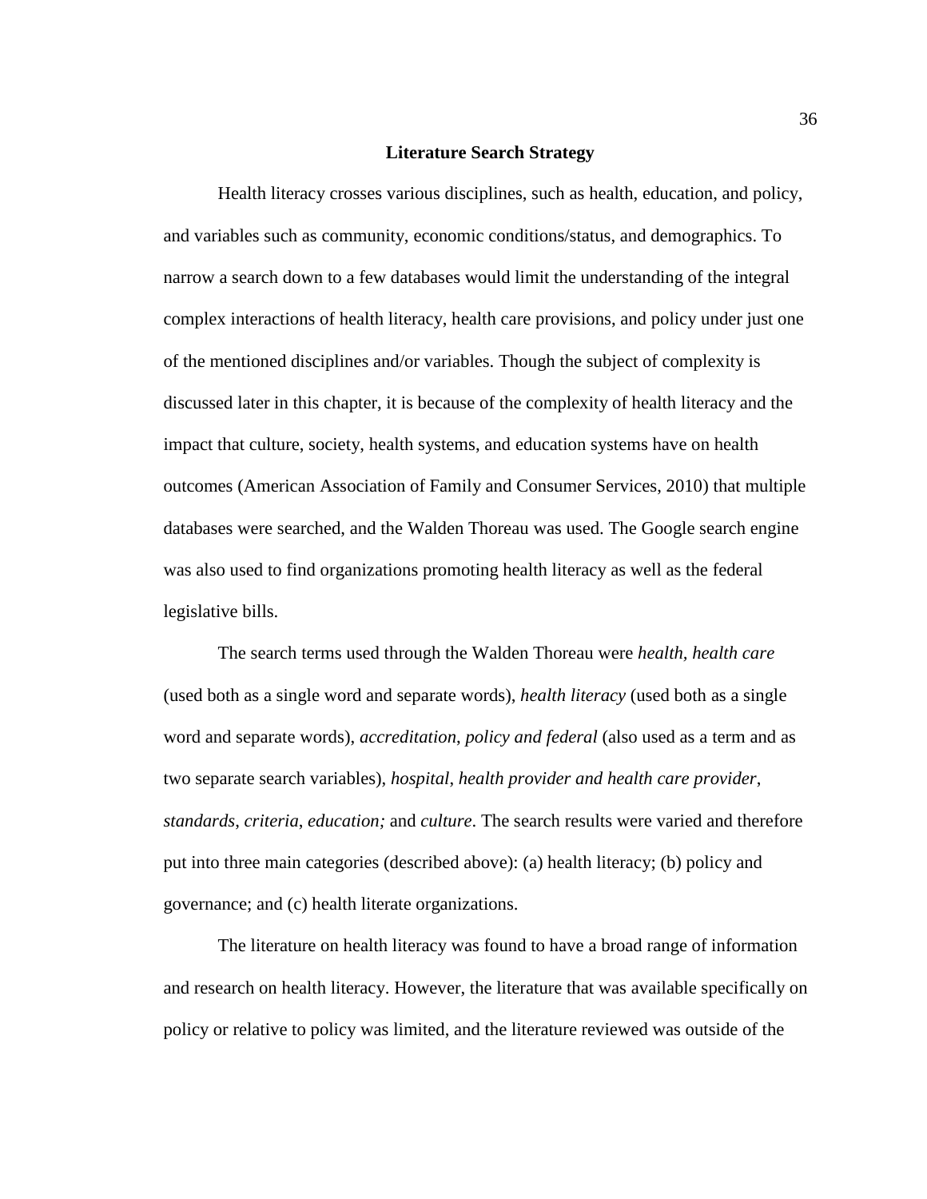## Literature Search Strategy

Health literacy crosses various disciplines, such as health, education, and policy, and variables such as community, economic conditions/status, and demographics. To narrow a search down to a few databases would limit the understanding of the integral complex interactions of health literacy, health care provisions, and policy under just one of the mentioned disciplines and/or variables. Though the subject of complexity is discussed later in this chapter, it is because of the complexity of health literacy and the impact that culture, society, health systems, and education systems have on health outcomes (American Association of Family and Consumer Services, 2010) that multiple databases were searched, and the Walden Thoreau was used. The Google search engine was also used to find organizations promoting health literacy as well as the federal legislative bills.

The search terms used through the Walden Thoreau were *health*, *health care* (used both as a single word and separate words), *health literacy* (used both as a single word and separate words), *accreditation*, *policy and federal* (also used as a term and as two separate search variables), *hospital*, *health provider and health care provider*, *standards*, *criteria*, *education;* and *culture*. The search results were varied and therefore put into three main categories (described above): (a) health literacy; (b) policy and governance; and (c) health literate organizations.

The literature on health literacy was found to have a broad range of information and research on health literacy. However, the literature that was available specifically on policy or relative to policy was limited, and the literature reviewed was outside of the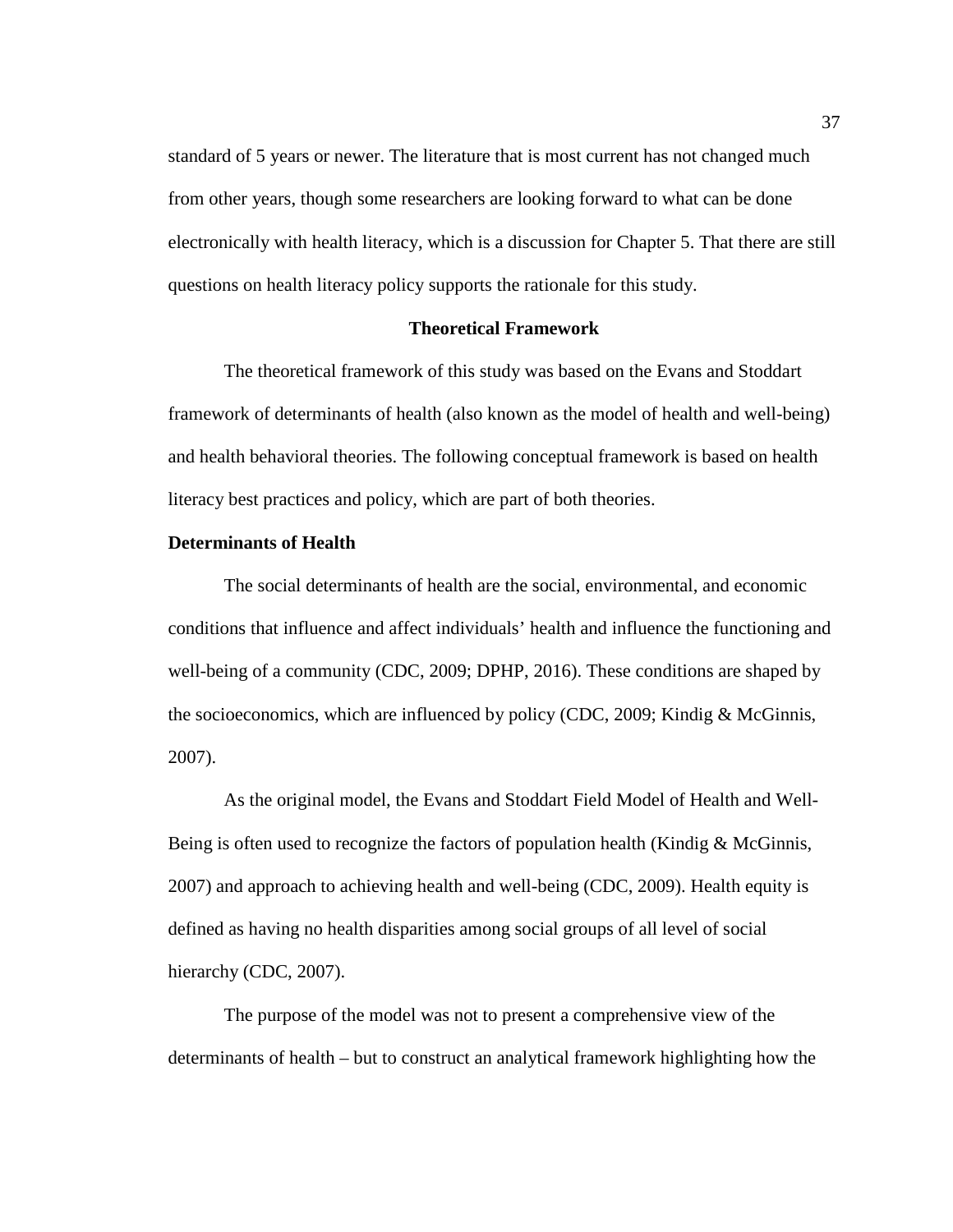standard of 5 years or newer. The literature that is most current has not changed much from other years, though some researchers are looking forward to what can be done electronically with health literacy, which is a discussion for Chapter 5. That there are still questions on health literacy policy supports the rationale for this study.

## Theoretical Framework

The theoretical framework of this study was based on the Evans and Stoddart framework of determinants of health (also known as the model of health and well-being) and health behavioral theories. The following conceptual framework is based on health literacy best practices and policy, which are part of both theories.

### Determinants of Health

The social determinants of health are the social, environmental, and economic conditions that influence and affect individuals' health and influence the functioning and well-being of a community (CDC, 2009; DPHP, 2016). These conditions are shaped by the socioeconomics, which are influenced by policy (CDC, 2009; Kindig & McGinnis, 2007).

As the original model, the Evans and Stoddart Field Model of Health and Well-Being is often used to recognize the factors of population health (Kindig & McGinnis, 2007) and approach to achieving health and well-being (CDC, 2009). Health equity is defined as having no health disparities among social groups of all level of social hierarchy (CDC, 2007).

The purpose of the model was not to present a comprehensive view of the determinants of health – but to construct an analytical framework highlighting how the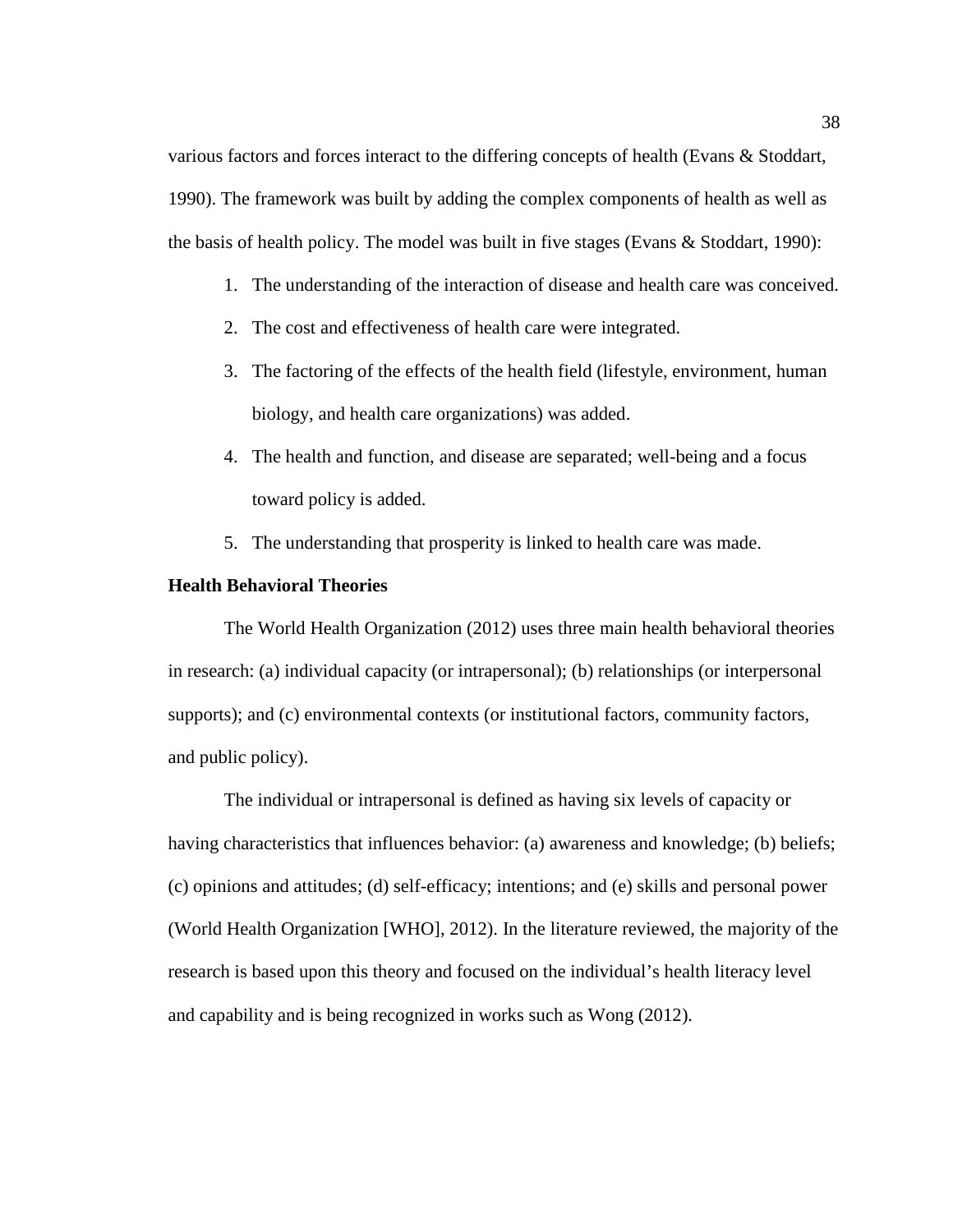various factors and forces interact to the differing concepts of health (Evans & Stoddart, 1990). The framework was built by adding the complex components of health as well as the basis of health policy. The model was built in five stages (Evans & Stoddart, 1990):

1. The understanding of the interaction of disease and health care was conceived.
2. The cost and effectiveness of health care were integrated.
3. The factoring of the effects of the health field (lifestyle, environment, human biology, and health care organizations) was added.
4. The health and function, and disease are separated; well-being and a focus toward policy is added.
5. The understanding that prosperity is linked to health care was made.

**Health Behavioral Theories**

The World Health Organization (2012) uses three main health behavioral theories in research: (a) individual capacity (or intrapersonal); (b) relationships (or interpersonal supports); and (c) environmental contexts (or institutional factors, community factors, and public policy).

The individual or intrapersonal is defined as having six levels of capacity or having characteristics that influences behavior: (a) awareness and knowledge; (b) beliefs; (c) opinions and attitudes; (d) self-efficacy; intentions; and (e) skills and personal power (World Health Organization [WHO], 2012). In the literature reviewed, the majority of the research is based upon this theory and focused on the individual's health literacy level and capability and is being recognized in works such as Wong (2012).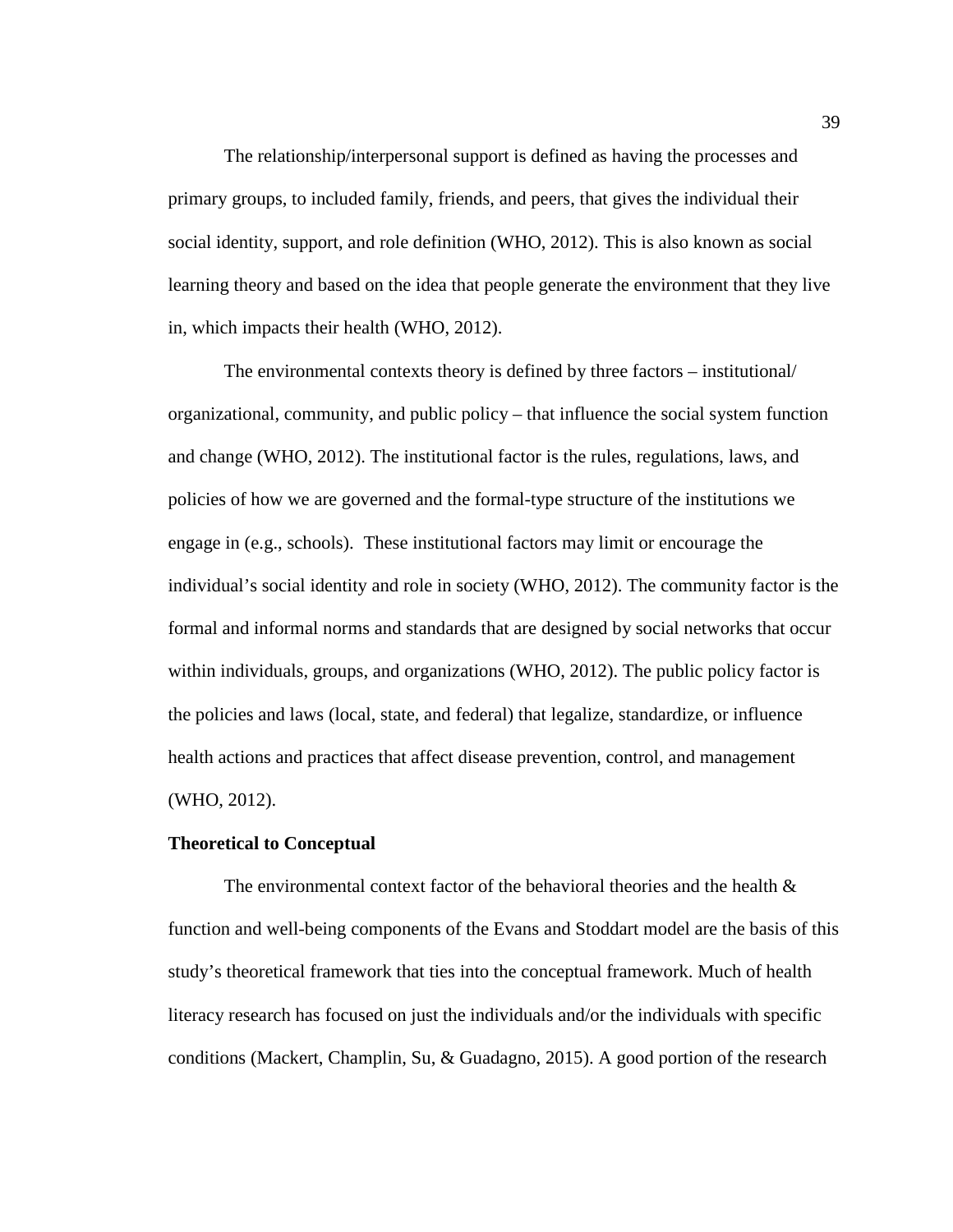The relationship/interpersonal support is defined as having the processes and primary groups, to included family, friends, and peers, that gives the individual their social identity, support, and role definition (WHO, 2012). This is also known as social learning theory and based on the idea that people generate the environment that they live in, which impacts their health (WHO, 2012).

The environmental contexts theory is defined by three factors – institutional/ organizational, community, and public policy – that influence the social system function and change (WHO, 2012). The institutional factor is the rules, regulations, laws, and policies of how we are governed and the formal-type structure of the institutions we engage in (e.g., schools). These institutional factors may limit or encourage the individual's social identity and role in society (WHO, 2012). The community factor is the formal and informal norms and standards that are designed by social networks that occur within individuals, groups, and organizations (WHO, 2012). The public policy factor is the policies and laws (local, state, and federal) that legalize, standardize, or influence health actions and practices that affect disease prevention, control, and management (WHO, 2012).

**Theoretical to Conceptual**

The environmental context factor of the behavioral theories and the health & function and well-being components of the Evans and Stoddart model are the basis of this study's theoretical framework that ties into the conceptual framework. Much of health literacy research has focused on just the individuals and/or the individuals with specific conditions (Mackert, Champlin, Su, & Guadagno, 2015). A good portion of the research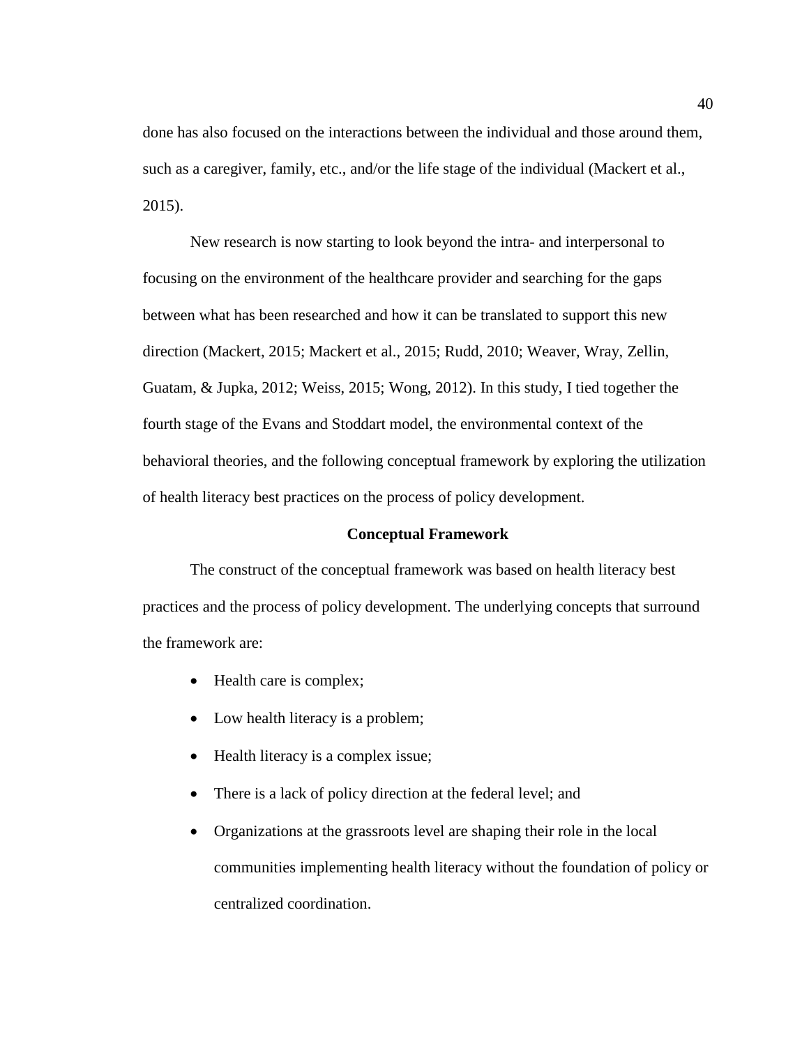done has also focused on the interactions between the individual and those around them, such as a caregiver, family, etc., and/or the life stage of the individual (Mackert et al., 2015).

New research is now starting to look beyond the intra- and interpersonal to focusing on the environment of the healthcare provider and searching for the gaps between what has been researched and how it can be translated to support this new direction (Mackert, 2015; Mackert et al., 2015; Rudd, 2010; Weaver, Wray, Zellin, Guatam, & Jupka, 2012; Weiss, 2015; Wong, 2012). In this study, I tied together the fourth stage of the Evans and Stoddart model, the environmental context of the behavioral theories, and the following conceptual framework by exploring the utilization of health literacy best practices on the process of policy development.

## Conceptual Framework

The construct of the conceptual framework was based on health literacy best practices and the process of policy development. The underlying concepts that surround the framework are:

- Health care is complex;
- Low health literacy is a problem;
- Health literacy is a complex issue;
- There is a lack of policy direction at the federal level; and
- Organizations at the grassroots level are shaping their role in the local communities implementing health literacy without the foundation of policy or centralized coordination.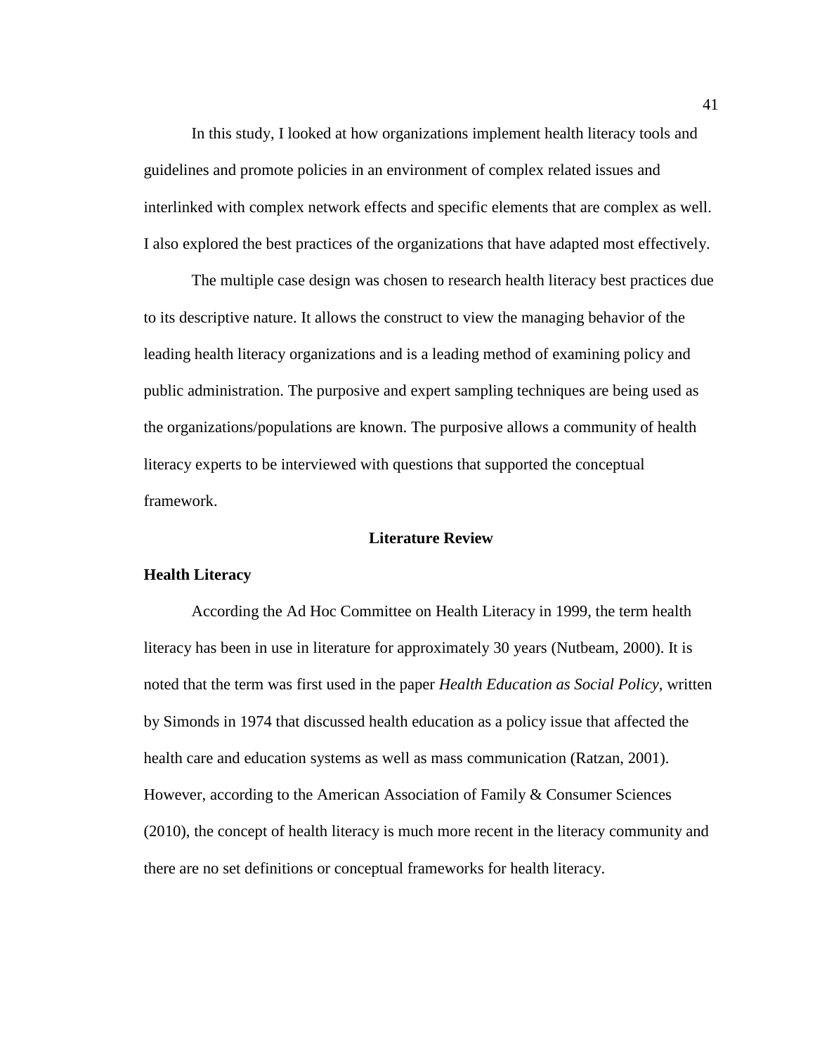In this study, I looked at how organizations implement health literacy tools and guidelines and promote policies in an environment of complex related issues and interlinked with complex network effects and specific elements that are complex as well. I also explored the best practices of the organizations that have adapted most effectively.

The multiple case design was chosen to research health literacy best practices due to its descriptive nature. It allows the construct to view the managing behavior of the leading health literacy organizations and is a leading method of examining policy and public administration. The purposive and expert sampling techniques are being used as the organizations/populations are known. The purposive allows a community of health literacy experts to be interviewed with questions that supported the conceptual framework.

## Literature Review

### Health Literacy

According the Ad Hoc Committee on Health Literacy in 1999, the term health literacy has been in use in literature for approximately 30 years (Nutbeam, 2000). It is noted that the term was first used in the paper *Health Education as Social Policy*, written by Simonds in 1974 that discussed health education as a policy issue that affected the health care and education systems as well as mass communication (Ratzan, 2001). However, according to the American Association of Family & Consumer Sciences (2010), the concept of health literacy is much more recent in the literacy community and there are no set definitions or conceptual frameworks for health literacy.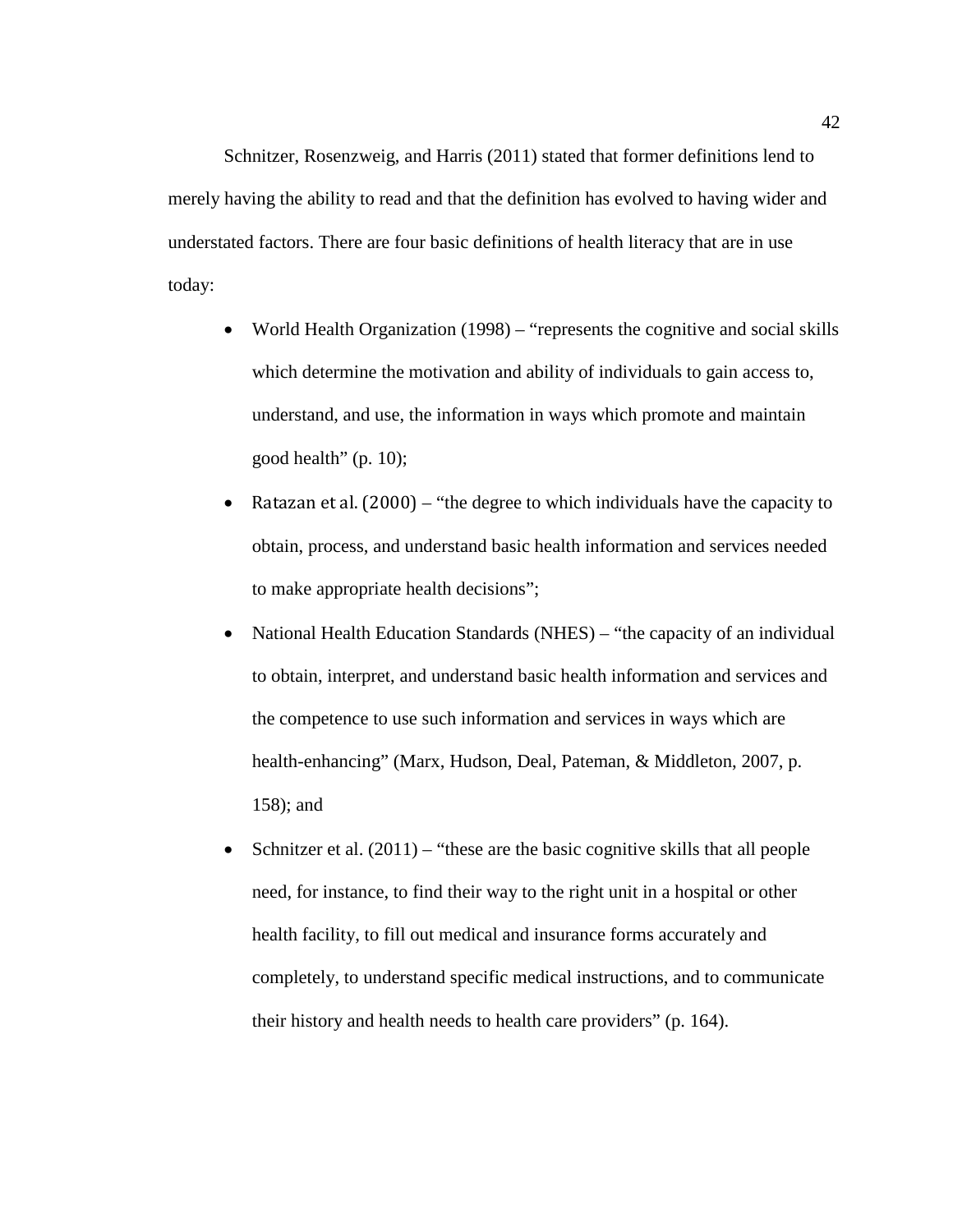Schnitzer, Rosenzweig, and Harris (2011) stated that former definitions lend to merely having the ability to read and that the definition has evolved to having wider and understated factors. There are four basic definitions of health literacy that are in use today:

- World Health Organization (1998) – "represents the cognitive and social skills which determine the motivation and ability of individuals to gain access to, understand, and use, the information in ways which promote and maintain good health" (p. 10);
- Ratazan et al. (2000) – "the degree to which individuals have the capacity to obtain, process, and understand basic health information and services needed to make appropriate health decisions";
- National Health Education Standards (NHES) – "the capacity of an individual to obtain, interpret, and understand basic health information and services and the competence to use such information and services in ways which are health-enhancing" (Marx, Hudson, Deal, Pateman, & Middleton, 2007, p. 158); and
- Schnitzer et al. (2011) – "these are the basic cognitive skills that all people need, for instance, to find their way to the right unit in a hospital or other health facility, to fill out medical and insurance forms accurately and completely, to understand specific medical instructions, and to communicate their history and health needs to health care providers" (p. 164).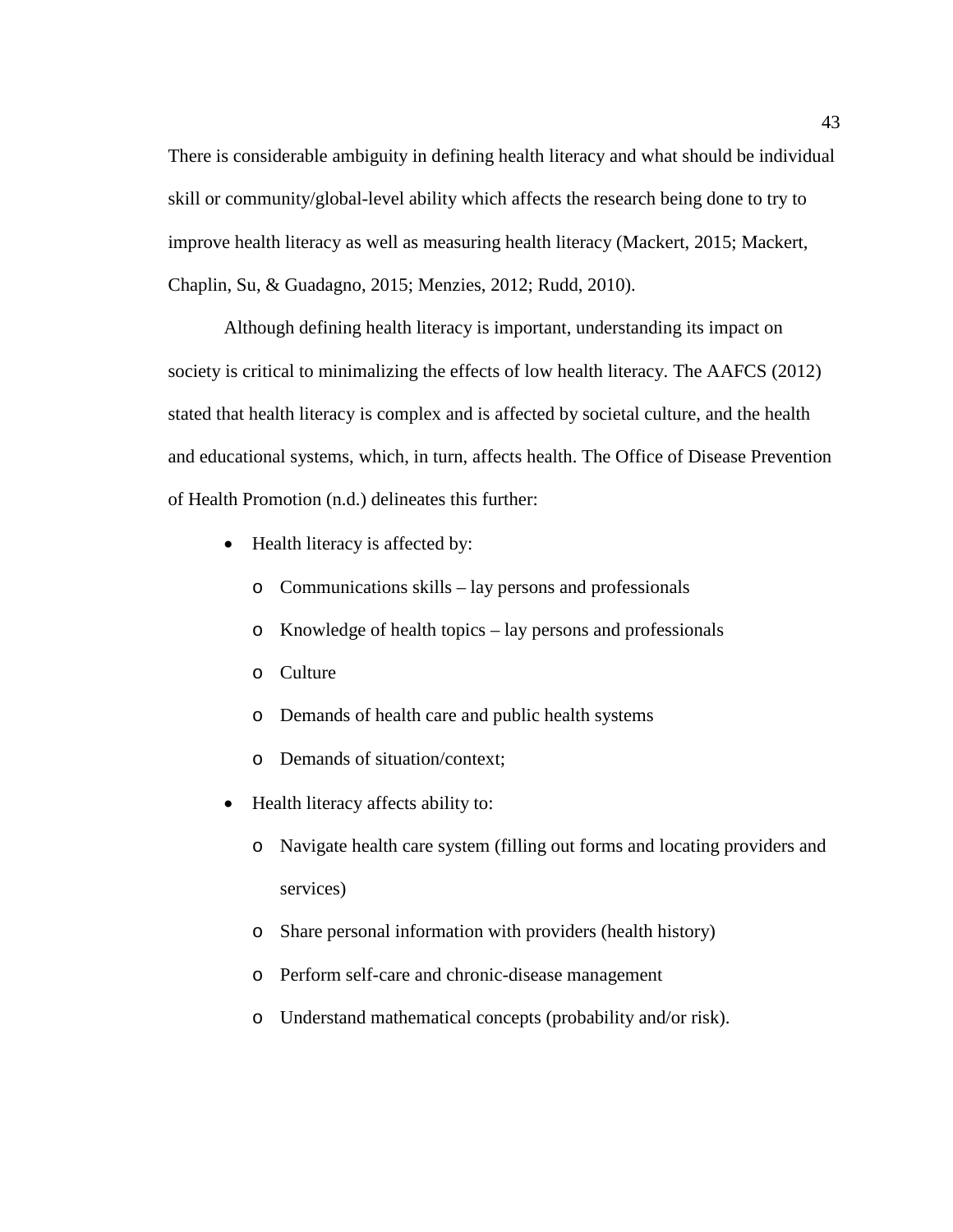There is considerable ambiguity in defining health literacy and what should be individual skill or community/global-level ability which affects the research being done to try to improve health literacy as well as measuring health literacy (Mackert, 2015; Mackert, Chaplin, Su, & Guadagno, 2015; Menzies, 2012; Rudd, 2010).

Although defining health literacy is important, understanding its impact on society is critical to minimalizing the effects of low health literacy. The AAFCS (2012) stated that health literacy is complex and is affected by societal culture, and the health and educational systems, which, in turn, affects health. The Office of Disease Prevention of Health Promotion (n.d.) delineates this further:

- Health literacy is affected by:
  - Communications skills – lay persons and professionals
  - Knowledge of health topics – lay persons and professionals
  - Culture
  - Demands of health care and public health systems
  - Demands of situation/context;
- Health literacy affects ability to:
  - Navigate health care system (filling out forms and locating providers and services)
  - Share personal information with providers (health history)
  - Perform self-care and chronic-disease management
  - Understand mathematical concepts (probability and/or risk).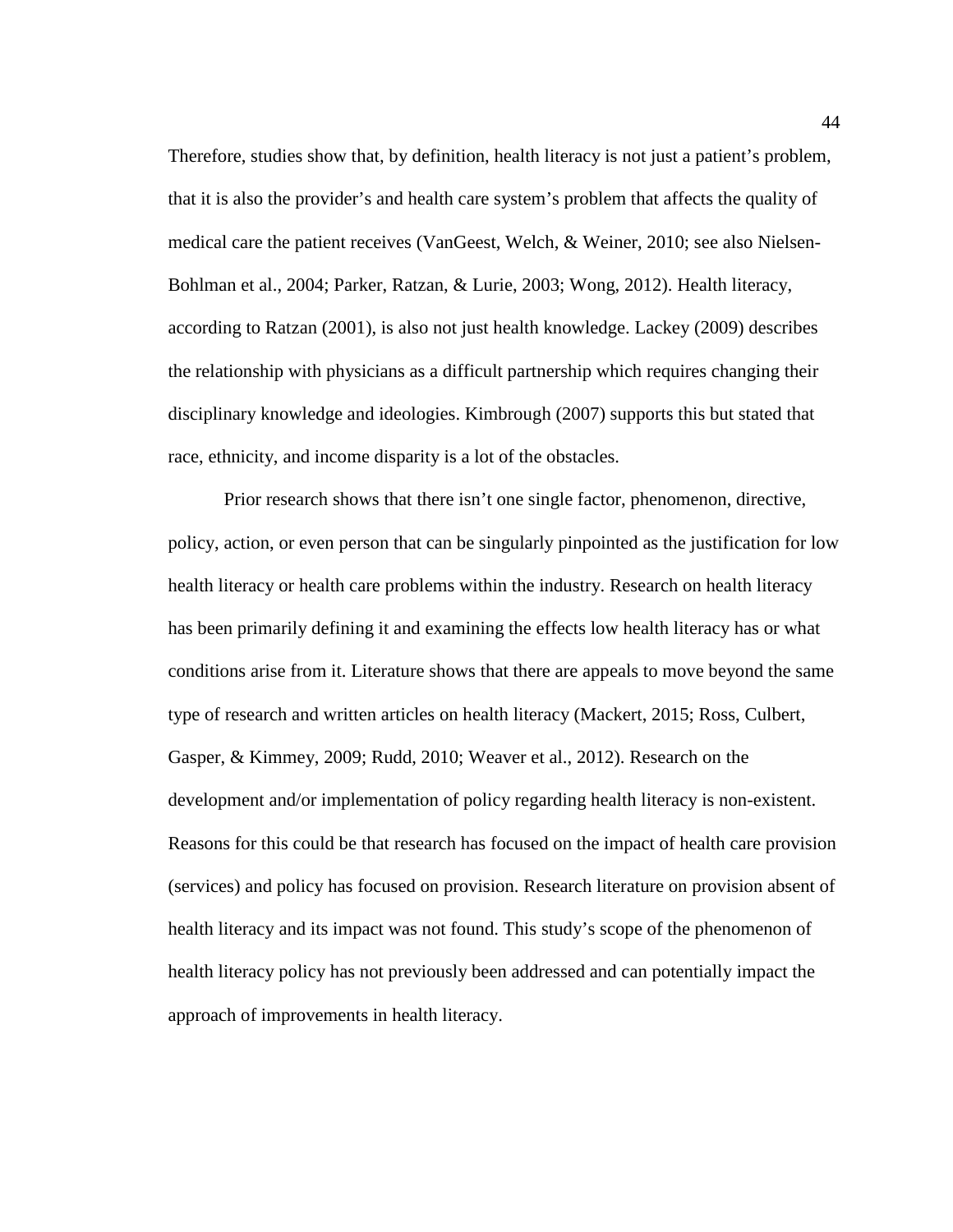Therefore, studies show that, by definition, health literacy is not just a patient's problem, that it is also the provider's and health care system's problem that affects the quality of medical care the patient receives (VanGeest, Welch, & Weiner, 2010; see also Nielsen-Bohlman et al., 2004; Parker, Ratzan, & Lurie, 2003; Wong, 2012). Health literacy, according to Ratzan (2001), is also not just health knowledge. Lackey (2009) describes the relationship with physicians as a difficult partnership which requires changing their disciplinary knowledge and ideologies. Kimbrough (2007) supports this but stated that race, ethnicity, and income disparity is a lot of the obstacles.

Prior research shows that there isn't one single factor, phenomenon, directive, policy, action, or even person that can be singularly pinpointed as the justification for low health literacy or health care problems within the industry. Research on health literacy has been primarily defining it and examining the effects low health literacy has or what conditions arise from it. Literature shows that there are appeals to move beyond the same type of research and written articles on health literacy (Mackert, 2015; Ross, Culbert, Gasper, & Kimmey, 2009; Rudd, 2010; Weaver et al., 2012). Research on the development and/or implementation of policy regarding health literacy is non-existent. Reasons for this could be that research has focused on the impact of health care provision (services) and policy has focused on provision. Research literature on provision absent of health literacy and its impact was not found. This study's scope of the phenomenon of health literacy policy has not previously been addressed and can potentially impact the approach of improvements in health literacy.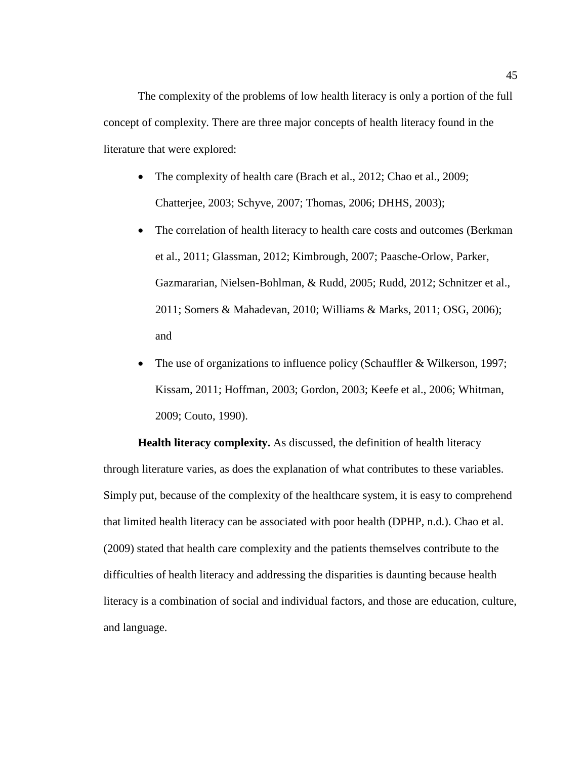The complexity of the problems of low health literacy is only a portion of the full concept of complexity. There are three major concepts of health literacy found in the literature that were explored:

- The complexity of health care (Brach et al., 2012; Chao et al., 2009; Chatterjee, 2003; Schyve, 2007; Thomas, 2006; DHHS, 2003);
- The correlation of health literacy to health care costs and outcomes (Berkman et al., 2011; Glassman, 2012; Kimbrough, 2007; Paasche-Orlow, Parker, Gazmararian, Nielsen-Bohlman, & Rudd, 2005; Rudd, 2012; Schnitzer et al., 2011; Somers & Mahadevan, 2010; Williams & Marks, 2011; OSG, 2006); and
- The use of organizations to influence policy (Schauffler & Wilkerson, 1997; Kissam, 2011; Hoffman, 2003; Gordon, 2003; Keefe et al., 2006; Whitman, 2009; Couto, 1990).

**Health literacy complexity.** As discussed, the definition of health literacy through literature varies, as does the explanation of what contributes to these variables. Simply put, because of the complexity of the healthcare system, it is easy to comprehend that limited health literacy can be associated with poor health (DPHP, n.d.). Chao et al. (2009) stated that health care complexity and the patients themselves contribute to the difficulties of health literacy and addressing the disparities is daunting because health literacy is a combination of social and individual factors, and those are education, culture, and language.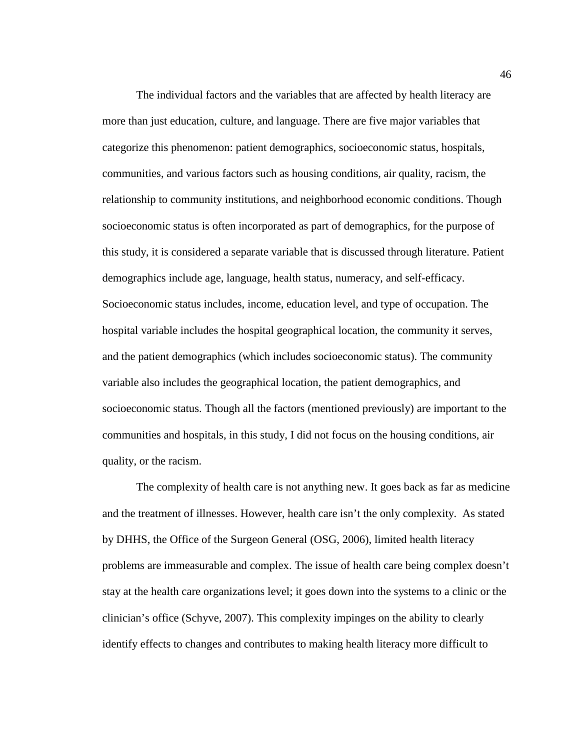The individual factors and the variables that are affected by health literacy are more than just education, culture, and language. There are five major variables that categorize this phenomenon: patient demographics, socioeconomic status, hospitals, communities, and various factors such as housing conditions, air quality, racism, the relationship to community institutions, and neighborhood economic conditions. Though socioeconomic status is often incorporated as part of demographics, for the purpose of this study, it is considered a separate variable that is discussed through literature. Patient demographics include age, language, health status, numeracy, and self-efficacy. Socioeconomic status includes, income, education level, and type of occupation. The hospital variable includes the hospital geographical location, the community it serves, and the patient demographics (which includes socioeconomic status). The community variable also includes the geographical location, the patient demographics, and socioeconomic status. Though all the factors (mentioned previously) are important to the communities and hospitals, in this study, I did not focus on the housing conditions, air quality, or the racism.

The complexity of health care is not anything new. It goes back as far as medicine and the treatment of illnesses. However, health care isn't the only complexity. As stated by DHHS, the Office of the Surgeon General (OSG, 2006), limited health literacy problems are immeasurable and complex. The issue of health care being complex doesn't stay at the health care organizations level; it goes down into the systems to a clinic or the clinician's office (Schyve, 2007). This complexity impinges on the ability to clearly identify effects to changes and contributes to making health literacy more difficult to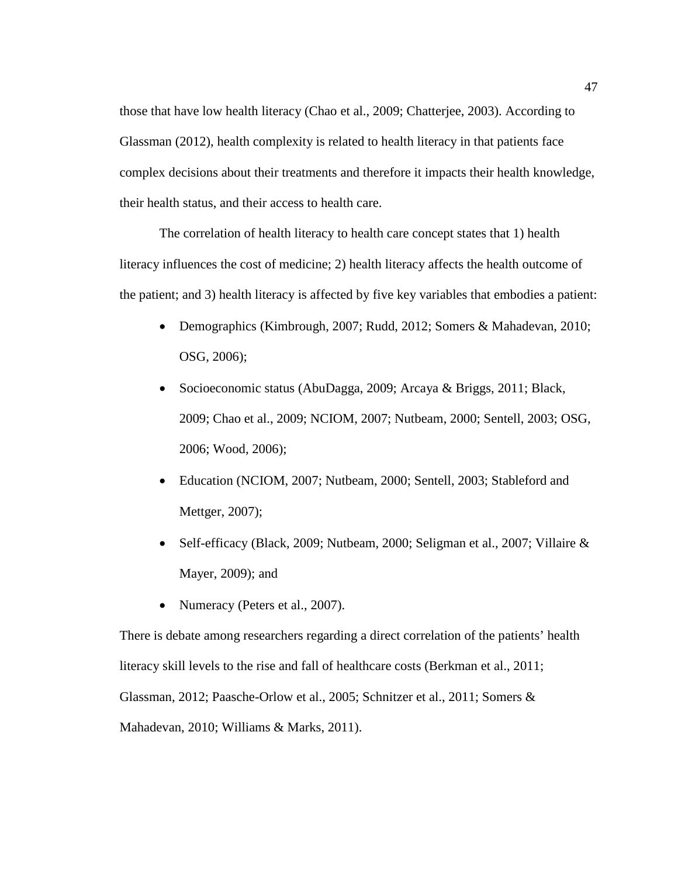those that have low health literacy (Chao et al., 2009; Chatterjee, 2003). According to Glassman (2012), health complexity is related to health literacy in that patients face complex decisions about their treatments and therefore it impacts their health knowledge, their health status, and their access to health care.

The correlation of health literacy to health care concept states that 1) health literacy influences the cost of medicine; 2) health literacy affects the health outcome of the patient; and 3) health literacy is affected by five key variables that embodies a patient:

- Demographics (Kimbrough, 2007; Rudd, 2012; Somers & Mahadevan, 2010; OSG, 2006);
- Socioeconomic status (AbuDagga, 2009; Arcaya & Briggs, 2011; Black, 2009; Chao et al., 2009; NCIOM, 2007; Nutbeam, 2000; Sentell, 2003; OSG, 2006; Wood, 2006);
- Education (NCIOM, 2007; Nutbeam, 2000; Sentell, 2003; Stableford and Mettger, 2007);
- Self-efficacy (Black, 2009; Nutbeam, 2000; Seligman et al., 2007; Villaire & Mayer, 2009); and
- Numeracy (Peters et al., 2007).

There is debate among researchers regarding a direct correlation of the patients' health literacy skill levels to the rise and fall of healthcare costs (Berkman et al., 2011; Glassman, 2012; Paasche-Orlow et al., 2005; Schnitzer et al., 2011; Somers & Mahadevan, 2010; Williams & Marks, 2011).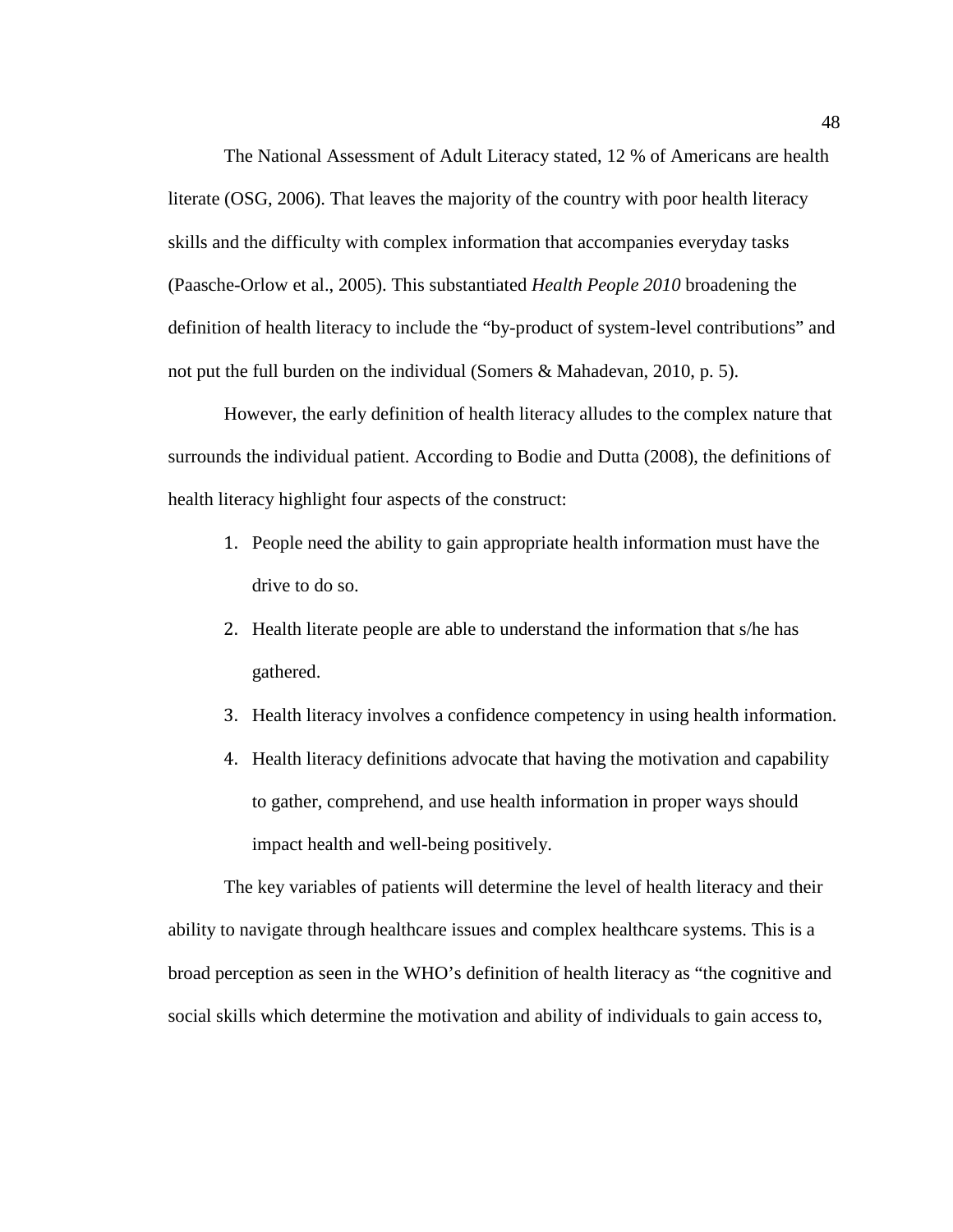The National Assessment of Adult Literacy stated, 12 % of Americans are health literate (OSG, 2006). That leaves the majority of the country with poor health literacy skills and the difficulty with complex information that accompanies everyday tasks (Paasche-Orlow et al., 2005). This substantiated *Health People 2010* broadening the definition of health literacy to include the "by-product of system-level contributions" and not put the full burden on the individual (Somers & Mahadevan, 2010, p. 5).

However, the early definition of health literacy alludes to the complex nature that surrounds the individual patient. According to Bodie and Dutta (2008), the definitions of health literacy highlight four aspects of the construct:

1. People need the ability to gain appropriate health information must have the drive to do so.
2. Health literate people are able to understand the information that s/he has gathered.
3. Health literacy involves a confidence competency in using health information.
4. Health literacy definitions advocate that having the motivation and capability to gather, comprehend, and use health information in proper ways should impact health and well-being positively.

The key variables of patients will determine the level of health literacy and their ability to navigate through healthcare issues and complex healthcare systems. This is a broad perception as seen in the WHO's definition of health literacy as "the cognitive and social skills which determine the motivation and ability of individuals to gain access to,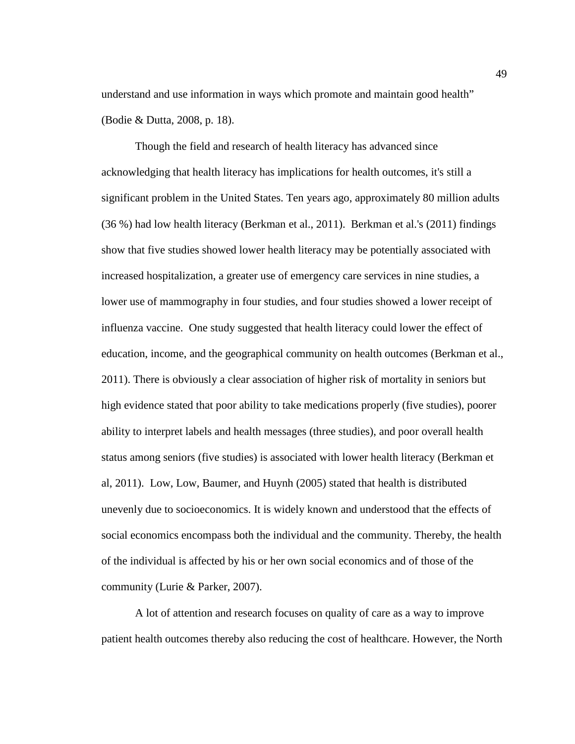understand and use information in ways which promote and maintain good health" (Bodie & Dutta, 2008, p. 18).

Though the field and research of health literacy has advanced since acknowledging that health literacy has implications for health outcomes, it's still a significant problem in the United States. Ten years ago, approximately 80 million adults (36 %) had low health literacy (Berkman et al., 2011). Berkman et al.'s (2011) findings show that five studies showed lower health literacy may be potentially associated with increased hospitalization, a greater use of emergency care services in nine studies, a lower use of mammography in four studies, and four studies showed a lower receipt of influenza vaccine. One study suggested that health literacy could lower the effect of education, income, and the geographical community on health outcomes (Berkman et al., 2011). There is obviously a clear association of higher risk of mortality in seniors but high evidence stated that poor ability to take medications properly (five studies), poorer ability to interpret labels and health messages (three studies), and poor overall health status among seniors (five studies) is associated with lower health literacy (Berkman et al, 2011). Low, Low, Baumer, and Huynh (2005) stated that health is distributed unevenly due to socioeconomics. It is widely known and understood that the effects of social economics encompass both the individual and the community. Thereby, the health of the individual is affected by his or her own social economics and of those of the community (Lurie & Parker, 2007).

A lot of attention and research focuses on quality of care as a way to improve patient health outcomes thereby also reducing the cost of healthcare. However, the North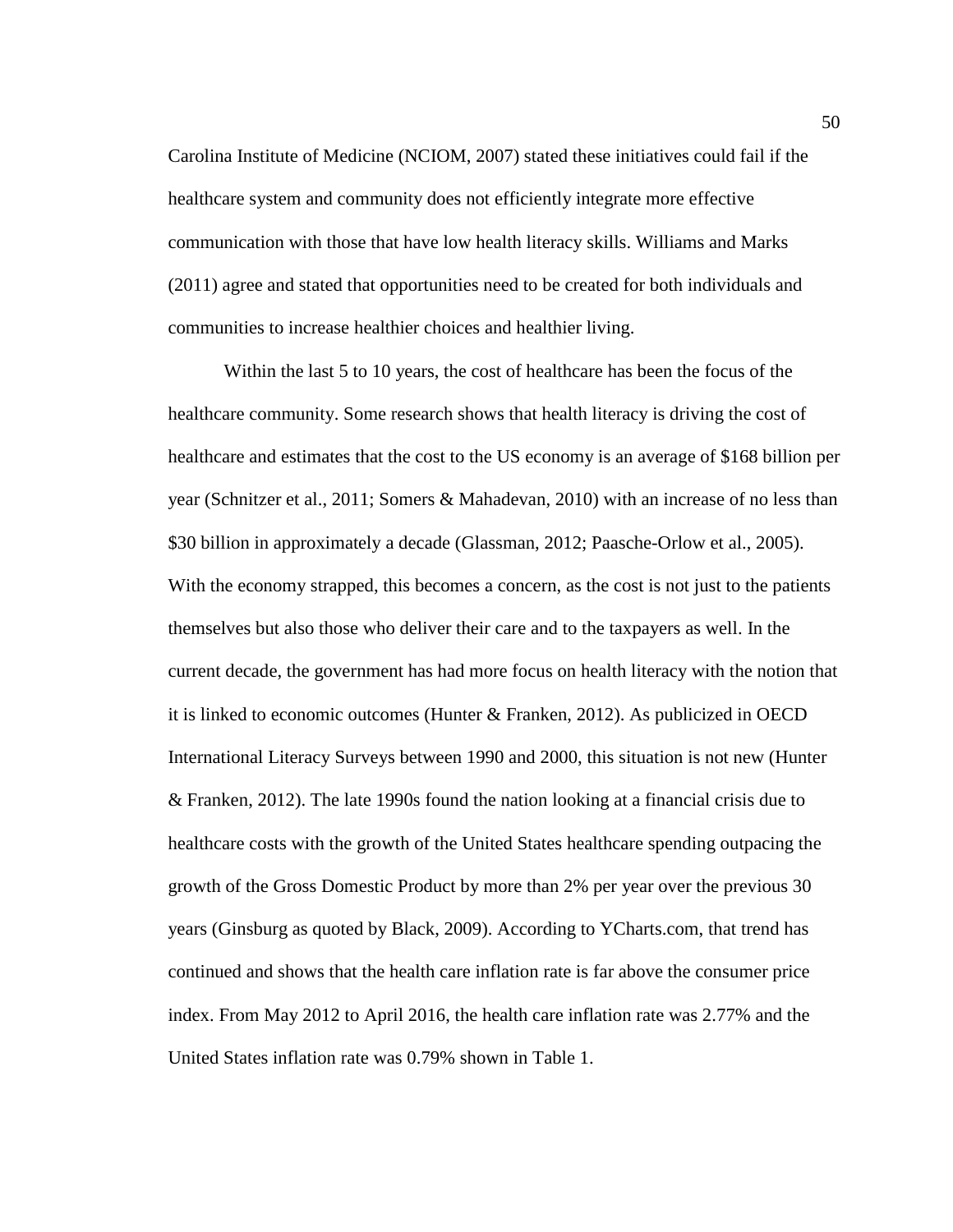Carolina Institute of Medicine (NCIOM, 2007) stated these initiatives could fail if the healthcare system and community does not efficiently integrate more effective communication with those that have low health literacy skills. Williams and Marks (2011) agree and stated that opportunities need to be created for both individuals and communities to increase healthier choices and healthier living.

Within the last 5 to 10 years, the cost of healthcare has been the focus of the healthcare community. Some research shows that health literacy is driving the cost of healthcare and estimates that the cost to the US economy is an average of $168 billion per year (Schnitzer et al., 2011; Somers & Mahadevan, 2010) with an increase of no less than $30 billion in approximately a decade (Glassman, 2012; Paasche-Orlow et al., 2005). With the economy strapped, this becomes a concern, as the cost is not just to the patients themselves but also those who deliver their care and to the taxpayers as well. In the current decade, the government has had more focus on health literacy with the notion that it is linked to economic outcomes (Hunter & Franken, 2012). As publicized in OECD International Literacy Surveys between 1990 and 2000, this situation is not new (Hunter & Franken, 2012). The late 1990s found the nation looking at a financial crisis due to healthcare costs with the growth of the United States healthcare spending outpacing the growth of the Gross Domestic Product by more than 2% per year over the previous 30 years (Ginsburg as quoted by Black, 2009). According to YCharts.com, that trend has continued and shows that the health care inflation rate is far above the consumer price index. From May 2012 to April 2016, the health care inflation rate was 2.77% and the United States inflation rate was 0.79% shown in Table 1.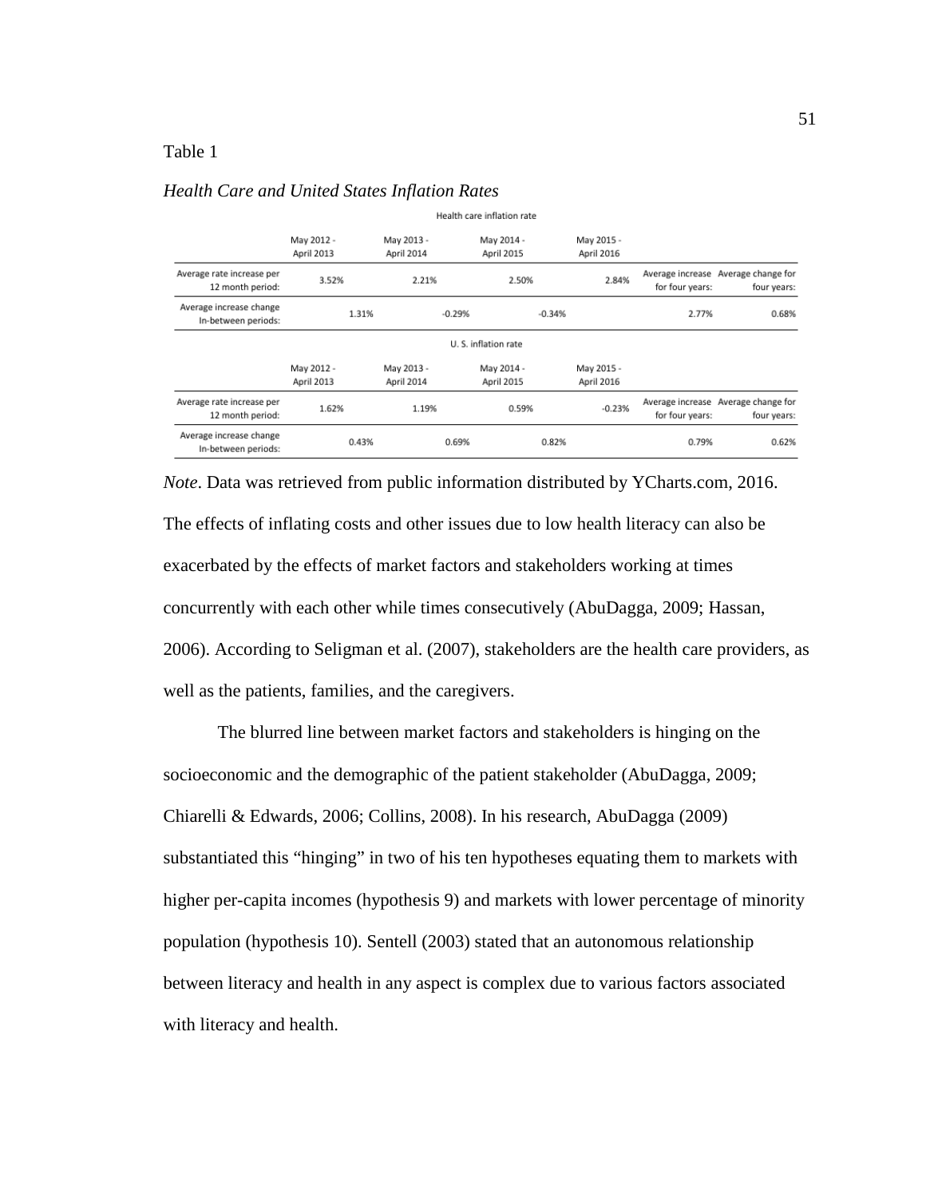Table 1

*Health Care and United States Inflation Rates*

| | Health care inflation rate | | | | | |
|---|---|---|---|---|---|---|
| | May 2012 - April 2013 | May 2013 - April 2014 | May 2014 - April 2015 | May 2015 - April 2016 | | |
| Average rate increase per 12 month period: | 3.52% | 2.21% | 2.50% | 2.84% | Average increase for four years: | Average change for four years: |
| Average increase change In-between periods: | 1.31% | -0.29% | -0.34% | | 2.77% | 0.68% |
| | **U. S. inflation rate** | | | | | |
| | May 2012 - April 2013 | May 2013 - April 2014 | May 2014 - April 2015 | May 2015 - April 2016 | | |
| Average rate increase per 12 month period: | 1.62% | 1.19% | 0.59% | -0.23% | Average increase for four years: | Average change for four years: |
| Average increase change In-between periods: | 0.43% | 0.69% | 0.82% | | 0.79% | 0.62% |

*Note*. Data was retrieved from public information distributed by YCharts.com, 2016.

The effects of inflating costs and other issues due to low health literacy can also be exacerbated by the effects of market factors and stakeholders working at times concurrently with each other while times consecutively (AbuDagga, 2009; Hassan, 2006). According to Seligman et al. (2007), stakeholders are the health care providers, as well as the patients, families, and the caregivers.

The blurred line between market factors and stakeholders is hinging on the socioeconomic and the demographic of the patient stakeholder (AbuDagga, 2009; Chiarelli & Edwards, 2006; Collins, 2008). In his research, AbuDagga (2009) substantiated this "hinging" in two of his ten hypotheses equating them to markets with higher per-capita incomes (hypothesis 9) and markets with lower percentage of minority population (hypothesis 10). Sentell (2003) stated that an autonomous relationship between literacy and health in any aspect is complex due to various factors associated with literacy and health.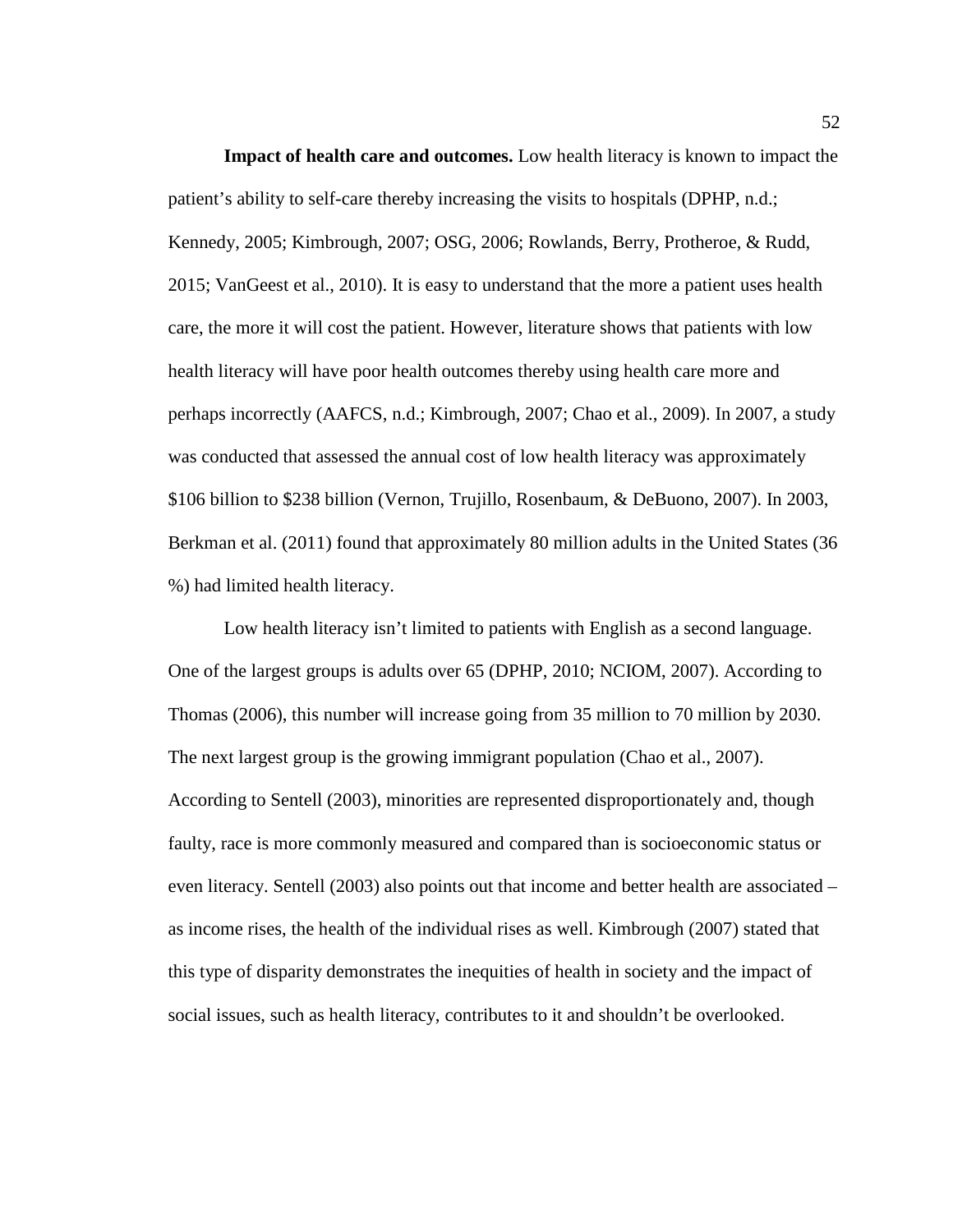**Impact of health care and outcomes.** Low health literacy is known to impact the patient's ability to self-care thereby increasing the visits to hospitals (DPHP, n.d.; Kennedy, 2005; Kimbrough, 2007; OSG, 2006; Rowlands, Berry, Protheroe, & Rudd, 2015; VanGeest et al., 2010). It is easy to understand that the more a patient uses health care, the more it will cost the patient. However, literature shows that patients with low health literacy will have poor health outcomes thereby using health care more and perhaps incorrectly (AAFCS, n.d.; Kimbrough, 2007; Chao et al., 2009). In 2007, a study was conducted that assessed the annual cost of low health literacy was approximately $106 billion to $238 billion (Vernon, Trujillo, Rosenbaum, & DeBuono, 2007). In 2003, Berkman et al. (2011) found that approximately 80 million adults in the United States (36 %) had limited health literacy.

Low health literacy isn't limited to patients with English as a second language. One of the largest groups is adults over 65 (DPHP, 2010; NCIOM, 2007). According to Thomas (2006), this number will increase going from 35 million to 70 million by 2030. The next largest group is the growing immigrant population (Chao et al., 2007). According to Sentell (2003), minorities are represented disproportionately and, though faulty, race is more commonly measured and compared than is socioeconomic status or even literacy. Sentell (2003) also points out that income and better health are associated – as income rises, the health of the individual rises as well. Kimbrough (2007) stated that this type of disparity demonstrates the inequities of health in society and the impact of social issues, such as health literacy, contributes to it and shouldn't be overlooked.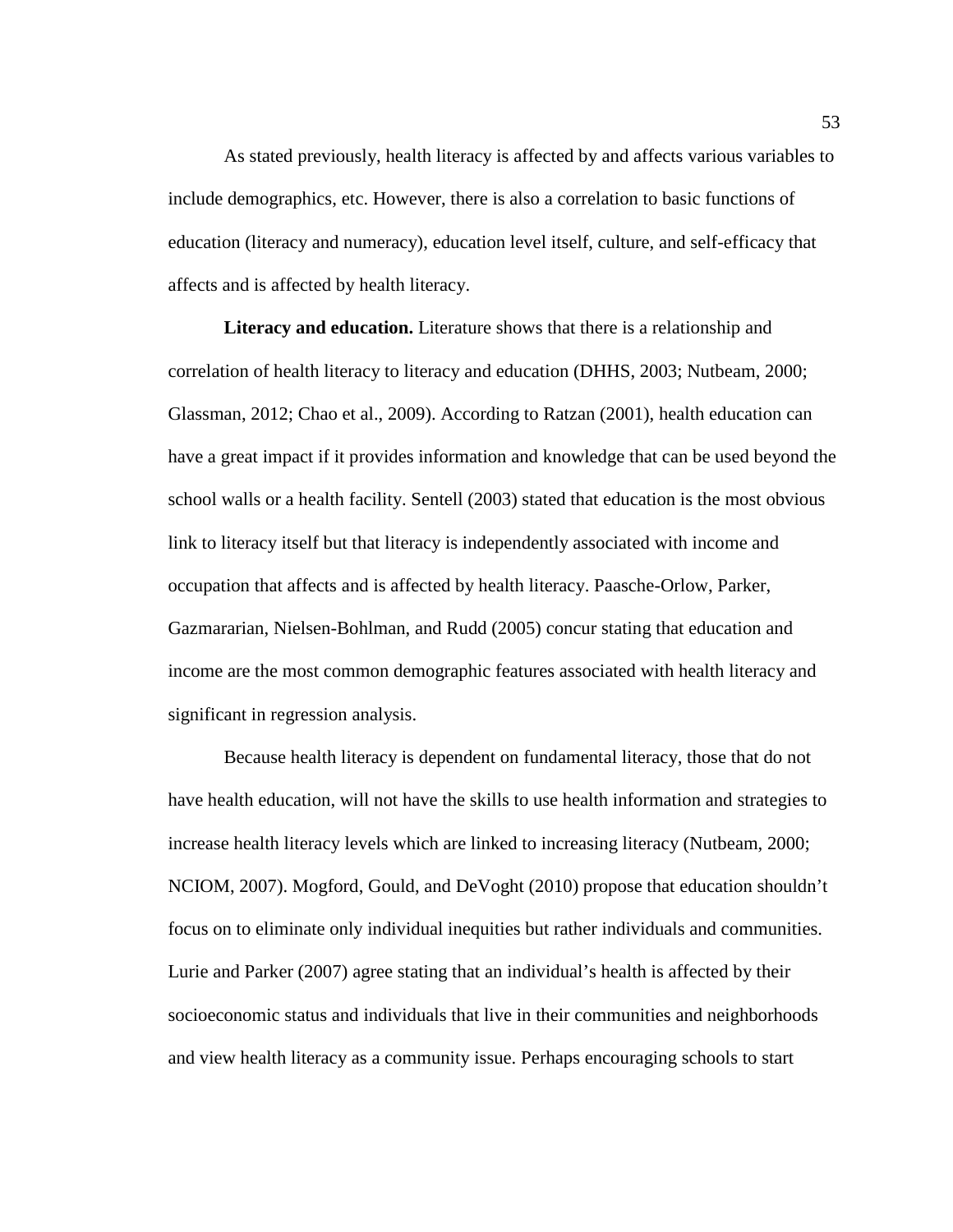As stated previously, health literacy is affected by and affects various variables to include demographics, etc. However, there is also a correlation to basic functions of education (literacy and numeracy), education level itself, culture, and self-efficacy that affects and is affected by health literacy.

**Literacy and education.** Literature shows that there is a relationship and correlation of health literacy to literacy and education (DHHS, 2003; Nutbeam, 2000; Glassman, 2012; Chao et al., 2009). According to Ratzan (2001), health education can have a great impact if it provides information and knowledge that can be used beyond the school walls or a health facility. Sentell (2003) stated that education is the most obvious link to literacy itself but that literacy is independently associated with income and occupation that affects and is affected by health literacy. Paasche-Orlow, Parker, Gazmararian, Nielsen-Bohlman, and Rudd (2005) concur stating that education and income are the most common demographic features associated with health literacy and significant in regression analysis.

Because health literacy is dependent on fundamental literacy, those that do not have health education, will not have the skills to use health information and strategies to increase health literacy levels which are linked to increasing literacy (Nutbeam, 2000; NCIOM, 2007). Mogford, Gould, and DeVoght (2010) propose that education shouldn't focus on to eliminate only individual inequities but rather individuals and communities. Lurie and Parker (2007) agree stating that an individual's health is affected by their socioeconomic status and individuals that live in their communities and neighborhoods and view health literacy as a community issue. Perhaps encouraging schools to start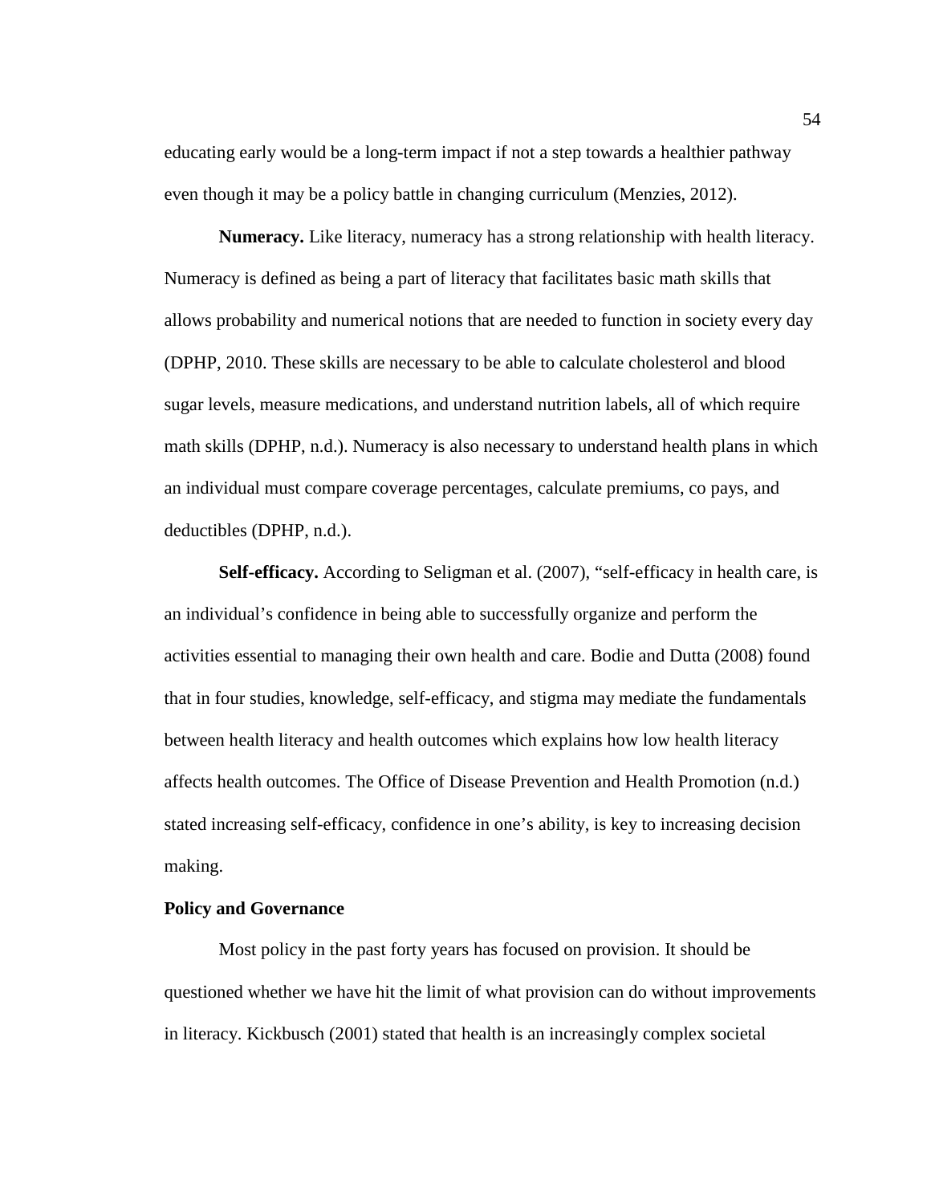educating early would be a long-term impact if not a step towards a healthier pathway even though it may be a policy battle in changing curriculum (Menzies, 2012).

**Numeracy.** Like literacy, numeracy has a strong relationship with health literacy. Numeracy is defined as being a part of literacy that facilitates basic math skills that allows probability and numerical notions that are needed to function in society every day (DPHP, 2010. These skills are necessary to be able to calculate cholesterol and blood sugar levels, measure medications, and understand nutrition labels, all of which require math skills (DPHP, n.d.). Numeracy is also necessary to understand health plans in which an individual must compare coverage percentages, calculate premiums, co pays, and deductibles (DPHP, n.d.).

**Self-efficacy.** According to Seligman et al. (2007), "self-efficacy in health care, is an individual's confidence in being able to successfully organize and perform the activities essential to managing their own health and care. Bodie and Dutta (2008) found that in four studies, knowledge, self-efficacy, and stigma may mediate the fundamentals between health literacy and health outcomes which explains how low health literacy affects health outcomes. The Office of Disease Prevention and Health Promotion (n.d.) stated increasing self-efficacy, confidence in one's ability, is key to increasing decision making.

## Policy and Governance

Most policy in the past forty years has focused on provision. It should be questioned whether we have hit the limit of what provision can do without improvements in literacy. Kickbusch (2001) stated that health is an increasingly complex societal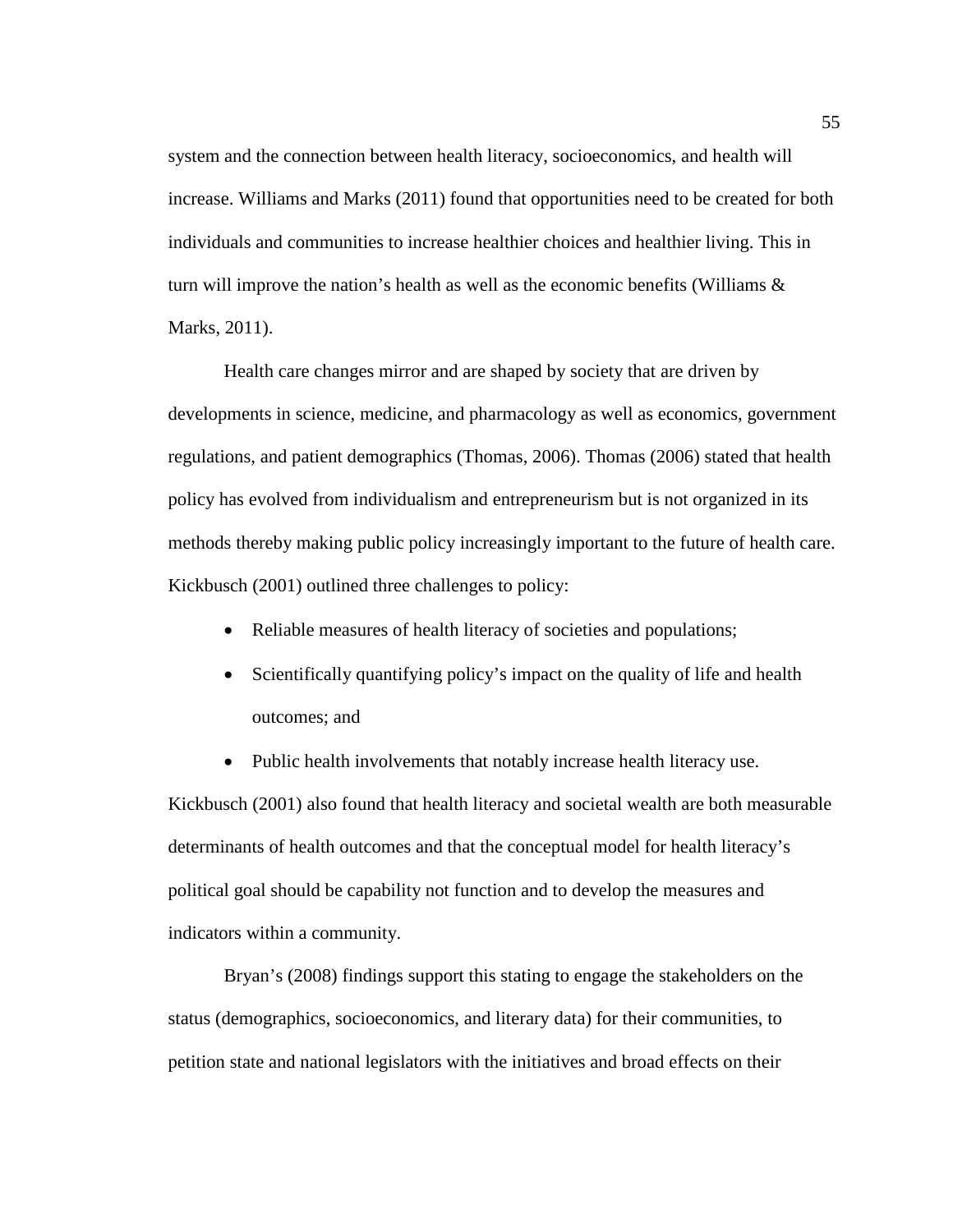system and the connection between health literacy, socioeconomics, and health will increase. Williams and Marks (2011) found that opportunities need to be created for both individuals and communities to increase healthier choices and healthier living. This in turn will improve the nation's health as well as the economic benefits (Williams & Marks, 2011).

Health care changes mirror and are shaped by society that are driven by developments in science, medicine, and pharmacology as well as economics, government regulations, and patient demographics (Thomas, 2006). Thomas (2006) stated that health policy has evolved from individualism and entrepreneurism but is not organized in its methods thereby making public policy increasingly important to the future of health care. Kickbusch (2001) outlined three challenges to policy:

- Reliable measures of health literacy of societies and populations;
- Scientifically quantifying policy's impact on the quality of life and health outcomes; and
- Public health involvements that notably increase health literacy use.

Kickbusch (2001) also found that health literacy and societal wealth are both measurable determinants of health outcomes and that the conceptual model for health literacy's political goal should be capability not function and to develop the measures and indicators within a community.

Bryan's (2008) findings support this stating to engage the stakeholders on the status (demographics, socioeconomics, and literary data) for their communities, to petition state and national legislators with the initiatives and broad effects on their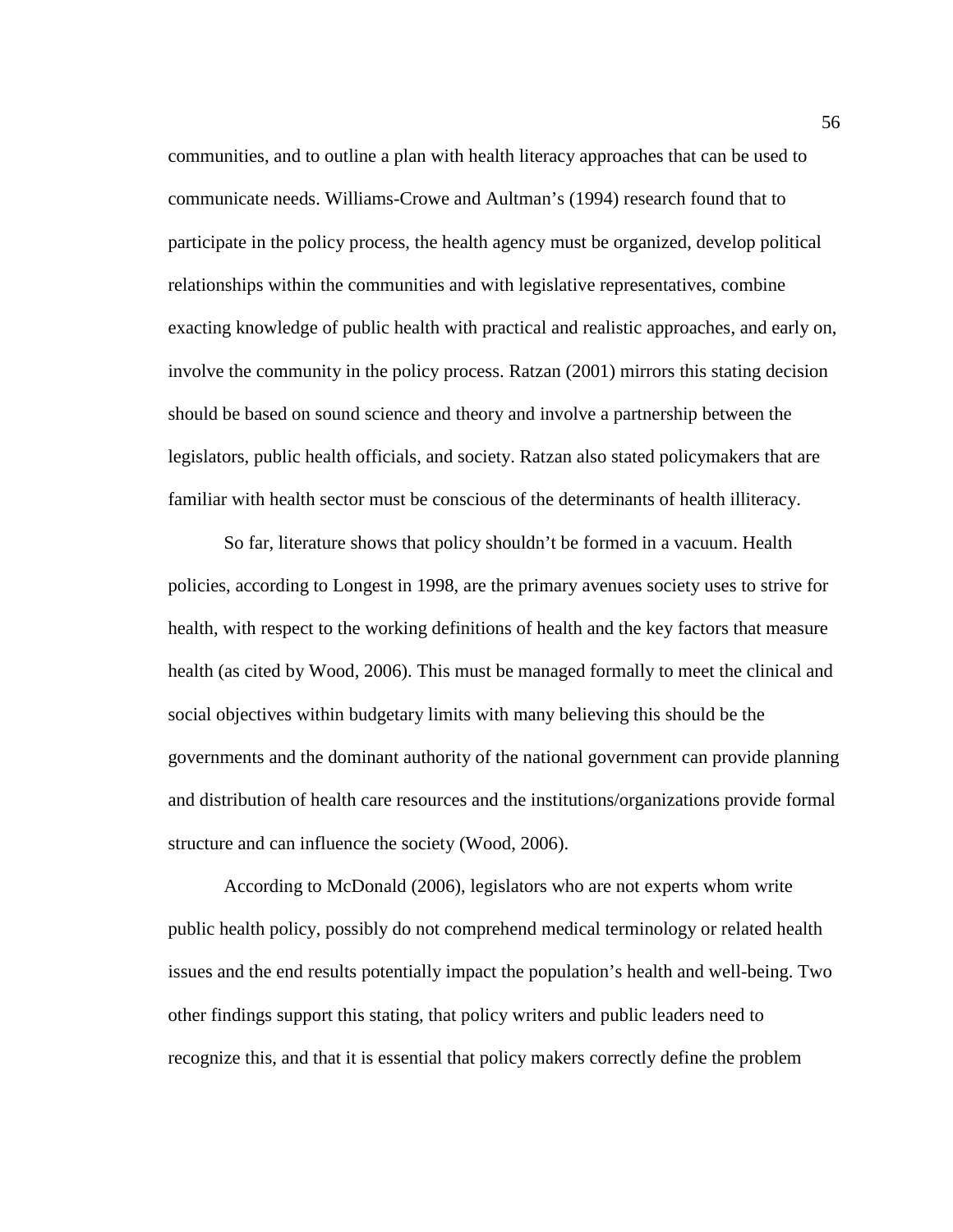communities, and to outline a plan with health literacy approaches that can be used to communicate needs. Williams-Crowe and Aultman's (1994) research found that to participate in the policy process, the health agency must be organized, develop political relationships within the communities and with legislative representatives, combine exacting knowledge of public health with practical and realistic approaches, and early on, involve the community in the policy process. Ratzan (2001) mirrors this stating decision should be based on sound science and theory and involve a partnership between the legislators, public health officials, and society. Ratzan also stated policymakers that are familiar with health sector must be conscious of the determinants of health illiteracy.

So far, literature shows that policy shouldn't be formed in a vacuum. Health policies, according to Longest in 1998, are the primary avenues society uses to strive for health, with respect to the working definitions of health and the key factors that measure health (as cited by Wood, 2006). This must be managed formally to meet the clinical and social objectives within budgetary limits with many believing this should be the governments and the dominant authority of the national government can provide planning and distribution of health care resources and the institutions/organizations provide formal structure and can influence the society (Wood, 2006).

According to McDonald (2006), legislators who are not experts whom write public health policy, possibly do not comprehend medical terminology or related health issues and the end results potentially impact the population's health and well-being. Two other findings support this stating, that policy writers and public leaders need to recognize this, and that it is essential that policy makers correctly define the problem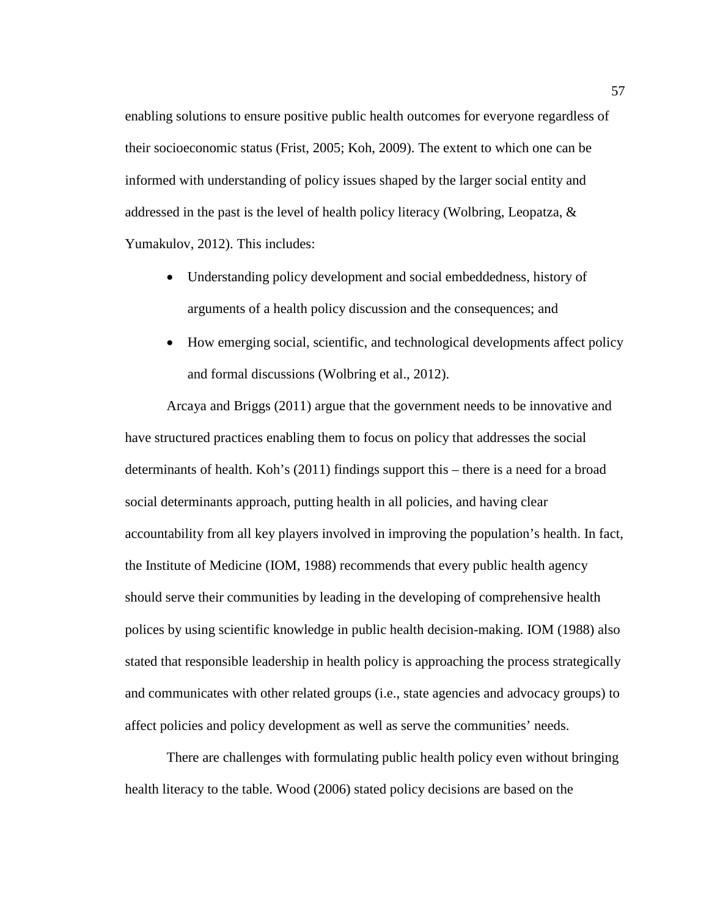enabling solutions to ensure positive public health outcomes for everyone regardless of their socioeconomic status (Frist, 2005; Koh, 2009). The extent to which one can be informed with understanding of policy issues shaped by the larger social entity and addressed in the past is the level of health policy literacy (Wolbring, Leopatza, & Yumakulov, 2012). This includes:

- Understanding policy development and social embeddedness, history of arguments of a health policy discussion and the consequences; and
- How emerging social, scientific, and technological developments affect policy and formal discussions (Wolbring et al., 2012).

Arcaya and Briggs (2011) argue that the government needs to be innovative and have structured practices enabling them to focus on policy that addresses the social determinants of health. Koh's (2011) findings support this – there is a need for a broad social determinants approach, putting health in all policies, and having clear accountability from all key players involved in improving the population's health. In fact, the Institute of Medicine (IOM, 1988) recommends that every public health agency should serve their communities by leading in the developing of comprehensive health polices by using scientific knowledge in public health decision-making. IOM (1988) also stated that responsible leadership in health policy is approaching the process strategically and communicates with other related groups (i.e., state agencies and advocacy groups) to affect policies and policy development as well as serve the communities' needs.

There are challenges with formulating public health policy even without bringing health literacy to the table. Wood (2006) stated policy decisions are based on the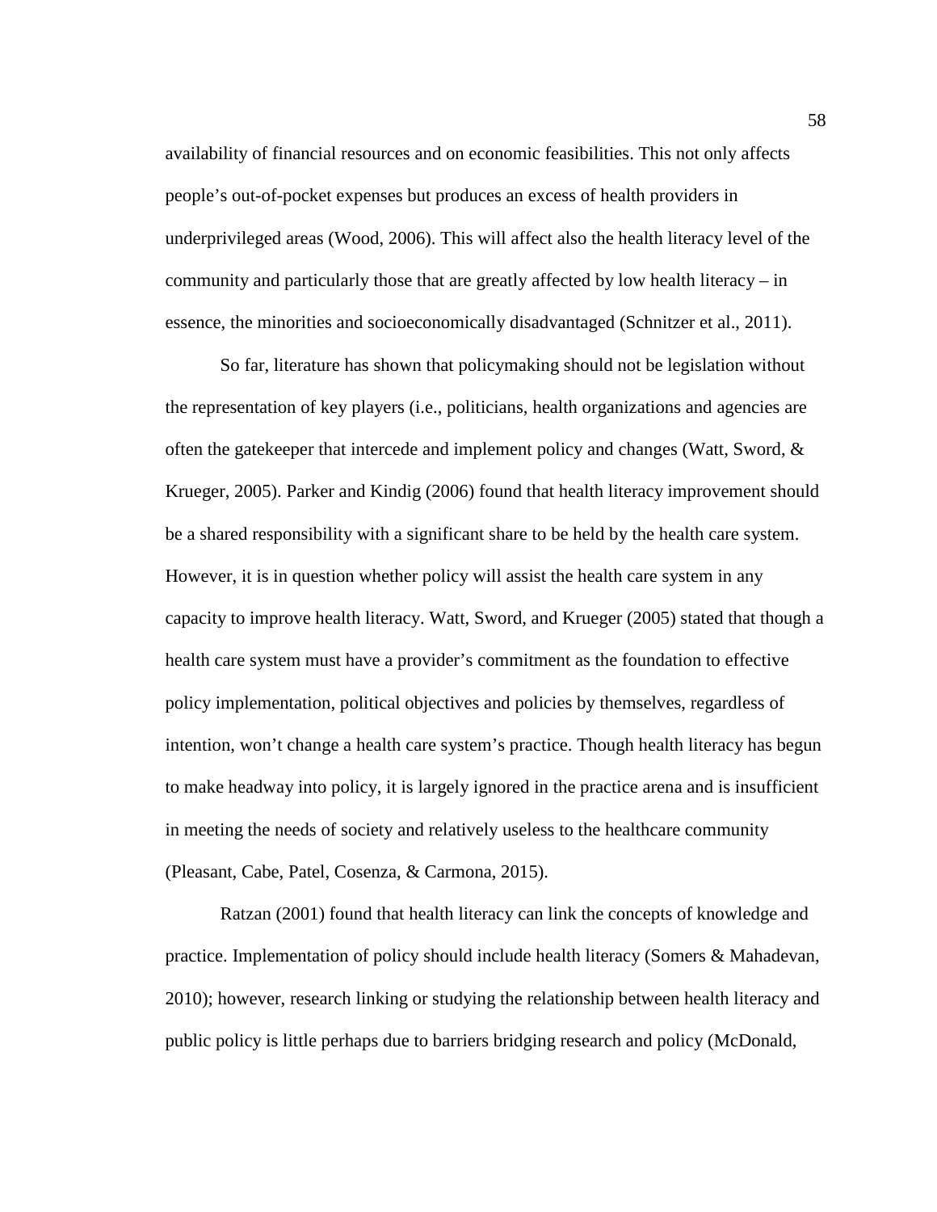availability of financial resources and on economic feasibilities. This not only affects people's out-of-pocket expenses but produces an excess of health providers in underprivileged areas (Wood, 2006). This will affect also the health literacy level of the community and particularly those that are greatly affected by low health literacy – in essence, the minorities and socioeconomically disadvantaged (Schnitzer et al., 2011).

So far, literature has shown that policymaking should not be legislation without the representation of key players (i.e., politicians, health organizations and agencies are often the gatekeeper that intercede and implement policy and changes (Watt, Sword, & Krueger, 2005). Parker and Kindig (2006) found that health literacy improvement should be a shared responsibility with a significant share to be held by the health care system. However, it is in question whether policy will assist the health care system in any capacity to improve health literacy. Watt, Sword, and Krueger (2005) stated that though a health care system must have a provider's commitment as the foundation to effective policy implementation, political objectives and policies by themselves, regardless of intention, won't change a health care system's practice. Though health literacy has begun to make headway into policy, it is largely ignored in the practice arena and is insufficient in meeting the needs of society and relatively useless to the healthcare community (Pleasant, Cabe, Patel, Cosenza, & Carmona, 2015).

Ratzan (2001) found that health literacy can link the concepts of knowledge and practice. Implementation of policy should include health literacy (Somers & Mahadevan, 2010); however, research linking or studying the relationship between health literacy and public policy is little perhaps due to barriers bridging research and policy (McDonald,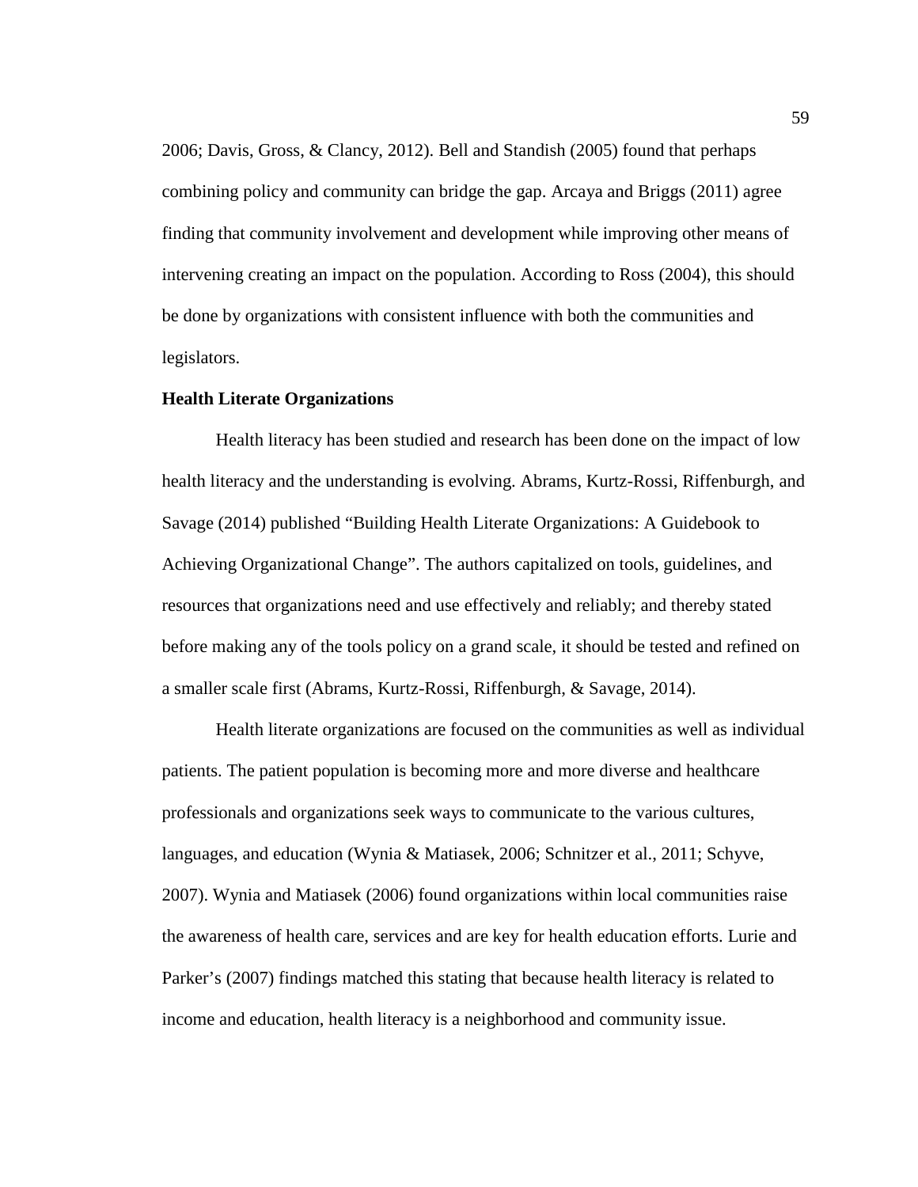2006; Davis, Gross, & Clancy, 2012). Bell and Standish (2005) found that perhaps combining policy and community can bridge the gap. Arcaya and Briggs (2011) agree finding that community involvement and development while improving other means of intervening creating an impact on the population. According to Ross (2004), this should be done by organizations with consistent influence with both the communities and legislators.

**Health Literate Organizations**

Health literacy has been studied and research has been done on the impact of low health literacy and the understanding is evolving. Abrams, Kurtz-Rossi, Riffenburgh, and Savage (2014) published "Building Health Literate Organizations: A Guidebook to Achieving Organizational Change". The authors capitalized on tools, guidelines, and resources that organizations need and use effectively and reliably; and thereby stated before making any of the tools policy on a grand scale, it should be tested and refined on a smaller scale first (Abrams, Kurtz-Rossi, Riffenburgh, & Savage, 2014).

Health literate organizations are focused on the communities as well as individual patients. The patient population is becoming more and more diverse and healthcare professionals and organizations seek ways to communicate to the various cultures, languages, and education (Wynia & Matiasek, 2006; Schnitzer et al., 2011; Schyve, 2007). Wynia and Matiasek (2006) found organizations within local communities raise the awareness of health care, services and are key for health education efforts. Lurie and Parker's (2007) findings matched this stating that because health literacy is related to income and education, health literacy is a neighborhood and community issue.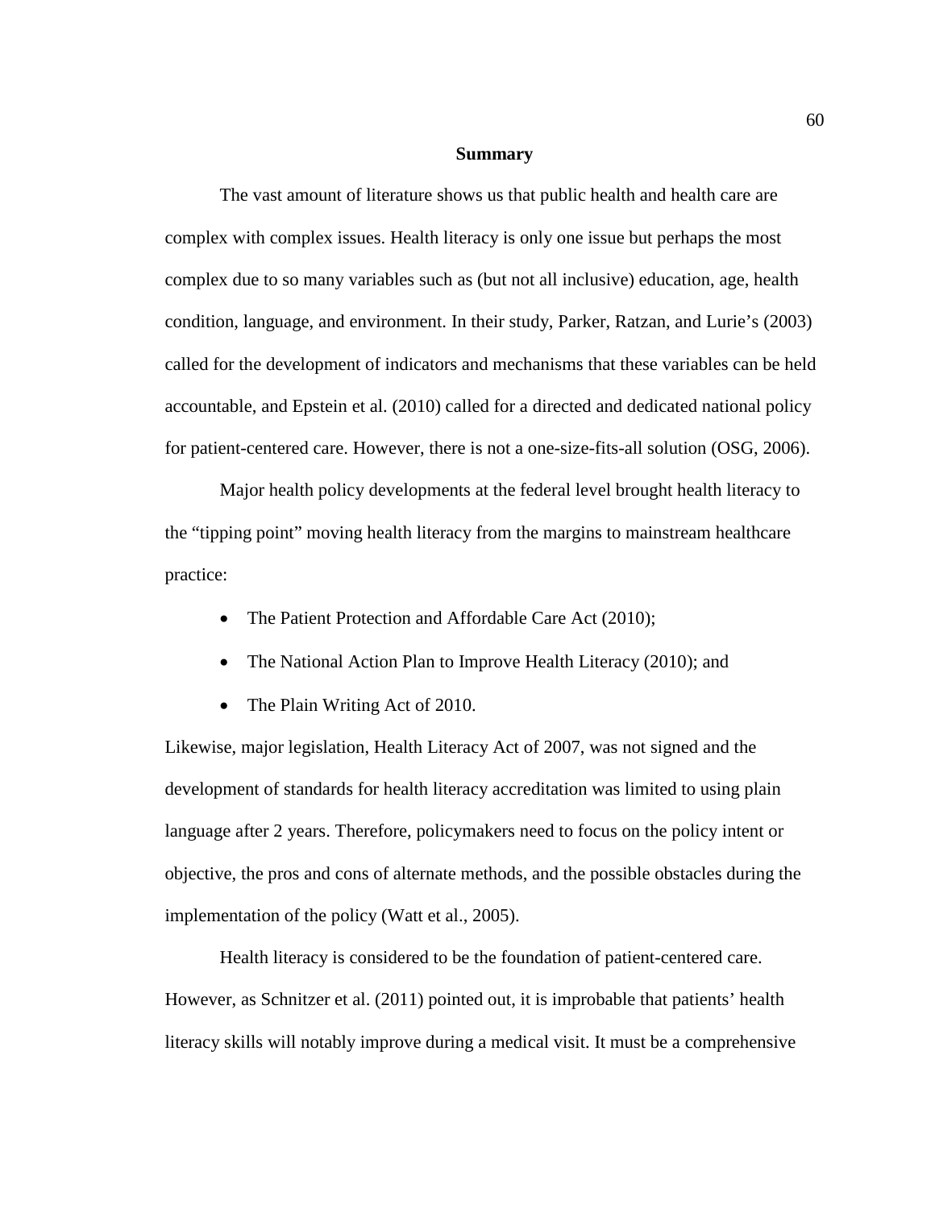## Summary

The vast amount of literature shows us that public health and health care are complex with complex issues. Health literacy is only one issue but perhaps the most complex due to so many variables such as (but not all inclusive) education, age, health condition, language, and environment. In their study, Parker, Ratzan, and Lurie's (2003) called for the development of indicators and mechanisms that these variables can be held accountable, and Epstein et al. (2010) called for a directed and dedicated national policy for patient-centered care. However, there is not a one-size-fits-all solution (OSG, 2006).

Major health policy developments at the federal level brought health literacy to the "tipping point" moving health literacy from the margins to mainstream healthcare practice:

- The Patient Protection and Affordable Care Act (2010);
- The National Action Plan to Improve Health Literacy (2010); and
- The Plain Writing Act of 2010.

Likewise, major legislation, Health Literacy Act of 2007, was not signed and the development of standards for health literacy accreditation was limited to using plain language after 2 years. Therefore, policymakers need to focus on the policy intent or objective, the pros and cons of alternate methods, and the possible obstacles during the implementation of the policy (Watt et al., 2005).

Health literacy is considered to be the foundation of patient-centered care. However, as Schnitzer et al. (2011) pointed out, it is improbable that patients' health literacy skills will notably improve during a medical visit. It must be a comprehensive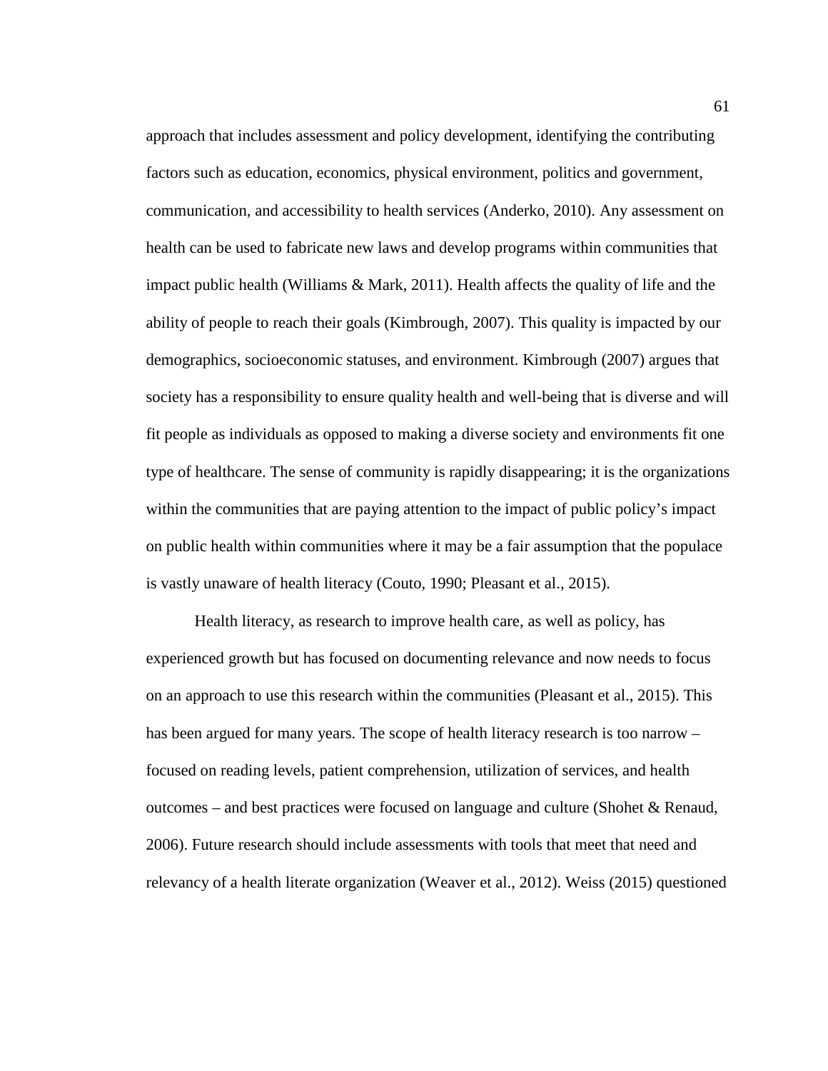approach that includes assessment and policy development, identifying the contributing factors such as education, economics, physical environment, politics and government, communication, and accessibility to health services (Anderko, 2010). Any assessment on health can be used to fabricate new laws and develop programs within communities that impact public health (Williams & Mark, 2011). Health affects the quality of life and the ability of people to reach their goals (Kimbrough, 2007). This quality is impacted by our demographics, socioeconomic statuses, and environment. Kimbrough (2007) argues that society has a responsibility to ensure quality health and well-being that is diverse and will fit people as individuals as opposed to making a diverse society and environments fit one type of healthcare. The sense of community is rapidly disappearing; it is the organizations within the communities that are paying attention to the impact of public policy's impact on public health within communities where it may be a fair assumption that the populace is vastly unaware of health literacy (Couto, 1990; Pleasant et al., 2015).

Health literacy, as research to improve health care, as well as policy, has experienced growth but has focused on documenting relevance and now needs to focus on an approach to use this research within the communities (Pleasant et al., 2015). This has been argued for many years. The scope of health literacy research is too narrow – focused on reading levels, patient comprehension, utilization of services, and health outcomes – and best practices were focused on language and culture (Shohet & Renaud, 2006). Future research should include assessments with tools that meet that need and relevancy of a health literate organization (Weaver et al., 2012). Weiss (2015) questioned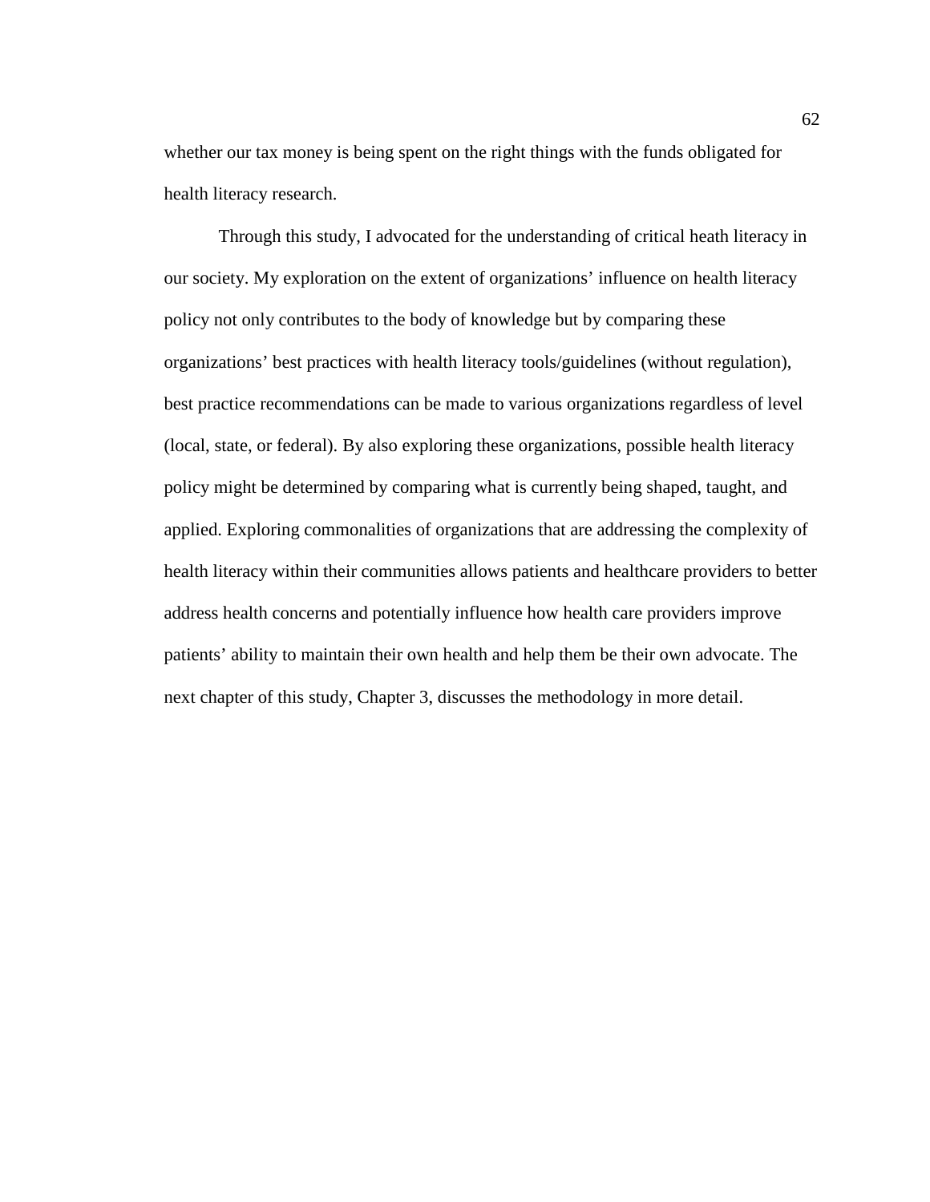whether our tax money is being spent on the right things with the funds obligated for health literacy research.

Through this study, I advocated for the understanding of critical heath literacy in our society. My exploration on the extent of organizations' influence on health literacy policy not only contributes to the body of knowledge but by comparing these organizations' best practices with health literacy tools/guidelines (without regulation), best practice recommendations can be made to various organizations regardless of level (local, state, or federal). By also exploring these organizations, possible health literacy policy might be determined by comparing what is currently being shaped, taught, and applied. Exploring commonalities of organizations that are addressing the complexity of health literacy within their communities allows patients and healthcare providers to better address health concerns and potentially influence how health care providers improve patients' ability to maintain their own health and help them be their own advocate. The next chapter of this study, Chapter 3, discusses the methodology in more detail.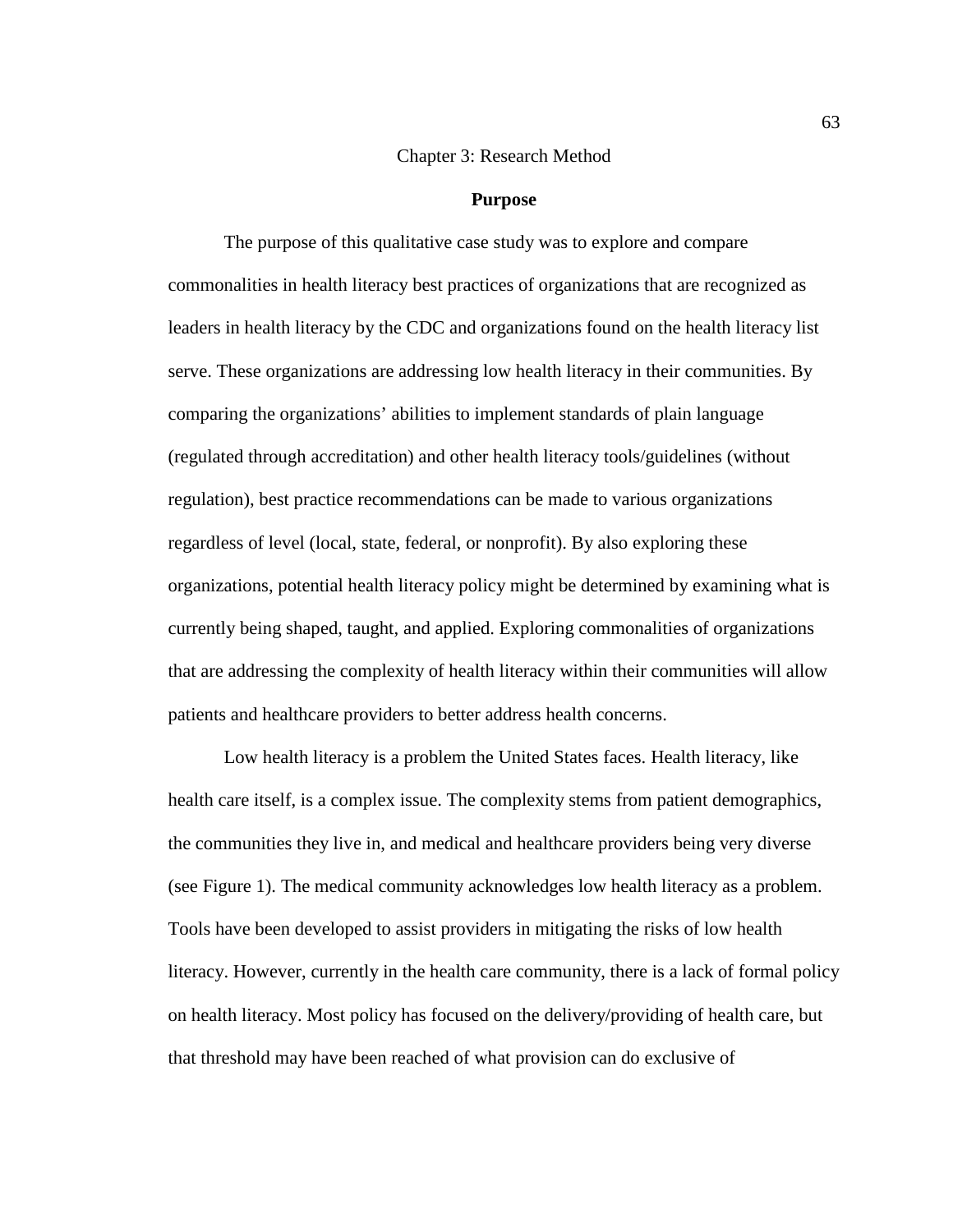# Chapter 3: Research Method

## Purpose

The purpose of this qualitative case study was to explore and compare commonalities in health literacy best practices of organizations that are recognized as leaders in health literacy by the CDC and organizations found on the health literacy list serve. These organizations are addressing low health literacy in their communities. By comparing the organizations' abilities to implement standards of plain language (regulated through accreditation) and other health literacy tools/guidelines (without regulation), best practice recommendations can be made to various organizations regardless of level (local, state, federal, or nonprofit). By also exploring these organizations, potential health literacy policy might be determined by examining what is currently being shaped, taught, and applied. Exploring commonalities of organizations that are addressing the complexity of health literacy within their communities will allow patients and healthcare providers to better address health concerns.

Low health literacy is a problem the United States faces. Health literacy, like health care itself, is a complex issue. The complexity stems from patient demographics, the communities they live in, and medical and healthcare providers being very diverse (see Figure 1). The medical community acknowledges low health literacy as a problem. Tools have been developed to assist providers in mitigating the risks of low health literacy. However, currently in the health care community, there is a lack of formal policy on health literacy. Most policy has focused on the delivery/providing of health care, but that threshold may have been reached of what provision can do exclusive of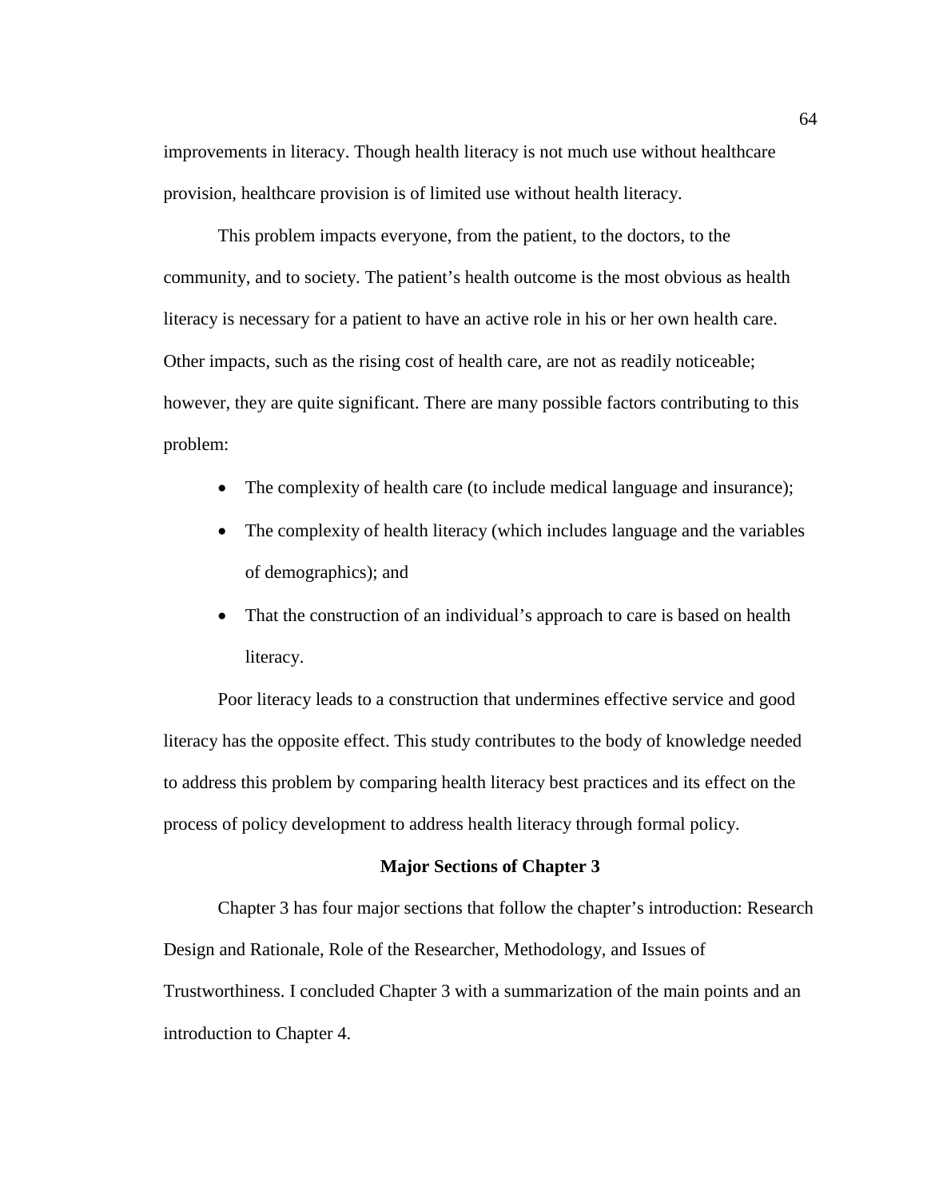improvements in literacy. Though health literacy is not much use without healthcare provision, healthcare provision is of limited use without health literacy.

This problem impacts everyone, from the patient, to the doctors, to the community, and to society. The patient's health outcome is the most obvious as health literacy is necessary for a patient to have an active role in his or her own health care. Other impacts, such as the rising cost of health care, are not as readily noticeable; however, they are quite significant. There are many possible factors contributing to this problem:

- The complexity of health care (to include medical language and insurance);
- The complexity of health literacy (which includes language and the variables of demographics); and
- That the construction of an individual's approach to care is based on health literacy.

Poor literacy leads to a construction that undermines effective service and good literacy has the opposite effect. This study contributes to the body of knowledge needed to address this problem by comparing health literacy best practices and its effect on the process of policy development to address health literacy through formal policy.

## Major Sections of Chapter 3

Chapter 3 has four major sections that follow the chapter's introduction: Research Design and Rationale, Role of the Researcher, Methodology, and Issues of Trustworthiness. I concluded Chapter 3 with a summarization of the main points and an introduction to Chapter 4.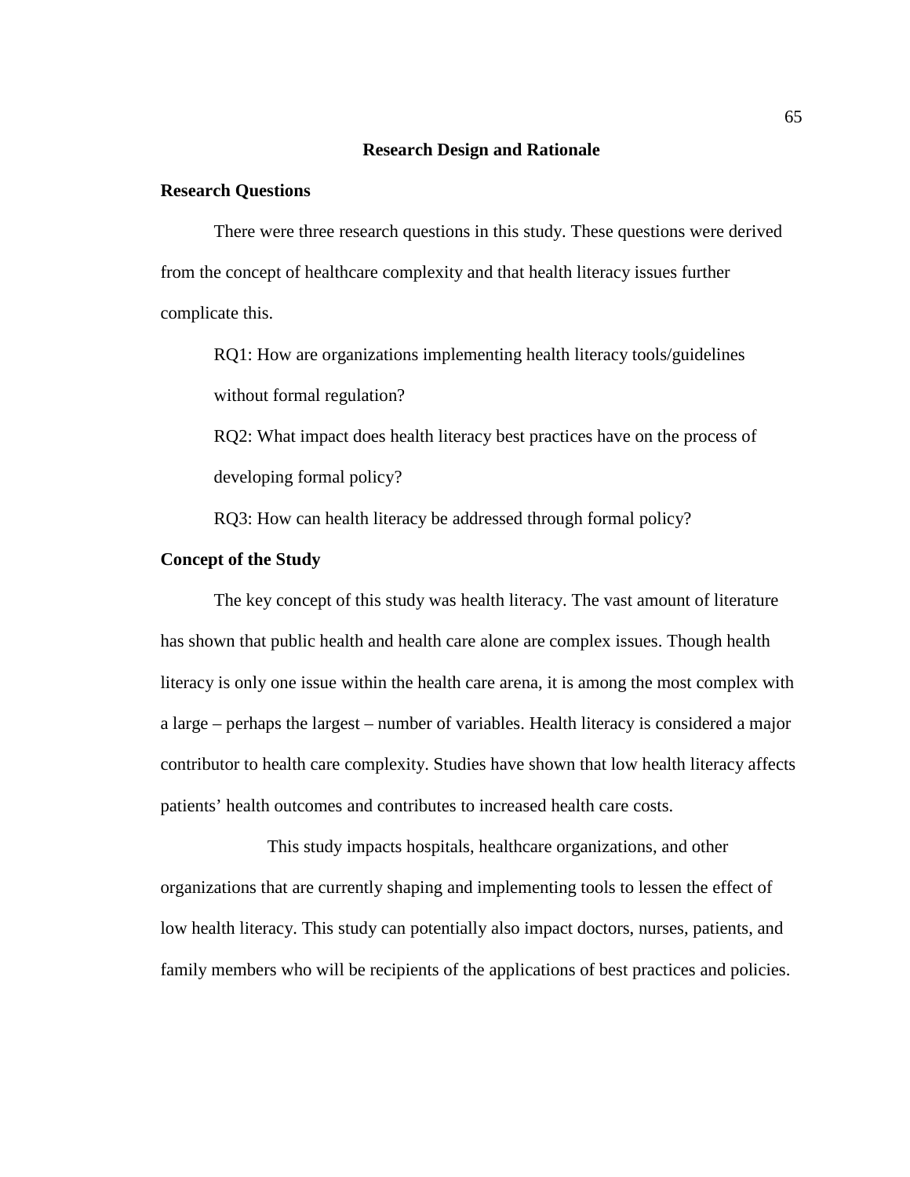## Research Design and Rationale

### Research Questions

There were three research questions in this study. These questions were derived from the concept of healthcare complexity and that health literacy issues further complicate this.

RQ1: How are organizations implementing health literacy tools/guidelines without formal regulation?

RQ2: What impact does health literacy best practices have on the process of developing formal policy?

RQ3: How can health literacy be addressed through formal policy?

### Concept of the Study

The key concept of this study was health literacy. The vast amount of literature has shown that public health and health care alone are complex issues. Though health literacy is only one issue within the health care arena, it is among the most complex with a large – perhaps the largest – number of variables. Health literacy is considered a major contributor to health care complexity. Studies have shown that low health literacy affects patients' health outcomes and contributes to increased health care costs.

This study impacts hospitals, healthcare organizations, and other organizations that are currently shaping and implementing tools to lessen the effect of low health literacy. This study can potentially also impact doctors, nurses, patients, and family members who will be recipients of the applications of best practices and policies.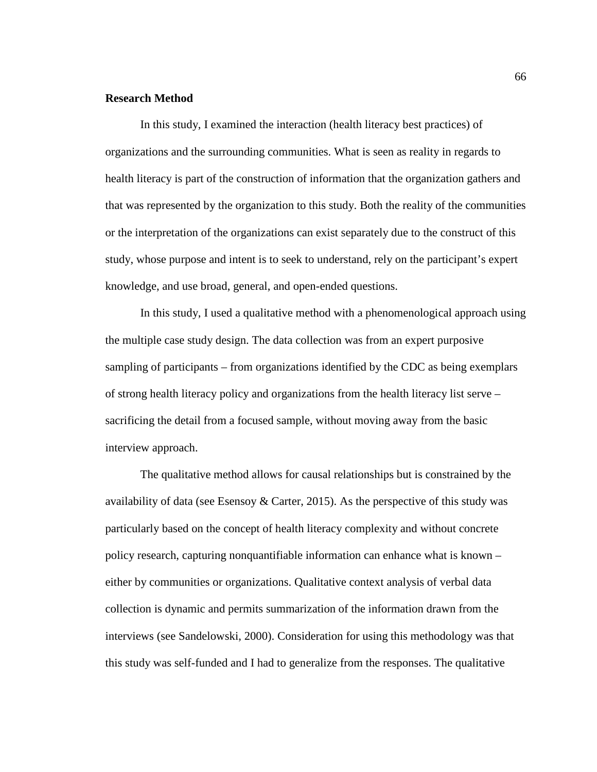**Research Method**

In this study, I examined the interaction (health literacy best practices) of organizations and the surrounding communities. What is seen as reality in regards to health literacy is part of the construction of information that the organization gathers and that was represented by the organization to this study. Both the reality of the communities or the interpretation of the organizations can exist separately due to the construct of this study, whose purpose and intent is to seek to understand, rely on the participant's expert knowledge, and use broad, general, and open-ended questions.

In this study, I used a qualitative method with a phenomenological approach using the multiple case study design. The data collection was from an expert purposive sampling of participants – from organizations identified by the CDC as being exemplars of strong health literacy policy and organizations from the health literacy list serve – sacrificing the detail from a focused sample, without moving away from the basic interview approach.

The qualitative method allows for causal relationships but is constrained by the availability of data (see Esensoy & Carter, 2015). As the perspective of this study was particularly based on the concept of health literacy complexity and without concrete policy research, capturing nonquantifiable information can enhance what is known – either by communities or organizations. Qualitative context analysis of verbal data collection is dynamic and permits summarization of the information drawn from the interviews (see Sandelowski, 2000). Consideration for using this methodology was that this study was self-funded and I had to generalize from the responses. The qualitative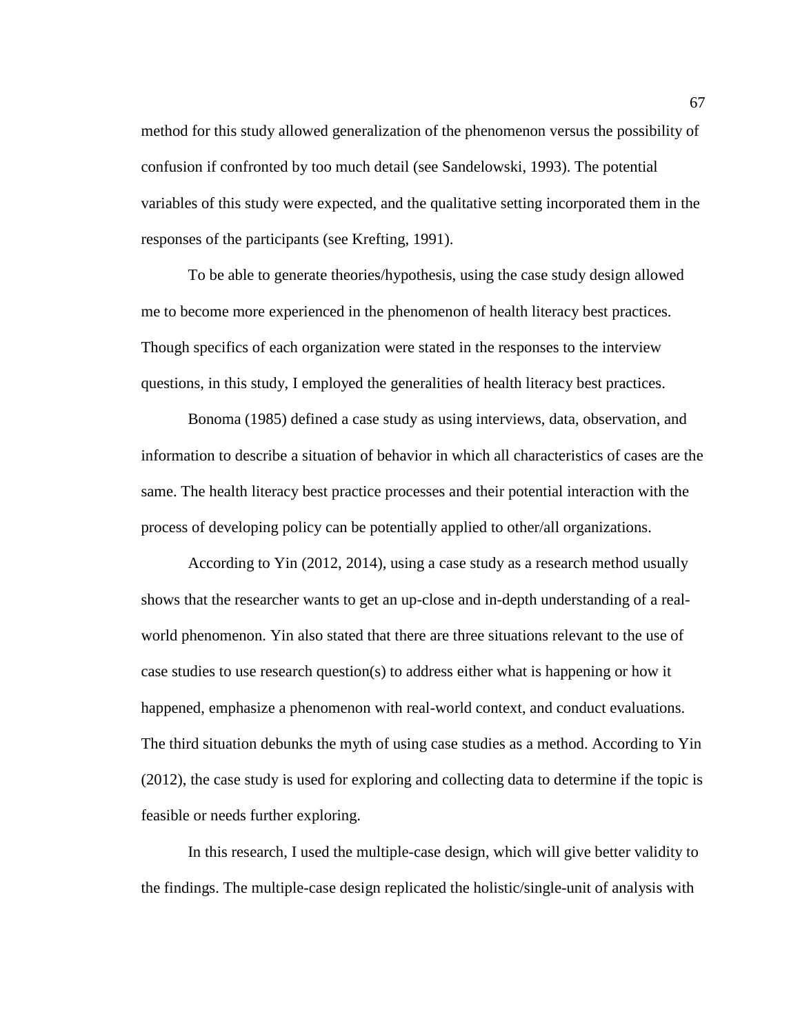method for this study allowed generalization of the phenomenon versus the possibility of confusion if confronted by too much detail (see Sandelowski, 1993). The potential variables of this study were expected, and the qualitative setting incorporated them in the responses of the participants (see Krefting, 1991).

To be able to generate theories/hypothesis, using the case study design allowed me to become more experienced in the phenomenon of health literacy best practices. Though specifics of each organization were stated in the responses to the interview questions, in this study, I employed the generalities of health literacy best practices.

Bonoma (1985) defined a case study as using interviews, data, observation, and information to describe a situation of behavior in which all characteristics of cases are the same. The health literacy best practice processes and their potential interaction with the process of developing policy can be potentially applied to other/all organizations.

According to Yin (2012, 2014), using a case study as a research method usually shows that the researcher wants to get an up-close and in-depth understanding of a real-world phenomenon. Yin also stated that there are three situations relevant to the use of case studies to use research question(s) to address either what is happening or how it happened, emphasize a phenomenon with real-world context, and conduct evaluations. The third situation debunks the myth of using case studies as a method. According to Yin (2012), the case study is used for exploring and collecting data to determine if the topic is feasible or needs further exploring.

In this research, I used the multiple-case design, which will give better validity to the findings. The multiple-case design replicated the holistic/single-unit of analysis with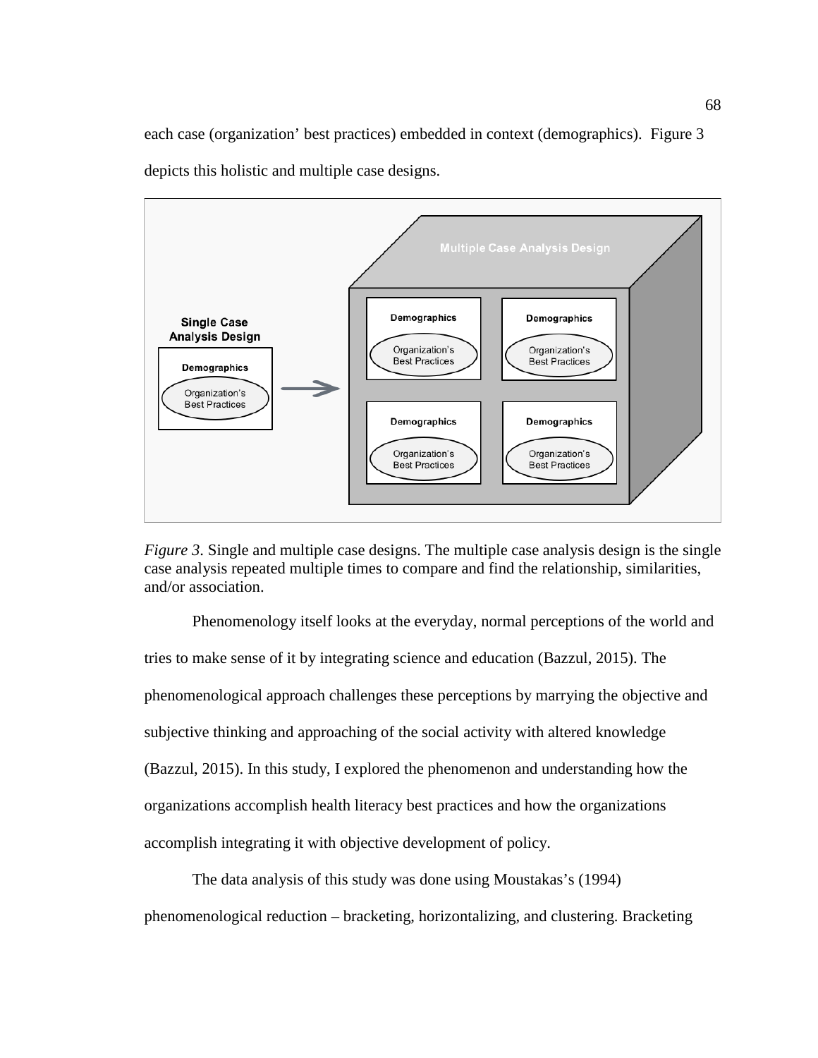each case (organization' best practices) embedded in context (demographics). Figure 3 depicts this holistic and multiple case designs.

*Figure 3*. Single and multiple case designs. The multiple case analysis design is the single case analysis repeated multiple times to compare and find the relationship, similarities, and/or association.

Phenomenology itself looks at the everyday, normal perceptions of the world and tries to make sense of it by integrating science and education (Bazzul, 2015). The phenomenological approach challenges these perceptions by marrying the objective and subjective thinking and approaching of the social activity with altered knowledge (Bazzul, 2015). In this study, I explored the phenomenon and understanding how the organizations accomplish health literacy best practices and how the organizations accomplish integrating it with objective development of policy.

The data analysis of this study was done using Moustakas's (1994) phenomenological reduction – bracketing, horizontalizing, and clustering. Bracketing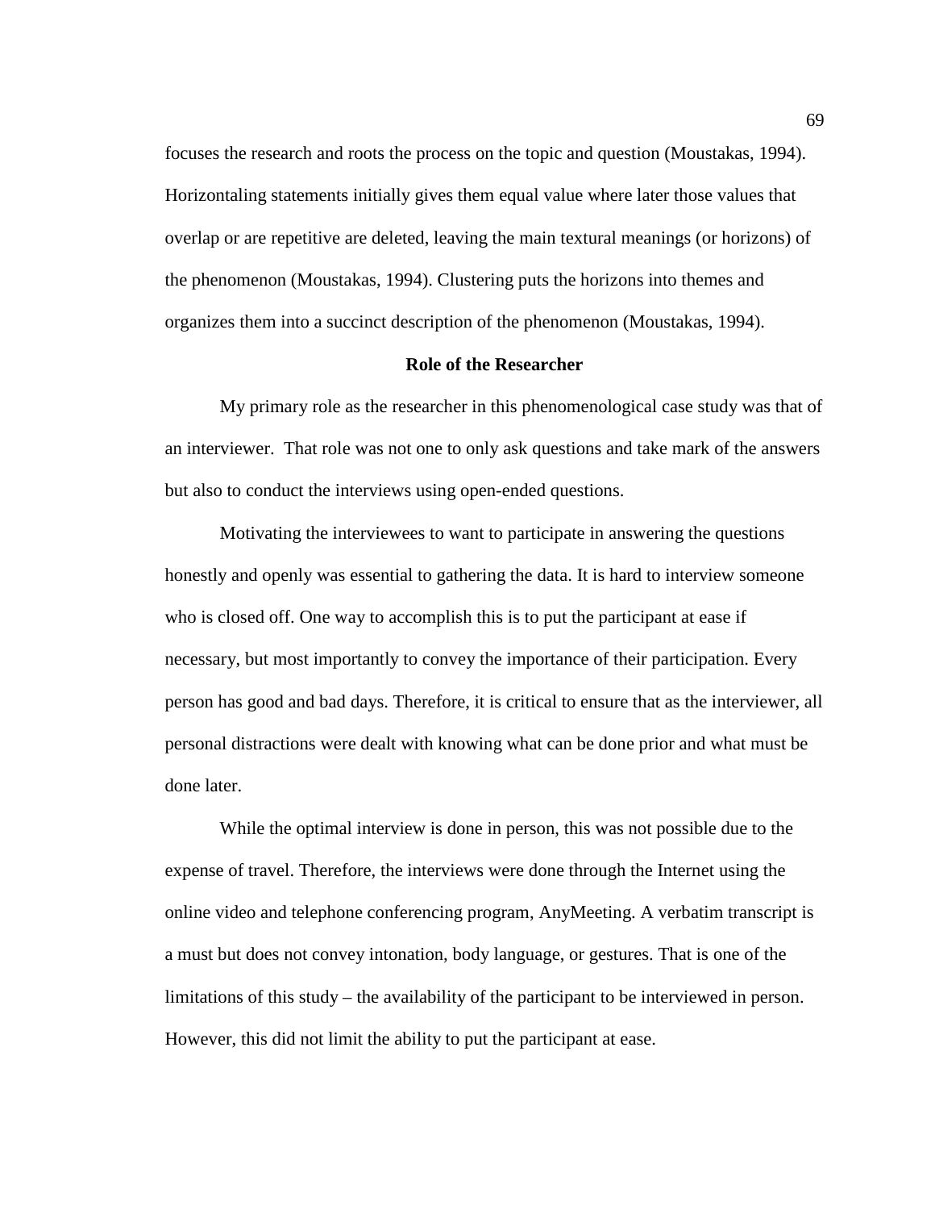focuses the research and roots the process on the topic and question (Moustakas, 1994). Horizontaling statements initially gives them equal value where later those values that overlap or are repetitive are deleted, leaving the main textural meanings (or horizons) of the phenomenon (Moustakas, 1994). Clustering puts the horizons into themes and organizes them into a succinct description of the phenomenon (Moustakas, 1994).

## Role of the Researcher

My primary role as the researcher in this phenomenological case study was that of an interviewer. That role was not one to only ask questions and take mark of the answers but also to conduct the interviews using open-ended questions.

Motivating the interviewees to want to participate in answering the questions honestly and openly was essential to gathering the data. It is hard to interview someone who is closed off. One way to accomplish this is to put the participant at ease if necessary, but most importantly to convey the importance of their participation. Every person has good and bad days. Therefore, it is critical to ensure that as the interviewer, all personal distractions were dealt with knowing what can be done prior and what must be done later.

While the optimal interview is done in person, this was not possible due to the expense of travel. Therefore, the interviews were done through the Internet using the online video and telephone conferencing program, AnyMeeting. A verbatim transcript is a must but does not convey intonation, body language, or gestures. That is one of the limitations of this study – the availability of the participant to be interviewed in person. However, this did not limit the ability to put the participant at ease.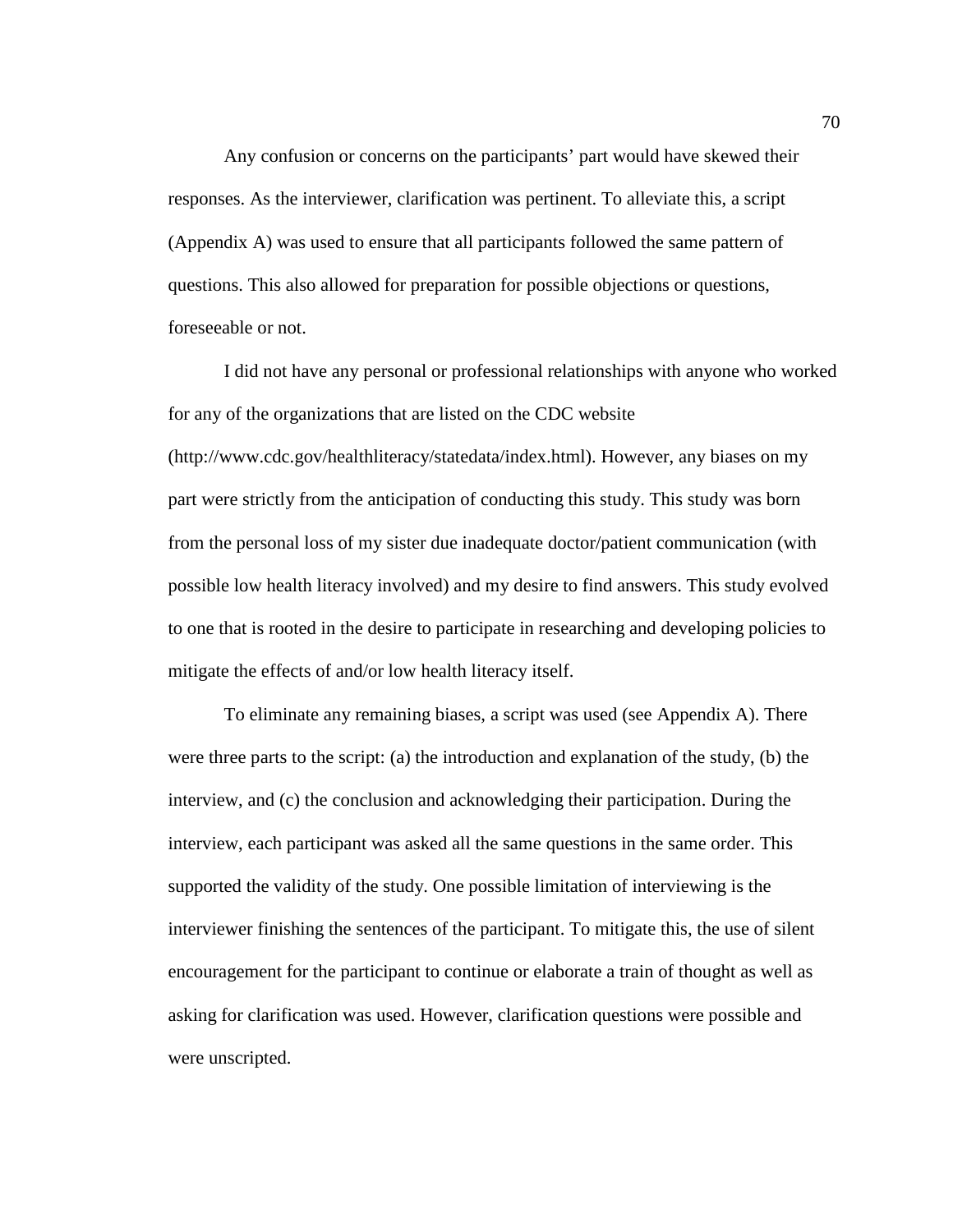Any confusion or concerns on the participants' part would have skewed their responses. As the interviewer, clarification was pertinent. To alleviate this, a script (Appendix A) was used to ensure that all participants followed the same pattern of questions. This also allowed for preparation for possible objections or questions, foreseeable or not.

I did not have any personal or professional relationships with anyone who worked for any of the organizations that are listed on the CDC website (http://www.cdc.gov/healthliteracy/statedata/index.html). However, any biases on my part were strictly from the anticipation of conducting this study. This study was born from the personal loss of my sister due inadequate doctor/patient communication (with possible low health literacy involved) and my desire to find answers. This study evolved to one that is rooted in the desire to participate in researching and developing policies to mitigate the effects of and/or low health literacy itself.

To eliminate any remaining biases, a script was used (see Appendix A). There were three parts to the script: (a) the introduction and explanation of the study, (b) the interview, and (c) the conclusion and acknowledging their participation. During the interview, each participant was asked all the same questions in the same order. This supported the validity of the study. One possible limitation of interviewing is the interviewer finishing the sentences of the participant. To mitigate this, the use of silent encouragement for the participant to continue or elaborate a train of thought as well as asking for clarification was used. However, clarification questions were possible and were unscripted.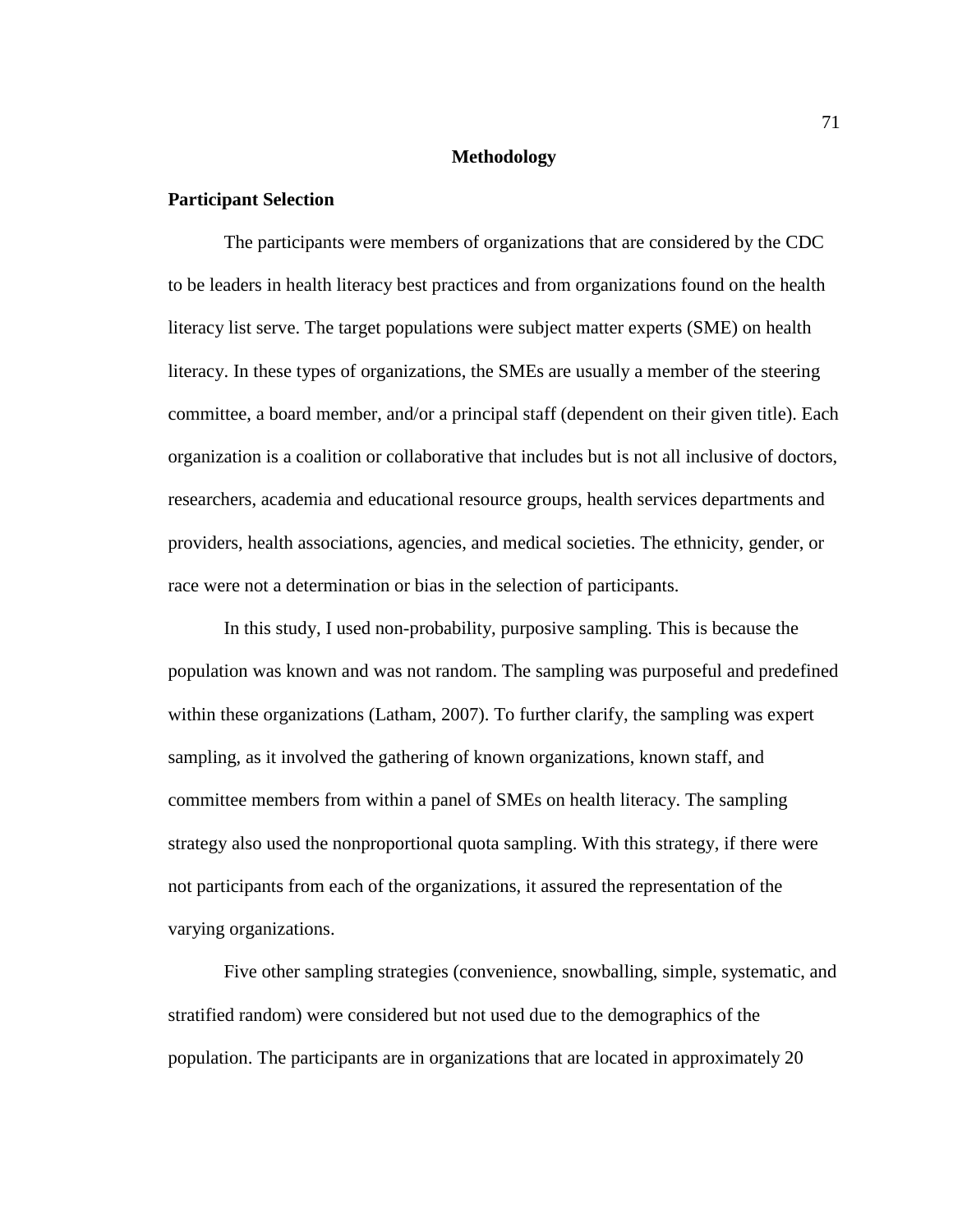## Methodology

### Participant Selection

The participants were members of organizations that are considered by the CDC to be leaders in health literacy best practices and from organizations found on the health literacy list serve. The target populations were subject matter experts (SME) on health literacy. In these types of organizations, the SMEs are usually a member of the steering committee, a board member, and/or a principal staff (dependent on their given title). Each organization is a coalition or collaborative that includes but is not all inclusive of doctors, researchers, academia and educational resource groups, health services departments and providers, health associations, agencies, and medical societies. The ethnicity, gender, or race were not a determination or bias in the selection of participants.

In this study, I used non-probability, purposive sampling. This is because the population was known and was not random. The sampling was purposeful and predefined within these organizations (Latham, 2007). To further clarify, the sampling was expert sampling, as it involved the gathering of known organizations, known staff, and committee members from within a panel of SMEs on health literacy. The sampling strategy also used the nonproportional quota sampling. With this strategy, if there were not participants from each of the organizations, it assured the representation of the varying organizations.

Five other sampling strategies (convenience, snowballing, simple, systematic, and stratified random) were considered but not used due to the demographics of the population. The participants are in organizations that are located in approximately 20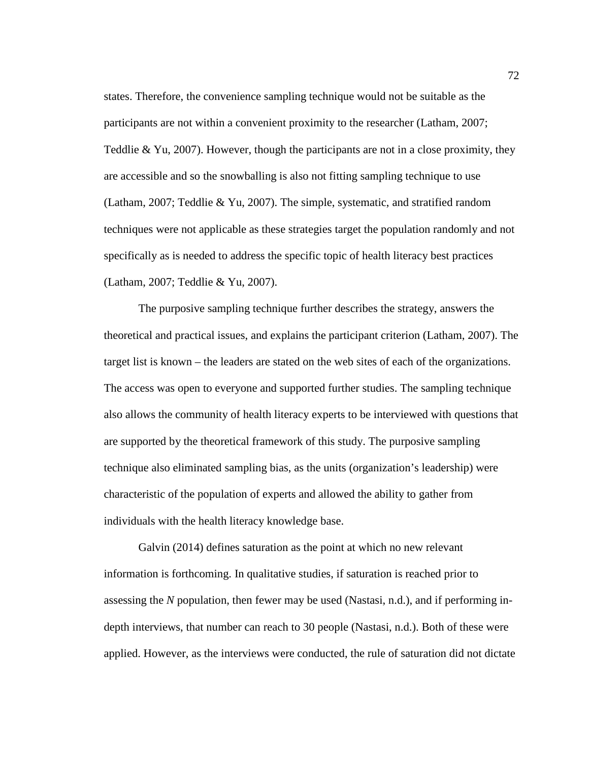states. Therefore, the convenience sampling technique would not be suitable as the participants are not within a convenient proximity to the researcher (Latham, 2007; Teddlie & Yu, 2007). However, though the participants are not in a close proximity, they are accessible and so the snowballing is also not fitting sampling technique to use (Latham, 2007; Teddlie & Yu, 2007). The simple, systematic, and stratified random techniques were not applicable as these strategies target the population randomly and not specifically as is needed to address the specific topic of health literacy best practices (Latham, 2007; Teddlie & Yu, 2007).

The purposive sampling technique further describes the strategy, answers the theoretical and practical issues, and explains the participant criterion (Latham, 2007). The target list is known – the leaders are stated on the web sites of each of the organizations. The access was open to everyone and supported further studies. The sampling technique also allows the community of health literacy experts to be interviewed with questions that are supported by the theoretical framework of this study. The purposive sampling technique also eliminated sampling bias, as the units (organization's leadership) were characteristic of the population of experts and allowed the ability to gather from individuals with the health literacy knowledge base.

Galvin (2014) defines saturation as the point at which no new relevant information is forthcoming. In qualitative studies, if saturation is reached prior to assessing the *N* population, then fewer may be used (Nastasi, n.d.), and if performing in-depth interviews, that number can reach to 30 people (Nastasi, n.d.). Both of these were applied. However, as the interviews were conducted, the rule of saturation did not dictate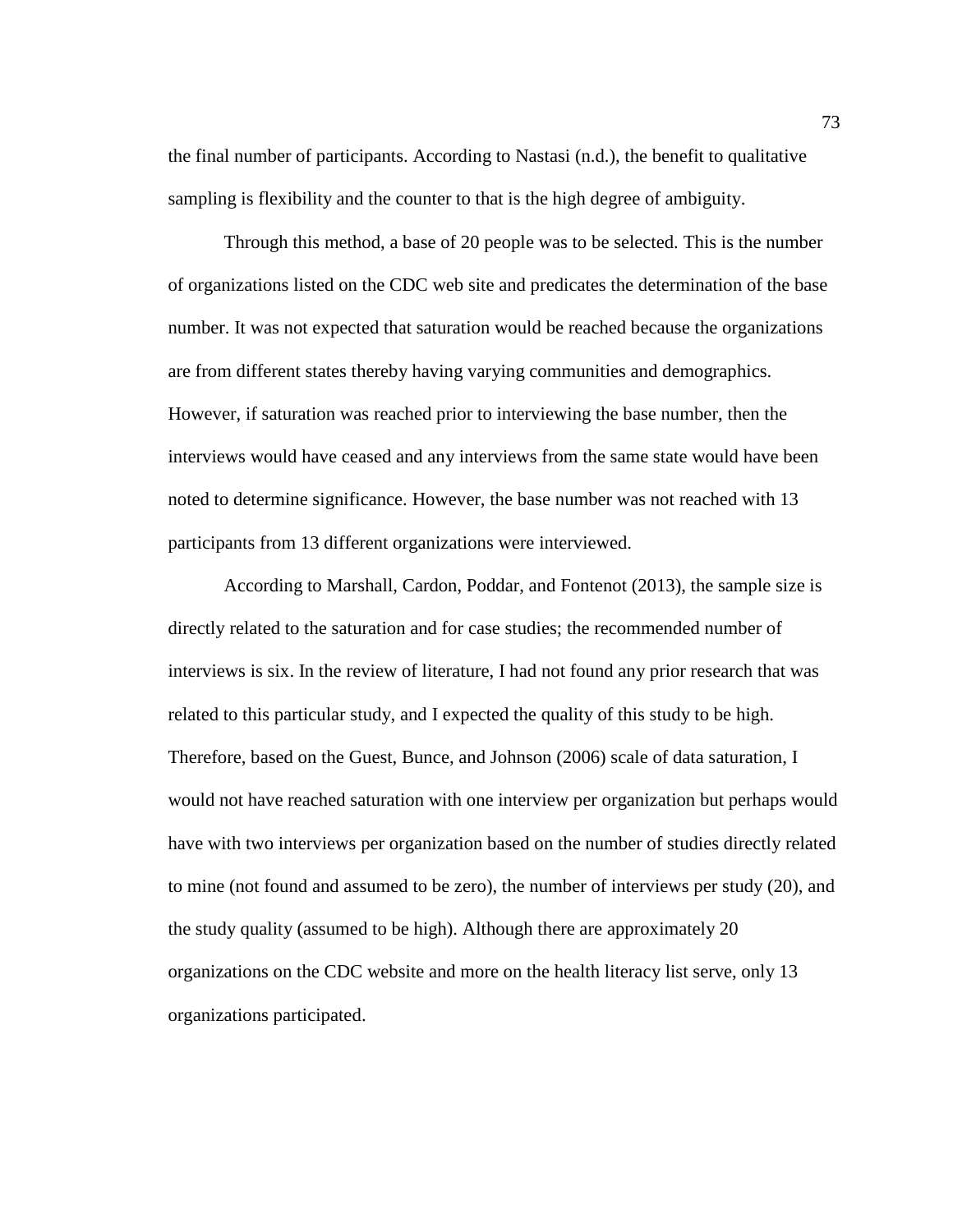the final number of participants. According to Nastasi (n.d.), the benefit to qualitative sampling is flexibility and the counter to that is the high degree of ambiguity.

Through this method, a base of 20 people was to be selected. This is the number of organizations listed on the CDC web site and predicates the determination of the base number. It was not expected that saturation would be reached because the organizations are from different states thereby having varying communities and demographics. However, if saturation was reached prior to interviewing the base number, then the interviews would have ceased and any interviews from the same state would have been noted to determine significance. However, the base number was not reached with 13 participants from 13 different organizations were interviewed.

According to Marshall, Cardon, Poddar, and Fontenot (2013), the sample size is directly related to the saturation and for case studies; the recommended number of interviews is six. In the review of literature, I had not found any prior research that was related to this particular study, and I expected the quality of this study to be high. Therefore, based on the Guest, Bunce, and Johnson (2006) scale of data saturation, I would not have reached saturation with one interview per organization but perhaps would have with two interviews per organization based on the number of studies directly related to mine (not found and assumed to be zero), the number of interviews per study (20), and the study quality (assumed to be high). Although there are approximately 20 organizations on the CDC website and more on the health literacy list serve, only 13 organizations participated.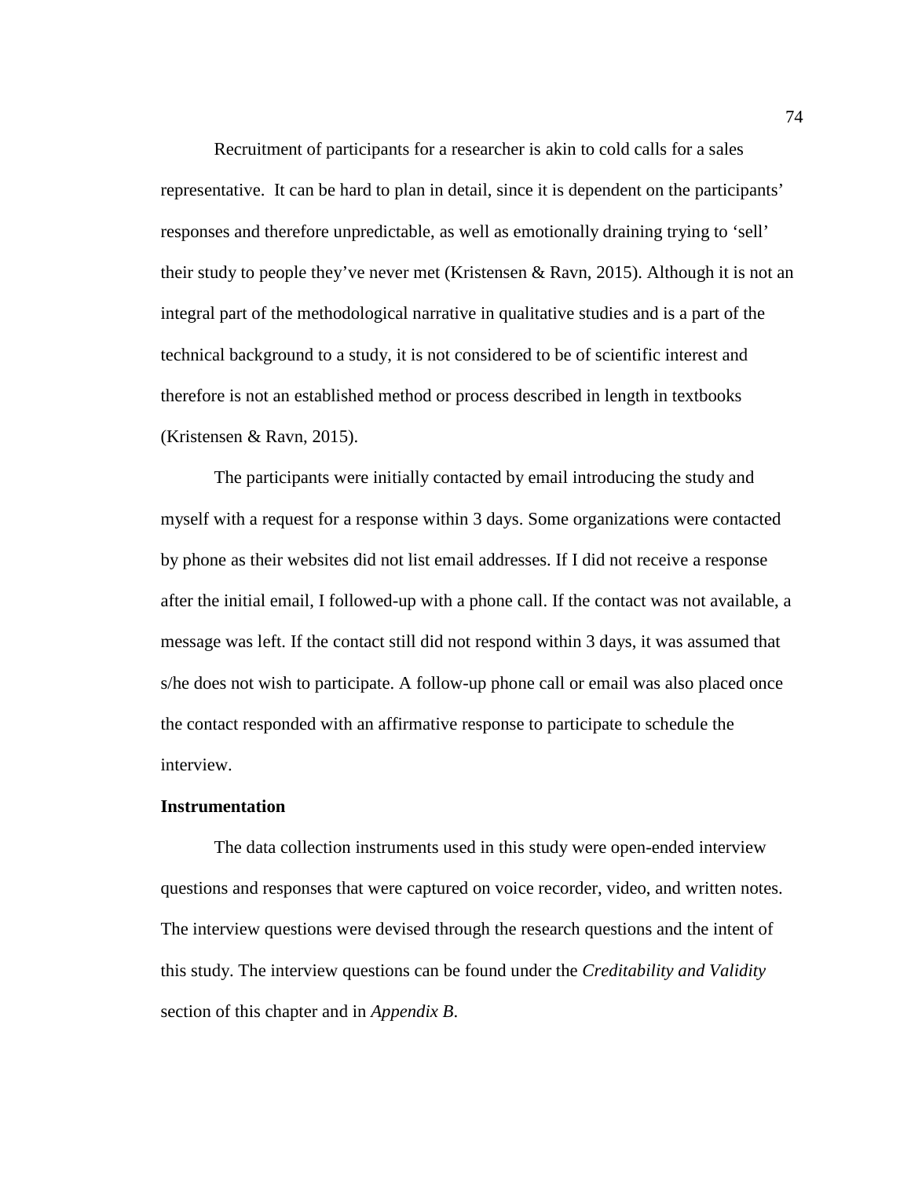Recruitment of participants for a researcher is akin to cold calls for a sales representative.  It can be hard to plan in detail, since it is dependent on the participants' responses and therefore unpredictable, as well as emotionally draining trying to 'sell' their study to people they've never met (Kristensen & Ravn, 2015). Although it is not an integral part of the methodological narrative in qualitative studies and is a part of the technical background to a study, it is not considered to be of scientific interest and therefore is not an established method or process described in length in textbooks (Kristensen & Ravn, 2015).

The participants were initially contacted by email introducing the study and myself with a request for a response within 3 days. Some organizations were contacted by phone as their websites did not list email addresses. If I did not receive a response after the initial email, I followed-up with a phone call. If the contact was not available, a message was left. If the contact still did not respond within 3 days, it was assumed that s/he does not wish to participate. A follow-up phone call or email was also placed once the contact responded with an affirmative response to participate to schedule the interview.

**Instrumentation**

The data collection instruments used in this study were open-ended interview questions and responses that were captured on voice recorder, video, and written notes. The interview questions were devised through the research questions and the intent of this study. The interview questions can be found under the *Creditability and Validity* section of this chapter and in *Appendix B*.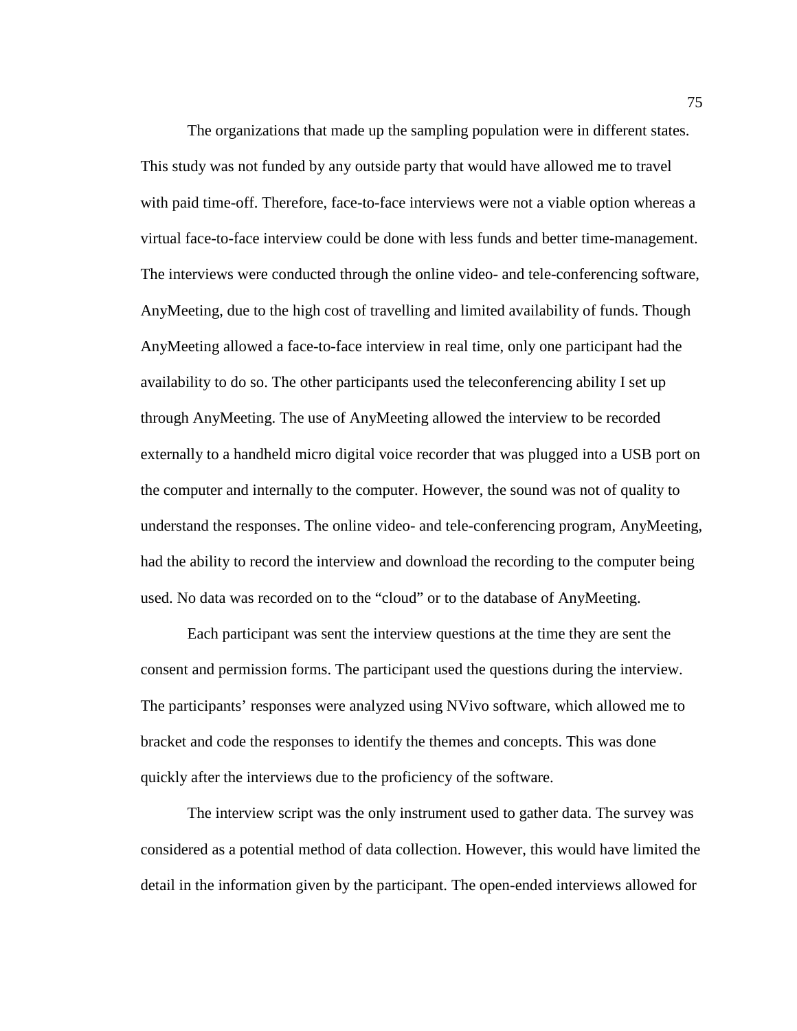The organizations that made up the sampling population were in different states. This study was not funded by any outside party that would have allowed me to travel with paid time-off. Therefore, face-to-face interviews were not a viable option whereas a virtual face-to-face interview could be done with less funds and better time-management. The interviews were conducted through the online video- and tele-conferencing software, AnyMeeting, due to the high cost of travelling and limited availability of funds. Though AnyMeeting allowed a face-to-face interview in real time, only one participant had the availability to do so. The other participants used the teleconferencing ability I set up through AnyMeeting. The use of AnyMeeting allowed the interview to be recorded externally to a handheld micro digital voice recorder that was plugged into a USB port on the computer and internally to the computer. However, the sound was not of quality to understand the responses. The online video- and tele-conferencing program, AnyMeeting, had the ability to record the interview and download the recording to the computer being used. No data was recorded on to the "cloud" or to the database of AnyMeeting.

Each participant was sent the interview questions at the time they are sent the consent and permission forms. The participant used the questions during the interview. The participants' responses were analyzed using NVivo software, which allowed me to bracket and code the responses to identify the themes and concepts. This was done quickly after the interviews due to the proficiency of the software.

The interview script was the only instrument used to gather data. The survey was considered as a potential method of data collection. However, this would have limited the detail in the information given by the participant. The open-ended interviews allowed for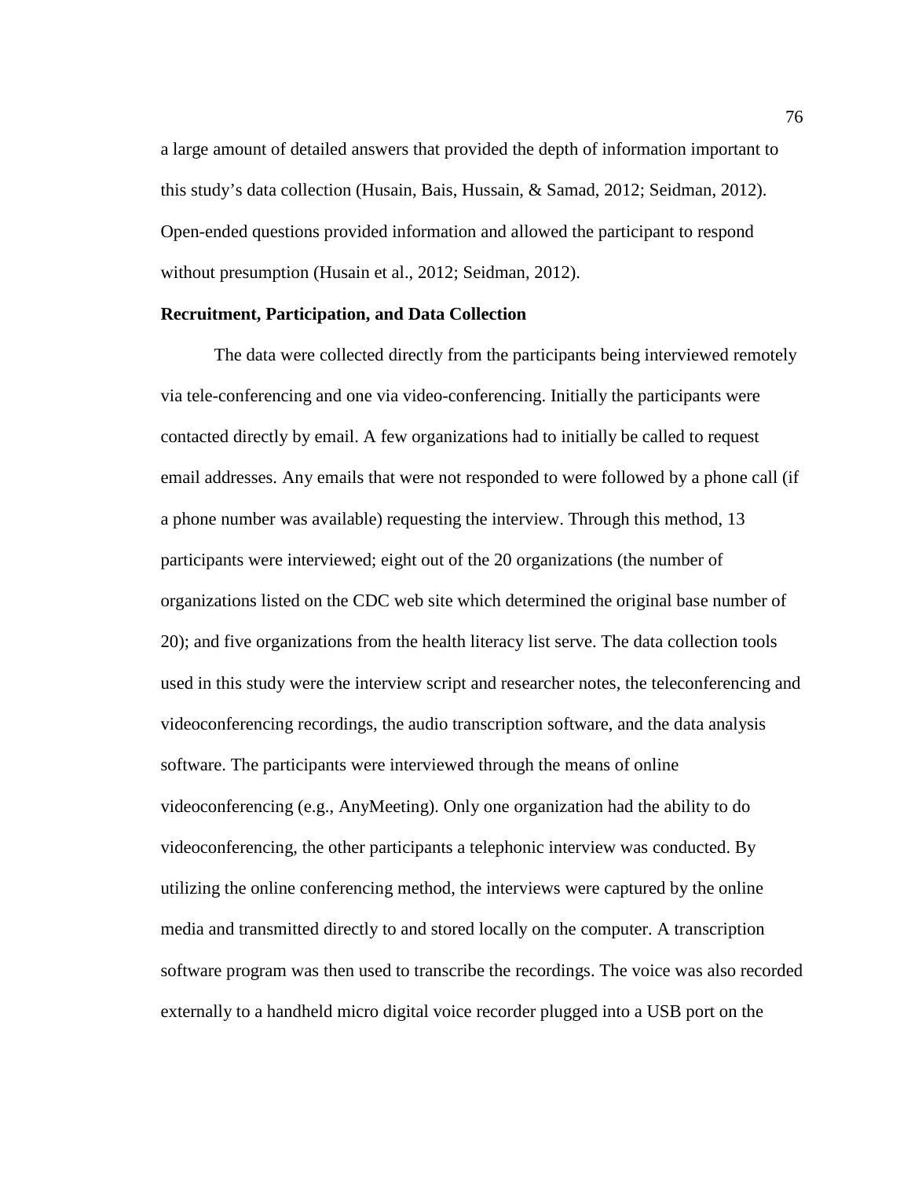a large amount of detailed answers that provided the depth of information important to this study's data collection (Husain, Bais, Hussain, & Samad, 2012; Seidman, 2012). Open-ended questions provided information and allowed the participant to respond without presumption (Husain et al., 2012; Seidman, 2012).

### Recruitment, Participation, and Data Collection

The data were collected directly from the participants being interviewed remotely via tele-conferencing and one via video-conferencing. Initially the participants were contacted directly by email. A few organizations had to initially be called to request email addresses. Any emails that were not responded to were followed by a phone call (if a phone number was available) requesting the interview. Through this method, 13 participants were interviewed; eight out of the 20 organizations (the number of organizations listed on the CDC web site which determined the original base number of 20); and five organizations from the health literacy list serve. The data collection tools used in this study were the interview script and researcher notes, the teleconferencing and videoconferencing recordings, the audio transcription software, and the data analysis software. The participants were interviewed through the means of online videoconferencing (e.g., AnyMeeting). Only one organization had the ability to do videoconferencing, the other participants a telephonic interview was conducted. By utilizing the online conferencing method, the interviews were captured by the online media and transmitted directly to and stored locally on the computer. A transcription software program was then used to transcribe the recordings. The voice was also recorded externally to a handheld micro digital voice recorder plugged into a USB port on the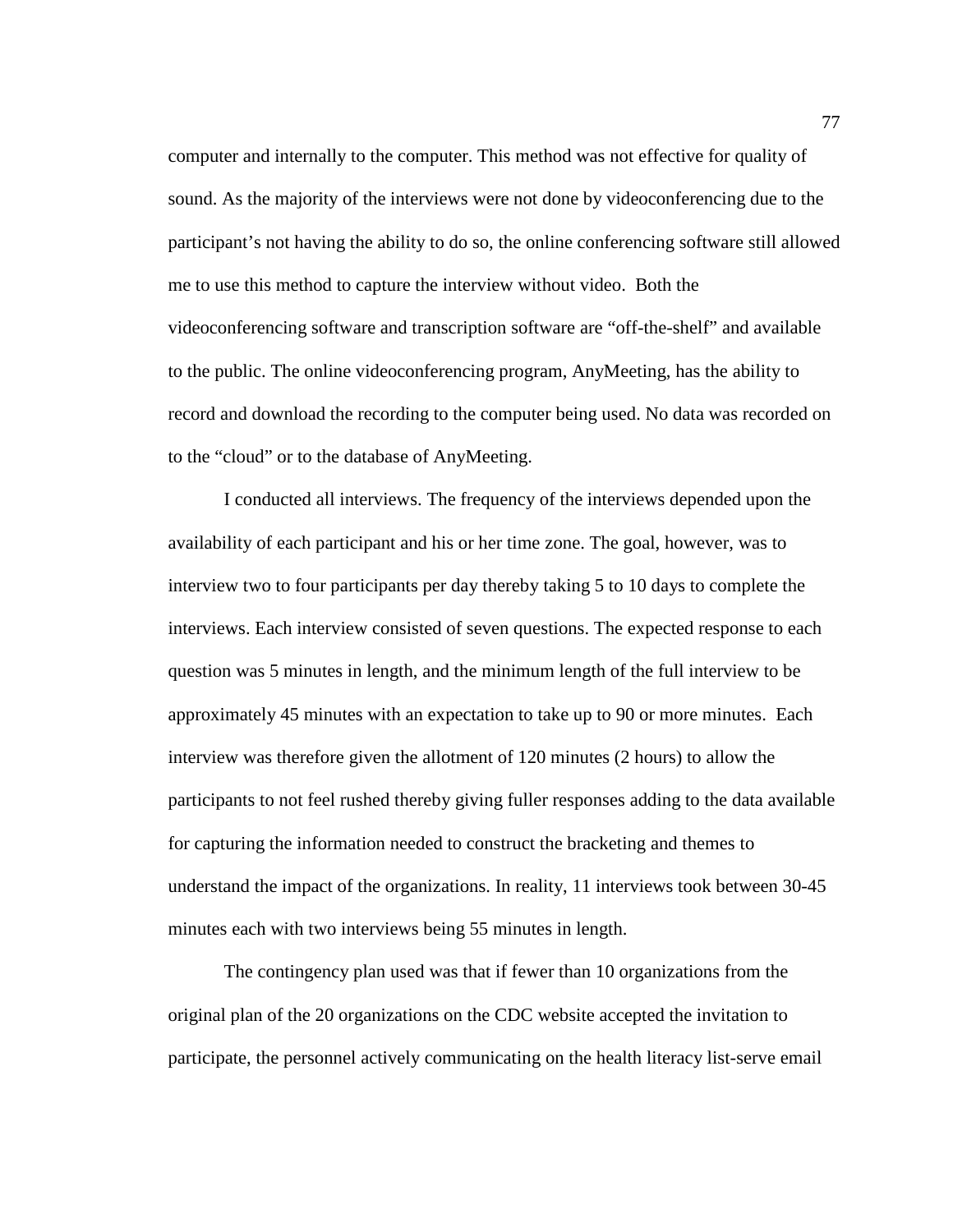computer and internally to the computer. This method was not effective for quality of sound. As the majority of the interviews were not done by videoconferencing due to the participant's not having the ability to do so, the online conferencing software still allowed me to use this method to capture the interview without video. Both the videoconferencing software and transcription software are "off-the-shelf" and available to the public. The online videoconferencing program, AnyMeeting, has the ability to record and download the recording to the computer being used. No data was recorded on to the "cloud" or to the database of AnyMeeting.

I conducted all interviews. The frequency of the interviews depended upon the availability of each participant and his or her time zone. The goal, however, was to interview two to four participants per day thereby taking 5 to 10 days to complete the interviews. Each interview consisted of seven questions. The expected response to each question was 5 minutes in length, and the minimum length of the full interview to be approximately 45 minutes with an expectation to take up to 90 or more minutes. Each interview was therefore given the allotment of 120 minutes (2 hours) to allow the participants to not feel rushed thereby giving fuller responses adding to the data available for capturing the information needed to construct the bracketing and themes to understand the impact of the organizations. In reality, 11 interviews took between 30-45 minutes each with two interviews being 55 minutes in length.

The contingency plan used was that if fewer than 10 organizations from the original plan of the 20 organizations on the CDC website accepted the invitation to participate, the personnel actively communicating on the health literacy list-serve email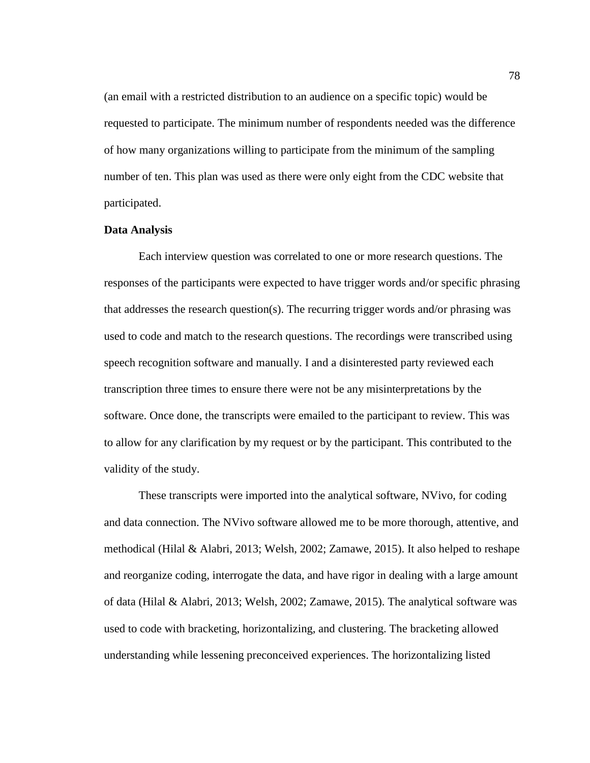(an email with a restricted distribution to an audience on a specific topic) would be requested to participate. The minimum number of respondents needed was the difference of how many organizations willing to participate from the minimum of the sampling number of ten. This plan was used as there were only eight from the CDC website that participated.

**Data Analysis**

Each interview question was correlated to one or more research questions. The responses of the participants were expected to have trigger words and/or specific phrasing that addresses the research question(s). The recurring trigger words and/or phrasing was used to code and match to the research questions. The recordings were transcribed using speech recognition software and manually. I and a disinterested party reviewed each transcription three times to ensure there were not be any misinterpretations by the software. Once done, the transcripts were emailed to the participant to review. This was to allow for any clarification by my request or by the participant. This contributed to the validity of the study.

These transcripts were imported into the analytical software, NVivo, for coding and data connection. The NVivo software allowed me to be more thorough, attentive, and methodical (Hilal & Alabri, 2013; Welsh, 2002; Zamawe, 2015). It also helped to reshape and reorganize coding, interrogate the data, and have rigor in dealing with a large amount of data (Hilal & Alabri, 2013; Welsh, 2002; Zamawe, 2015). The analytical software was used to code with bracketing, horizontalizing, and clustering. The bracketing allowed understanding while lessening preconceived experiences. The horizontalizing listed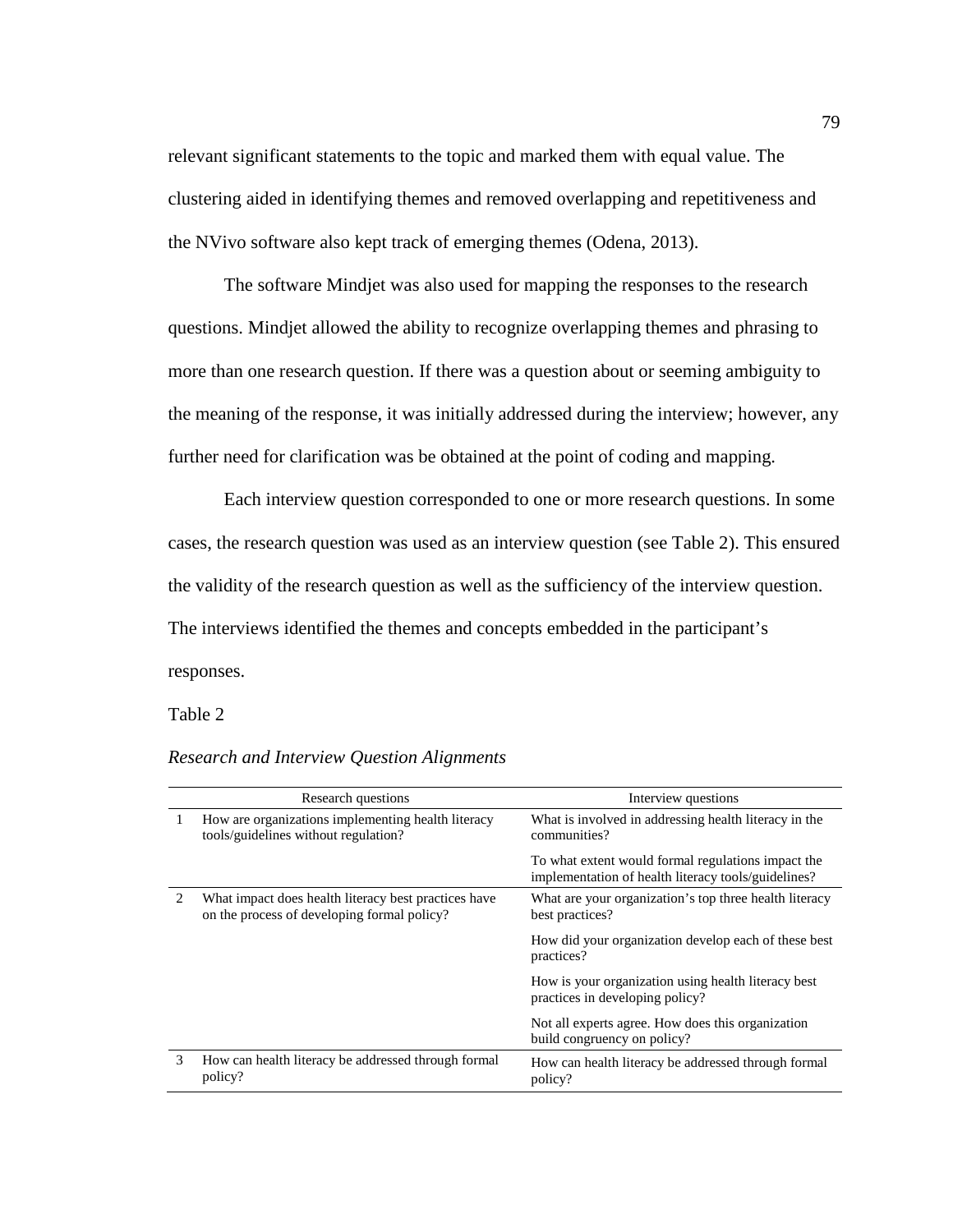relevant significant statements to the topic and marked them with equal value. The clustering aided in identifying themes and removed overlapping and repetitiveness and the NVivo software also kept track of emerging themes (Odena, 2013).

The software Mindjet was also used for mapping the responses to the research questions. Mindjet allowed the ability to recognize overlapping themes and phrasing to more than one research question. If there was a question about or seeming ambiguity to the meaning of the response, it was initially addressed during the interview; however, any further need for clarification was be obtained at the point of coding and mapping.

Each interview question corresponded to one or more research questions. In some cases, the research question was used as an interview question (see Table 2). This ensured the validity of the research question as well as the sufficiency of the interview question. The interviews identified the themes and concepts embedded in the participant's responses.

Table 2

*Research and Interview Question Alignments*

| | Research questions | Interview questions |
|---|---|---|
| 1 | How are organizations implementing health literacy tools/guidelines without regulation? | What is involved in addressing health literacy in the communities? |
| | | To what extent would formal regulations impact the implementation of health literacy tools/guidelines? |
| 2 | What impact does health literacy best practices have on the process of developing formal policy? | What are your organization's top three health literacy best practices? |
| | | How did your organization develop each of these best practices? |
| | | How is your organization using health literacy best practices in developing policy? |
| | | Not all experts agree. How does this organization build congruency on policy? |
| 3 | How can health literacy be addressed through formal policy? | How can health literacy be addressed through formal policy? |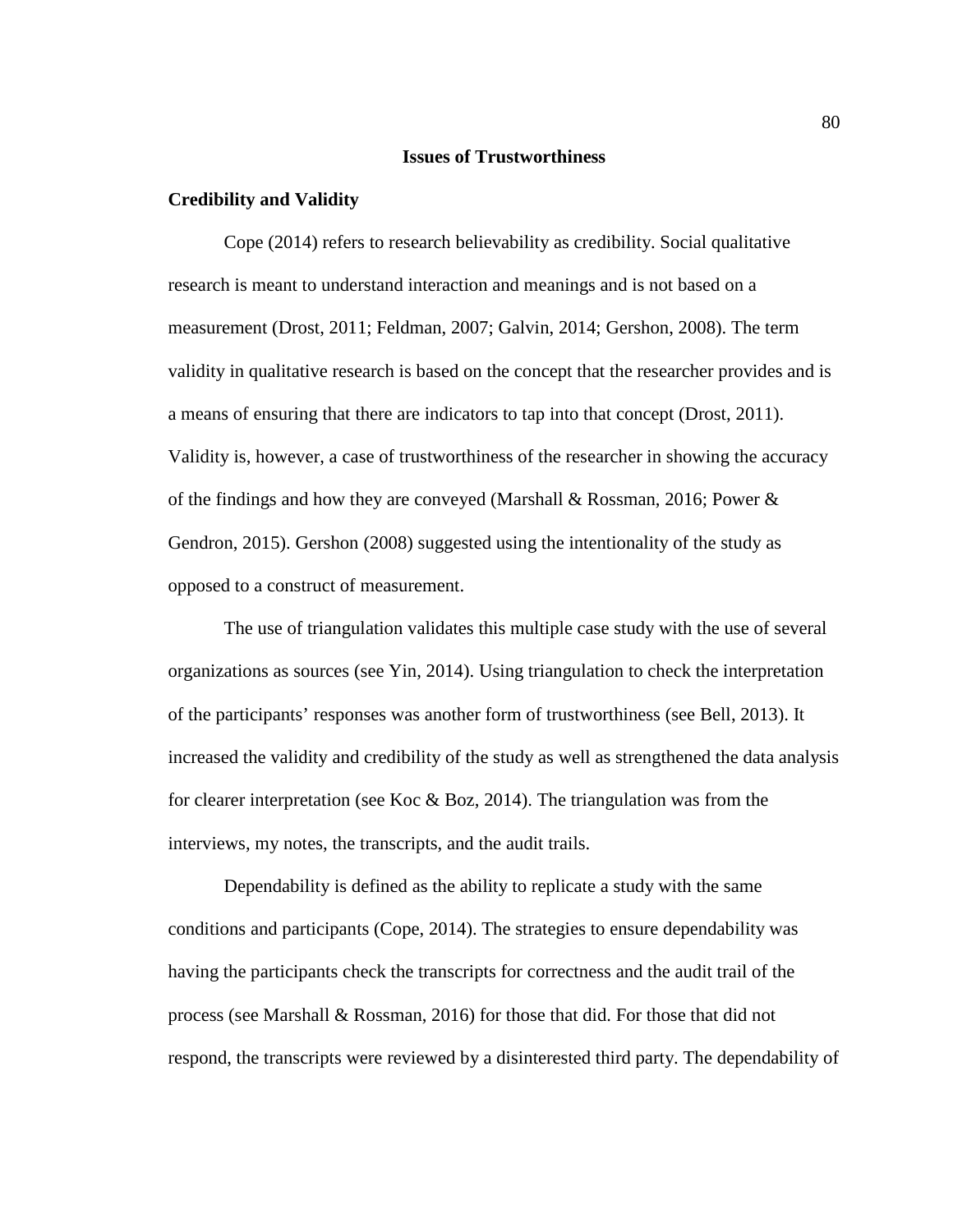## Issues of Trustworthiness

### Credibility and Validity

Cope (2014) refers to research believability as credibility. Social qualitative research is meant to understand interaction and meanings and is not based on a measurement (Drost, 2011; Feldman, 2007; Galvin, 2014; Gershon, 2008). The term validity in qualitative research is based on the concept that the researcher provides and is a means of ensuring that there are indicators to tap into that concept (Drost, 2011). Validity is, however, a case of trustworthiness of the researcher in showing the accuracy of the findings and how they are conveyed (Marshall & Rossman, 2016; Power & Gendron, 2015). Gershon (2008) suggested using the intentionality of the study as opposed to a construct of measurement.

The use of triangulation validates this multiple case study with the use of several organizations as sources (see Yin, 2014). Using triangulation to check the interpretation of the participants' responses was another form of trustworthiness (see Bell, 2013). It increased the validity and credibility of the study as well as strengthened the data analysis for clearer interpretation (see Koc & Boz, 2014). The triangulation was from the interviews, my notes, the transcripts, and the audit trails.

Dependability is defined as the ability to replicate a study with the same conditions and participants (Cope, 2014). The strategies to ensure dependability was having the participants check the transcripts for correctness and the audit trail of the process (see Marshall & Rossman, 2016) for those that did. For those that did not respond, the transcripts were reviewed by a disinterested third party. The dependability of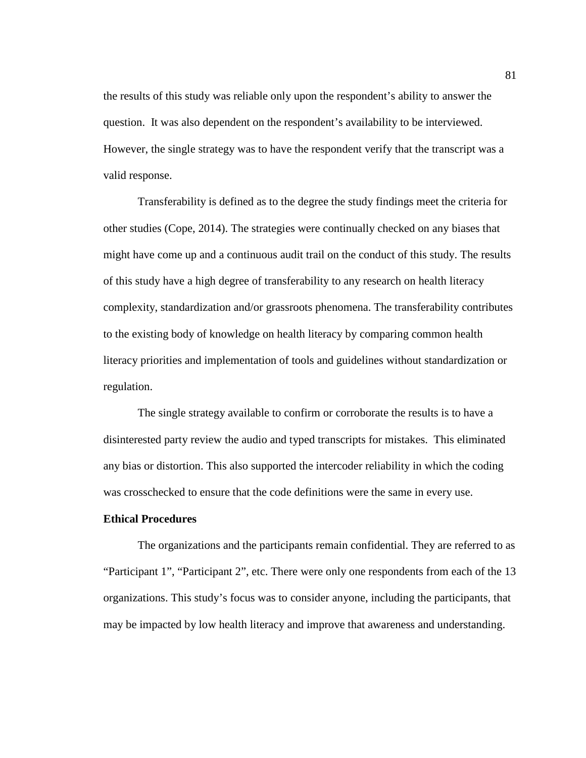the results of this study was reliable only upon the respondent's ability to answer the question. It was also dependent on the respondent's availability to be interviewed. However, the single strategy was to have the respondent verify that the transcript was a valid response.

Transferability is defined as to the degree the study findings meet the criteria for other studies (Cope, 2014). The strategies were continually checked on any biases that might have come up and a continuous audit trail on the conduct of this study. The results of this study have a high degree of transferability to any research on health literacy complexity, standardization and/or grassroots phenomena. The transferability contributes to the existing body of knowledge on health literacy by comparing common health literacy priorities and implementation of tools and guidelines without standardization or regulation.

The single strategy available to confirm or corroborate the results is to have a disinterested party review the audio and typed transcripts for mistakes. This eliminated any bias or distortion. This also supported the intercoder reliability in which the coding was crosschecked to ensure that the code definitions were the same in every use.

**Ethical Procedures**

The organizations and the participants remain confidential. They are referred to as "Participant 1", "Participant 2", etc. There were only one respondents from each of the 13 organizations. This study's focus was to consider anyone, including the participants, that may be impacted by low health literacy and improve that awareness and understanding.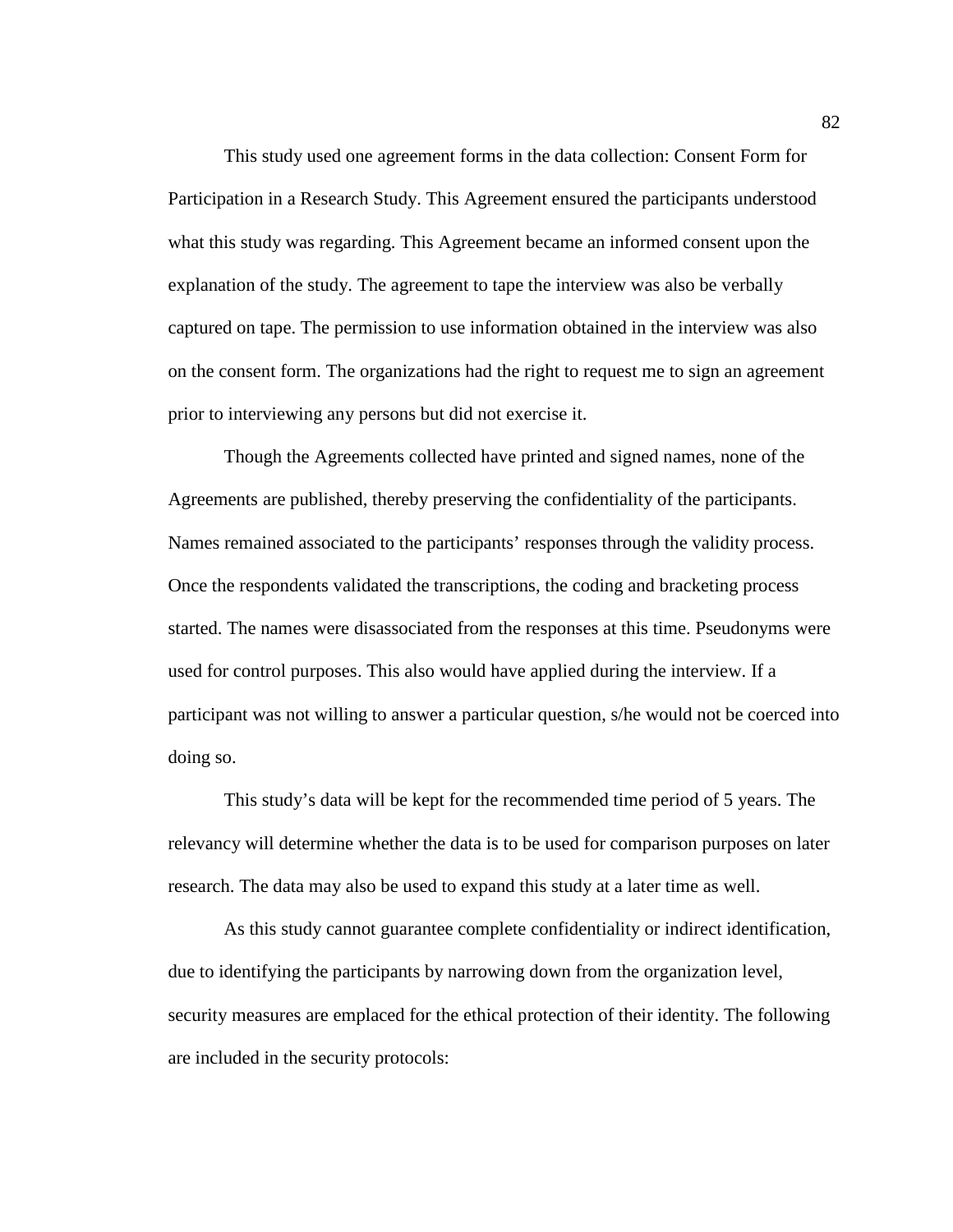This study used one agreement forms in the data collection: Consent Form for Participation in a Research Study. This Agreement ensured the participants understood what this study was regarding. This Agreement became an informed consent upon the explanation of the study. The agreement to tape the interview was also be verbally captured on tape. The permission to use information obtained in the interview was also on the consent form. The organizations had the right to request me to sign an agreement prior to interviewing any persons but did not exercise it.

Though the Agreements collected have printed and signed names, none of the Agreements are published, thereby preserving the confidentiality of the participants. Names remained associated to the participants' responses through the validity process. Once the respondents validated the transcriptions, the coding and bracketing process started. The names were disassociated from the responses at this time. Pseudonyms were used for control purposes. This also would have applied during the interview. If a participant was not willing to answer a particular question, s/he would not be coerced into doing so.

This study's data will be kept for the recommended time period of 5 years. The relevancy will determine whether the data is to be used for comparison purposes on later research. The data may also be used to expand this study at a later time as well.

As this study cannot guarantee complete confidentiality or indirect identification, due to identifying the participants by narrowing down from the organization level, security measures are emplaced for the ethical protection of their identity. The following are included in the security protocols: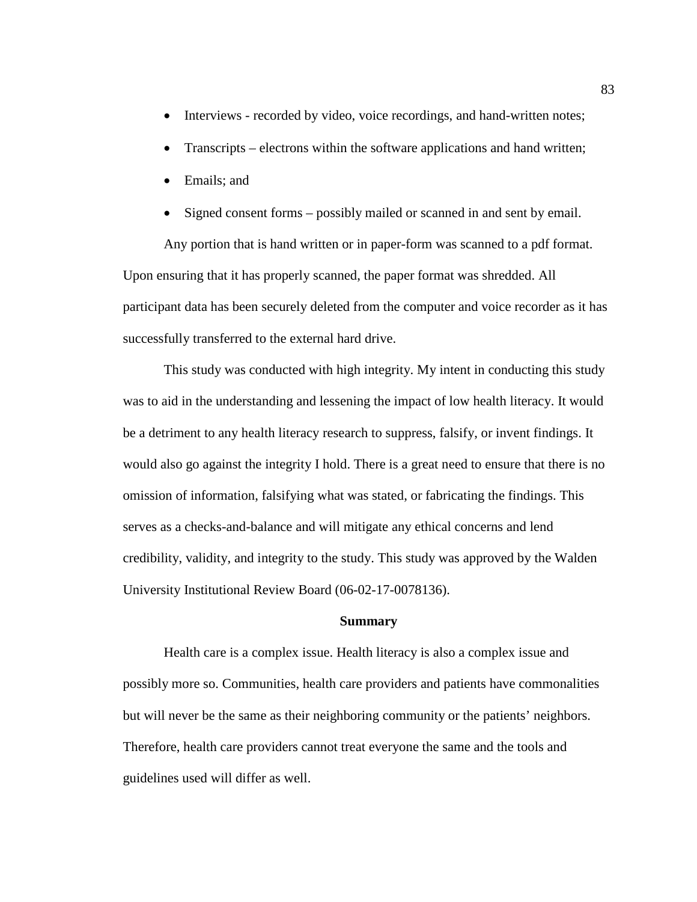- Interviews - recorded by video, voice recordings, and hand-written notes;
- Transcripts – electrons within the software applications and hand written;
- Emails; and
- Signed consent forms – possibly mailed or scanned in and sent by email.

Any portion that is hand written or in paper-form was scanned to a pdf format. Upon ensuring that it has properly scanned, the paper format was shredded. All participant data has been securely deleted from the computer and voice recorder as it has successfully transferred to the external hard drive.

This study was conducted with high integrity. My intent in conducting this study was to aid in the understanding and lessening the impact of low health literacy. It would be a detriment to any health literacy research to suppress, falsify, or invent findings. It would also go against the integrity I hold. There is a great need to ensure that there is no omission of information, falsifying what was stated, or fabricating the findings. This serves as a checks-and-balance and will mitigate any ethical concerns and lend credibility, validity, and integrity to the study. This study was approved by the Walden University Institutional Review Board (06-02-17-0078136).

## Summary

Health care is a complex issue. Health literacy is also a complex issue and possibly more so. Communities, health care providers and patients have commonalities but will never be the same as their neighboring community or the patients' neighbors. Therefore, health care providers cannot treat everyone the same and the tools and guidelines used will differ as well.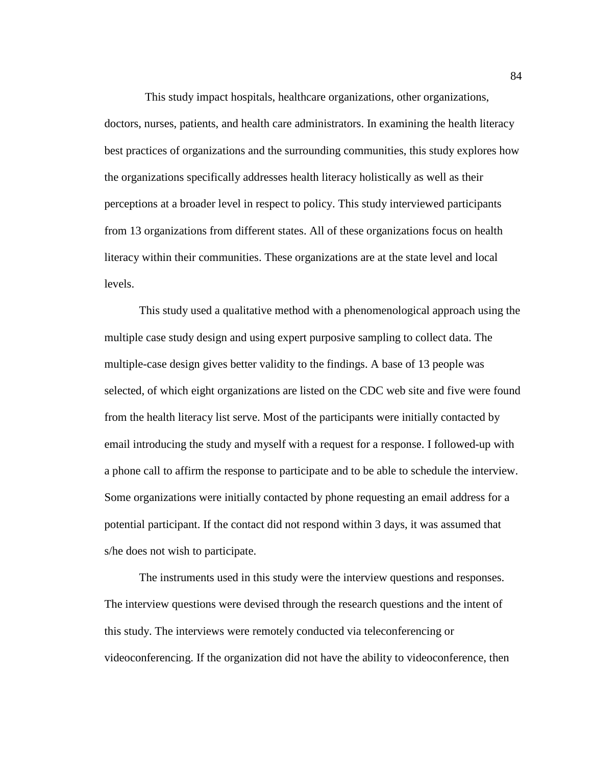This study impact hospitals, healthcare organizations, other organizations, doctors, nurses, patients, and health care administrators. In examining the health literacy best practices of organizations and the surrounding communities, this study explores how the organizations specifically addresses health literacy holistically as well as their perceptions at a broader level in respect to policy. This study interviewed participants from 13 organizations from different states. All of these organizations focus on health literacy within their communities. These organizations are at the state level and local levels.

This study used a qualitative method with a phenomenological approach using the multiple case study design and using expert purposive sampling to collect data. The multiple-case design gives better validity to the findings. A base of 13 people was selected, of which eight organizations are listed on the CDC web site and five were found from the health literacy list serve. Most of the participants were initially contacted by email introducing the study and myself with a request for a response. I followed-up with a phone call to affirm the response to participate and to be able to schedule the interview. Some organizations were initially contacted by phone requesting an email address for a potential participant. If the contact did not respond within 3 days, it was assumed that s/he does not wish to participate.

The instruments used in this study were the interview questions and responses. The interview questions were devised through the research questions and the intent of this study. The interviews were remotely conducted via teleconferencing or videoconferencing. If the organization did not have the ability to videoconference, then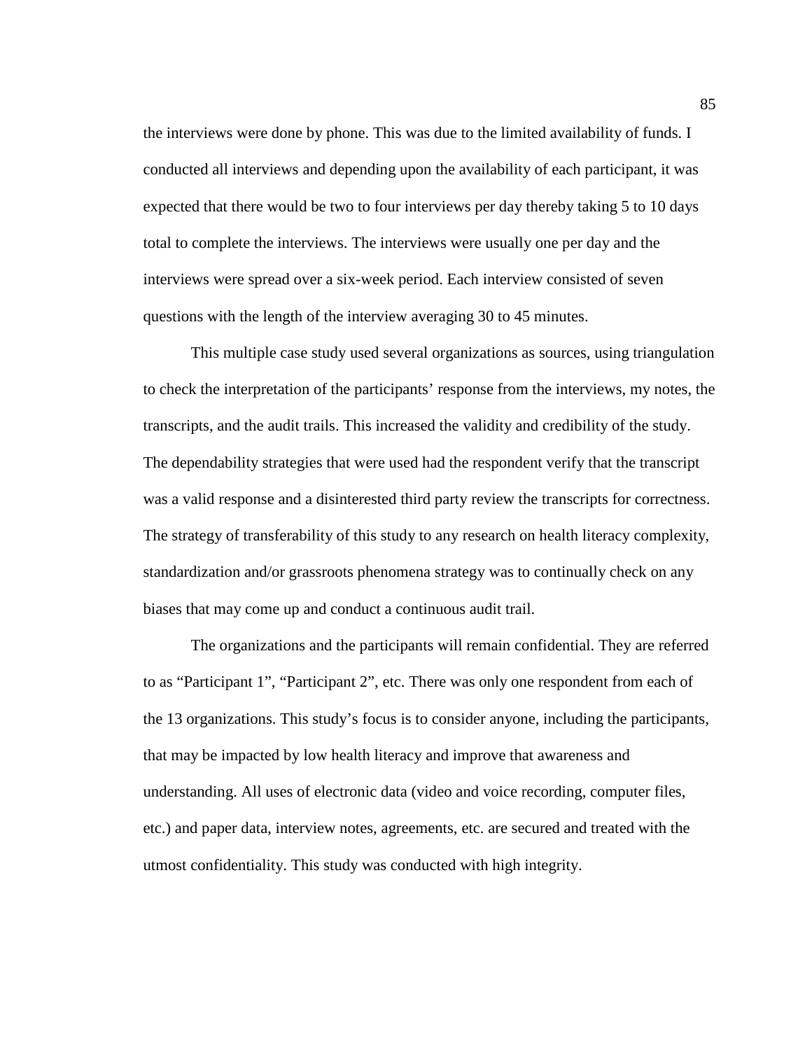the interviews were done by phone. This was due to the limited availability of funds. I conducted all interviews and depending upon the availability of each participant, it was expected that there would be two to four interviews per day thereby taking 5 to 10 days total to complete the interviews. The interviews were usually one per day and the interviews were spread over a six-week period. Each interview consisted of seven questions with the length of the interview averaging 30 to 45 minutes.

This multiple case study used several organizations as sources, using triangulation to check the interpretation of the participants' response from the interviews, my notes, the transcripts, and the audit trails. This increased the validity and credibility of the study. The dependability strategies that were used had the respondent verify that the transcript was a valid response and a disinterested third party review the transcripts for correctness. The strategy of transferability of this study to any research on health literacy complexity, standardization and/or grassroots phenomena strategy was to continually check on any biases that may come up and conduct a continuous audit trail.

The organizations and the participants will remain confidential. They are referred to as "Participant 1", "Participant 2", etc. There was only one respondent from each of the 13 organizations. This study's focus is to consider anyone, including the participants, that may be impacted by low health literacy and improve that awareness and understanding. All uses of electronic data (video and voice recording, computer files, etc.) and paper data, interview notes, agreements, etc. are secured and treated with the utmost confidentiality. This study was conducted with high integrity.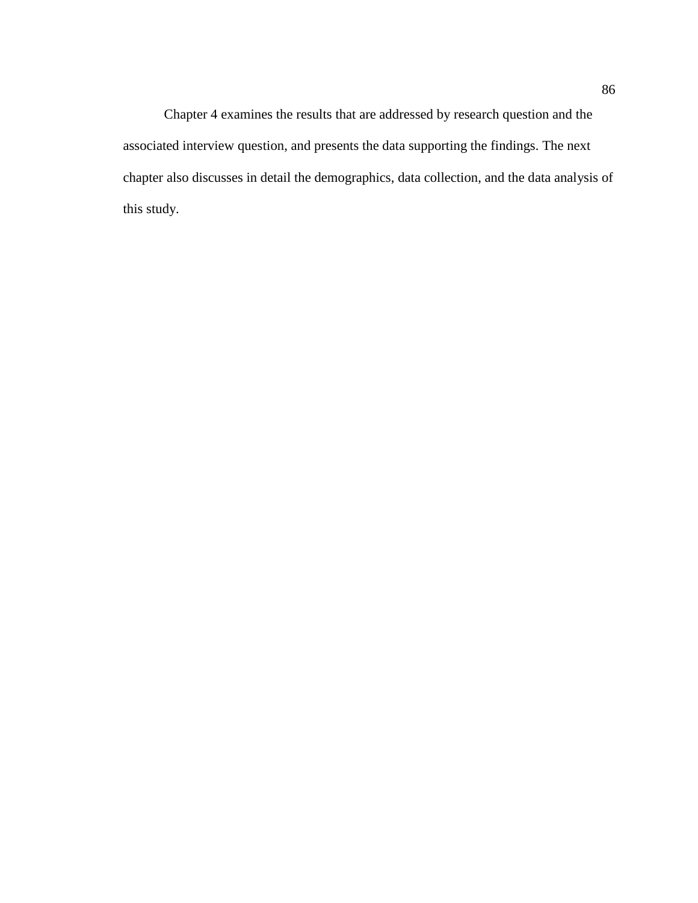Chapter 4 examines the results that are addressed by research question and the associated interview question, and presents the data supporting the findings. The next chapter also discusses in detail the demographics, data collection, and the data analysis of this study.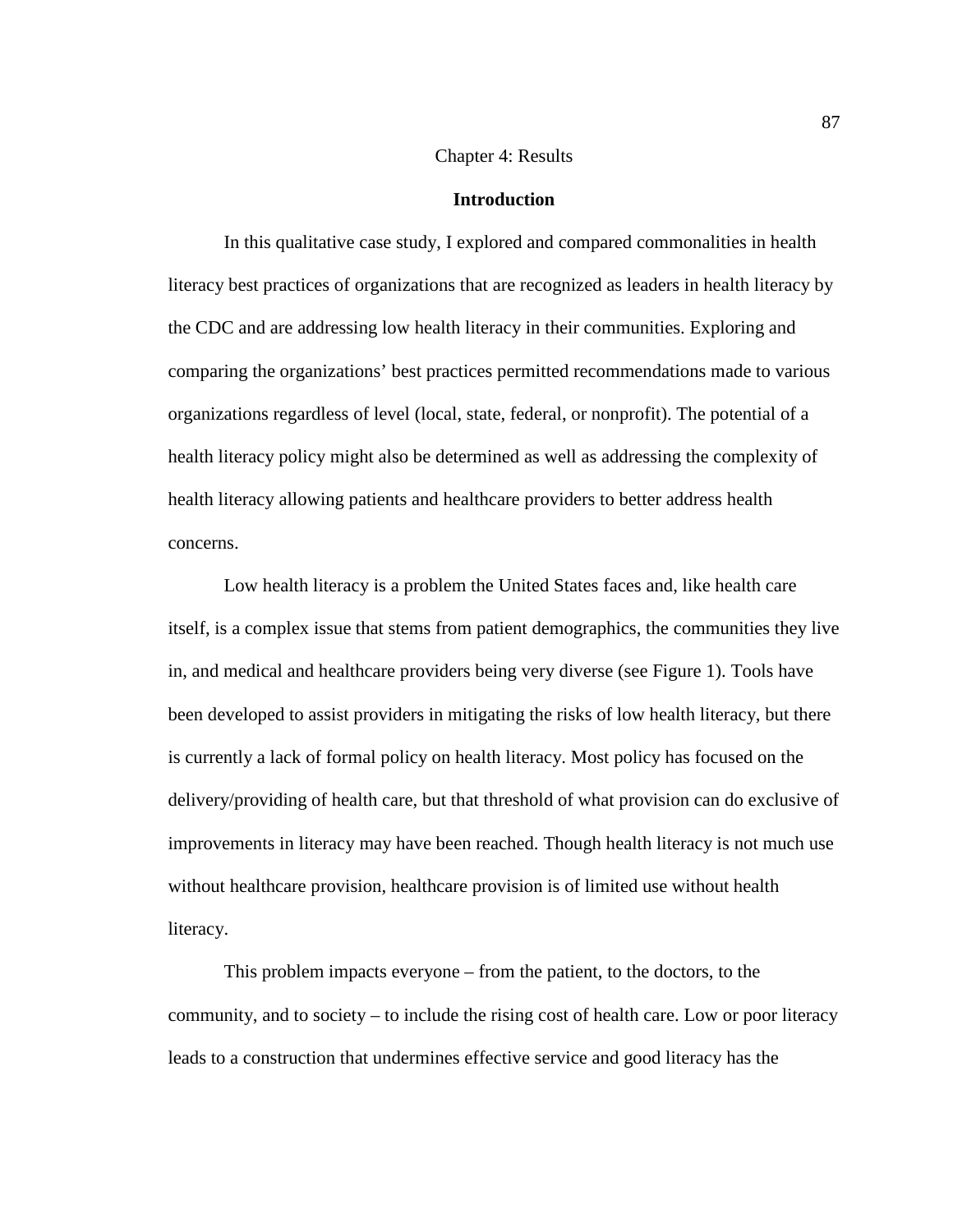# Chapter 4: Results

## Introduction

In this qualitative case study, I explored and compared commonalities in health literacy best practices of organizations that are recognized as leaders in health literacy by the CDC and are addressing low health literacy in their communities. Exploring and comparing the organizations' best practices permitted recommendations made to various organizations regardless of level (local, state, federal, or nonprofit). The potential of a health literacy policy might also be determined as well as addressing the complexity of health literacy allowing patients and healthcare providers to better address health concerns.

Low health literacy is a problem the United States faces and, like health care itself, is a complex issue that stems from patient demographics, the communities they live in, and medical and healthcare providers being very diverse (see Figure 1). Tools have been developed to assist providers in mitigating the risks of low health literacy, but there is currently a lack of formal policy on health literacy. Most policy has focused on the delivery/providing of health care, but that threshold of what provision can do exclusive of improvements in literacy may have been reached. Though health literacy is not much use without healthcare provision, healthcare provision is of limited use without health literacy.

This problem impacts everyone – from the patient, to the doctors, to the community, and to society – to include the rising cost of health care. Low or poor literacy leads to a construction that undermines effective service and good literacy has the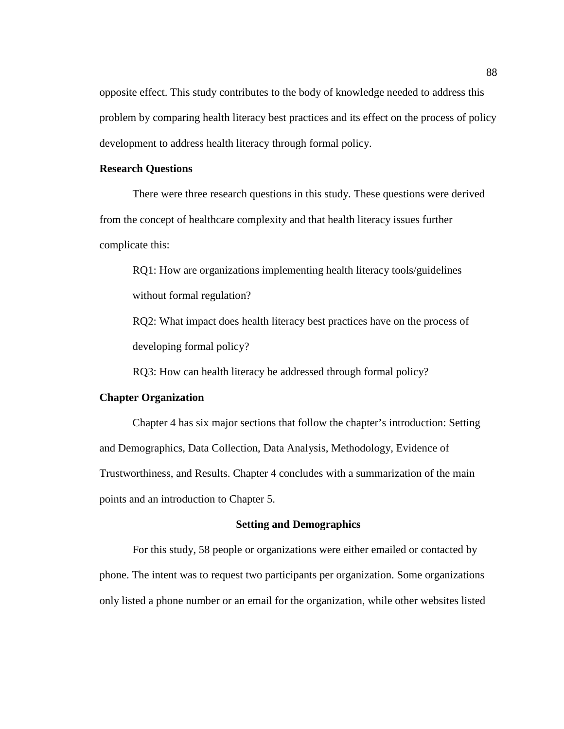opposite effect. This study contributes to the body of knowledge needed to address this problem by comparing health literacy best practices and its effect on the process of policy development to address health literacy through formal policy.

### Research Questions

There were three research questions in this study. These questions were derived from the concept of healthcare complexity and that health literacy issues further complicate this:

RQ1: How are organizations implementing health literacy tools/guidelines without formal regulation?

RQ2: What impact does health literacy best practices have on the process of developing formal policy?

RQ3: How can health literacy be addressed through formal policy?

### Chapter Organization

Chapter 4 has six major sections that follow the chapter's introduction: Setting and Demographics, Data Collection, Data Analysis, Methodology, Evidence of Trustworthiness, and Results. Chapter 4 concludes with a summarization of the main points and an introduction to Chapter 5.

## Setting and Demographics

For this study, 58 people or organizations were either emailed or contacted by phone. The intent was to request two participants per organization. Some organizations only listed a phone number or an email for the organization, while other websites listed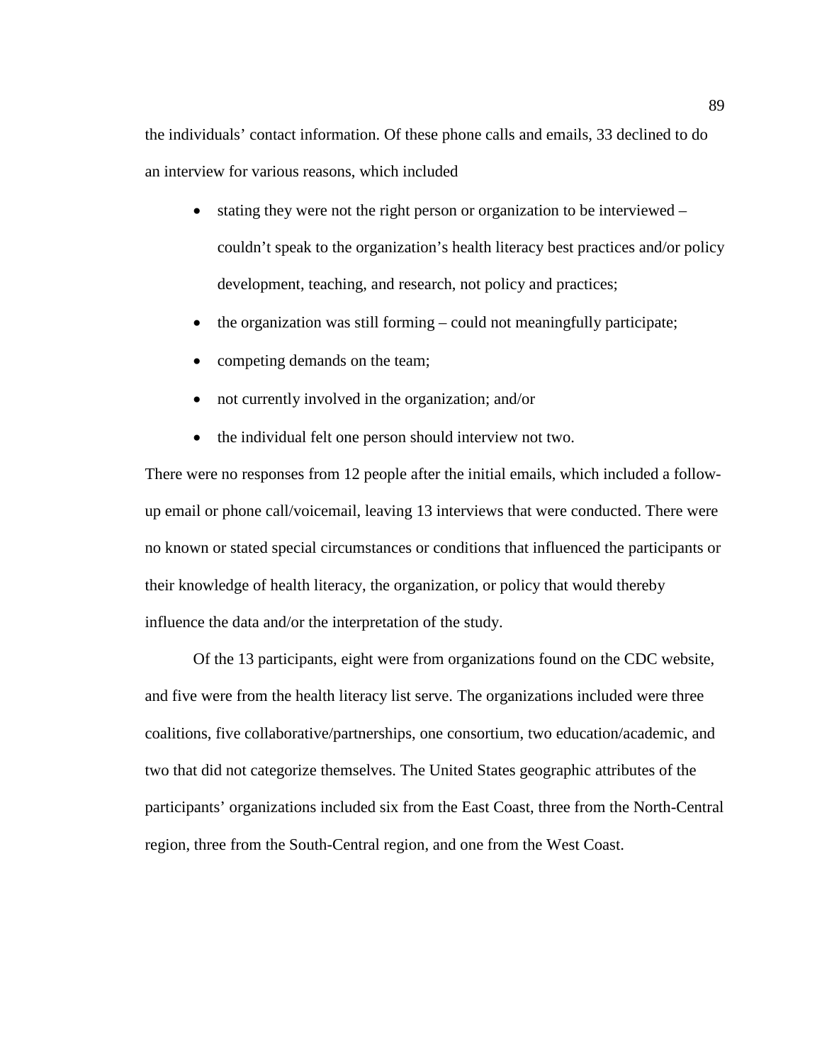the individuals' contact information. Of these phone calls and emails, 33 declined to do an interview for various reasons, which included

- stating they were not the right person or organization to be interviewed – couldn't speak to the organization's health literacy best practices and/or policy development, teaching, and research, not policy and practices;
- the organization was still forming – could not meaningfully participate;
- competing demands on the team;
- not currently involved in the organization; and/or
- the individual felt one person should interview not two.

There were no responses from 12 people after the initial emails, which included a follow-up email or phone call/voicemail, leaving 13 interviews that were conducted. There were no known or stated special circumstances or conditions that influenced the participants or their knowledge of health literacy, the organization, or policy that would thereby influence the data and/or the interpretation of the study.

Of the 13 participants, eight were from organizations found on the CDC website, and five were from the health literacy list serve. The organizations included were three coalitions, five collaborative/partnerships, one consortium, two education/academic, and two that did not categorize themselves. The United States geographic attributes of the participants' organizations included six from the East Coast, three from the North-Central region, three from the South-Central region, and one from the West Coast.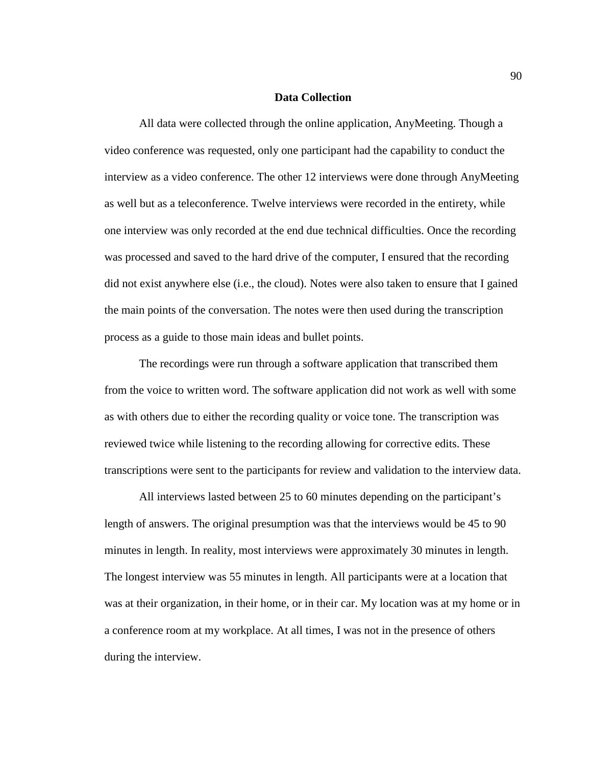## Data Collection

All data were collected through the online application, AnyMeeting. Though a video conference was requested, only one participant had the capability to conduct the interview as a video conference. The other 12 interviews were done through AnyMeeting as well but as a teleconference. Twelve interviews were recorded in the entirety, while one interview was only recorded at the end due technical difficulties. Once the recording was processed and saved to the hard drive of the computer, I ensured that the recording did not exist anywhere else (i.e., the cloud). Notes were also taken to ensure that I gained the main points of the conversation. The notes were then used during the transcription process as a guide to those main ideas and bullet points.

The recordings were run through a software application that transcribed them from the voice to written word. The software application did not work as well with some as with others due to either the recording quality or voice tone. The transcription was reviewed twice while listening to the recording allowing for corrective edits. These transcriptions were sent to the participants for review and validation to the interview data.

All interviews lasted between 25 to 60 minutes depending on the participant's length of answers. The original presumption was that the interviews would be 45 to 90 minutes in length. In reality, most interviews were approximately 30 minutes in length. The longest interview was 55 minutes in length. All participants were at a location that was at their organization, in their home, or in their car. My location was at my home or in a conference room at my workplace. At all times, I was not in the presence of others during the interview.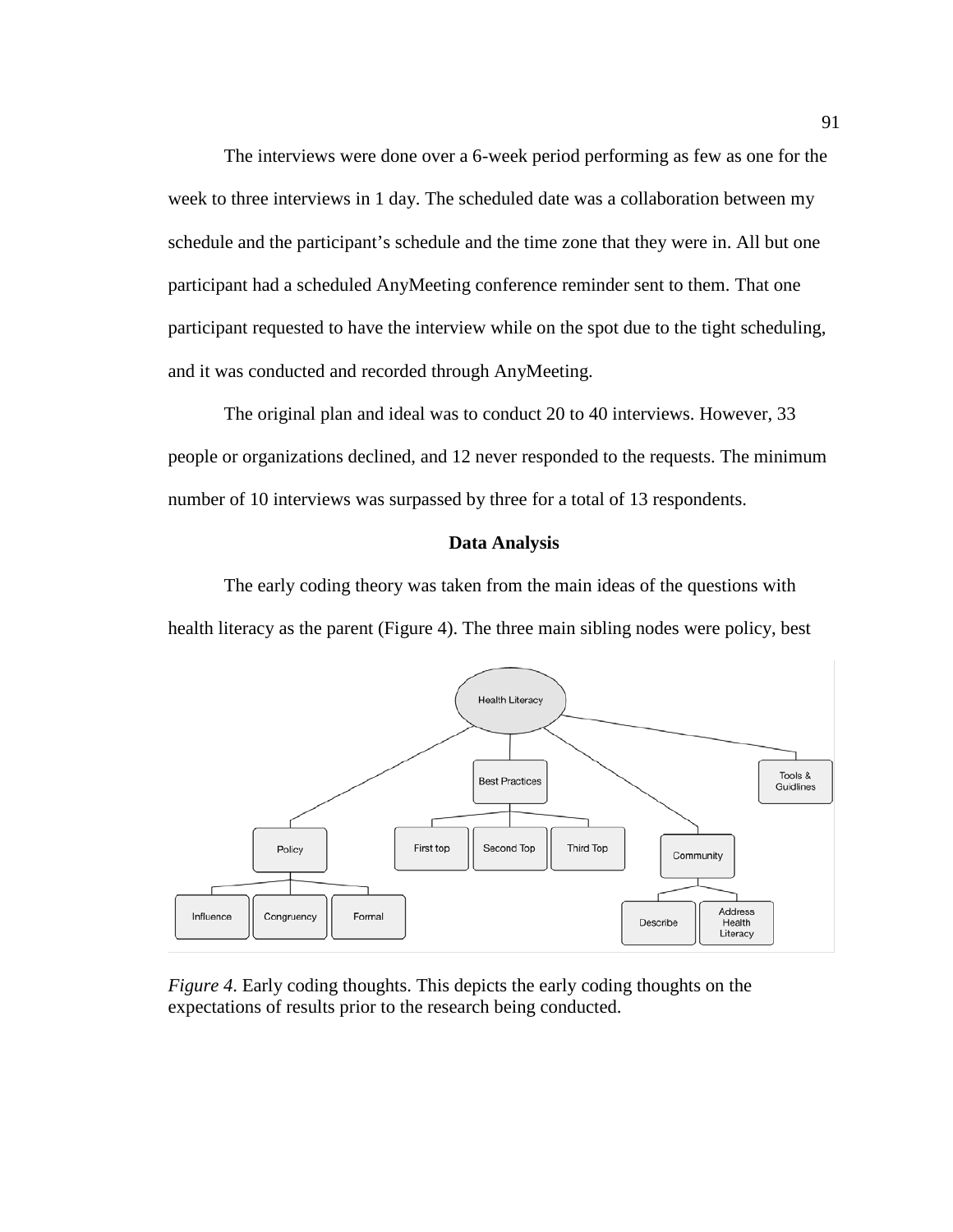The interviews were done over a 6-week period performing as few as one for the week to three interviews in 1 day. The scheduled date was a collaboration between my schedule and the participant's schedule and the time zone that they were in. All but one participant had a scheduled AnyMeeting conference reminder sent to them. That one participant requested to have the interview while on the spot due to the tight scheduling, and it was conducted and recorded through AnyMeeting.

The original plan and ideal was to conduct 20 to 40 interviews. However, 33 people or organizations declined, and 12 never responded to the requests. The minimum number of 10 interviews was surpassed by three for a total of 13 respondents.

## Data Analysis

The early coding theory was taken from the main ideas of the questions with health literacy as the parent (Figure 4). The three main sibling nodes were policy, best

*Figure 4.* Early coding thoughts. This depicts the early coding thoughts on the expectations of results prior to the research being conducted.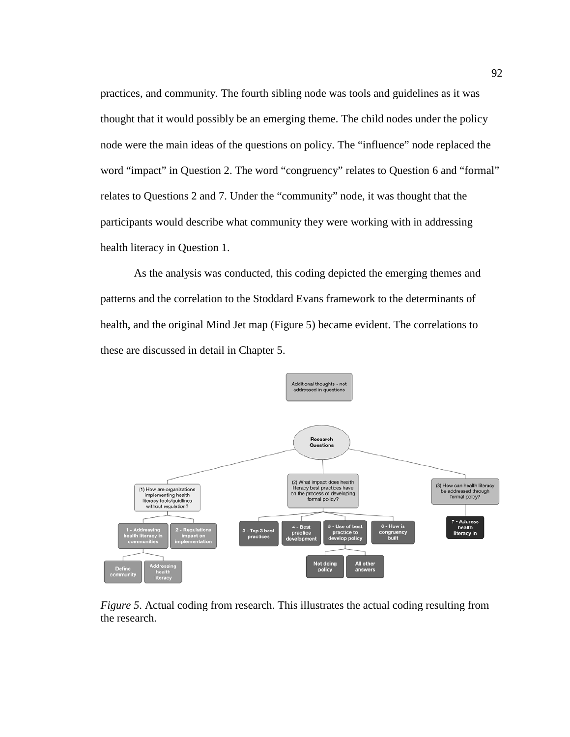practices, and community. The fourth sibling node was tools and guidelines as it was thought that it would possibly be an emerging theme. The child nodes under the policy node were the main ideas of the questions on policy. The “influence” node replaced the word “impact” in Question 2. The word “congruency” relates to Question 6 and “formal” relates to Questions 2 and 7. Under the “community” node, it was thought that the participants would describe what community they were working with in addressing health literacy in Question 1.

As the analysis was conducted, this coding depicted the emerging themes and patterns and the correlation to the Stoddard Evans framework to the determinants of health, and the original Mind Jet map (Figure 5) became evident. The correlations to these are discussed in detail in Chapter 5.

*Figure 5.* Actual coding from research. This illustrates the actual coding resulting from the research.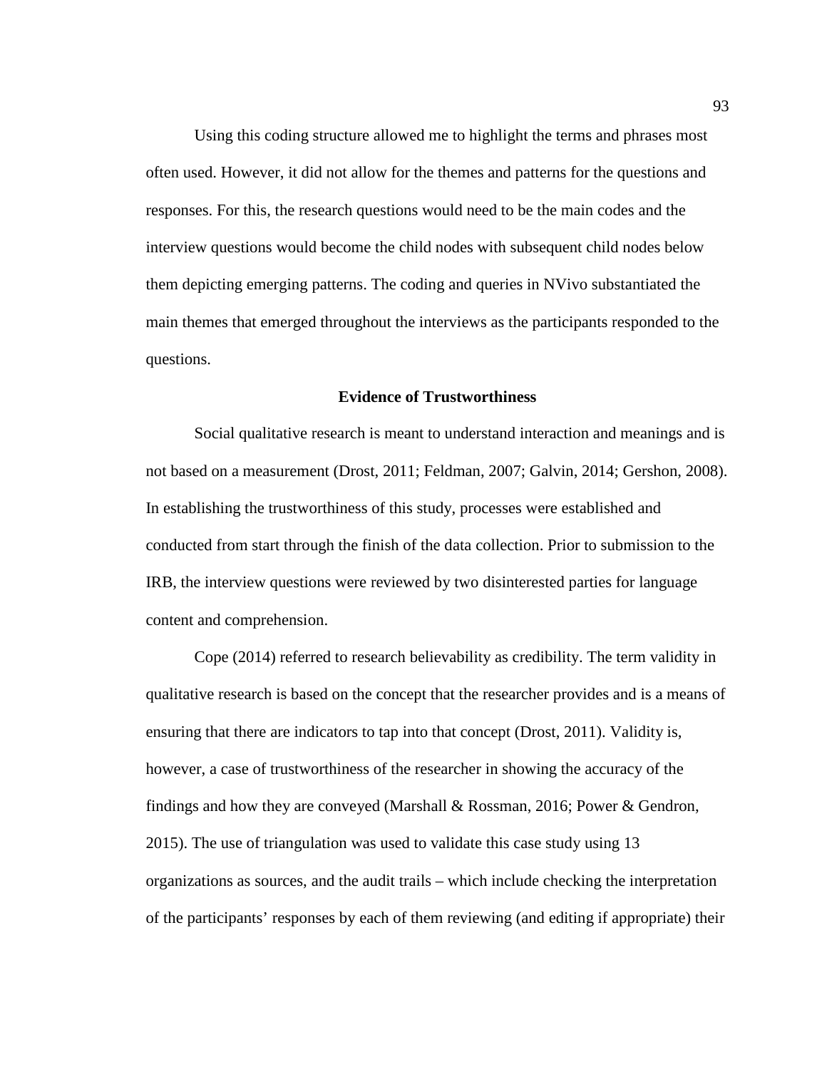Using this coding structure allowed me to highlight the terms and phrases most often used. However, it did not allow for the themes and patterns for the questions and responses. For this, the research questions would need to be the main codes and the interview questions would become the child nodes with subsequent child nodes below them depicting emerging patterns. The coding and queries in NVivo substantiated the main themes that emerged throughout the interviews as the participants responded to the questions.

## Evidence of Trustworthiness

Social qualitative research is meant to understand interaction and meanings and is not based on a measurement (Drost, 2011; Feldman, 2007; Galvin, 2014; Gershon, 2008). In establishing the trustworthiness of this study, processes were established and conducted from start through the finish of the data collection. Prior to submission to the IRB, the interview questions were reviewed by two disinterested parties for language content and comprehension.

Cope (2014) referred to research believability as credibility. The term validity in qualitative research is based on the concept that the researcher provides and is a means of ensuring that there are indicators to tap into that concept (Drost, 2011). Validity is, however, a case of trustworthiness of the researcher in showing the accuracy of the findings and how they are conveyed (Marshall & Rossman, 2016; Power & Gendron, 2015). The use of triangulation was used to validate this case study using 13 organizations as sources, and the audit trails – which include checking the interpretation of the participants' responses by each of them reviewing (and editing if appropriate) their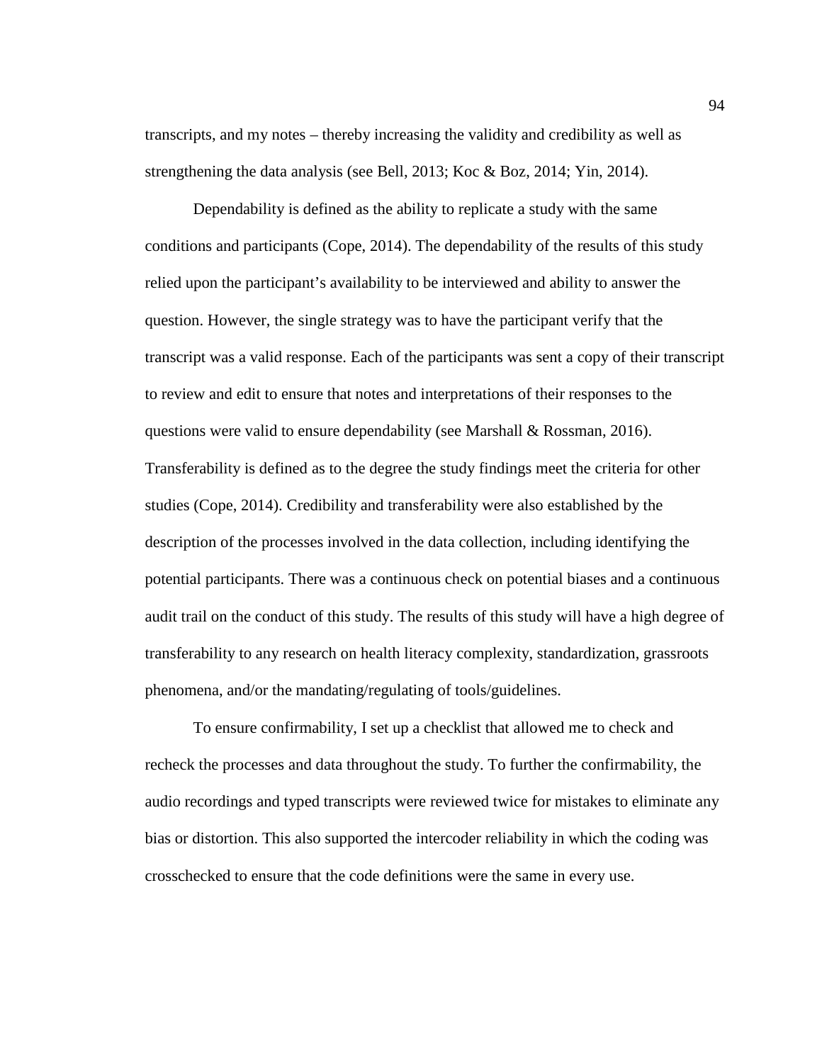transcripts, and my notes – thereby increasing the validity and credibility as well as strengthening the data analysis (see Bell, 2013; Koc & Boz, 2014; Yin, 2014).

Dependability is defined as the ability to replicate a study with the same conditions and participants (Cope, 2014). The dependability of the results of this study relied upon the participant's availability to be interviewed and ability to answer the question. However, the single strategy was to have the participant verify that the transcript was a valid response. Each of the participants was sent a copy of their transcript to review and edit to ensure that notes and interpretations of their responses to the questions were valid to ensure dependability (see Marshall & Rossman, 2016). Transferability is defined as to the degree the study findings meet the criteria for other studies (Cope, 2014). Credibility and transferability were also established by the description of the processes involved in the data collection, including identifying the potential participants. There was a continuous check on potential biases and a continuous audit trail on the conduct of this study. The results of this study will have a high degree of transferability to any research on health literacy complexity, standardization, grassroots phenomena, and/or the mandating/regulating of tools/guidelines.

To ensure confirmability, I set up a checklist that allowed me to check and recheck the processes and data throughout the study. To further the confirmability, the audio recordings and typed transcripts were reviewed twice for mistakes to eliminate any bias or distortion. This also supported the intercoder reliability in which the coding was crosschecked to ensure that the code definitions were the same in every use.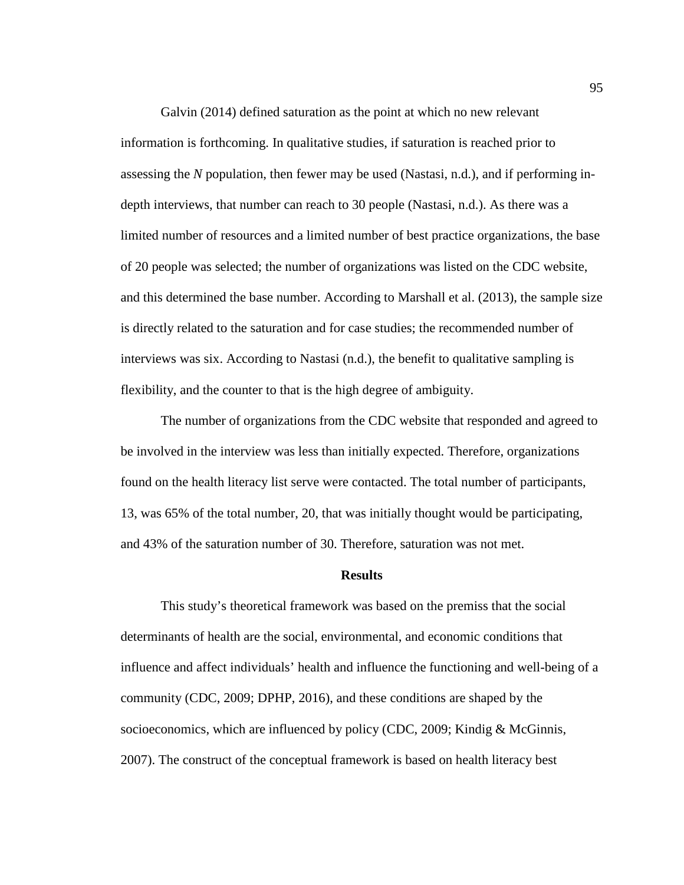Galvin (2014) defined saturation as the point at which no new relevant information is forthcoming. In qualitative studies, if saturation is reached prior to assessing the *N* population, then fewer may be used (Nastasi, n.d.), and if performing in-depth interviews, that number can reach to 30 people (Nastasi, n.d.). As there was a limited number of resources and a limited number of best practice organizations, the base of 20 people was selected; the number of organizations was listed on the CDC website, and this determined the base number. According to Marshall et al. (2013), the sample size is directly related to the saturation and for case studies; the recommended number of interviews was six. According to Nastasi (n.d.), the benefit to qualitative sampling is flexibility, and the counter to that is the high degree of ambiguity.

The number of organizations from the CDC website that responded and agreed to be involved in the interview was less than initially expected. Therefore, organizations found on the health literacy list serve were contacted. The total number of participants, 13, was 65% of the total number, 20, that was initially thought would be participating, and 43% of the saturation number of 30. Therefore, saturation was not met.

## Results

This study's theoretical framework was based on the premiss that the social determinants of health are the social, environmental, and economic conditions that influence and affect individuals' health and influence the functioning and well-being of a community (CDC, 2009; DPHP, 2016), and these conditions are shaped by the socioeconomics, which are influenced by policy (CDC, 2009; Kindig & McGinnis, 2007). The construct of the conceptual framework is based on health literacy best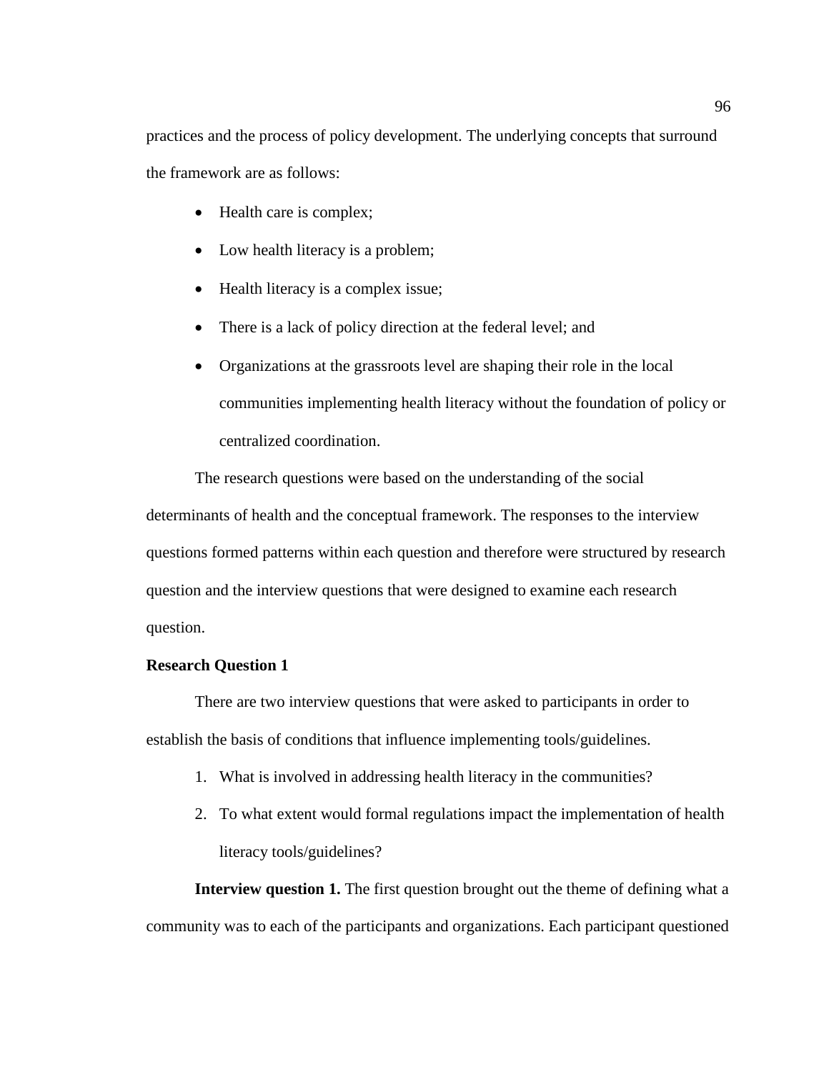practices and the process of policy development. The underlying concepts that surround the framework are as follows:

- Health care is complex;
- Low health literacy is a problem;
- Health literacy is a complex issue;
- There is a lack of policy direction at the federal level; and
- Organizations at the grassroots level are shaping their role in the local communities implementing health literacy without the foundation of policy or centralized coordination.

The research questions were based on the understanding of the social determinants of health and the conceptual framework. The responses to the interview questions formed patterns within each question and therefore were structured by research question and the interview questions that were designed to examine each research question.

**Research Question 1**

There are two interview questions that were asked to participants in order to establish the basis of conditions that influence implementing tools/guidelines.

1. What is involved in addressing health literacy in the communities?
2. To what extent would formal regulations impact the implementation of health literacy tools/guidelines?

**Interview question 1.** The first question brought out the theme of defining what a community was to each of the participants and organizations. Each participant questioned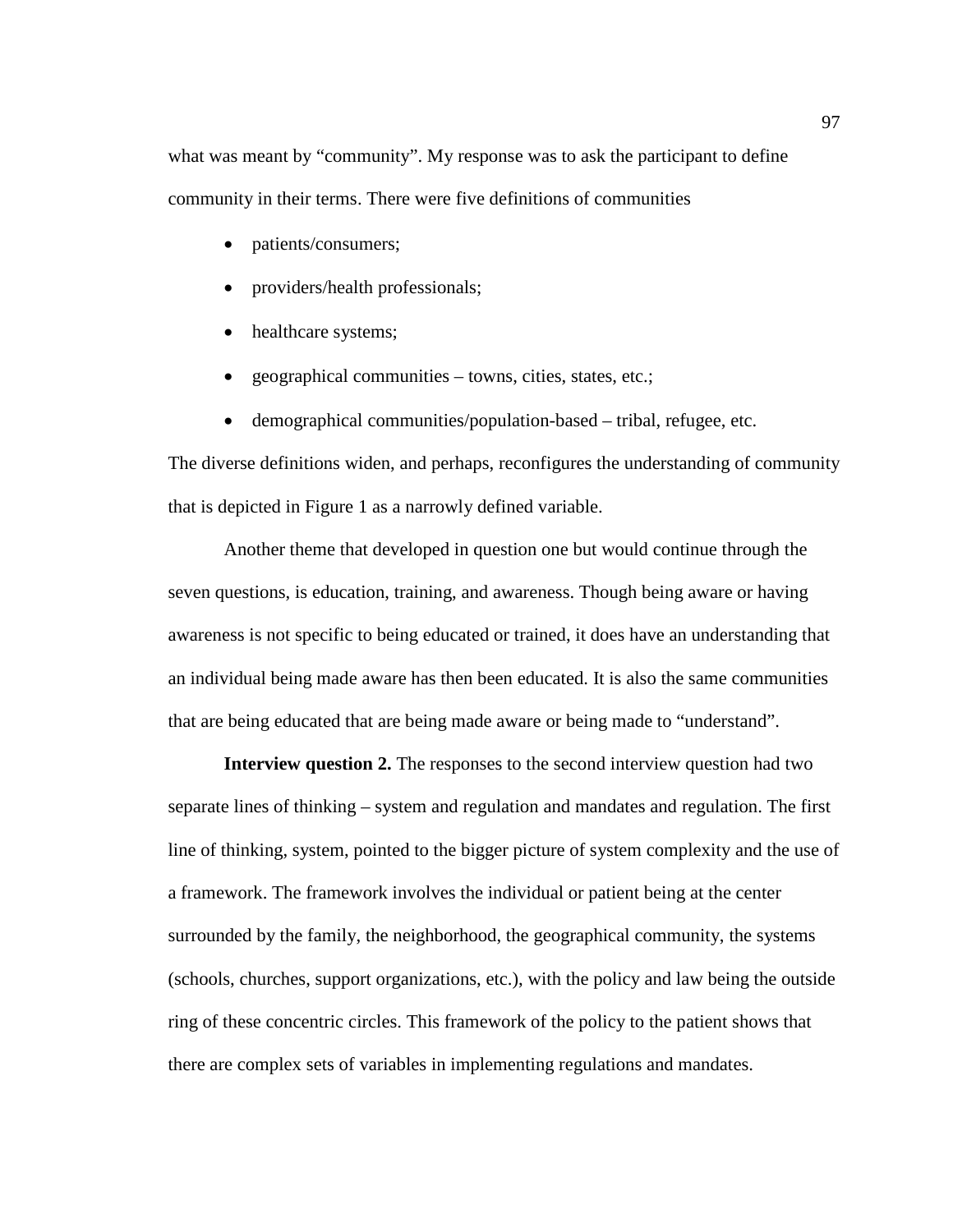what was meant by "community". My response was to ask the participant to define community in their terms. There were five definitions of communities

- patients/consumers;
- providers/health professionals;
- healthcare systems;
- geographical communities – towns, cities, states, etc.;
- demographical communities/population-based – tribal, refugee, etc.

The diverse definitions widen, and perhaps, reconfigures the understanding of community that is depicted in Figure 1 as a narrowly defined variable.

Another theme that developed in question one but would continue through the seven questions, is education, training, and awareness. Though being aware or having awareness is not specific to being educated or trained, it does have an understanding that an individual being made aware has then been educated. It is also the same communities that are being educated that are being made aware or being made to "understand".

**Interview question 2.** The responses to the second interview question had two separate lines of thinking – system and regulation and mandates and regulation. The first line of thinking, system, pointed to the bigger picture of system complexity and the use of a framework. The framework involves the individual or patient being at the center surrounded by the family, the neighborhood, the geographical community, the systems (schools, churches, support organizations, etc.), with the policy and law being the outside ring of these concentric circles. This framework of the policy to the patient shows that there are complex sets of variables in implementing regulations and mandates.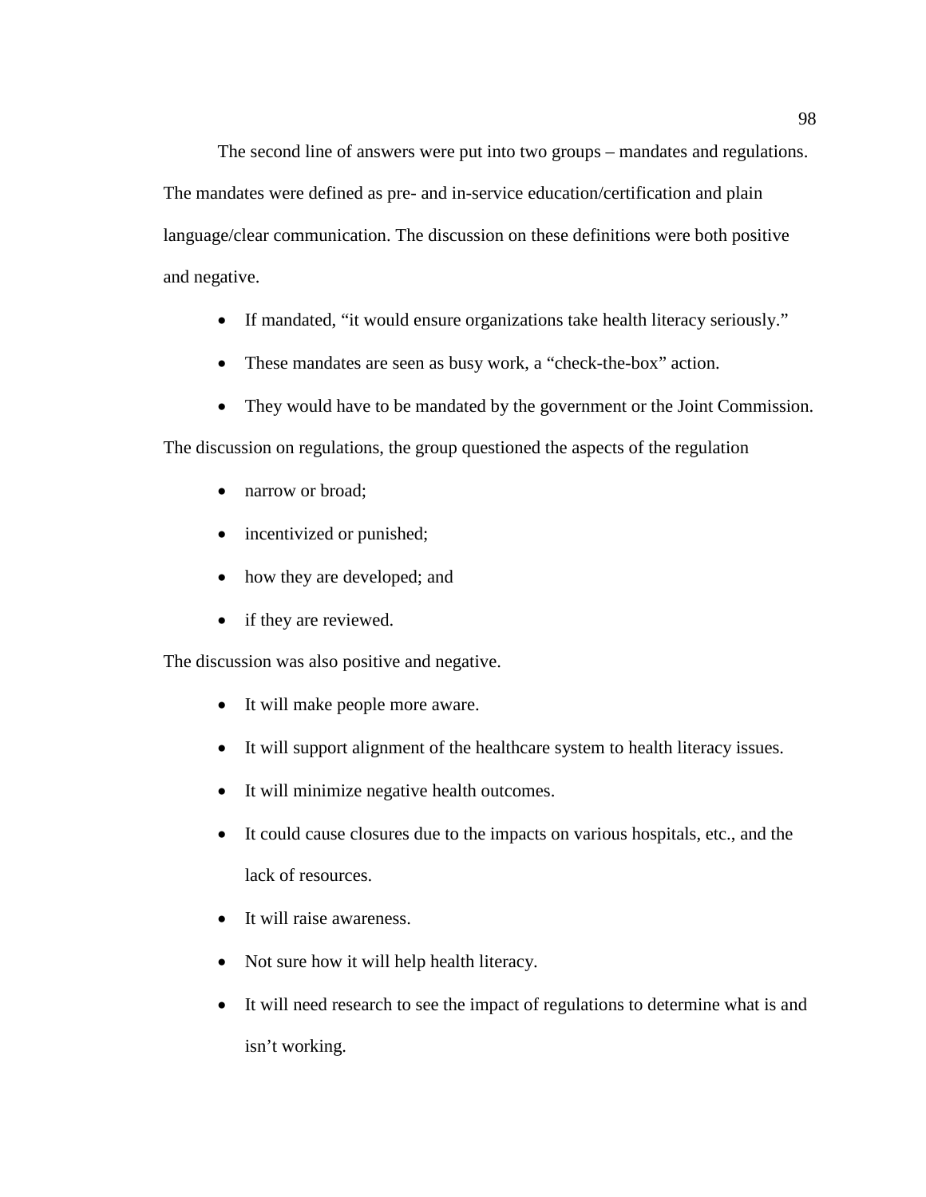The second line of answers were put into two groups – mandates and regulations. The mandates were defined as pre- and in-service education/certification and plain language/clear communication. The discussion on these definitions were both positive and negative.

- If mandated, "it would ensure organizations take health literacy seriously."
- These mandates are seen as busy work, a "check-the-box" action.
- They would have to be mandated by the government or the Joint Commission.

The discussion on regulations, the group questioned the aspects of the regulation

- narrow or broad;
- incentivized or punished;
- how they are developed; and
- if they are reviewed.

The discussion was also positive and negative.

- It will make people more aware.
- It will support alignment of the healthcare system to health literacy issues.
- It will minimize negative health outcomes.
- It could cause closures due to the impacts on various hospitals, etc., and the lack of resources.
- It will raise awareness.
- Not sure how it will help health literacy.
- It will need research to see the impact of regulations to determine what is and isn't working.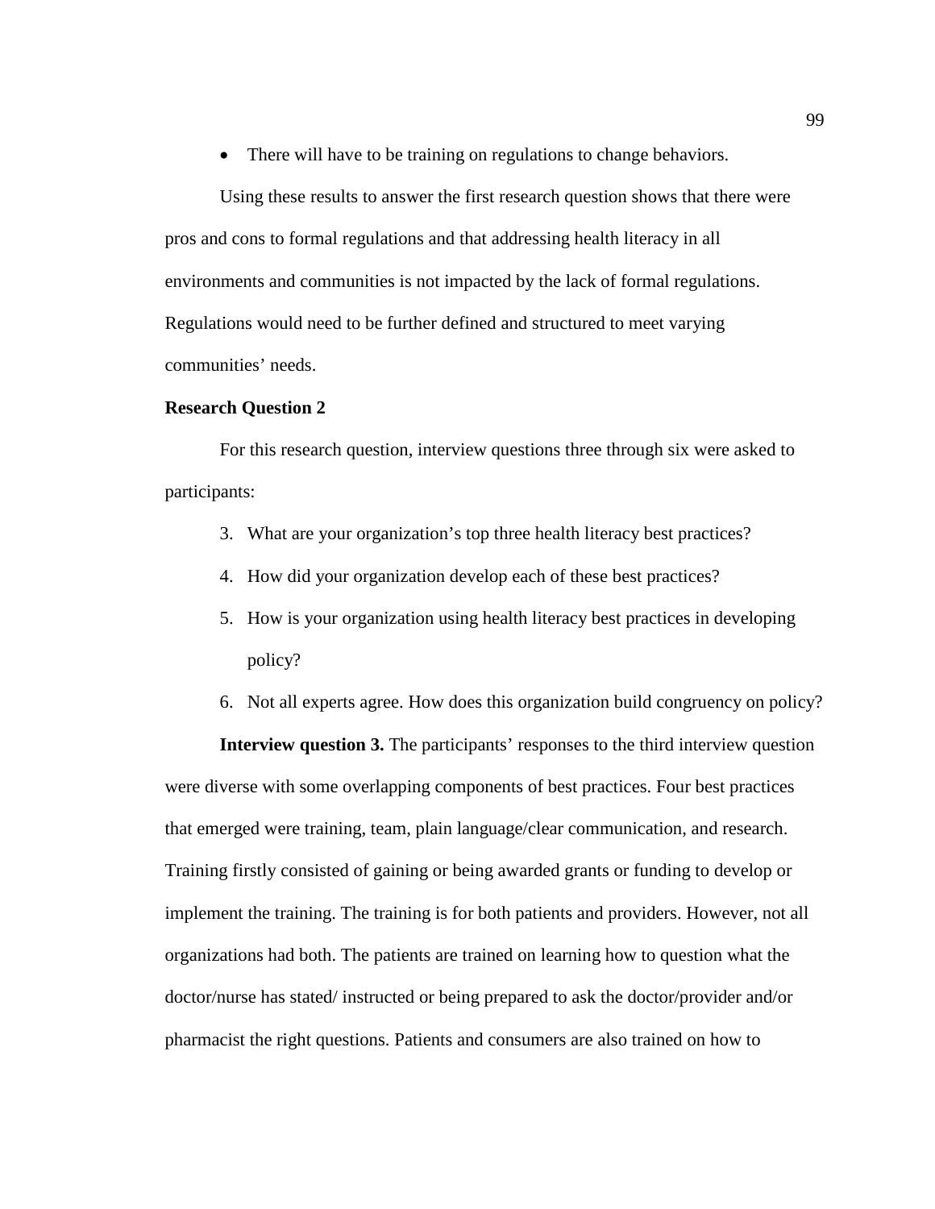- There will have to be training on regulations to change behaviors.

Using these results to answer the first research question shows that there were pros and cons to formal regulations and that addressing health literacy in all environments and communities is not impacted by the lack of formal regulations. Regulations would need to be further defined and structured to meet varying communities' needs.

### Research Question 2

For this research question, interview questions three through six were asked to participants:

3. What are your organization's top three health literacy best practices?
4. How did your organization develop each of these best practices?
5. How is your organization using health literacy best practices in developing policy?
6. Not all experts agree. How does this organization build congruency on policy?

**Interview question 3.** The participants' responses to the third interview question were diverse with some overlapping components of best practices. Four best practices that emerged were training, team, plain language/clear communication, and research. Training firstly consisted of gaining or being awarded grants or funding to develop or implement the training. The training is for both patients and providers. However, not all organizations had both. The patients are trained on learning how to question what the doctor/nurse has stated/ instructed or being prepared to ask the doctor/provider and/or pharmacist the right questions. Patients and consumers are also trained on how to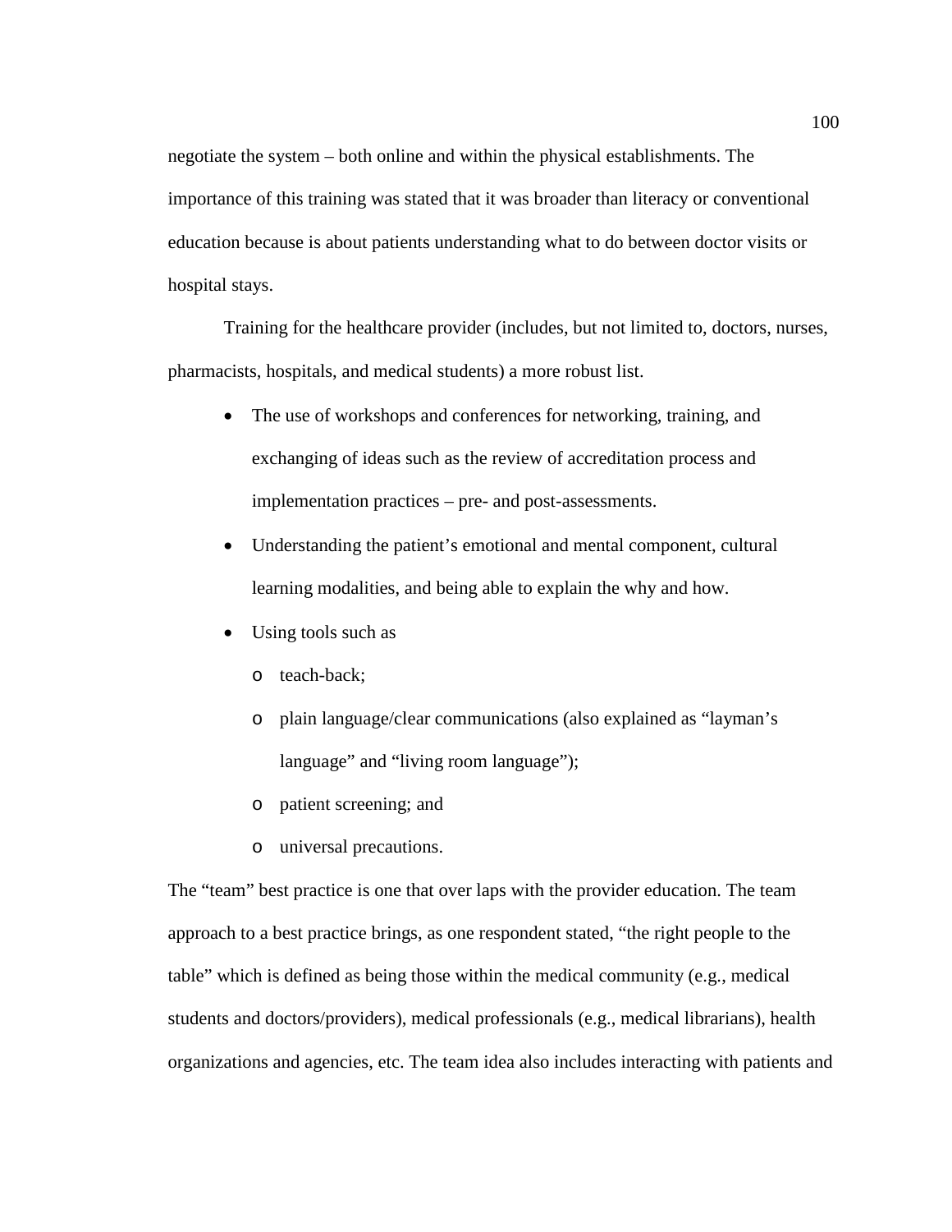negotiate the system – both online and within the physical establishments. The importance of this training was stated that it was broader than literacy or conventional education because is about patients understanding what to do between doctor visits or hospital stays.

Training for the healthcare provider (includes, but not limited to, doctors, nurses, pharmacists, hospitals, and medical students) a more robust list.

- The use of workshops and conferences for networking, training, and exchanging of ideas such as the review of accreditation process and implementation practices – pre- and post-assessments.
- Understanding the patient's emotional and mental component, cultural learning modalities, and being able to explain the why and how.
- Using tools such as
    - teach-back;
    - plain language/clear communications (also explained as "layman's language" and "living room language");
    - patient screening; and
    - universal precautions.

The "team" best practice is one that over laps with the provider education. The team approach to a best practice brings, as one respondent stated, "the right people to the table" which is defined as being those within the medical community (e.g., medical students and doctors/providers), medical professionals (e.g., medical librarians), health organizations and agencies, etc. The team idea also includes interacting with patients and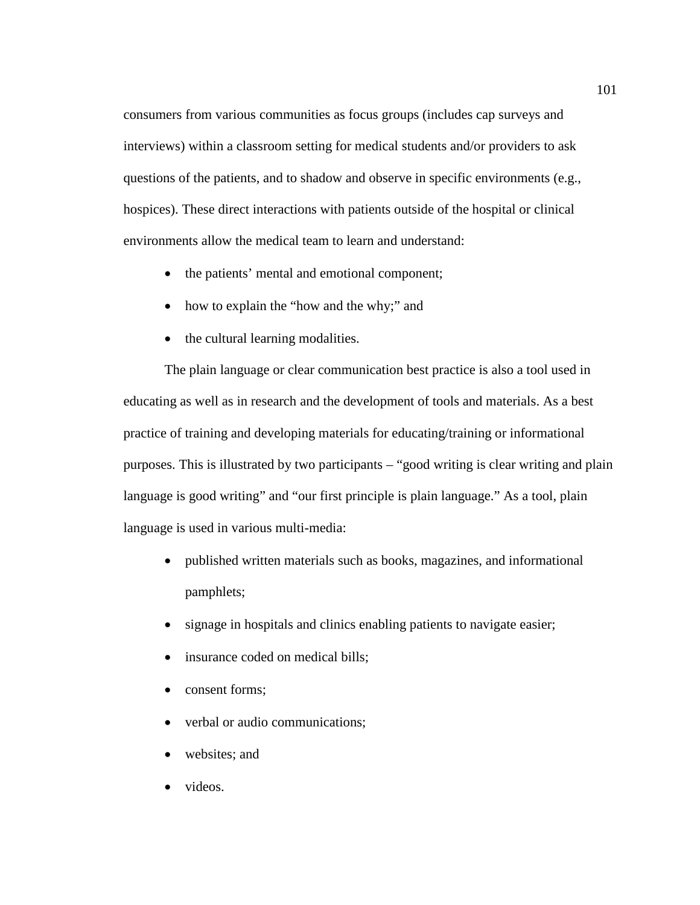consumers from various communities as focus groups (includes cap surveys and interviews) within a classroom setting for medical students and/or providers to ask questions of the patients, and to shadow and observe in specific environments (e.g., hospices). These direct interactions with patients outside of the hospital or clinical environments allow the medical team to learn and understand:

- the patients' mental and emotional component;
- how to explain the "how and the why;" and
- the cultural learning modalities.

The plain language or clear communication best practice is also a tool used in educating as well as in research and the development of tools and materials. As a best practice of training and developing materials for educating/training or informational purposes. This is illustrated by two participants – "good writing is clear writing and plain language is good writing" and "our first principle is plain language." As a tool, plain language is used in various multi-media:

- published written materials such as books, magazines, and informational pamphlets;
- signage in hospitals and clinics enabling patients to navigate easier;
- insurance coded on medical bills;
- consent forms;
- verbal or audio communications;
- websites; and
- videos.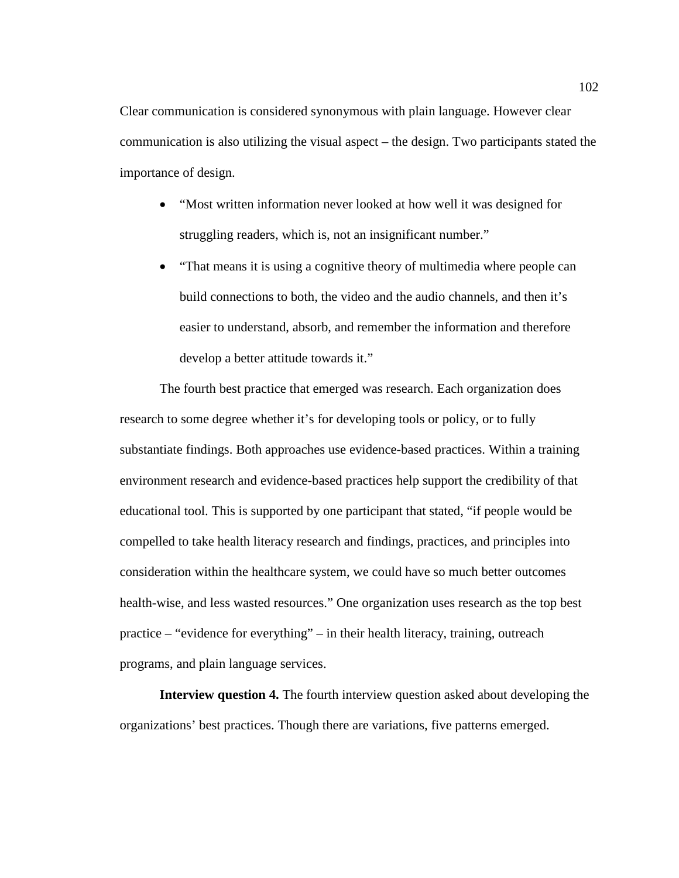Clear communication is considered synonymous with plain language. However clear communication is also utilizing the visual aspect – the design. Two participants stated the importance of design.

- "Most written information never looked at how well it was designed for struggling readers, which is, not an insignificant number."
- "That means it is using a cognitive theory of multimedia where people can build connections to both, the video and the audio channels, and then it's easier to understand, absorb, and remember the information and therefore develop a better attitude towards it."

The fourth best practice that emerged was research. Each organization does research to some degree whether it's for developing tools or policy, or to fully substantiate findings. Both approaches use evidence-based practices. Within a training environment research and evidence-based practices help support the credibility of that educational tool. This is supported by one participant that stated, "if people would be compelled to take health literacy research and findings, practices, and principles into consideration within the healthcare system, we could have so much better outcomes health-wise, and less wasted resources." One organization uses research as the top best practice – "evidence for everything" – in their health literacy, training, outreach programs, and plain language services.

**Interview question 4.** The fourth interview question asked about developing the organizations' best practices. Though there are variations, five patterns emerged.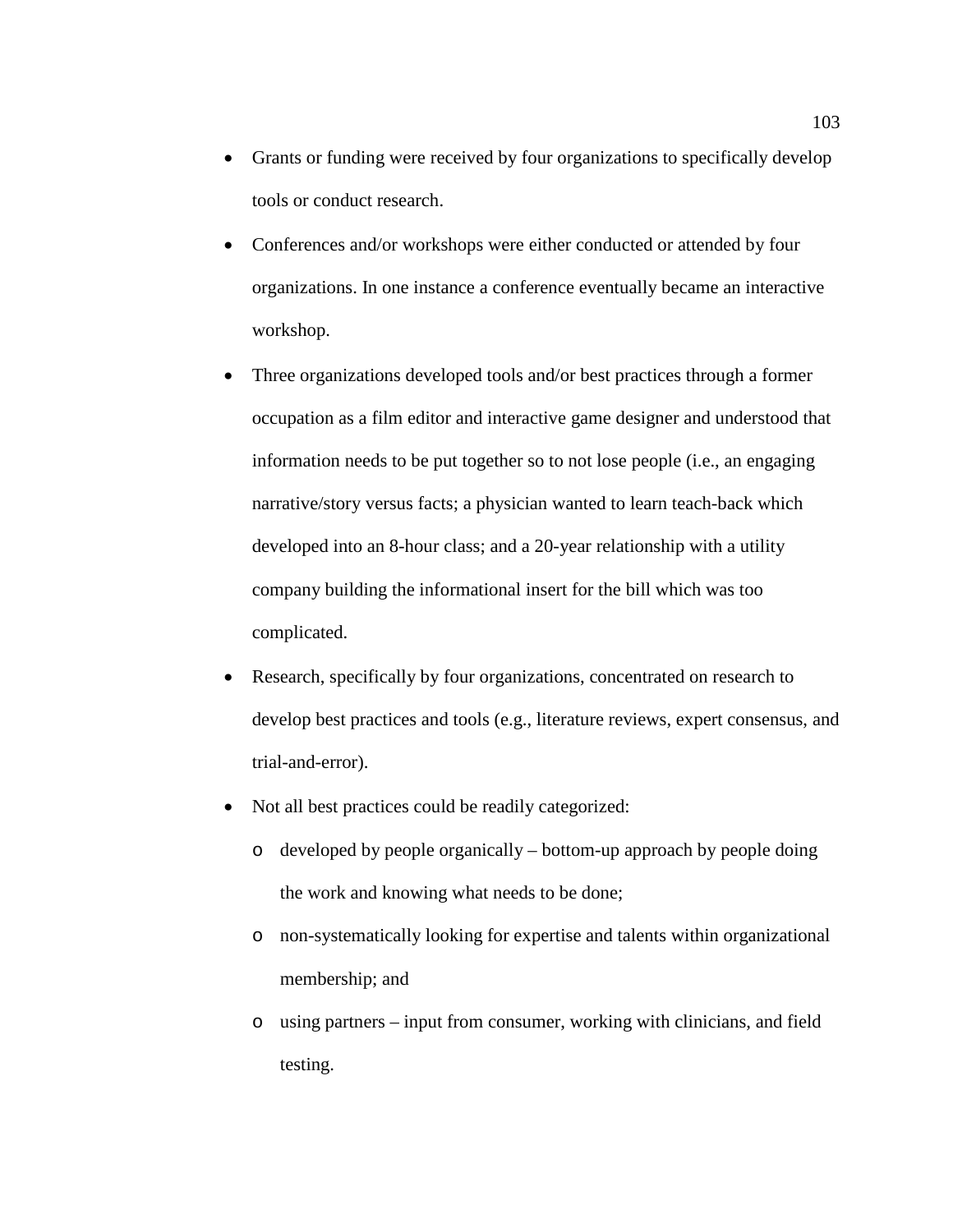- Grants or funding were received by four organizations to specifically develop tools or conduct research.
- Conferences and/or workshops were either conducted or attended by four organizations. In one instance a conference eventually became an interactive workshop.
- Three organizations developed tools and/or best practices through a former occupation as a film editor and interactive game designer and understood that information needs to be put together so to not lose people (i.e., an engaging narrative/story versus facts; a physician wanted to learn teach-back which developed into an 8-hour class; and a 20-year relationship with a utility company building the informational insert for the bill which was too complicated.
- Research, specifically by four organizations, concentrated on research to develop best practices and tools (e.g., literature reviews, expert consensus, and trial-and-error).
- Not all best practices could be readily categorized:
  - developed by people organically – bottom-up approach by people doing the work and knowing what needs to be done;
  - non-systematically looking for expertise and talents within organizational membership; and
  - using partners – input from consumer, working with clinicians, and field testing.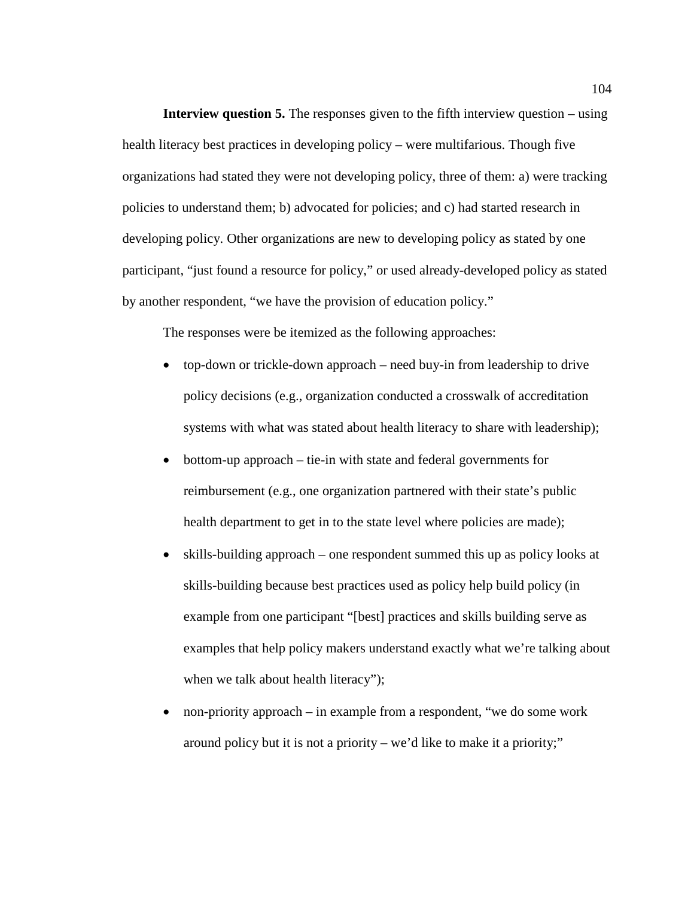**Interview question 5.** The responses given to the fifth interview question – using health literacy best practices in developing policy – were multifarious. Though five organizations had stated they were not developing policy, three of them: a) were tracking policies to understand them; b) advocated for policies; and c) had started research in developing policy. Other organizations are new to developing policy as stated by one participant, "just found a resource for policy," or used already-developed policy as stated by another respondent, "we have the provision of education policy."

The responses were be itemized as the following approaches:

- top-down or trickle-down approach – need buy-in from leadership to drive policy decisions (e.g., organization conducted a crosswalk of accreditation systems with what was stated about health literacy to share with leadership);
- bottom-up approach – tie-in with state and federal governments for reimbursement (e.g., one organization partnered with their state's public health department to get in to the state level where policies are made);
- skills-building approach – one respondent summed this up as policy looks at skills-building because best practices used as policy help build policy (in example from one participant "[best] practices and skills building serve as examples that help policy makers understand exactly what we're talking about when we talk about health literacy");
- non-priority approach – in example from a respondent, "we do some work around policy but it is not a priority – we'd like to make it a priority;"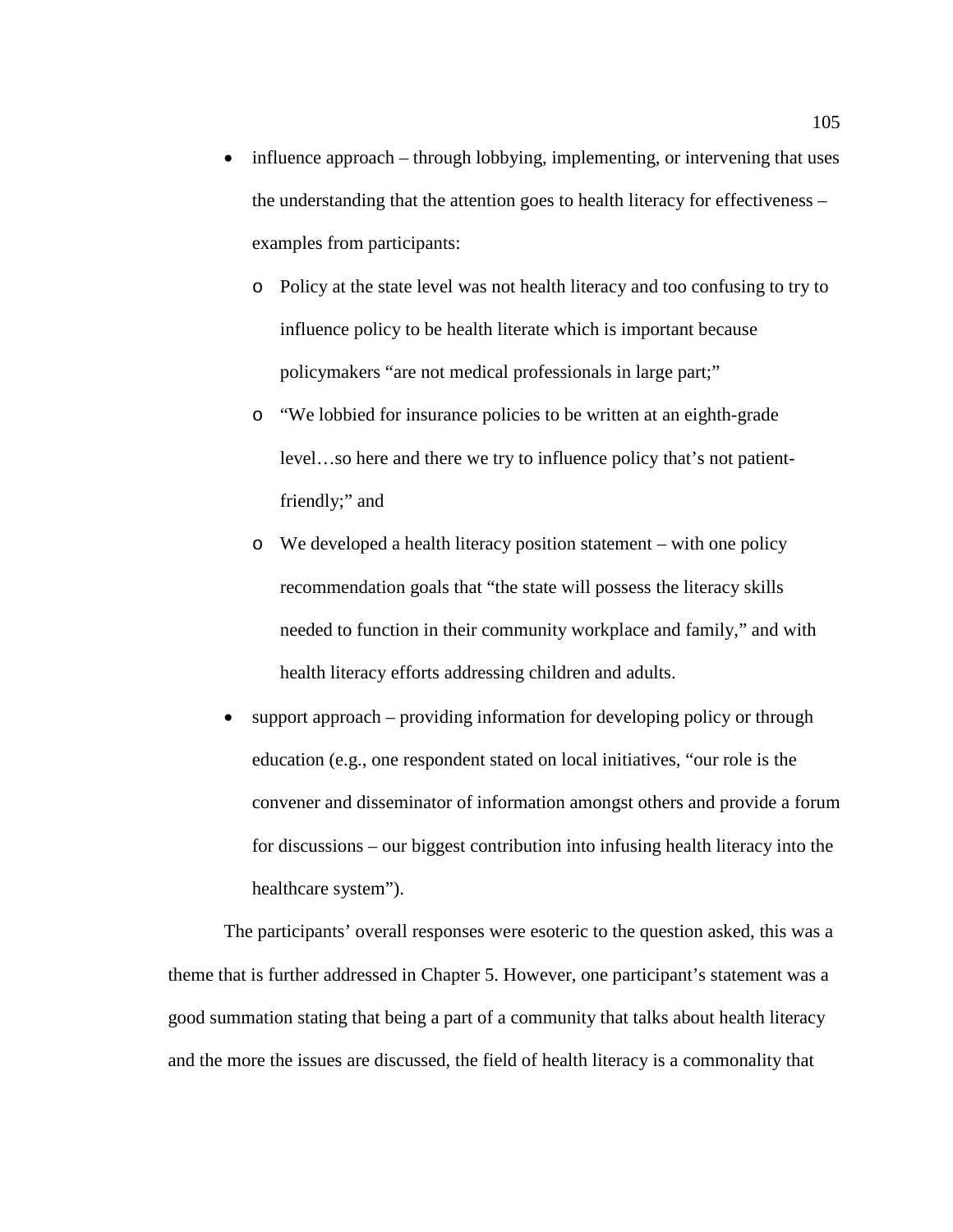- influence approach – through lobbying, implementing, or intervening that uses the understanding that the attention goes to health literacy for effectiveness – examples from participants:
    - Policy at the state level was not health literacy and too confusing to try to influence policy to be health literate which is important because policymakers "are not medical professionals in large part;"
    - "We lobbied for insurance policies to be written at an eighth-grade level…so here and there we try to influence policy that's not patient-friendly;" and
    - We developed a health literacy position statement – with one policy recommendation goals that "the state will possess the literacy skills needed to function in their community workplace and family," and with health literacy efforts addressing children and adults.
- support approach – providing information for developing policy or through education (e.g., one respondent stated on local initiatives, "our role is the convener and disseminator of information amongst others and provide a forum for discussions – our biggest contribution into infusing health literacy into the healthcare system").

The participants' overall responses were esoteric to the question asked, this was a theme that is further addressed in Chapter 5. However, one participant's statement was a good summation stating that being a part of a community that talks about health literacy and the more the issues are discussed, the field of health literacy is a commonality that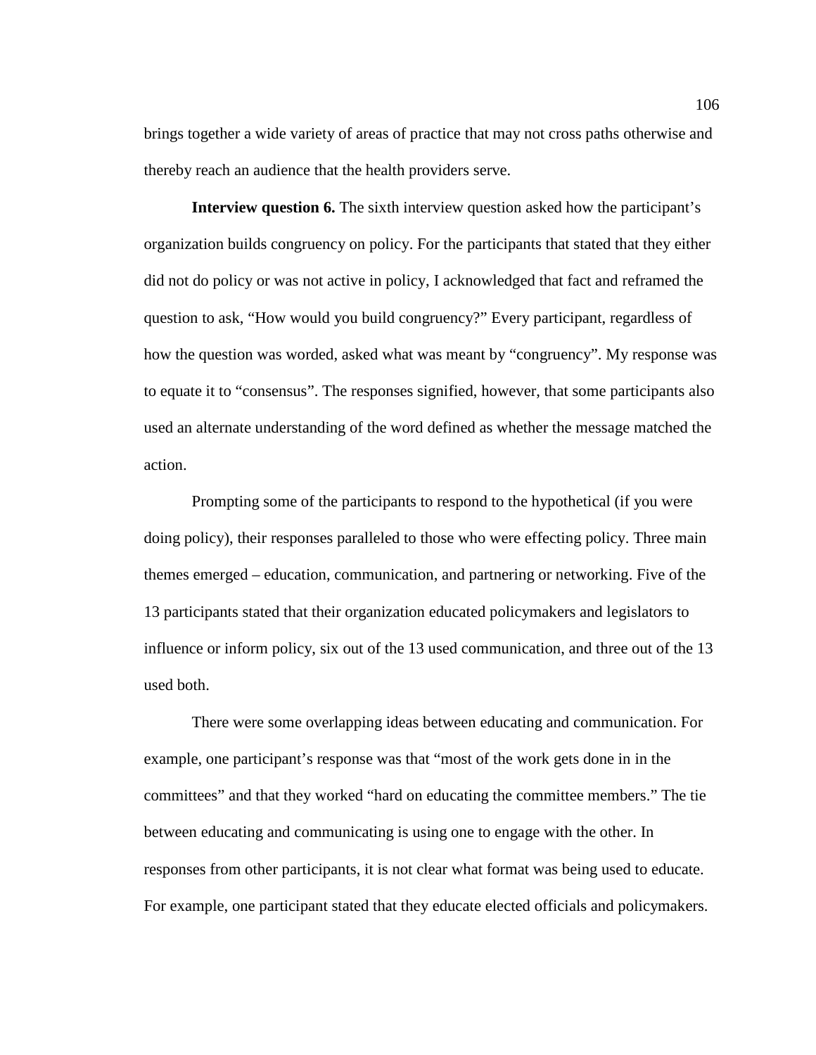brings together a wide variety of areas of practice that may not cross paths otherwise and thereby reach an audience that the health providers serve.

**Interview question 6.** The sixth interview question asked how the participant's organization builds congruency on policy. For the participants that stated that they either did not do policy or was not active in policy, I acknowledged that fact and reframed the question to ask, "How would you build congruency?" Every participant, regardless of how the question was worded, asked what was meant by "congruency". My response was to equate it to "consensus". The responses signified, however, that some participants also used an alternate understanding of the word defined as whether the message matched the action.

Prompting some of the participants to respond to the hypothetical (if you were doing policy), their responses paralleled to those who were effecting policy. Three main themes emerged – education, communication, and partnering or networking. Five of the 13 participants stated that their organization educated policymakers and legislators to influence or inform policy, six out of the 13 used communication, and three out of the 13 used both.

There were some overlapping ideas between educating and communication. For example, one participant's response was that "most of the work gets done in in the committees" and that they worked "hard on educating the committee members." The tie between educating and communicating is using one to engage with the other. In responses from other participants, it is not clear what format was being used to educate. For example, one participant stated that they educate elected officials and policymakers.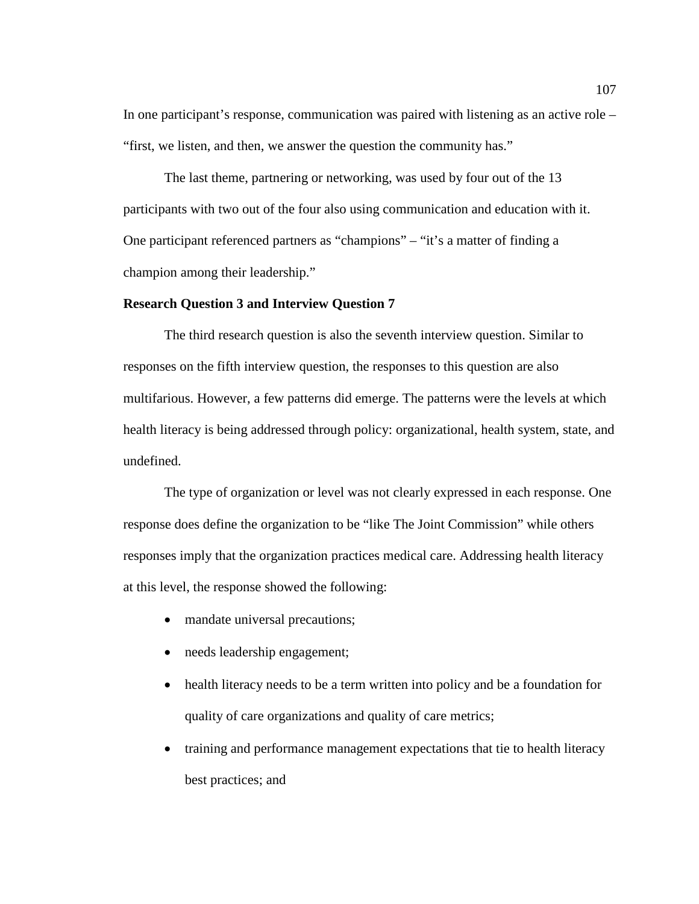In one participant’s response, communication was paired with listening as an active role – “first, we listen, and then, we answer the question the community has.”

The last theme, partnering or networking, was used by four out of the 13 participants with two out of the four also using communication and education with it. One participant referenced partners as “champions” – “it’s a matter of finding a champion among their leadership.”

**Research Question 3 and Interview Question 7**

The third research question is also the seventh interview question. Similar to responses on the fifth interview question, the responses to this question are also multifarious. However, a few patterns did emerge. The patterns were the levels at which health literacy is being addressed through policy: organizational, health system, state, and undefined.

The type of organization or level was not clearly expressed in each response. One response does define the organization to be “like The Joint Commission” while others responses imply that the organization practices medical care. Addressing health literacy at this level, the response showed the following:

- mandate universal precautions;
- needs leadership engagement;
- health literacy needs to be a term written into policy and be a foundation for quality of care organizations and quality of care metrics;
- training and performance management expectations that tie to health literacy best practices; and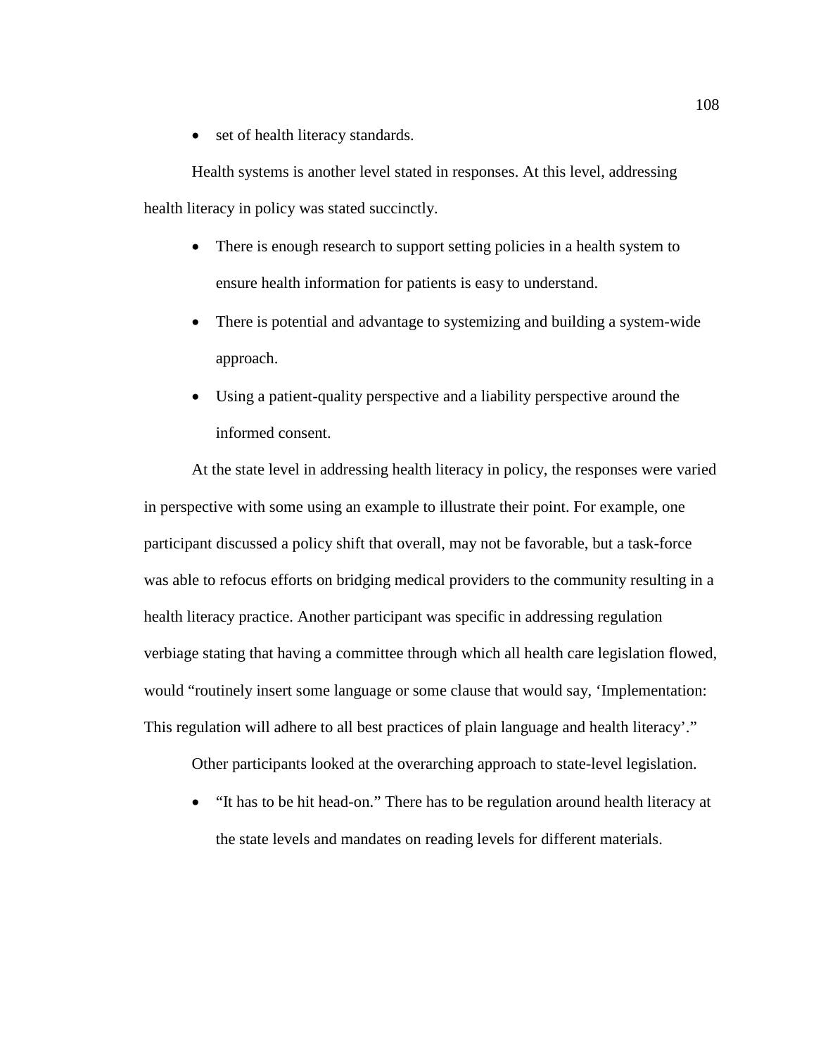- set of health literacy standards.

Health systems is another level stated in responses. At this level, addressing health literacy in policy was stated succinctly.

- There is enough research to support setting policies in a health system to ensure health information for patients is easy to understand.
- There is potential and advantage to systemizing and building a system-wide approach.
- Using a patient-quality perspective and a liability perspective around the informed consent.

At the state level in addressing health literacy in policy, the responses were varied in perspective with some using an example to illustrate their point. For example, one participant discussed a policy shift that overall, may not be favorable, but a task-force was able to refocus efforts on bridging medical providers to the community resulting in a health literacy practice. Another participant was specific in addressing regulation verbiage stating that having a committee through which all health care legislation flowed, would "routinely insert some language or some clause that would say, 'Implementation: This regulation will adhere to all best practices of plain language and health literacy'."

Other participants looked at the overarching approach to state-level legislation.

- "It has to be hit head-on." There has to be regulation around health literacy at the state levels and mandates on reading levels for different materials.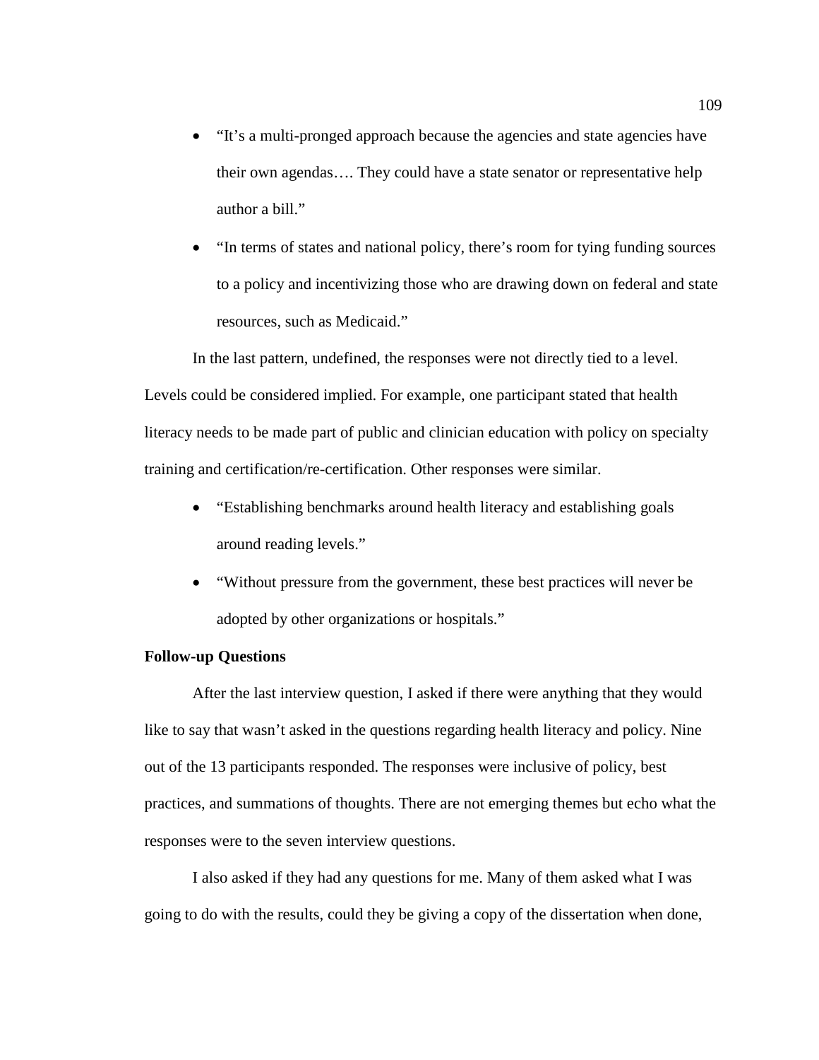- "It's a multi-pronged approach because the agencies and state agencies have their own agendas…. They could have a state senator or representative help author a bill."
- "In terms of states and national policy, there's room for tying funding sources to a policy and incentivizing those who are drawing down on federal and state resources, such as Medicaid."

In the last pattern, undefined, the responses were not directly tied to a level. Levels could be considered implied. For example, one participant stated that health literacy needs to be made part of public and clinician education with policy on specialty training and certification/re-certification. Other responses were similar.

- "Establishing benchmarks around health literacy and establishing goals around reading levels."
- "Without pressure from the government, these best practices will never be adopted by other organizations or hospitals."

**Follow-up Questions**

After the last interview question, I asked if there were anything that they would like to say that wasn't asked in the questions regarding health literacy and policy. Nine out of the 13 participants responded. The responses were inclusive of policy, best practices, and summations of thoughts. There are not emerging themes but echo what the responses were to the seven interview questions.

I also asked if they had any questions for me. Many of them asked what I was going to do with the results, could they be giving a copy of the dissertation when done,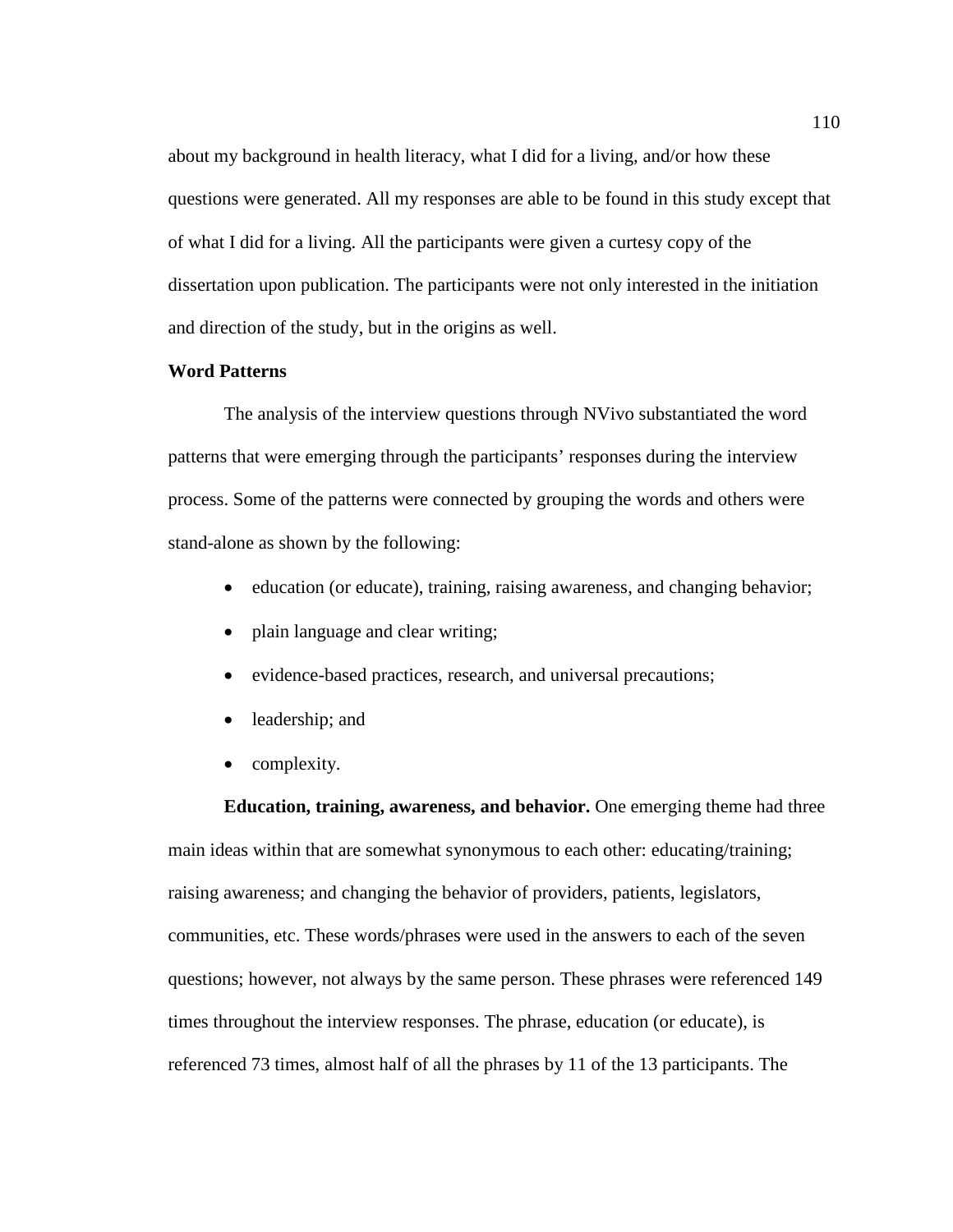about my background in health literacy, what I did for a living, and/or how these questions were generated. All my responses are able to be found in this study except that of what I did for a living. All the participants were given a curtesy copy of the dissertation upon publication. The participants were not only interested in the initiation and direction of the study, but in the origins as well.

### Word Patterns

The analysis of the interview questions through NVivo substantiated the word patterns that were emerging through the participants' responses during the interview process. Some of the patterns were connected by grouping the words and others were stand-alone as shown by the following:

- education (or educate), training, raising awareness, and changing behavior;
- plain language and clear writing;
- evidence-based practices, research, and universal precautions;
- leadership; and
- complexity.

**Education, training, awareness, and behavior.** One emerging theme had three main ideas within that are somewhat synonymous to each other: educating/training; raising awareness; and changing the behavior of providers, patients, legislators, communities, etc. These words/phrases were used in the answers to each of the seven questions; however, not always by the same person. These phrases were referenced 149 times throughout the interview responses. The phrase, education (or educate), is referenced 73 times, almost half of all the phrases by 11 of the 13 participants. The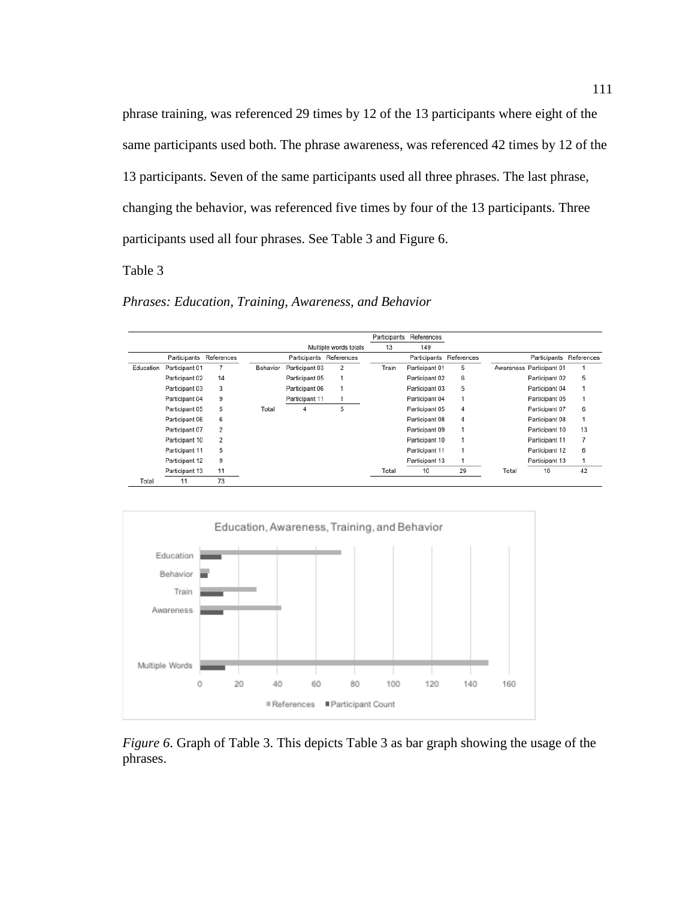phrase training, was referenced 29 times by 12 of the 13 participants where eight of the same participants used both. The phrase awareness, was referenced 42 times by 12 of the 13 participants. Seven of the same participants used all three phrases. The last phrase, changing the behavior, was referenced five times by four of the 13 participants. Three participants used all four phrases. See Table 3 and Figure 6.

Table 3

*Phrases: Education, Training, Awareness, and Behavior*

| | | | | | | Participants | References | | | | |
|---|---|---|---|---|---|---|---|---|---|---|---|
| | | | | | Multiple words totals | 13 | 149 | | | | |
| | Participants | References | | Participants | References | | Participants | References | | Participants | References |
| Education | Participant 01 | 7 | Behavior | Participant 03 | 2 | Train | Participant 01 | 5 | Awareness | Participant 01 | 1 |
| | Participant 02 | 14 | | Participant 05 | 1 | | Participant 02 | 6 | | Participant 02 | 5 |
| | Participant 03 | 3 | | Participant 06 | 1 | | Participant 03 | 5 | | Participant 04 | 1 |
| | Participant 04 | 9 | | Participant 11 | 1 | | Participant 04 | 1 | | Participant 05 | 1 |
| | Participant 05 | 5 | Total | 4 | 5 | | Participant 05 | 4 | | Participant 07 | 6 |
| | Participant 06 | 6 | | | | | Participant 08 | 4 | | Participant 08 | 1 |
| | Participant 07 | 2 | | | | | Participant 09 | 1 | | Participant 10 | 13 |
| | Participant 10 | 2 | | | | | Participant 10 | 1 | | Participant 11 | 7 |
| | Participant 11 | 5 | | | | | Participant 11 | 1 | | Participant 12 | 6 |
| | Participant 12 | 9 | | | | | Participant 13 | 1 | | Participant 13 | 1 |
| | Participant 13 | 11 | | | | Total | 10 | 29 | Total | 10 | 42 |
| Total | 11 | 73 | | | | | | | | | |

*Figure 6*. Graph of Table 3. This depicts Table 3 as bar graph showing the usage of the phrases.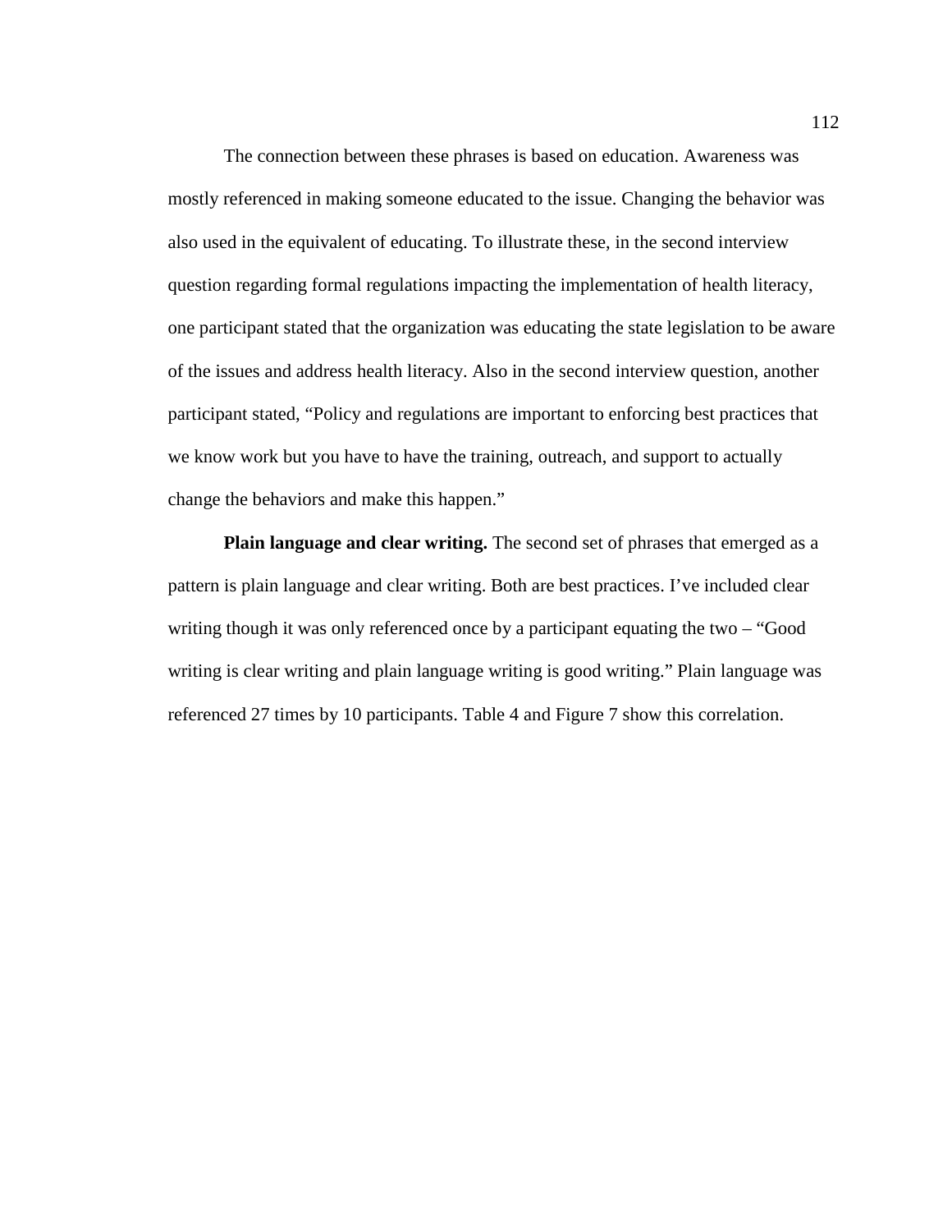The connection between these phrases is based on education. Awareness was mostly referenced in making someone educated to the issue. Changing the behavior was also used in the equivalent of educating. To illustrate these, in the second interview question regarding formal regulations impacting the implementation of health literacy, one participant stated that the organization was educating the state legislation to be aware of the issues and address health literacy. Also in the second interview question, another participant stated, “Policy and regulations are important to enforcing best practices that we know work but you have to have the training, outreach, and support to actually change the behaviors and make this happen.”

**Plain language and clear writing.** The second set of phrases that emerged as a pattern is plain language and clear writing. Both are best practices. I’ve included clear writing though it was only referenced once by a participant equating the two – “Good writing is clear writing and plain language writing is good writing.” Plain language was referenced 27 times by 10 participants. Table 4 and Figure 7 show this correlation.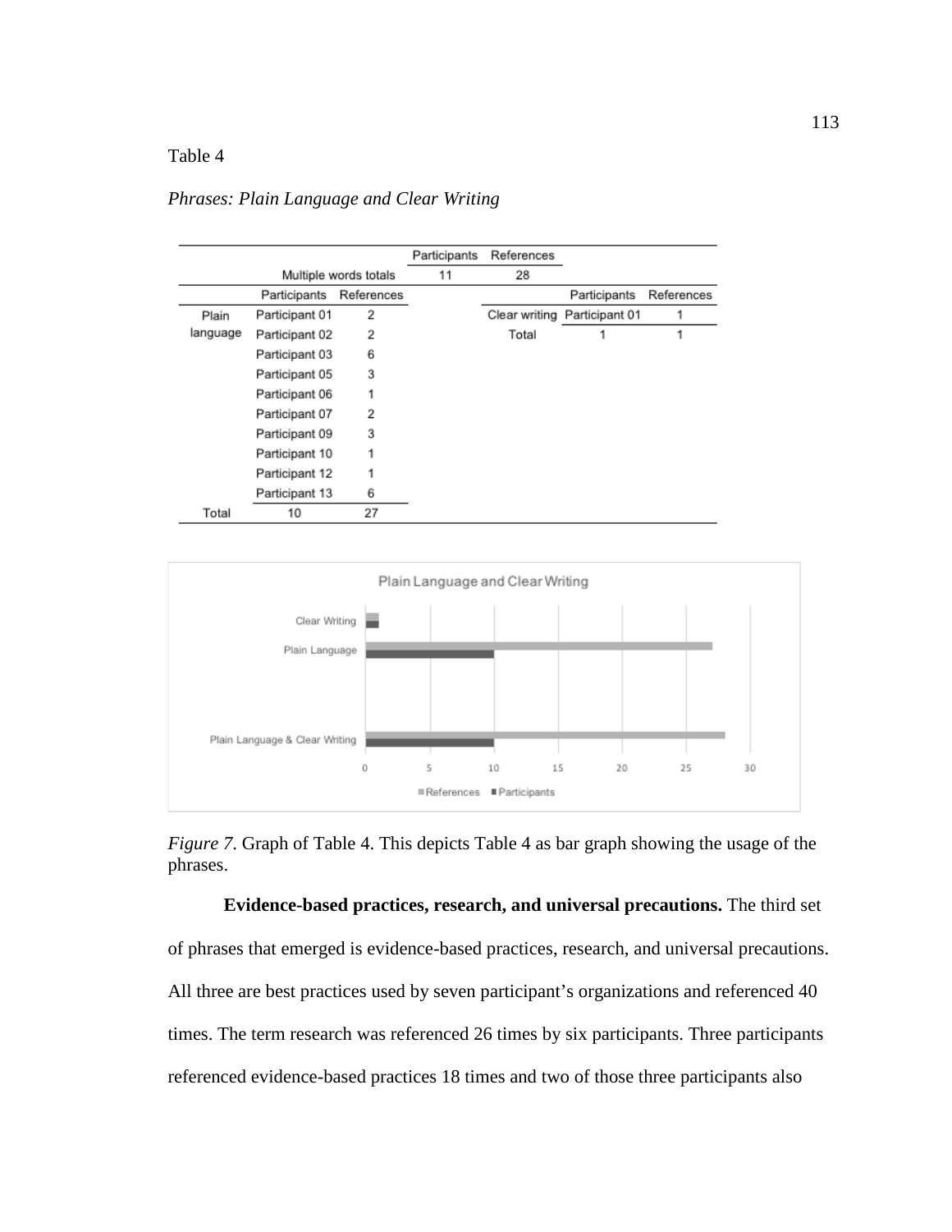Table 4

*Phrases: Plain Language and Clear Writing*

| | | | Participants | References | | |
|---|---|---|---|---|---|---|
| | Multiple words totals | | 11 | 28 | | |
| | Participants | References | | | Participants | References |
| Plain language | Participant 01 | 2 | | Clear writing | Participant 01 | 1 |
| | Participant 02 | 2 | | Total | 1 | 1 |
| | Participant 03 | 6 | | | | |
| | Participant 05 | 3 | | | | |
| | Participant 06 | 1 | | | | |
| | Participant 07 | 2 | | | | |
| | Participant 09 | 3 | | | | |
| | Participant 10 | 1 | | | | |
| | Participant 12 | 1 | | | | |
| | Participant 13 | 6 | | | | |
| Total | 10 | 27 | | | | |

*Figure 7.* Graph of Table 4. This depicts Table 4 as bar graph showing the usage of the phrases.

**Evidence-based practices, research, and universal precautions.** The third set of phrases that emerged is evidence-based practices, research, and universal precautions. All three are best practices used by seven participant's organizations and referenced 40 times. The term research was referenced 26 times by six participants. Three participants referenced evidence-based practices 18 times and two of those three participants also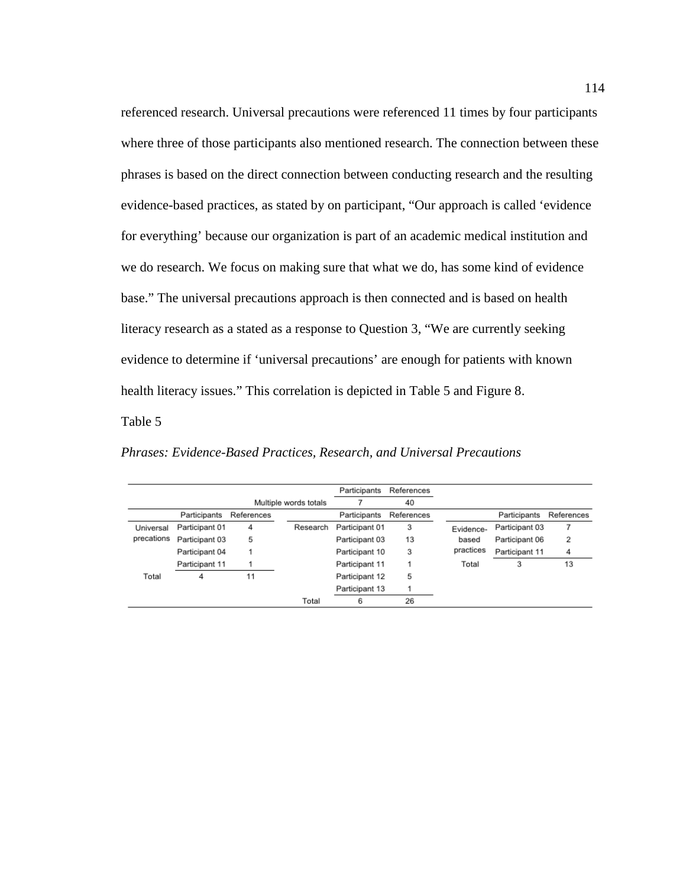referenced research. Universal precautions were referenced 11 times by four participants where three of those participants also mentioned research. The connection between these phrases is based on the direct connection between conducting research and the resulting evidence-based practices, as stated by on participant, “Our approach is called ‘evidence for everything’ because our organization is part of an academic medical institution and we do research. We focus on making sure that what we do, has some kind of evidence base.” The universal precautions approach is then connected and is based on health literacy research as a stated as a response to Question 3, “We are currently seeking evidence to determine if ‘universal precautions’ are enough for patients with known health literacy issues.” This correlation is depicted in Table 5 and Figure 8.

Table 5

*Phrases: Evidence-Based Practices, Research, and Universal Precautions*

| | | | | Participants | References | | | |
|---|---|---|---|---|---|---|---|---|
| | | | Multiple words totals | 7 | 40 | | | |
| | Participants | References | | Participants | References | | Participants | References |
| Universal precations | Participant 01 | 4 | Research | Participant 01 | 3 | Evidence-based practices | Participant 03 | 7 |
| | Participant 03 | 5 | | Participant 03 | 13 | | Participant 06 | 2 |
| | Participant 04 | 1 | | Participant 10 | 3 | | Participant 11 | 4 |
| | Participant 11 | 1 | | Participant 11 | 1 | Total | 3 | 13 |
| Total | 4 | 11 | | Participant 12 | 5 | | | |
| | | | | Participant 13 | 1 | | | |
| | | | Total | 6 | 26 | | | |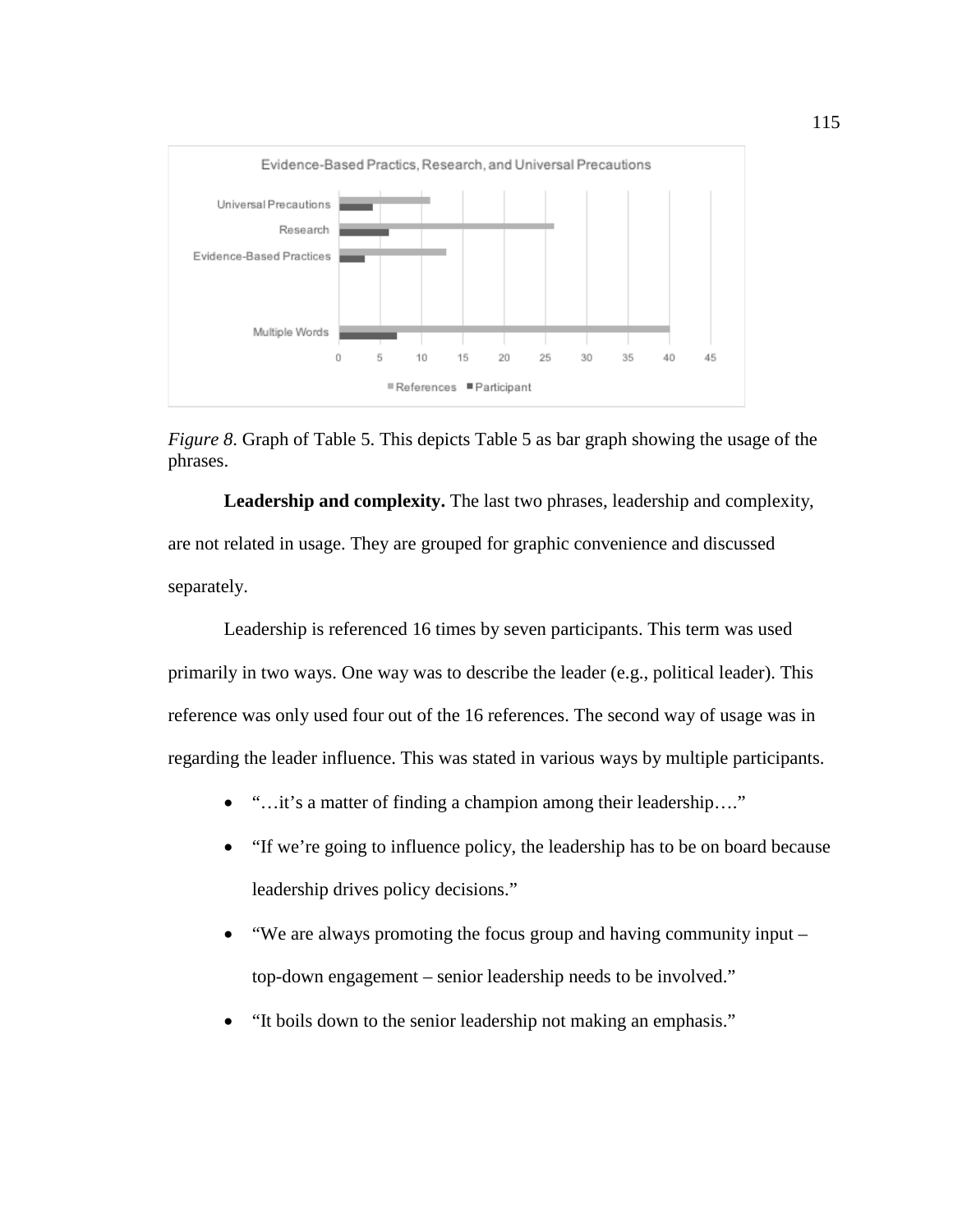*Figure 8*. Graph of Table 5. This depicts Table 5 as bar graph showing the usage of the phrases.

**Leadership and complexity.** The last two phrases, leadership and complexity, are not related in usage. They are grouped for graphic convenience and discussed separately.

Leadership is referenced 16 times by seven participants. This term was used primarily in two ways. One way was to describe the leader (e.g., political leader). This reference was only used four out of the 16 references. The second way of usage was in regarding the leader influence. This was stated in various ways by multiple participants.

- "…it's a matter of finding a champion among their leadership…."
- "If we're going to influence policy, the leadership has to be on board because leadership drives policy decisions."
- "We are always promoting the focus group and having community input – top-down engagement – senior leadership needs to be involved."
- "It boils down to the senior leadership not making an emphasis."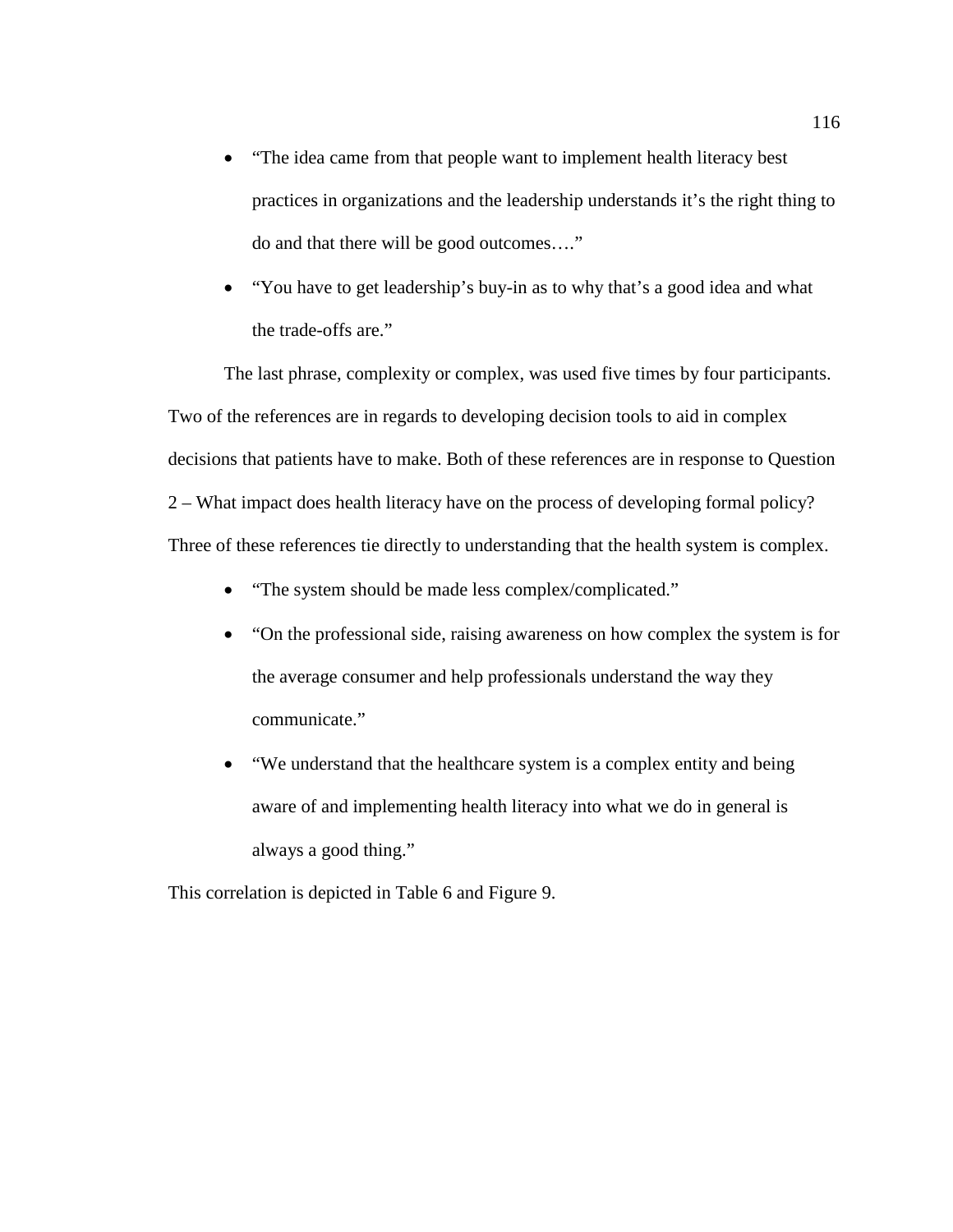- "The idea came from that people want to implement health literacy best practices in organizations and the leadership understands it's the right thing to do and that there will be good outcomes…."
- "You have to get leadership's buy-in as to why that's a good idea and what the trade-offs are."

The last phrase, complexity or complex, was used five times by four participants. Two of the references are in regards to developing decision tools to aid in complex decisions that patients have to make. Both of these references are in response to Question 2 – What impact does health literacy have on the process of developing formal policy? Three of these references tie directly to understanding that the health system is complex.

- "The system should be made less complex/complicated."
- "On the professional side, raising awareness on how complex the system is for the average consumer and help professionals understand the way they communicate."
- "We understand that the healthcare system is a complex entity and being aware of and implementing health literacy into what we do in general is always a good thing."

This correlation is depicted in Table 6 and Figure 9.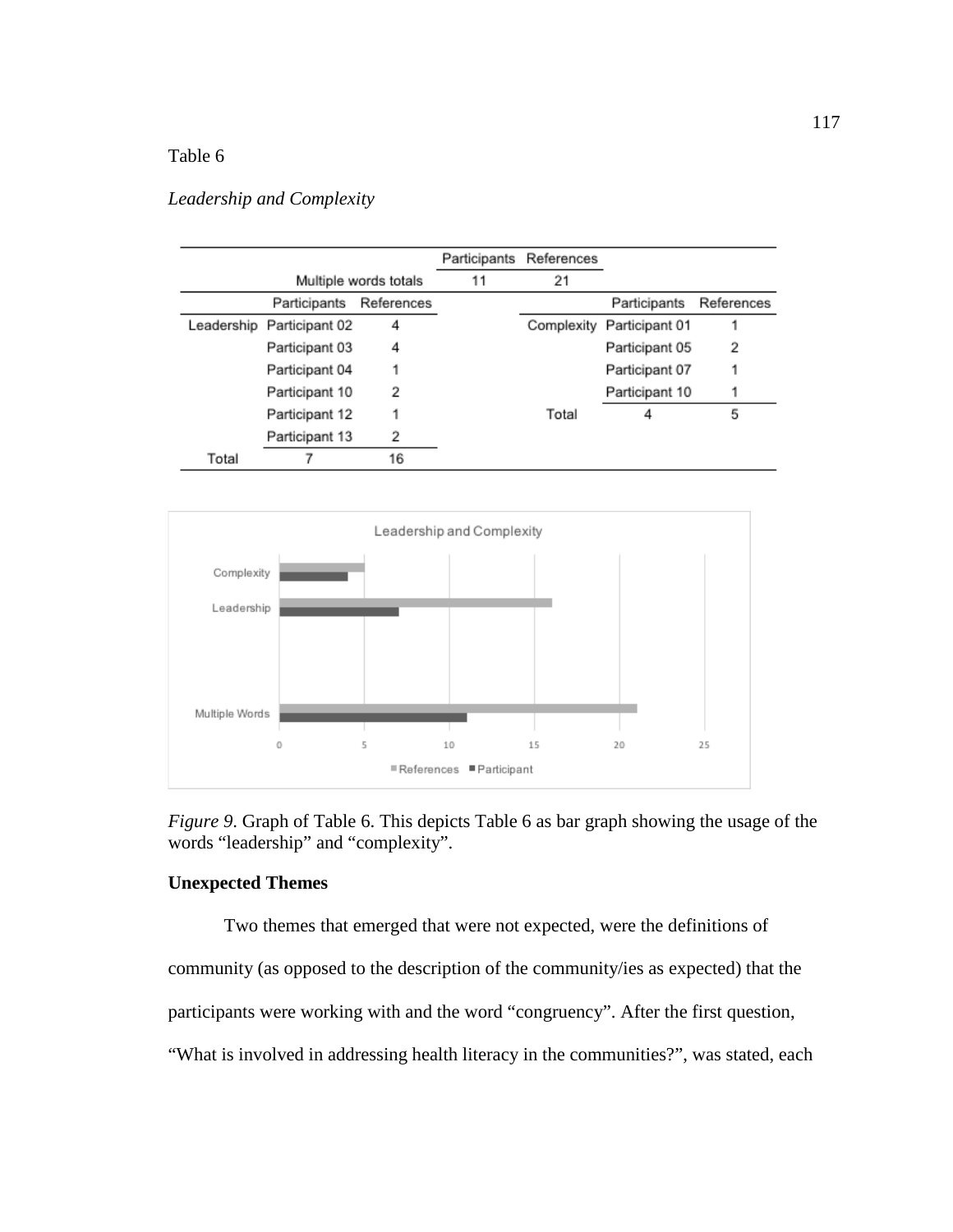Table 6

*Leadership and Complexity*

| | | | Participants | References | | | |
|---|---|---|---|---|---|---|---|
| | Multiple words totals | | 11 | 21 | | | |
| | Participants | References | | | | Participants | References |
| Leadership | Participant 02 | 4 | | | Complexity | Participant 01 | 1 |
| | Participant 03 | 4 | | | | Participant 05 | 2 |
| | Participant 04 | 1 | | | | Participant 07 | 1 |
| | Participant 10 | 2 | | | | Participant 10 | 1 |
| | Participant 12 | 1 | | | Total | 4 | 5 |
| | Participant 13 | 2 | | | | | |
| Total | 7 | 16 | | | | | |

*Figure 9.* Graph of Table 6. This depicts Table 6 as bar graph showing the usage of the words "leadership" and "complexity".

**Unexpected Themes**

Two themes that emerged that were not expected, were the definitions of community (as opposed to the description of the community/ies as expected) that the participants were working with and the word "congruency". After the first question, "What is involved in addressing health literacy in the communities?", was stated, each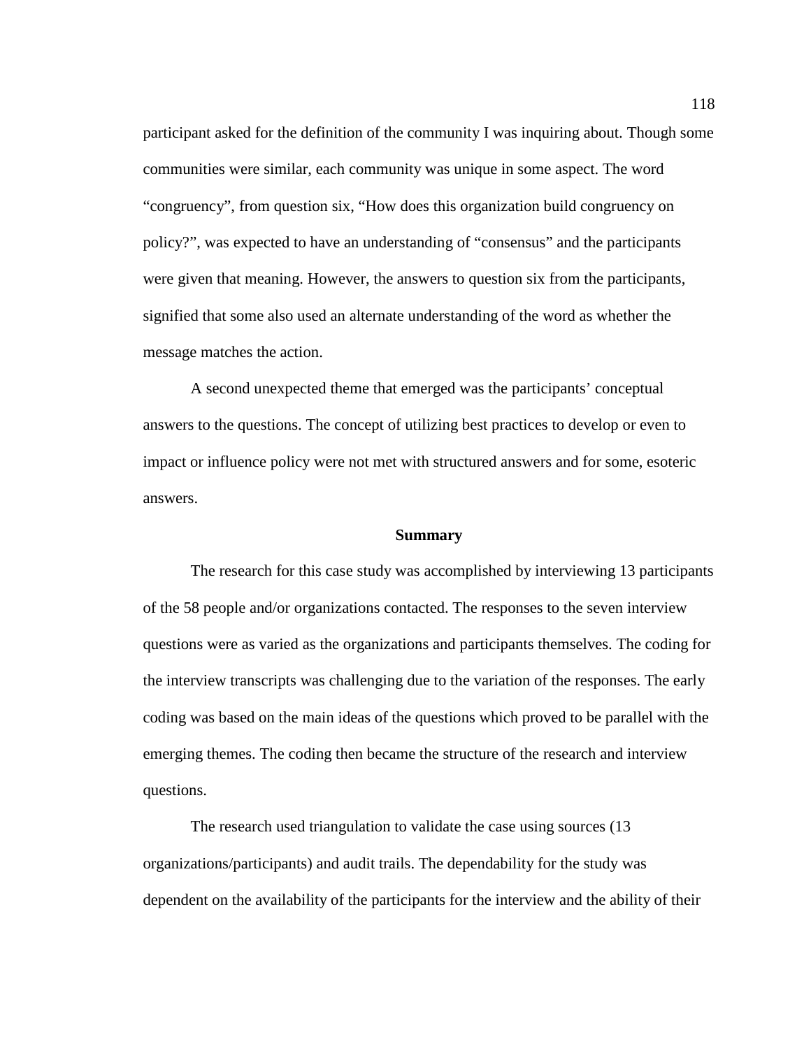participant asked for the definition of the community I was inquiring about. Though some communities were similar, each community was unique in some aspect. The word "congruency", from question six, "How does this organization build congruency on policy?", was expected to have an understanding of "consensus" and the participants were given that meaning. However, the answers to question six from the participants, signified that some also used an alternate understanding of the word as whether the message matches the action.

A second unexpected theme that emerged was the participants' conceptual answers to the questions. The concept of utilizing best practices to develop or even to impact or influence policy were not met with structured answers and for some, esoteric answers.

## Summary

The research for this case study was accomplished by interviewing 13 participants of the 58 people and/or organizations contacted. The responses to the seven interview questions were as varied as the organizations and participants themselves. The coding for the interview transcripts was challenging due to the variation of the responses. The early coding was based on the main ideas of the questions which proved to be parallel with the emerging themes. The coding then became the structure of the research and interview questions.

The research used triangulation to validate the case using sources (13 organizations/participants) and audit trails. The dependability for the study was dependent on the availability of the participants for the interview and the ability of their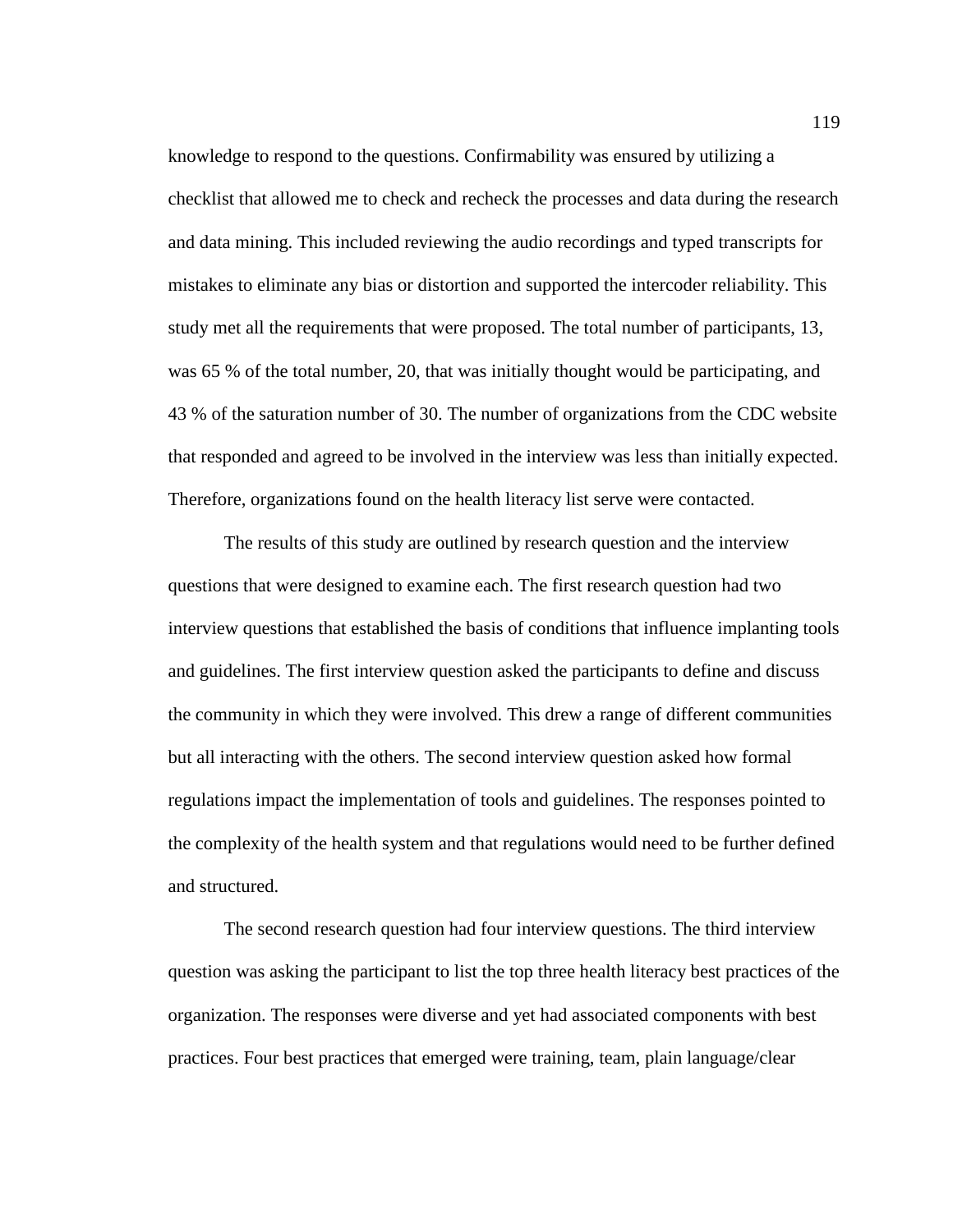knowledge to respond to the questions. Confirmability was ensured by utilizing a checklist that allowed me to check and recheck the processes and data during the research and data mining. This included reviewing the audio recordings and typed transcripts for mistakes to eliminate any bias or distortion and supported the intercoder reliability. This study met all the requirements that were proposed. The total number of participants, 13, was 65 % of the total number, 20, that was initially thought would be participating, and 43 % of the saturation number of 30. The number of organizations from the CDC website that responded and agreed to be involved in the interview was less than initially expected. Therefore, organizations found on the health literacy list serve were contacted.

The results of this study are outlined by research question and the interview questions that were designed to examine each. The first research question had two interview questions that established the basis of conditions that influence implanting tools and guidelines. The first interview question asked the participants to define and discuss the community in which they were involved. This drew a range of different communities but all interacting with the others. The second interview question asked how formal regulations impact the implementation of tools and guidelines. The responses pointed to the complexity of the health system and that regulations would need to be further defined and structured.

The second research question had four interview questions. The third interview question was asking the participant to list the top three health literacy best practices of the organization. The responses were diverse and yet had associated components with best practices. Four best practices that emerged were training, team, plain language/clear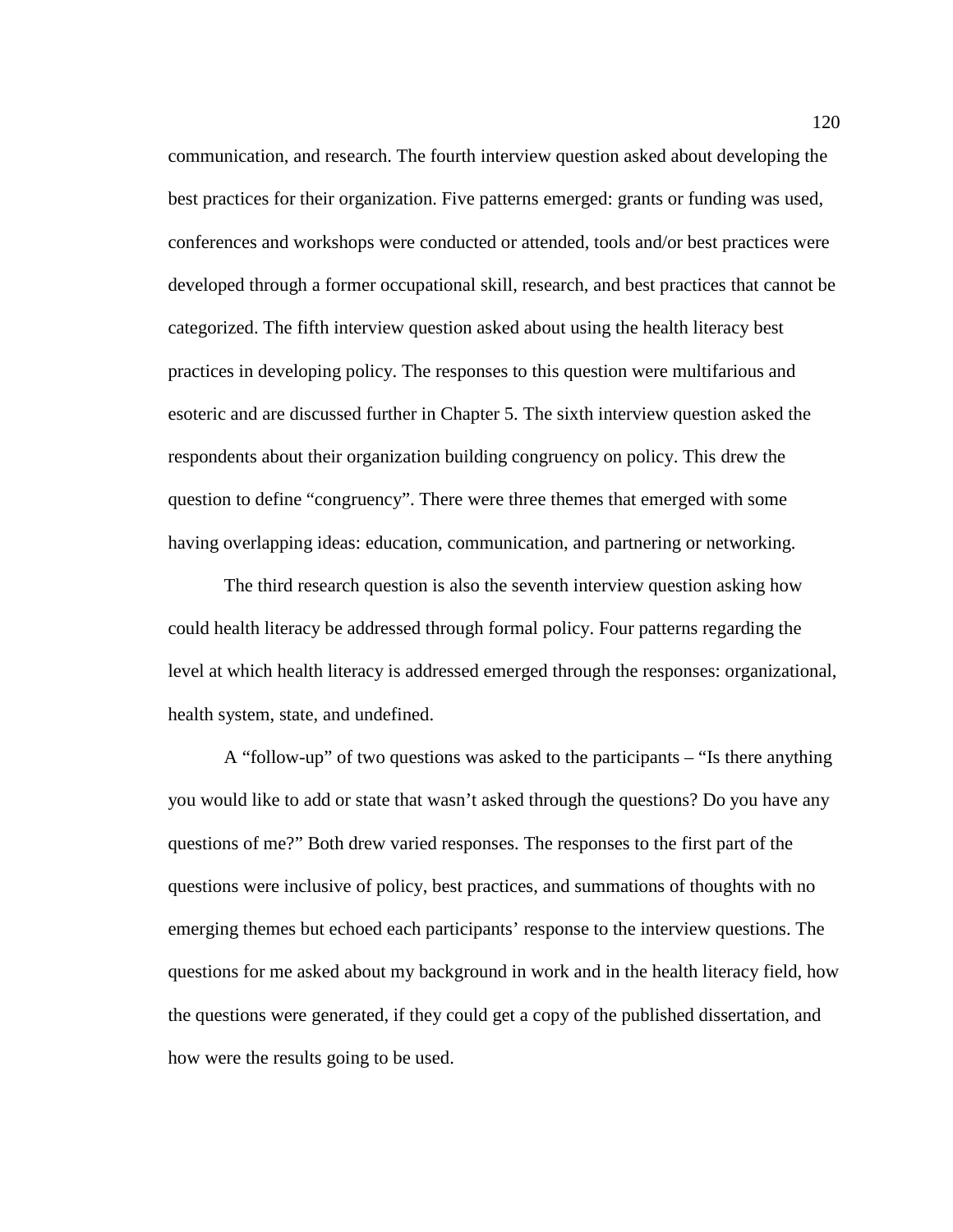communication, and research. The fourth interview question asked about developing the best practices for their organization. Five patterns emerged: grants or funding was used, conferences and workshops were conducted or attended, tools and/or best practices were developed through a former occupational skill, research, and best practices that cannot be categorized. The fifth interview question asked about using the health literacy best practices in developing policy. The responses to this question were multifarious and esoteric and are discussed further in Chapter 5. The sixth interview question asked the respondents about their organization building congruency on policy. This drew the question to define "congruency". There were three themes that emerged with some having overlapping ideas: education, communication, and partnering or networking.

The third research question is also the seventh interview question asking how could health literacy be addressed through formal policy. Four patterns regarding the level at which health literacy is addressed emerged through the responses: organizational, health system, state, and undefined.

A "follow-up" of two questions was asked to the participants – "Is there anything you would like to add or state that wasn't asked through the questions? Do you have any questions of me?" Both drew varied responses. The responses to the first part of the questions were inclusive of policy, best practices, and summations of thoughts with no emerging themes but echoed each participants' response to the interview questions. The questions for me asked about my background in work and in the health literacy field, how the questions were generated, if they could get a copy of the published dissertation, and how were the results going to be used.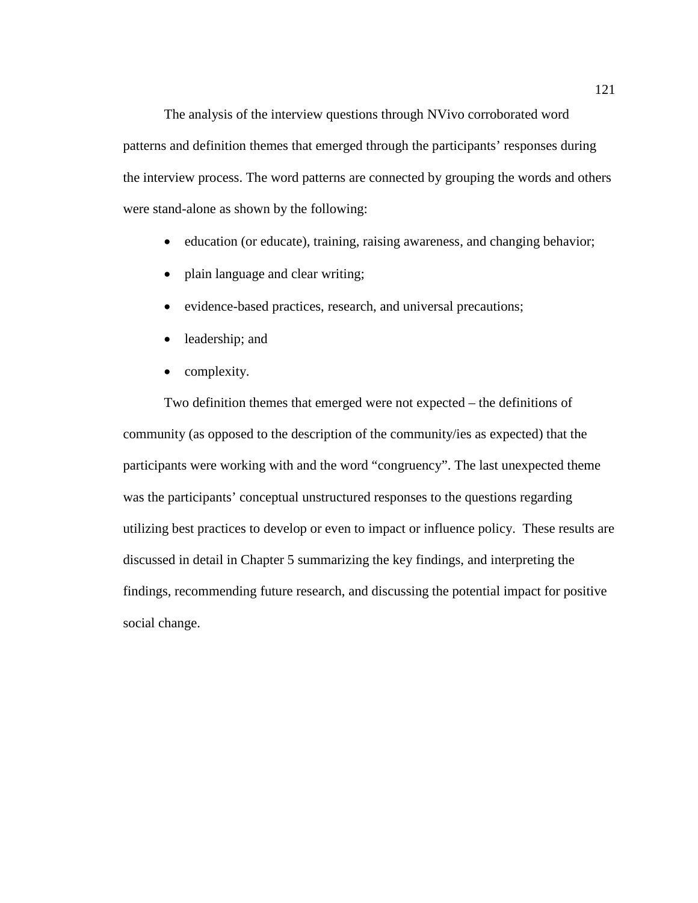The analysis of the interview questions through NVivo corroborated word patterns and definition themes that emerged through the participants' responses during the interview process. The word patterns are connected by grouping the words and others were stand-alone as shown by the following:

- education (or educate), training, raising awareness, and changing behavior;
- plain language and clear writing;
- evidence-based practices, research, and universal precautions;
- leadership; and
- complexity.

Two definition themes that emerged were not expected – the definitions of community (as opposed to the description of the community/ies as expected) that the participants were working with and the word "congruency". The last unexpected theme was the participants' conceptual unstructured responses to the questions regarding utilizing best practices to develop or even to impact or influence policy. These results are discussed in detail in Chapter 5 summarizing the key findings, and interpreting the findings, recommending future research, and discussing the potential impact for positive social change.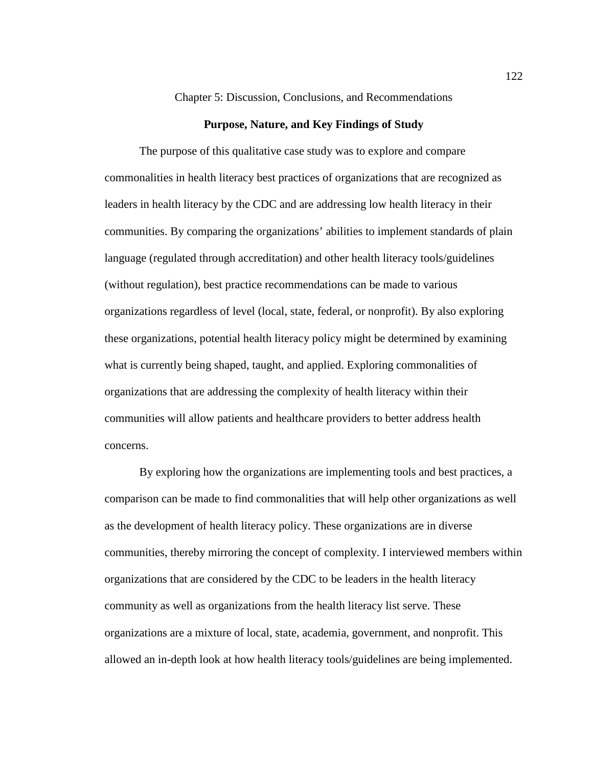# Chapter 5: Discussion, Conclusions, and Recommendations

## Purpose, Nature, and Key Findings of Study

The purpose of this qualitative case study was to explore and compare commonalities in health literacy best practices of organizations that are recognized as leaders in health literacy by the CDC and are addressing low health literacy in their communities. By comparing the organizations' abilities to implement standards of plain language (regulated through accreditation) and other health literacy tools/guidelines (without regulation), best practice recommendations can be made to various organizations regardless of level (local, state, federal, or nonprofit). By also exploring these organizations, potential health literacy policy might be determined by examining what is currently being shaped, taught, and applied. Exploring commonalities of organizations that are addressing the complexity of health literacy within their communities will allow patients and healthcare providers to better address health concerns.

By exploring how the organizations are implementing tools and best practices, a comparison can be made to find commonalities that will help other organizations as well as the development of health literacy policy. These organizations are in diverse communities, thereby mirroring the concept of complexity. I interviewed members within organizations that are considered by the CDC to be leaders in the health literacy community as well as organizations from the health literacy list serve. These organizations are a mixture of local, state, academia, government, and nonprofit. This allowed an in-depth look at how health literacy tools/guidelines are being implemented.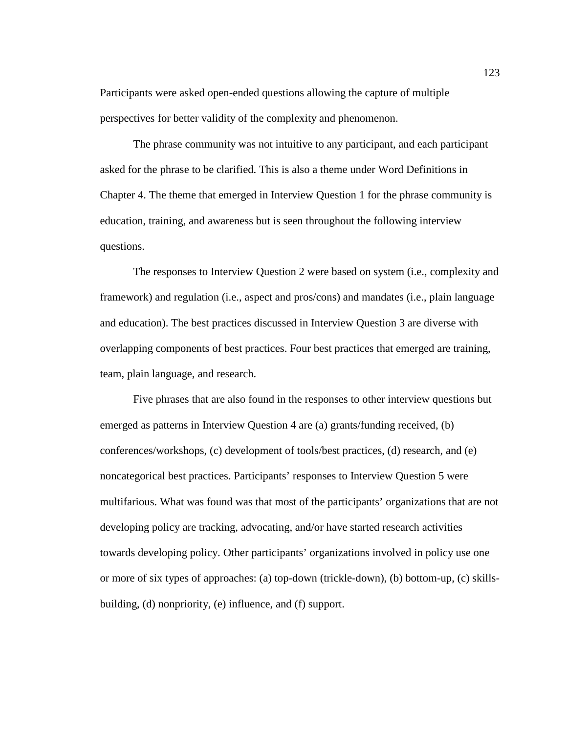Participants were asked open-ended questions allowing the capture of multiple perspectives for better validity of the complexity and phenomenon.

The phrase community was not intuitive to any participant, and each participant asked for the phrase to be clarified. This is also a theme under Word Definitions in Chapter 4. The theme that emerged in Interview Question 1 for the phrase community is education, training, and awareness but is seen throughout the following interview questions.

The responses to Interview Question 2 were based on system (i.e., complexity and framework) and regulation (i.e., aspect and pros/cons) and mandates (i.e., plain language and education). The best practices discussed in Interview Question 3 are diverse with overlapping components of best practices. Four best practices that emerged are training, team, plain language, and research.

Five phrases that are also found in the responses to other interview questions but emerged as patterns in Interview Question 4 are (a) grants/funding received, (b) conferences/workshops, (c) development of tools/best practices, (d) research, and (e) noncategorical best practices. Participants' responses to Interview Question 5 were multifarious. What was found was that most of the participants' organizations that are not developing policy are tracking, advocating, and/or have started research activities towards developing policy. Other participants' organizations involved in policy use one or more of six types of approaches: (a) top-down (trickle-down), (b) bottom-up, (c) skills-building, (d) nonpriority, (e) influence, and (f) support.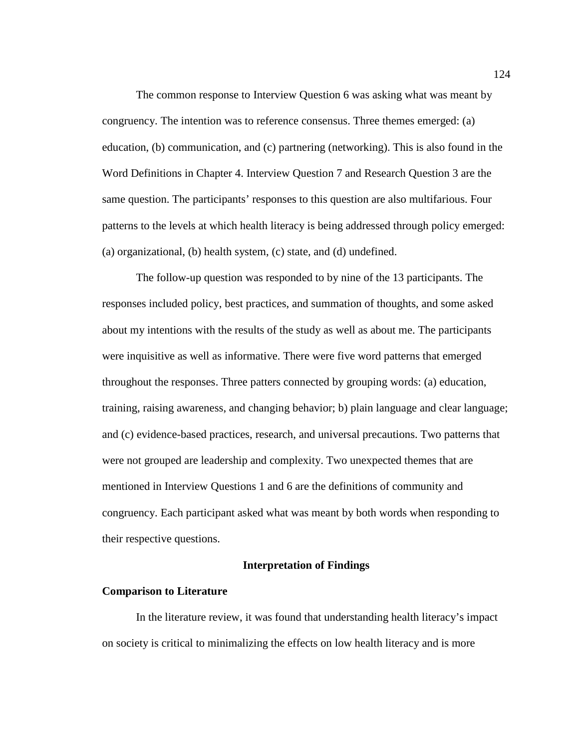The common response to Interview Question 6 was asking what was meant by congruency. The intention was to reference consensus. Three themes emerged: (a) education, (b) communication, and (c) partnering (networking). This is also found in the Word Definitions in Chapter 4. Interview Question 7 and Research Question 3 are the same question. The participants' responses to this question are also multifarious. Four patterns to the levels at which health literacy is being addressed through policy emerged: (a) organizational, (b) health system, (c) state, and (d) undefined.

The follow-up question was responded to by nine of the 13 participants. The responses included policy, best practices, and summation of thoughts, and some asked about my intentions with the results of the study as well as about me. The participants were inquisitive as well as informative. There were five word patterns that emerged throughout the responses. Three patters connected by grouping words: (a) education, training, raising awareness, and changing behavior; b) plain language and clear language; and (c) evidence-based practices, research, and universal precautions. Two patterns that were not grouped are leadership and complexity. Two unexpected themes that are mentioned in Interview Questions 1 and 6 are the definitions of community and congruency. Each participant asked what was meant by both words when responding to their respective questions.

## Interpretation of Findings

### Comparison to Literature

In the literature review, it was found that understanding health literacy's impact on society is critical to minimalizing the effects on low health literacy and is more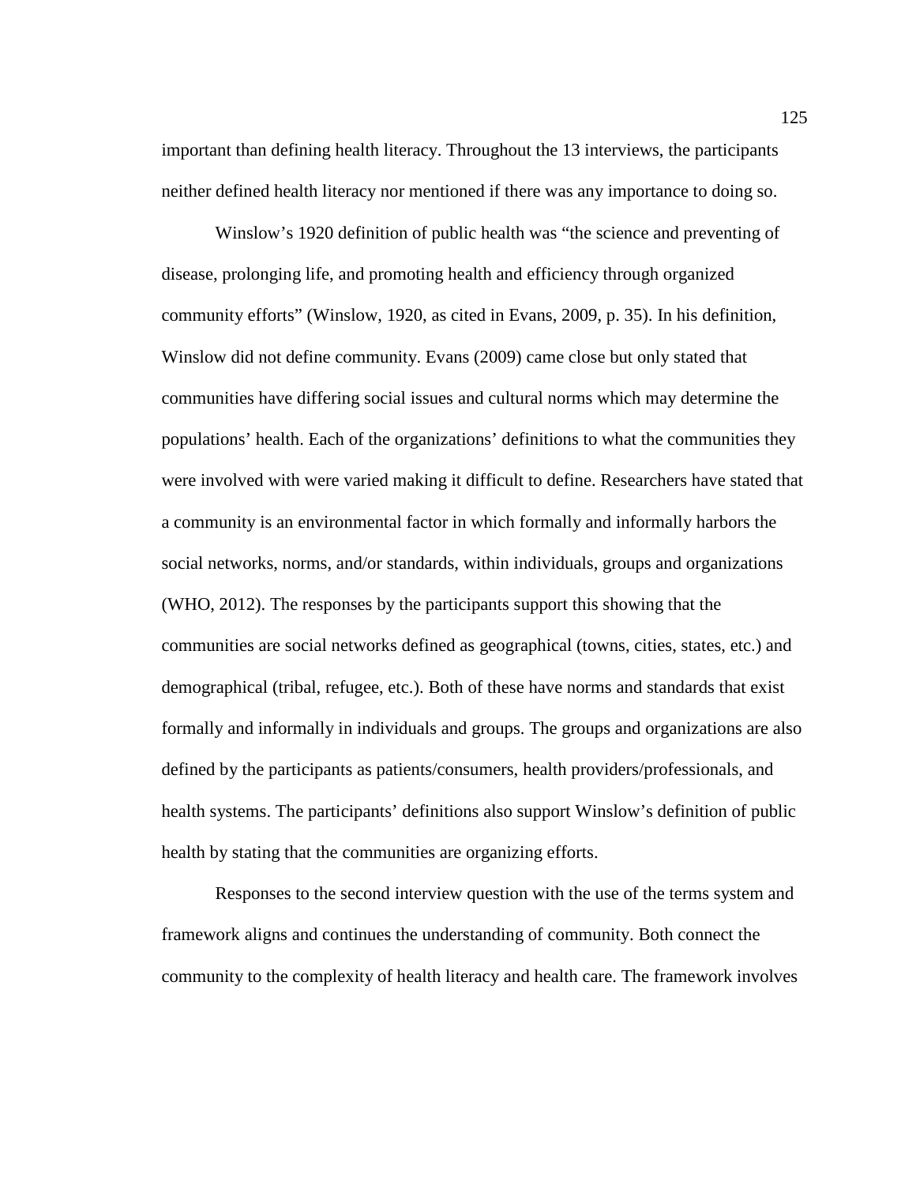important than defining health literacy. Throughout the 13 interviews, the participants neither defined health literacy nor mentioned if there was any importance to doing so.

Winslow's 1920 definition of public health was "the science and preventing of disease, prolonging life, and promoting health and efficiency through organized community efforts" (Winslow, 1920, as cited in Evans, 2009, p. 35). In his definition, Winslow did not define community. Evans (2009) came close but only stated that communities have differing social issues and cultural norms which may determine the populations' health. Each of the organizations' definitions to what the communities they were involved with were varied making it difficult to define. Researchers have stated that a community is an environmental factor in which formally and informally harbors the social networks, norms, and/or standards, within individuals, groups and organizations (WHO, 2012). The responses by the participants support this showing that the communities are social networks defined as geographical (towns, cities, states, etc.) and demographical (tribal, refugee, etc.). Both of these have norms and standards that exist formally and informally in individuals and groups. The groups and organizations are also defined by the participants as patients/consumers, health providers/professionals, and health systems. The participants' definitions also support Winslow's definition of public health by stating that the communities are organizing efforts.

Responses to the second interview question with the use of the terms system and framework aligns and continues the understanding of community. Both connect the community to the complexity of health literacy and health care. The framework involves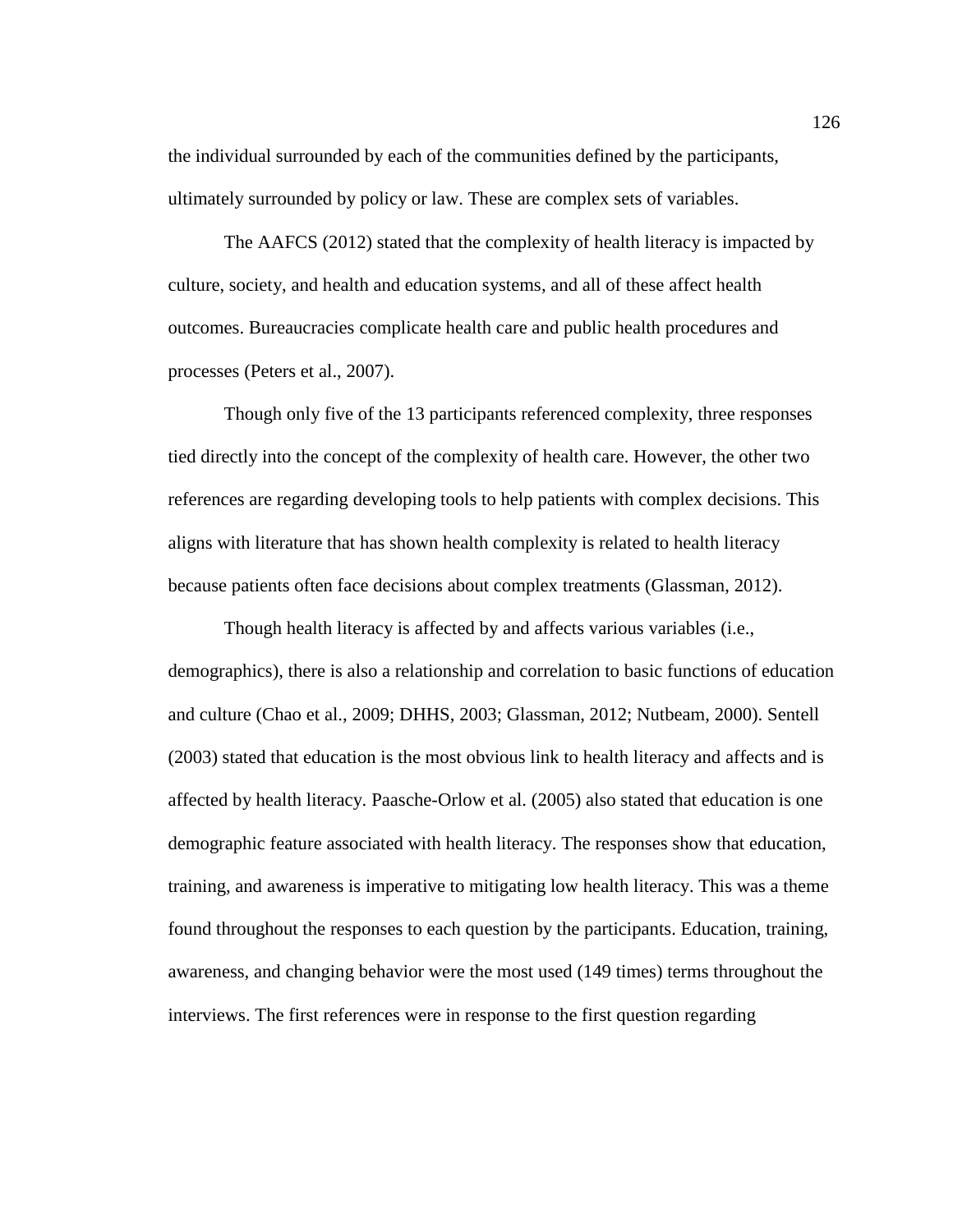the individual surrounded by each of the communities defined by the participants, ultimately surrounded by policy or law. These are complex sets of variables.

The AAFCS (2012) stated that the complexity of health literacy is impacted by culture, society, and health and education systems, and all of these affect health outcomes. Bureaucracies complicate health care and public health procedures and processes (Peters et al., 2007).

Though only five of the 13 participants referenced complexity, three responses tied directly into the concept of the complexity of health care. However, the other two references are regarding developing tools to help patients with complex decisions. This aligns with literature that has shown health complexity is related to health literacy because patients often face decisions about complex treatments (Glassman, 2012).

Though health literacy is affected by and affects various variables (i.e., demographics), there is also a relationship and correlation to basic functions of education and culture (Chao et al., 2009; DHHS, 2003; Glassman, 2012; Nutbeam, 2000). Sentell (2003) stated that education is the most obvious link to health literacy and affects and is affected by health literacy. Paasche-Orlow et al. (2005) also stated that education is one demographic feature associated with health literacy. The responses show that education, training, and awareness is imperative to mitigating low health literacy. This was a theme found throughout the responses to each question by the participants. Education, training, awareness, and changing behavior were the most used (149 times) terms throughout the interviews. The first references were in response to the first question regarding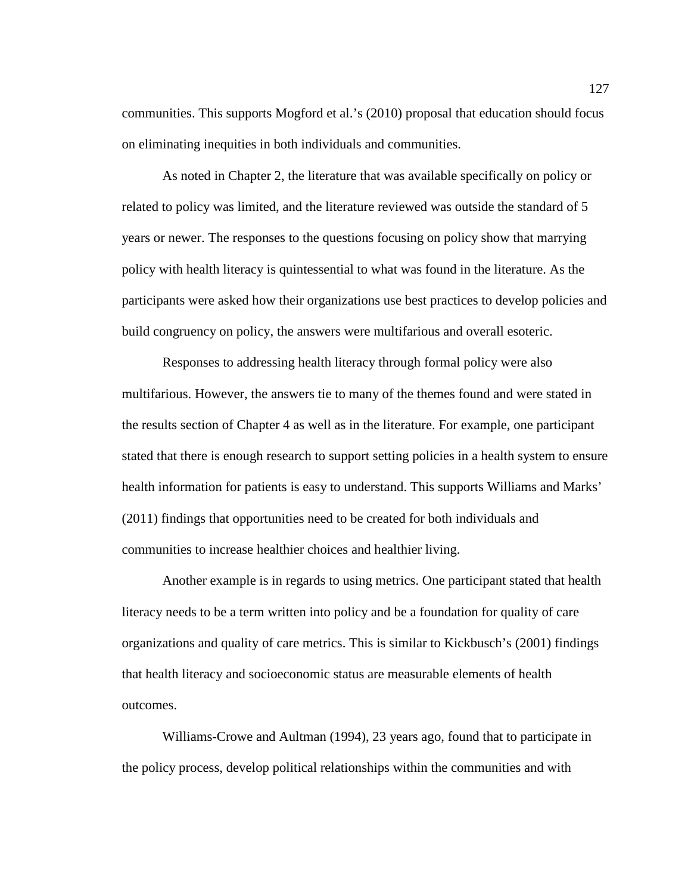communities. This supports Mogford et al.'s (2010) proposal that education should focus on eliminating inequities in both individuals and communities.

As noted in Chapter 2, the literature that was available specifically on policy or related to policy was limited, and the literature reviewed was outside the standard of 5 years or newer. The responses to the questions focusing on policy show that marrying policy with health literacy is quintessential to what was found in the literature. As the participants were asked how their organizations use best practices to develop policies and build congruency on policy, the answers were multifarious and overall esoteric.

Responses to addressing health literacy through formal policy were also multifarious. However, the answers tie to many of the themes found and were stated in the results section of Chapter 4 as well as in the literature. For example, one participant stated that there is enough research to support setting policies in a health system to ensure health information for patients is easy to understand. This supports Williams and Marks' (2011) findings that opportunities need to be created for both individuals and communities to increase healthier choices and healthier living.

Another example is in regards to using metrics. One participant stated that health literacy needs to be a term written into policy and be a foundation for quality of care organizations and quality of care metrics. This is similar to Kickbusch's (2001) findings that health literacy and socioeconomic status are measurable elements of health outcomes.

Williams-Crowe and Aultman (1994), 23 years ago, found that to participate in the policy process, develop political relationships within the communities and with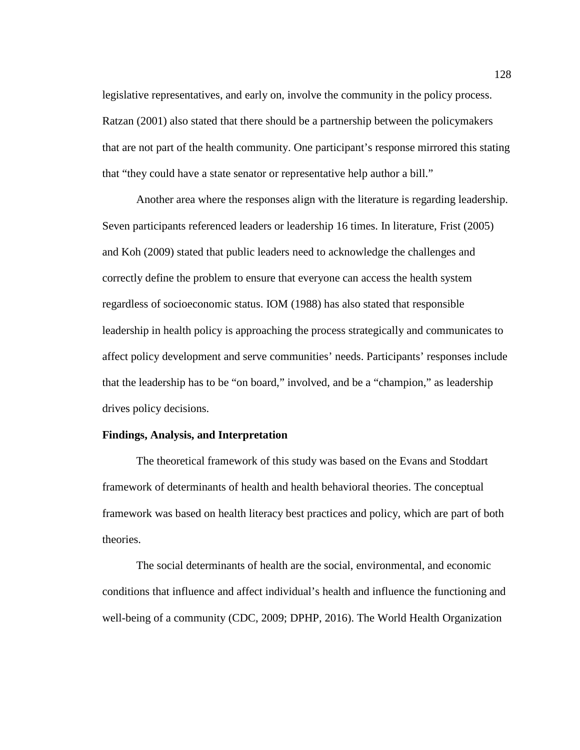legislative representatives, and early on, involve the community in the policy process. Ratzan (2001) also stated that there should be a partnership between the policymakers that are not part of the health community. One participant's response mirrored this stating that "they could have a state senator or representative help author a bill."

Another area where the responses align with the literature is regarding leadership. Seven participants referenced leaders or leadership 16 times. In literature, Frist (2005) and Koh (2009) stated that public leaders need to acknowledge the challenges and correctly define the problem to ensure that everyone can access the health system regardless of socioeconomic status. IOM (1988) has also stated that responsible leadership in health policy is approaching the process strategically and communicates to affect policy development and serve communities' needs. Participants' responses include that the leadership has to be "on board," involved, and be a "champion," as leadership drives policy decisions.

**Findings, Analysis, and Interpretation**

The theoretical framework of this study was based on the Evans and Stoddart framework of determinants of health and health behavioral theories. The conceptual framework was based on health literacy best practices and policy, which are part of both theories.

The social determinants of health are the social, environmental, and economic conditions that influence and affect individual's health and influence the functioning and well-being of a community (CDC, 2009; DPHP, 2016). The World Health Organization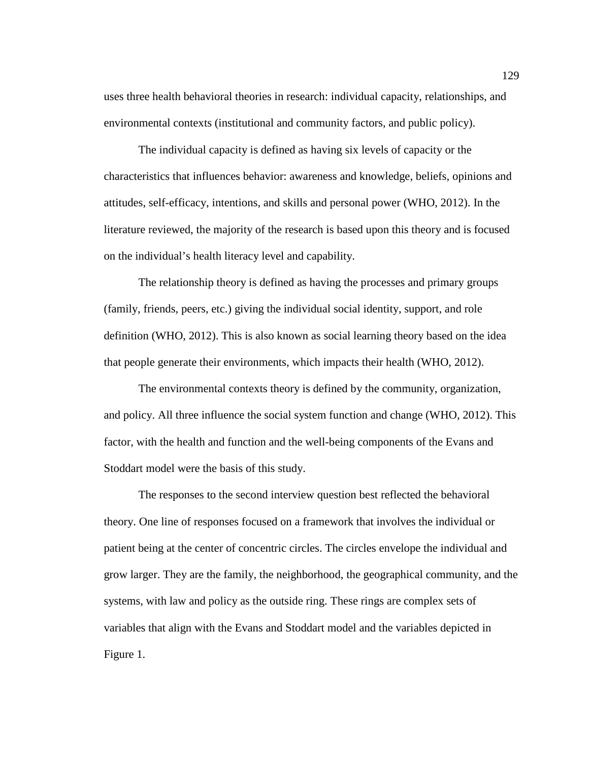uses three health behavioral theories in research: individual capacity, relationships, and environmental contexts (institutional and community factors, and public policy).

The individual capacity is defined as having six levels of capacity or the characteristics that influences behavior: awareness and knowledge, beliefs, opinions and attitudes, self-efficacy, intentions, and skills and personal power (WHO, 2012). In the literature reviewed, the majority of the research is based upon this theory and is focused on the individual's health literacy level and capability.

The relationship theory is defined as having the processes and primary groups (family, friends, peers, etc.) giving the individual social identity, support, and role definition (WHO, 2012). This is also known as social learning theory based on the idea that people generate their environments, which impacts their health (WHO, 2012).

The environmental contexts theory is defined by the community, organization, and policy. All three influence the social system function and change (WHO, 2012). This factor, with the health and function and the well-being components of the Evans and Stoddart model were the basis of this study.

The responses to the second interview question best reflected the behavioral theory. One line of responses focused on a framework that involves the individual or patient being at the center of concentric circles. The circles envelope the individual and grow larger. They are the family, the neighborhood, the geographical community, and the systems, with law and policy as the outside ring. These rings are complex sets of variables that align with the Evans and Stoddart model and the variables depicted in Figure 1.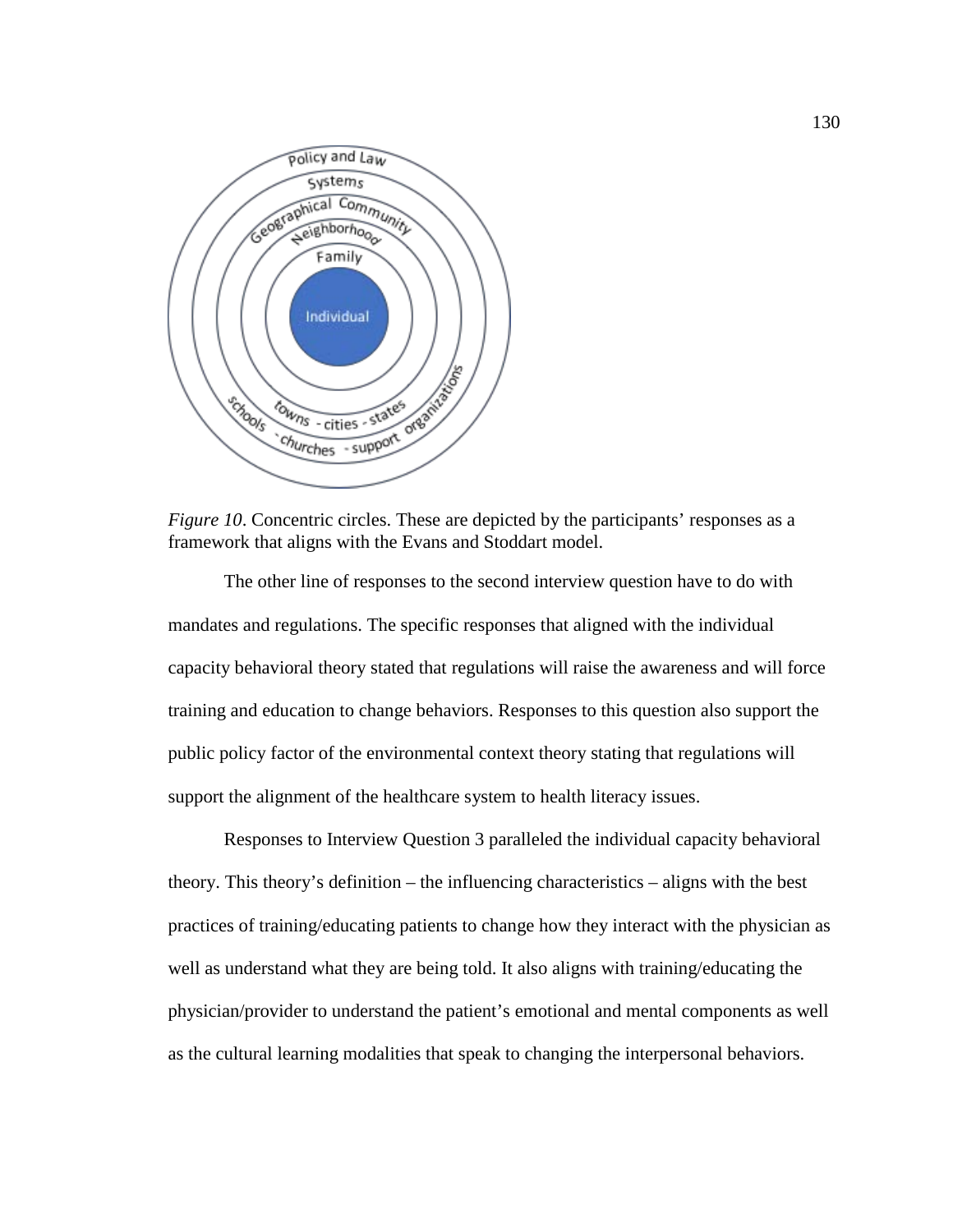*Figure 10*. Concentric circles. These are depicted by the participants' responses as a framework that aligns with the Evans and Stoddart model.

The other line of responses to the second interview question have to do with mandates and regulations. The specific responses that aligned with the individual capacity behavioral theory stated that regulations will raise the awareness and will force training and education to change behaviors. Responses to this question also support the public policy factor of the environmental context theory stating that regulations will support the alignment of the healthcare system to health literacy issues.

Responses to Interview Question 3 paralleled the individual capacity behavioral theory. This theory's definition – the influencing characteristics – aligns with the best practices of training/educating patients to change how they interact with the physician as well as understand what they are being told. It also aligns with training/educating the physician/provider to understand the patient's emotional and mental components as well as the cultural learning modalities that speak to changing the interpersonal behaviors.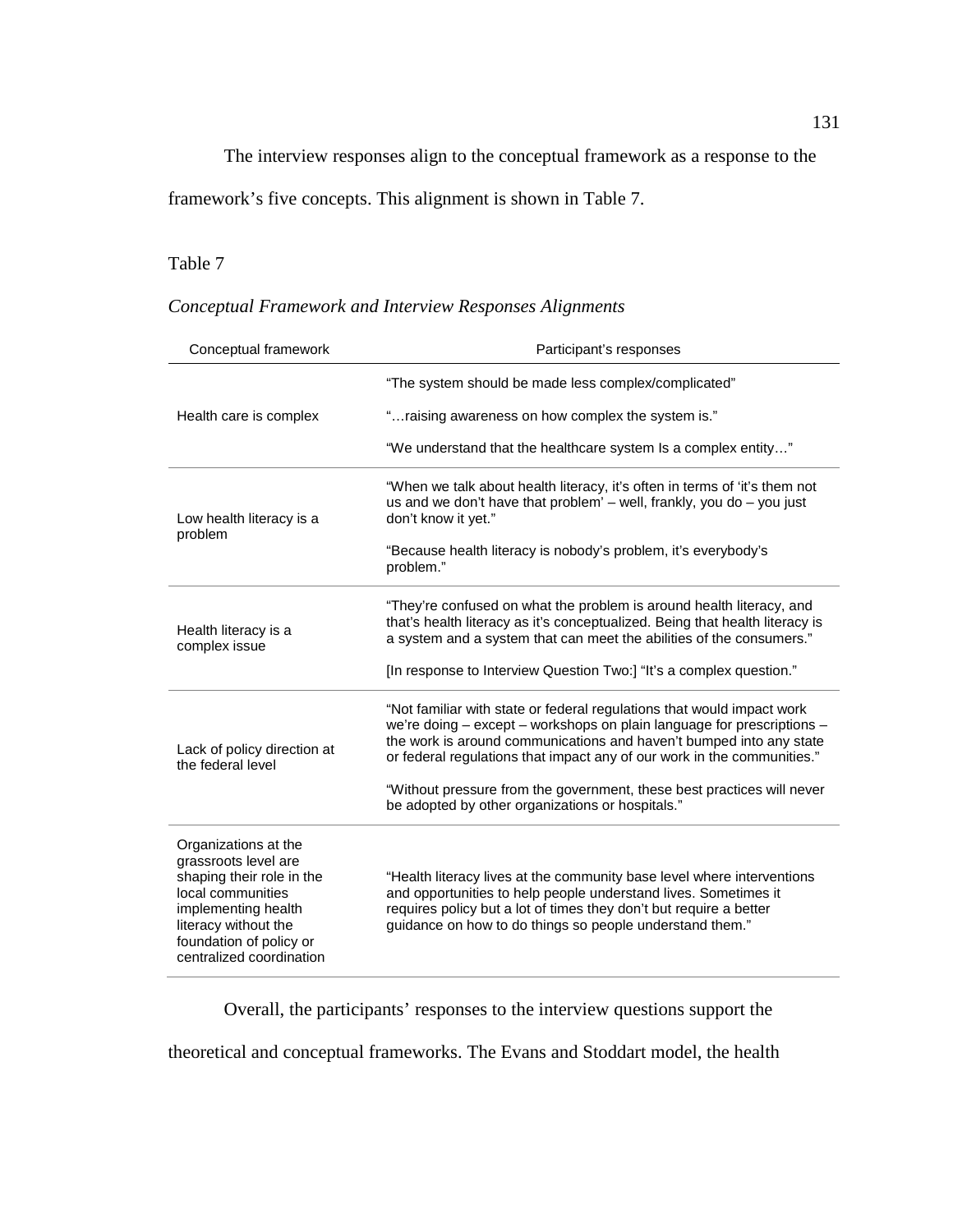The interview responses align to the conceptual framework as a response to the framework's five concepts. This alignment is shown in Table 7.

Table 7

*Conceptual Framework and Interview Responses Alignments*

| Conceptual framework | Participant's responses |
|---|---|
| Health care is complex | "The system should be made less complex/complicated"<br><br>"…raising awareness on how complex the system is."<br><br>"We understand that the healthcare system Is a complex entity…" |
| Low health literacy is a problem | "When we talk about health literacy, it's often in terms of 'it's them not us and we don't have that problem' – well, frankly, you do – you just don't know it yet."<br><br>"Because health literacy is nobody's problem, it's everybody's problem." |
| Health literacy is a complex issue | "They're confused on what the problem is around health literacy, and that's health literacy as it's conceptualized. Being that health literacy is a system and a system that can meet the abilities of the consumers."<br><br>[In response to Interview Question Two:] "It's a complex question." |
| Lack of policy direction at the federal level | "Not familiar with state or federal regulations that would impact work we're doing – except – workshops on plain language for prescriptions – the work is around communications and haven't bumped into any state or federal regulations that impact any of our work in the communities."<br><br>"Without pressure from the government, these best practices will never be adopted by other organizations or hospitals." |
| Organizations at the grassroots level are shaping their role in the local communities implementing health literacy without the foundation of policy or centralized coordination | "Health literacy lives at the community base level where interventions and opportunities to help people understand lives. Sometimes it requires policy but a lot of times they don't but require a better guidance on how to do things so people understand them." |

Overall, the participants' responses to the interview questions support the theoretical and conceptual frameworks. The Evans and Stoddart model, the health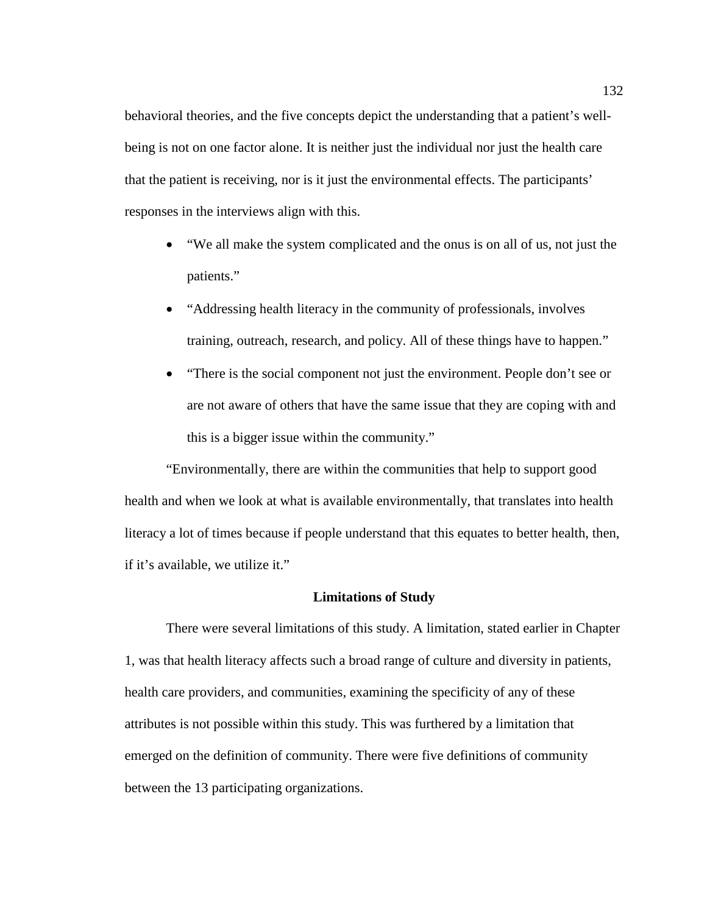behavioral theories, and the five concepts depict the understanding that a patient's well-being is not on one factor alone. It is neither just the individual nor just the health care that the patient is receiving, nor is it just the environmental effects. The participants' responses in the interviews align with this.

- "We all make the system complicated and the onus is on all of us, not just the patients."
- "Addressing health literacy in the community of professionals, involves training, outreach, research, and policy. All of these things have to happen."
- "There is the social component not just the environment. People don't see or are not aware of others that have the same issue that they are coping with and this is a bigger issue within the community."

"Environmentally, there are within the communities that help to support good health and when we look at what is available environmentally, that translates into health literacy a lot of times because if people understand that this equates to better health, then, if it's available, we utilize it."

## Limitations of Study

There were several limitations of this study. A limitation, stated earlier in Chapter 1, was that health literacy affects such a broad range of culture and diversity in patients, health care providers, and communities, examining the specificity of any of these attributes is not possible within this study. This was furthered by a limitation that emerged on the definition of community. There were five definitions of community between the 13 participating organizations.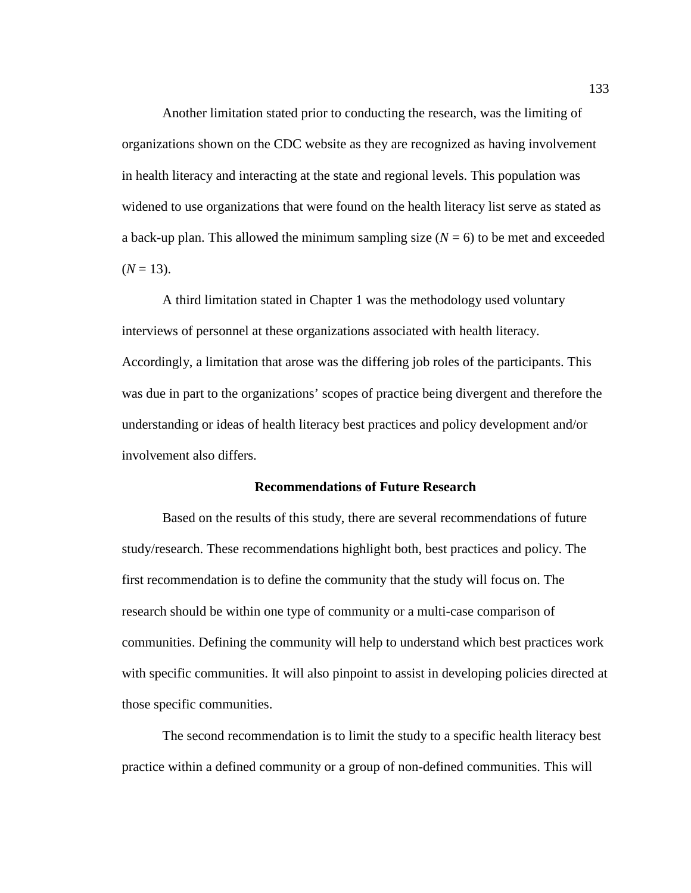Another limitation stated prior to conducting the research, was the limiting of organizations shown on the CDC website as they are recognized as having involvement in health literacy and interacting at the state and regional levels. This population was widened to use organizations that were found on the health literacy list serve as stated as a back-up plan. This allowed the minimum sampling size ($N = 6$) to be met and exceeded ($N = 13$).

A third limitation stated in Chapter 1 was the methodology used voluntary interviews of personnel at these organizations associated with health literacy. Accordingly, a limitation that arose was the differing job roles of the participants. This was due in part to the organizations' scopes of practice being divergent and therefore the understanding or ideas of health literacy best practices and policy development and/or involvement also differs.

## Recommendations of Future Research

Based on the results of this study, there are several recommendations of future study/research. These recommendations highlight both, best practices and policy. The first recommendation is to define the community that the study will focus on. The research should be within one type of community or a multi-case comparison of communities. Defining the community will help to understand which best practices work with specific communities. It will also pinpoint to assist in developing policies directed at those specific communities.

The second recommendation is to limit the study to a specific health literacy best practice within a defined community or a group of non-defined communities. This will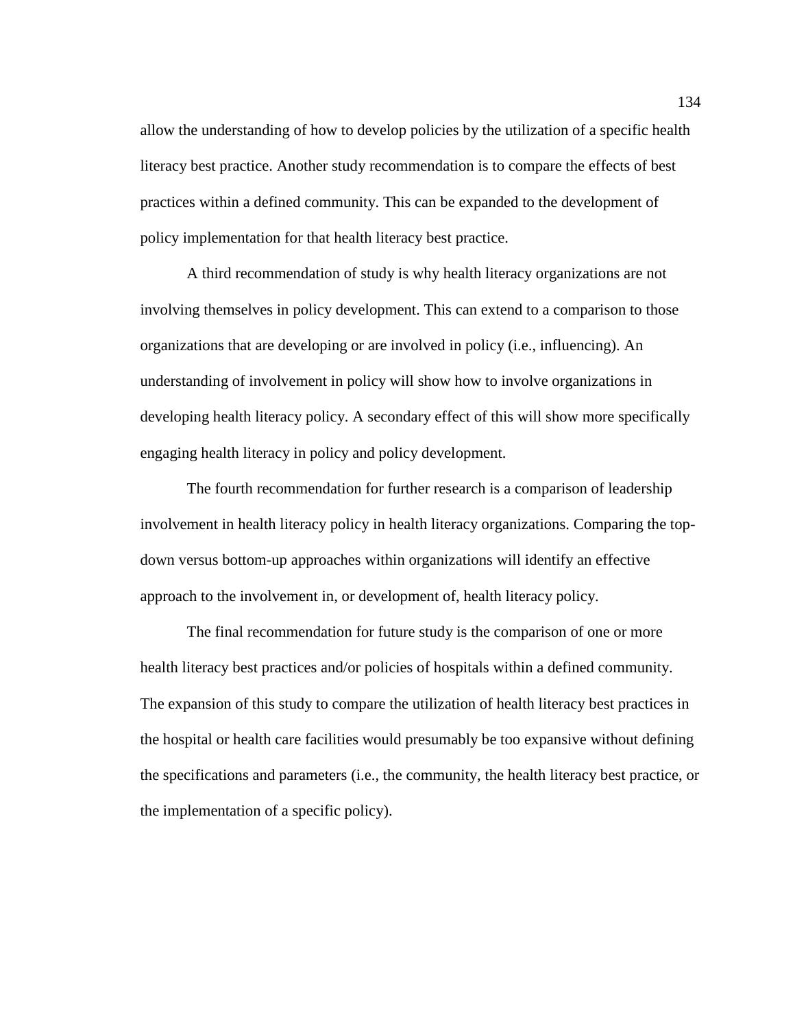allow the understanding of how to develop policies by the utilization of a specific health literacy best practice. Another study recommendation is to compare the effects of best practices within a defined community. This can be expanded to the development of policy implementation for that health literacy best practice.

A third recommendation of study is why health literacy organizations are not involving themselves in policy development. This can extend to a comparison to those organizations that are developing or are involved in policy (i.e., influencing). An understanding of involvement in policy will show how to involve organizations in developing health literacy policy. A secondary effect of this will show more specifically engaging health literacy in policy and policy development.

The fourth recommendation for further research is a comparison of leadership involvement in health literacy policy in health literacy organizations. Comparing the top-down versus bottom-up approaches within organizations will identify an effective approach to the involvement in, or development of, health literacy policy.

The final recommendation for future study is the comparison of one or more health literacy best practices and/or policies of hospitals within a defined community. The expansion of this study to compare the utilization of health literacy best practices in the hospital or health care facilities would presumably be too expansive without defining the specifications and parameters (i.e., the community, the health literacy best practice, or the implementation of a specific policy).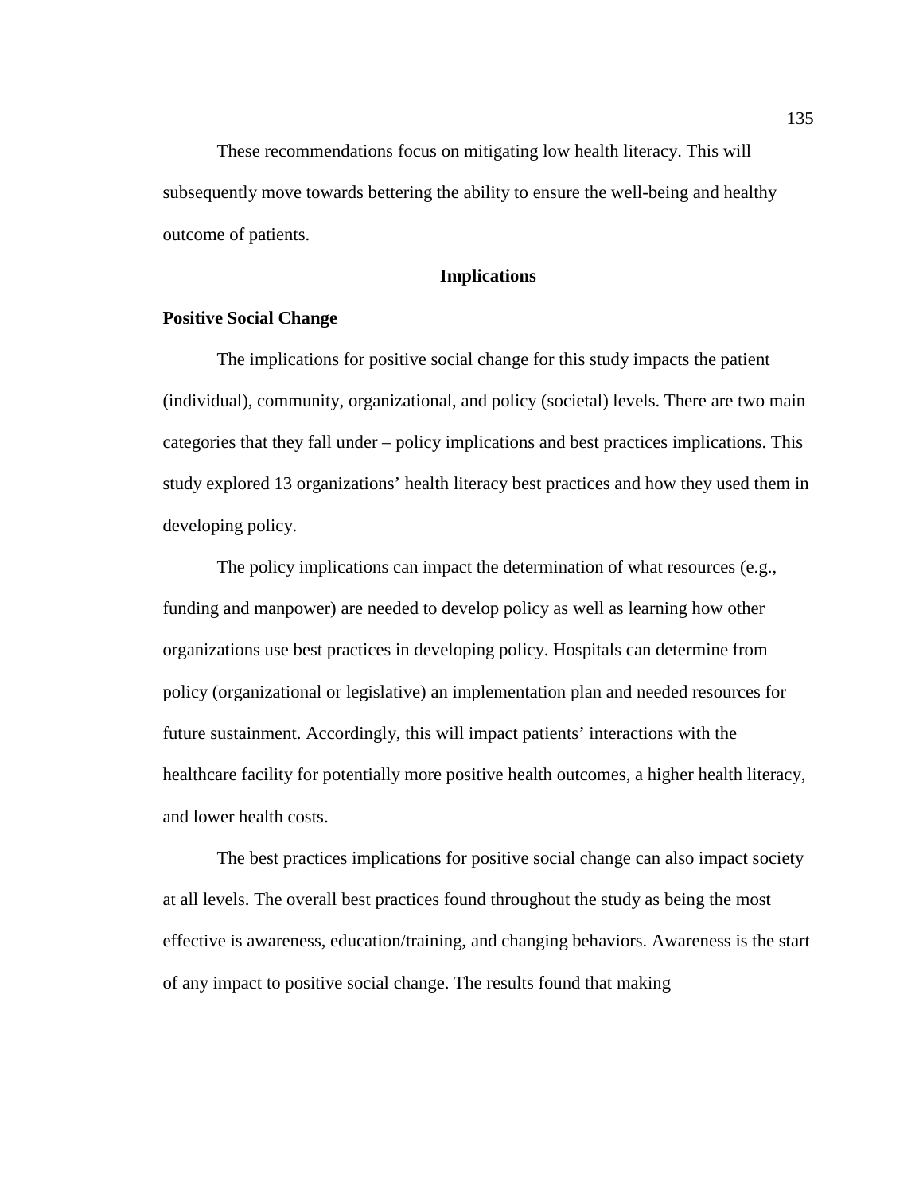These recommendations focus on mitigating low health literacy. This will subsequently move towards bettering the ability to ensure the well-being and healthy outcome of patients.

## Implications

### Positive Social Change

The implications for positive social change for this study impacts the patient (individual), community, organizational, and policy (societal) levels. There are two main categories that they fall under – policy implications and best practices implications. This study explored 13 organizations' health literacy best practices and how they used them in developing policy.

The policy implications can impact the determination of what resources (e.g., funding and manpower) are needed to develop policy as well as learning how other organizations use best practices in developing policy. Hospitals can determine from policy (organizational or legislative) an implementation plan and needed resources for future sustainment. Accordingly, this will impact patients' interactions with the healthcare facility for potentially more positive health outcomes, a higher health literacy, and lower health costs.

The best practices implications for positive social change can also impact society at all levels. The overall best practices found throughout the study as being the most effective is awareness, education/training, and changing behaviors. Awareness is the start of any impact to positive social change. The results found that making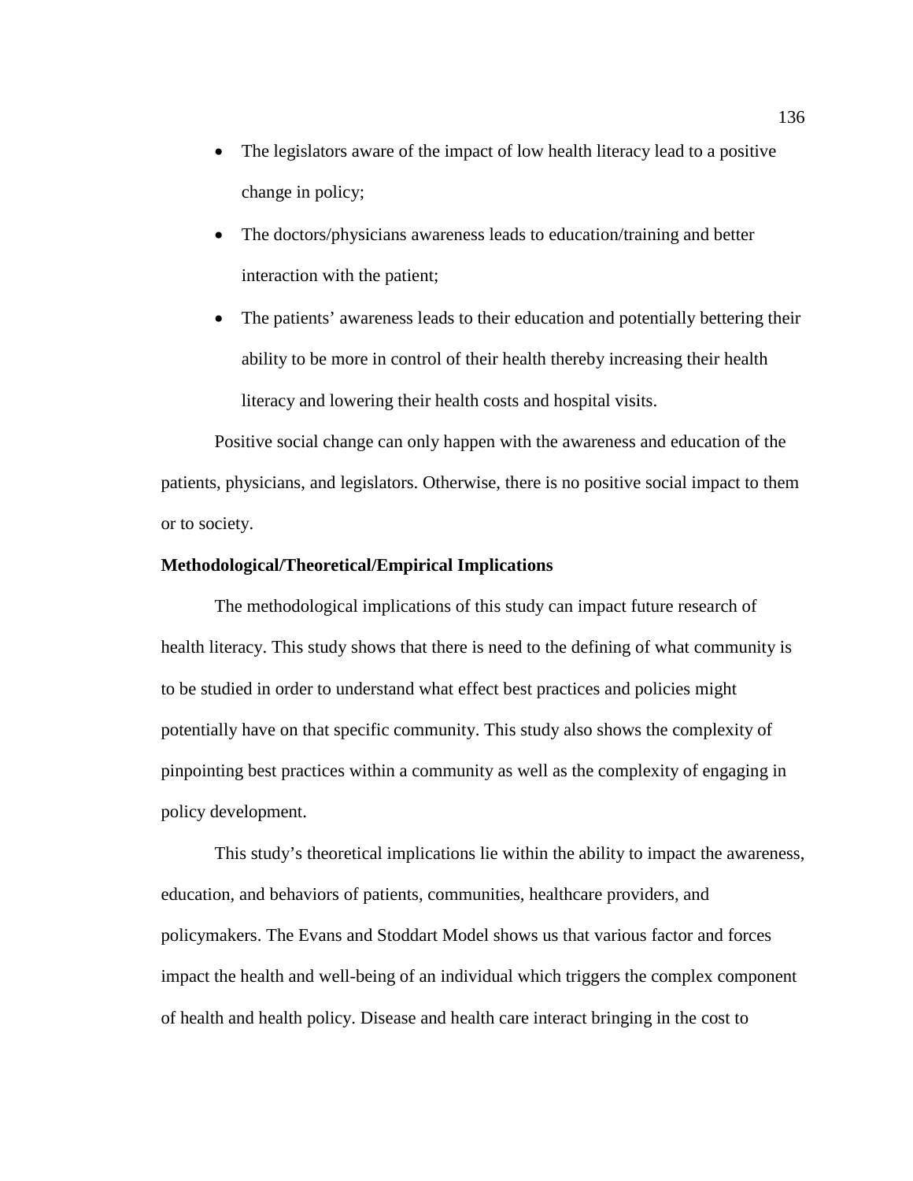- The legislators aware of the impact of low health literacy lead to a positive change in policy;
- The doctors/physicians awareness leads to education/training and better interaction with the patient;
- The patients' awareness leads to their education and potentially bettering their ability to be more in control of their health thereby increasing their health literacy and lowering their health costs and hospital visits.

Positive social change can only happen with the awareness and education of the patients, physicians, and legislators. Otherwise, there is no positive social impact to them or to society.

**Methodological/Theoretical/Empirical Implications**

The methodological implications of this study can impact future research of health literacy. This study shows that there is need to the defining of what community is to be studied in order to understand what effect best practices and policies might potentially have on that specific community. This study also shows the complexity of pinpointing best practices within a community as well as the complexity of engaging in policy development.

This study's theoretical implications lie within the ability to impact the awareness, education, and behaviors of patients, communities, healthcare providers, and policymakers. The Evans and Stoddart Model shows us that various factor and forces impact the health and well-being of an individual which triggers the complex component of health and health policy. Disease and health care interact bringing in the cost to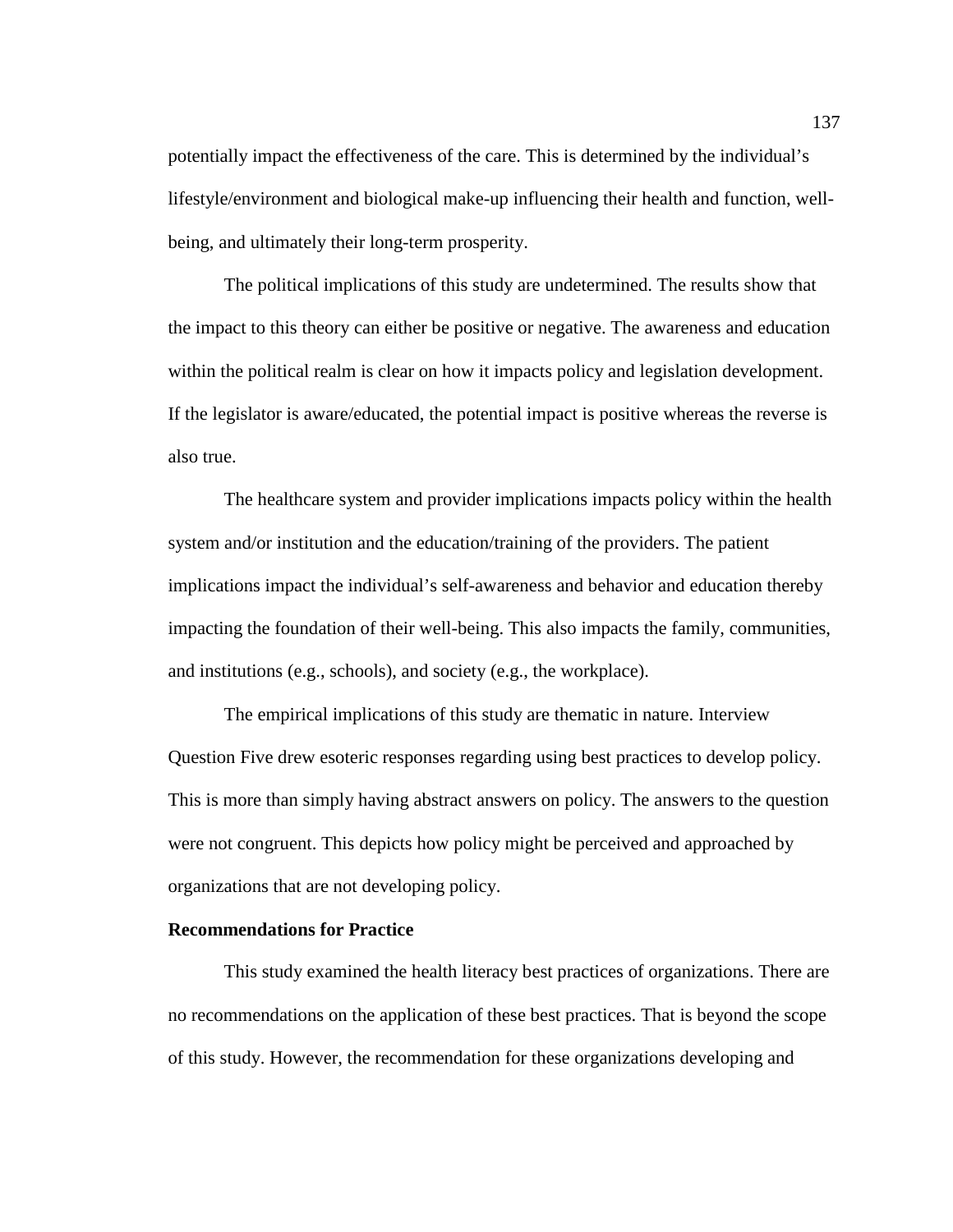potentially impact the effectiveness of the care. This is determined by the individual's lifestyle/environment and biological make-up influencing their health and function, well-being, and ultimately their long-term prosperity.

The political implications of this study are undetermined. The results show that the impact to this theory can either be positive or negative. The awareness and education within the political realm is clear on how it impacts policy and legislation development. If the legislator is aware/educated, the potential impact is positive whereas the reverse is also true.

The healthcare system and provider implications impacts policy within the health system and/or institution and the education/training of the providers. The patient implications impact the individual's self-awareness and behavior and education thereby impacting the foundation of their well-being. This also impacts the family, communities, and institutions (e.g., schools), and society (e.g., the workplace).

The empirical implications of this study are thematic in nature. Interview Question Five drew esoteric responses regarding using best practices to develop policy. This is more than simply having abstract answers on policy. The answers to the question were not congruent. This depicts how policy might be perceived and approached by organizations that are not developing policy.

## Recommendations for Practice

This study examined the health literacy best practices of organizations. There are no recommendations on the application of these best practices. That is beyond the scope of this study. However, the recommendation for these organizations developing and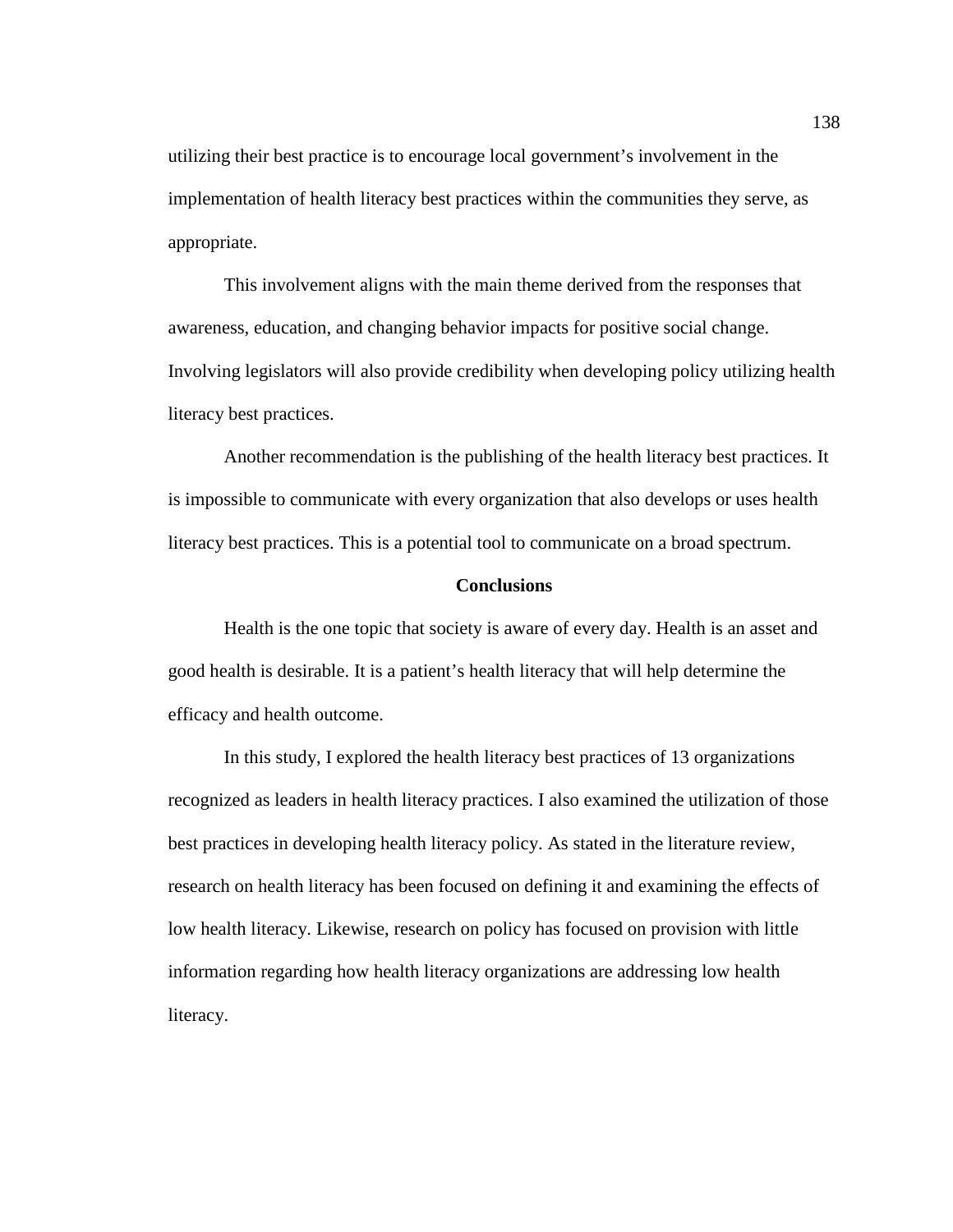utilizing their best practice is to encourage local government's involvement in the implementation of health literacy best practices within the communities they serve, as appropriate.

This involvement aligns with the main theme derived from the responses that awareness, education, and changing behavior impacts for positive social change. Involving legislators will also provide credibility when developing policy utilizing health literacy best practices.

Another recommendation is the publishing of the health literacy best practices. It is impossible to communicate with every organization that also develops or uses health literacy best practices. This is a potential tool to communicate on a broad spectrum.

## Conclusions

Health is the one topic that society is aware of every day. Health is an asset and good health is desirable. It is a patient's health literacy that will help determine the efficacy and health outcome.

In this study, I explored the health literacy best practices of 13 organizations recognized as leaders in health literacy practices. I also examined the utilization of those best practices in developing health literacy policy. As stated in the literature review, research on health literacy has been focused on defining it and examining the effects of low health literacy. Likewise, research on policy has focused on provision with little information regarding how health literacy organizations are addressing low health literacy.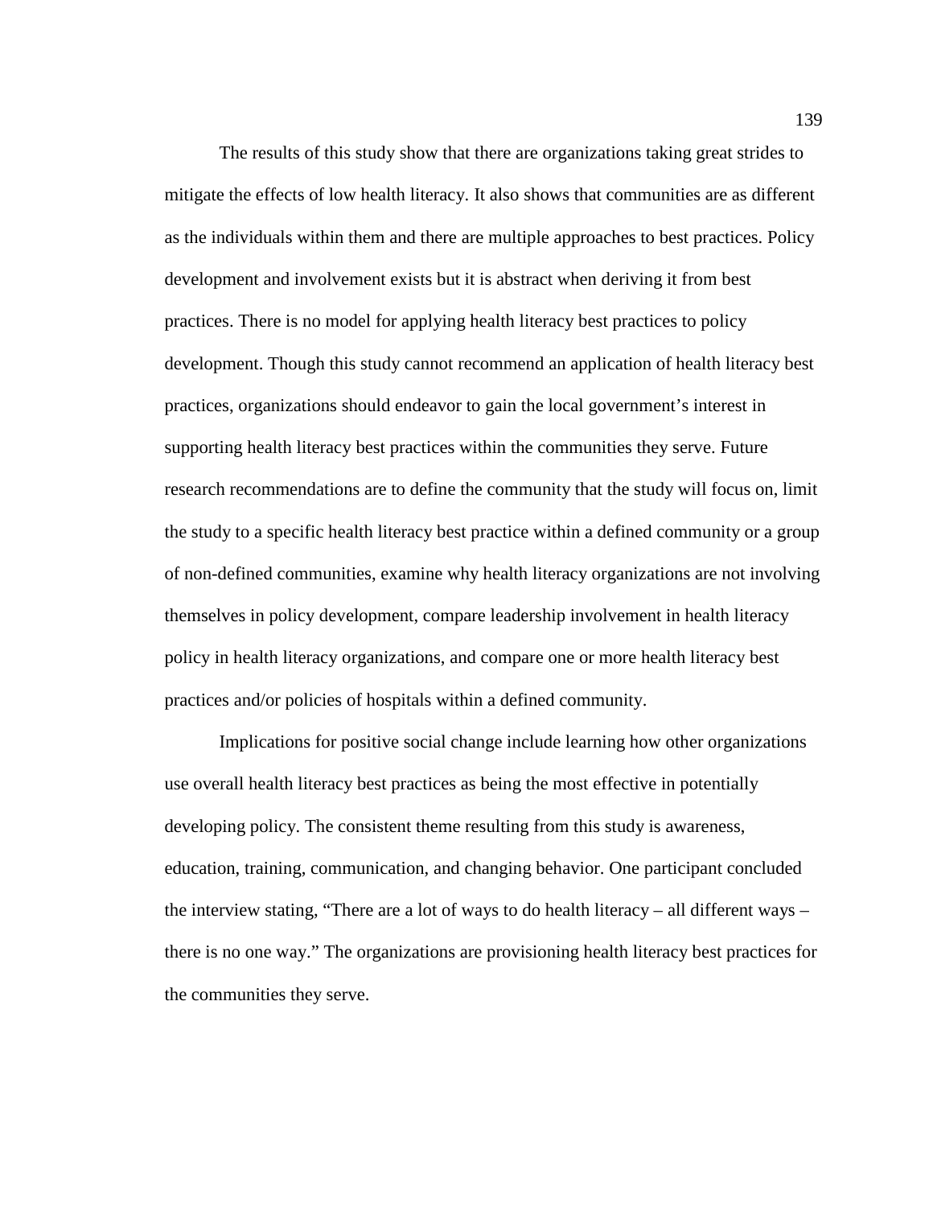The results of this study show that there are organizations taking great strides to mitigate the effects of low health literacy. It also shows that communities are as different as the individuals within them and there are multiple approaches to best practices. Policy development and involvement exists but it is abstract when deriving it from best practices. There is no model for applying health literacy best practices to policy development. Though this study cannot recommend an application of health literacy best practices, organizations should endeavor to gain the local government's interest in supporting health literacy best practices within the communities they serve. Future research recommendations are to define the community that the study will focus on, limit the study to a specific health literacy best practice within a defined community or a group of non-defined communities, examine why health literacy organizations are not involving themselves in policy development, compare leadership involvement in health literacy policy in health literacy organizations, and compare one or more health literacy best practices and/or policies of hospitals within a defined community.

Implications for positive social change include learning how other organizations use overall health literacy best practices as being the most effective in potentially developing policy. The consistent theme resulting from this study is awareness, education, training, communication, and changing behavior. One participant concluded the interview stating, "There are a lot of ways to do health literacy – all different ways – there is no one way." The organizations are provisioning health literacy best practices for the communities they serve.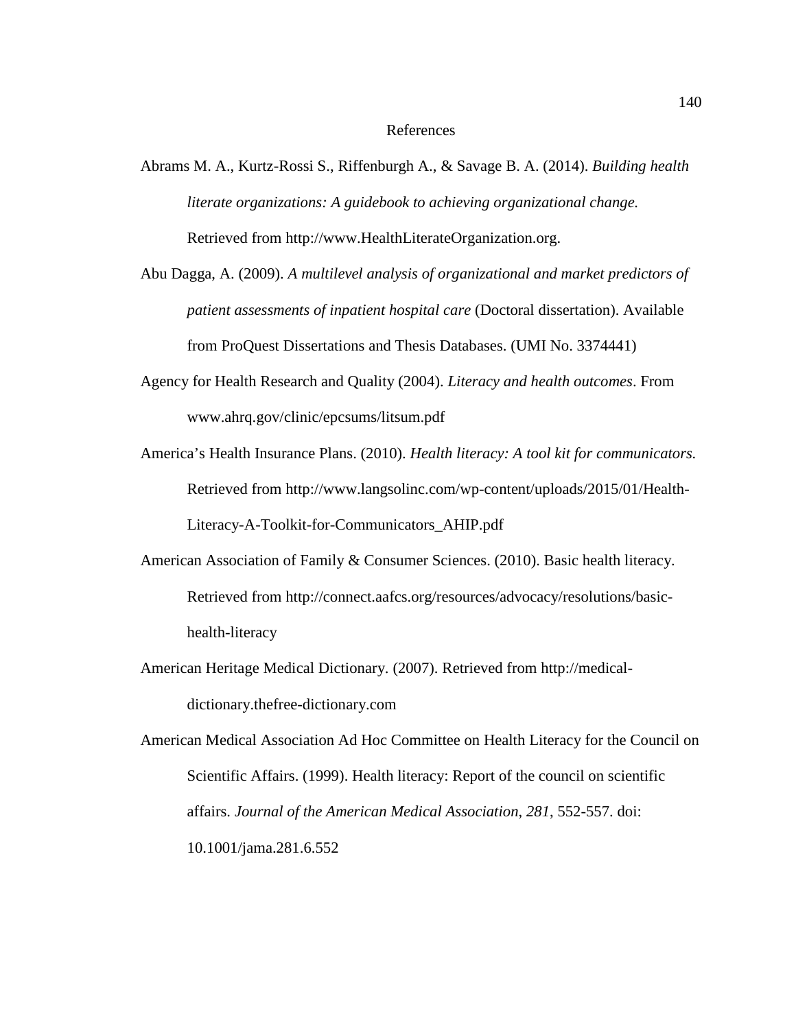# References

Abrams M. A., Kurtz-Rossi S., Riffenburgh A., & Savage B. A. (2014). *Building health literate organizations: A guidebook to achieving organizational change.* Retrieved from http://www.HealthLiterateOrganization.org.

Abu Dagga, A. (2009). *A multilevel analysis of organizational and market predictors of patient assessments of inpatient hospital care* (Doctoral dissertation). Available from ProQuest Dissertations and Thesis Databases. (UMI No. 3374441)

Agency for Health Research and Quality (2004). *Literacy and health outcomes*. From www.ahrq.gov/clinic/epcsums/litsum.pdf

America's Health Insurance Plans. (2010). *Health literacy: A tool kit for communicators.* Retrieved from http://www.langsolinc.com/wp-content/uploads/2015/01/Health-Literacy-A-Toolkit-for-Communicators_AHIP.pdf

American Association of Family & Consumer Sciences. (2010). Basic health literacy. Retrieved from http://connect.aafcs.org/resources/advocacy/resolutions/basic-health-literacy

American Heritage Medical Dictionary. (2007). Retrieved from http://medical-dictionary.thefree-dictionary.com

American Medical Association Ad Hoc Committee on Health Literacy for the Council on Scientific Affairs. (1999). Health literacy: Report of the council on scientific affairs. *Journal of the American Medical Association*, *281*, 552-557. doi: 10.1001/jama.281.6.552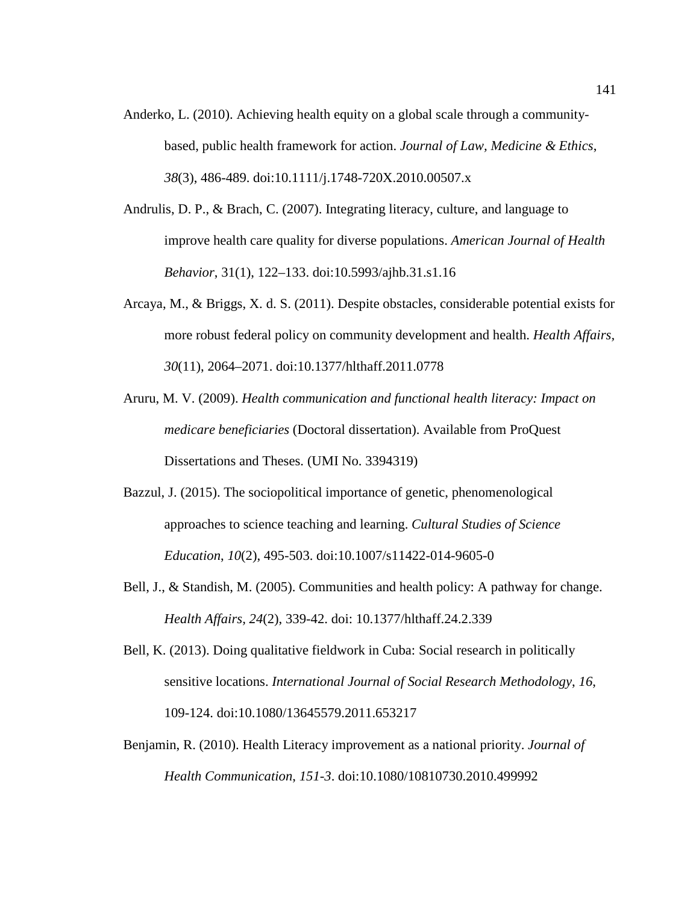Anderko, L. (2010). Achieving health equity on a global scale through a community-based, public health framework for action. *Journal of Law, Medicine & Ethics*, *38*(3), 486-489. doi:10.1111/j.1748-720X.2010.00507.x

Andrulis, D. P., & Brach, C. (2007). Integrating literacy, culture, and language to improve health care quality for diverse populations. *American Journal of Health Behavior*, 31(1), 122–133. doi:10.5993/ajhb.31.s1.16

Arcaya, M., & Briggs, X. d. S. (2011). Despite obstacles, considerable potential exists for more robust federal policy on community development and health. *Health Affairs, 30*(11), 2064–2071. doi:10.1377/hlthaff.2011.0778

Aruru, M. V. (2009). *Health communication and functional health literacy: Impact on medicare beneficiaries* (Doctoral dissertation). Available from ProQuest Dissertations and Theses. (UMI No. 3394319)

Bazzul, J. (2015). The sociopolitical importance of genetic, phenomenological approaches to science teaching and learning. *Cultural Studies of Science Education*, *10*(2), 495-503. doi:10.1007/s11422-014-9605-0

Bell, J., & Standish, M. (2005). Communities and health policy: A pathway for change. *Health Affairs*, *24*(2), 339-42. doi: 10.1377/hlthaff.24.2.339

Bell, K. (2013). Doing qualitative fieldwork in Cuba: Social research in politically sensitive locations. *International Journal of Social Research Methodology*, *16*, 109-124. doi:10.1080/13645579.2011.653217

Benjamin, R. (2010). Health Literacy improvement as a national priority. *Journal of Health Communication*, *151-3*. doi:10.1080/10810730.2010.499992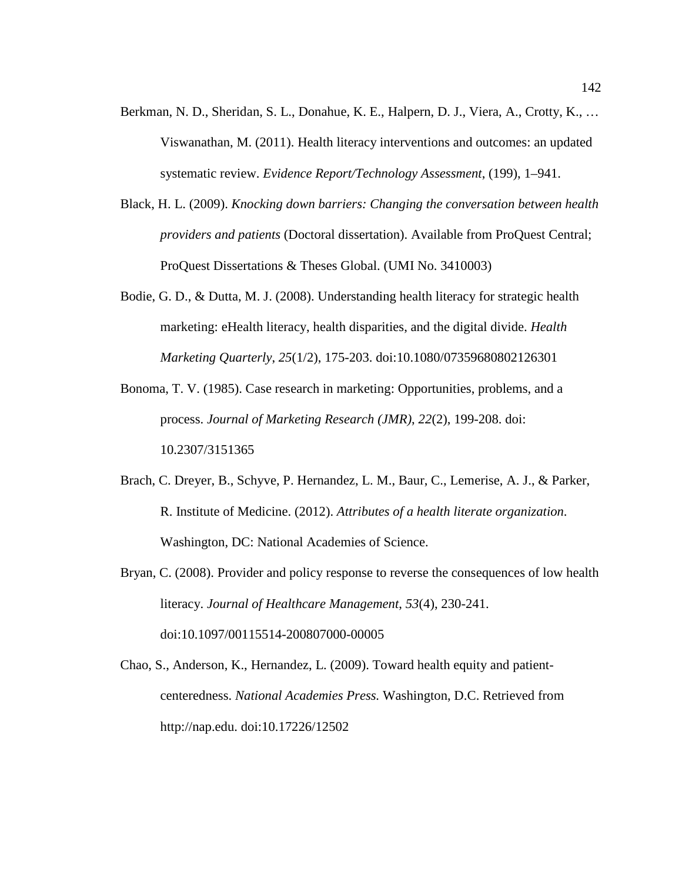Berkman, N. D., Sheridan, S. L., Donahue, K. E., Halpern, D. J., Viera, A., Crotty, K., … Viswanathan, M. (2011). Health literacy interventions and outcomes: an updated systematic review. *Evidence Report/Technology Assessment*, (199), 1–941.

Black, H. L. (2009). *Knocking down barriers: Changing the conversation between health providers and patients* (Doctoral dissertation). Available from ProQuest Central; ProQuest Dissertations & Theses Global. (UMI No. 3410003)

Bodie, G. D., & Dutta, M. J. (2008). Understanding health literacy for strategic health marketing: eHealth literacy, health disparities, and the digital divide. *Health Marketing Quarterly*, *25*(1/2), 175-203. doi:10.1080/07359680802126301

Bonoma, T. V. (1985). Case research in marketing: Opportunities, problems, and a process. *Journal of Marketing Research (JMR)*, *22*(2), 199-208. doi: 10.2307/3151365

Brach, C. Dreyer, B., Schyve, P. Hernandez, L. M., Baur, C., Lemerise, A. J., & Parker, R. Institute of Medicine. (2012). *Attributes of a health literate organization*. Washington, DC: National Academies of Science.

Bryan, C. (2008). Provider and policy response to reverse the consequences of low health literacy. *Journal of Healthcare Management*, *53*(4), 230-241. doi:10.1097/00115514-200807000-00005

Chao, S., Anderson, K., Hernandez, L. (2009). Toward health equity and patient-centeredness. *National Academies Press.* Washington, D.C. Retrieved from http://nap.edu. doi:10.17226/12502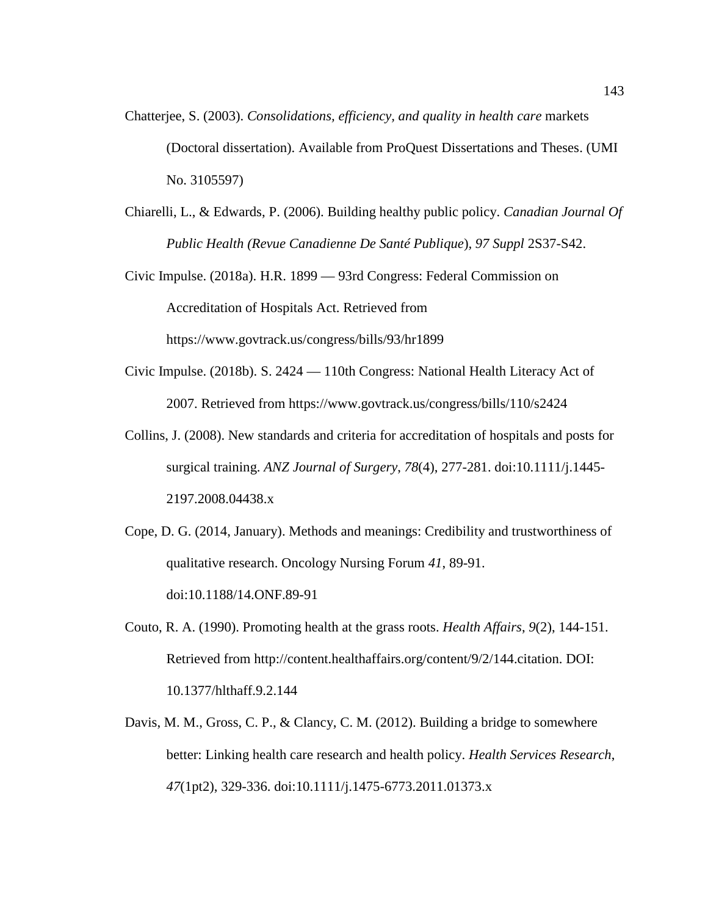Chatterjee, S. (2003). *Consolidations, efficiency, and quality in health care* markets (Doctoral dissertation). Available from ProQuest Dissertations and Theses. (UMI No. 3105597)

Chiarelli, L., & Edwards, P. (2006). Building healthy public policy. *Canadian Journal Of Public Health (Revue Canadienne De Santé Publique*), *97 Suppl* 2S37-S42.

Civic Impulse. (2018a). H.R. 1899 — 93rd Congress: Federal Commission on Accreditation of Hospitals Act. Retrieved from https://www.govtrack.us/congress/bills/93/hr1899

Civic Impulse. (2018b). S. 2424 — 110th Congress: National Health Literacy Act of 2007. Retrieved from https://www.govtrack.us/congress/bills/110/s2424

Collins, J. (2008). New standards and criteria for accreditation of hospitals and posts for surgical training. *ANZ Journal of Surgery*, *78*(4), 277-281. doi:10.1111/j.1445-2197.2008.04438.x

Cope, D. G. (2014, January). Methods and meanings: Credibility and trustworthiness of qualitative research. Oncology Nursing Forum *41*, 89-91. doi:10.1188/14.ONF.89-91

Couto, R. A. (1990). Promoting health at the grass roots. *Health Affairs*, *9*(2), 144-151. Retrieved from http://content.healthaffairs.org/content/9/2/144.citation. DOI: 10.1377/hlthaff.9.2.144

Davis, M. M., Gross, C. P., & Clancy, C. M. (2012). Building a bridge to somewhere better: Linking health care research and health policy. *Health Services Research*, *47*(1pt2), 329-336. doi:10.1111/j.1475-6773.2011.01373.x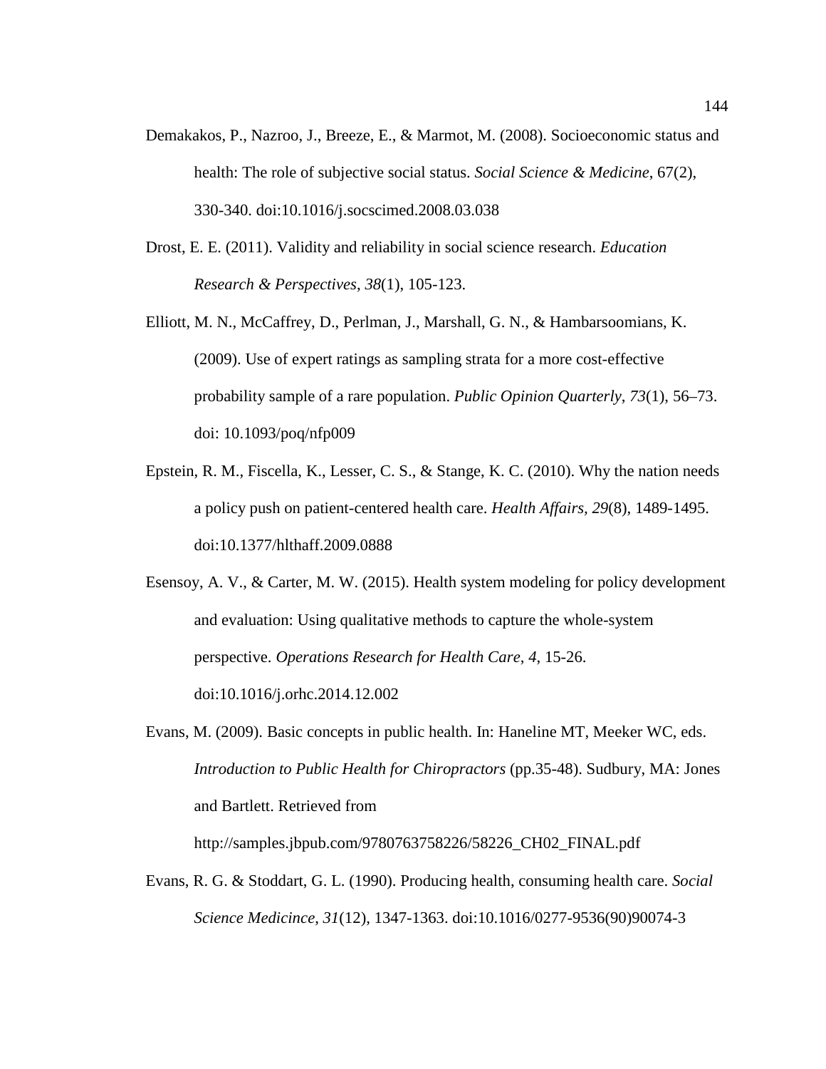Demakakos, P., Nazroo, J., Breeze, E., & Marmot, M. (2008). Socioeconomic status and health: The role of subjective social status. *Social Science & Medicine*, 67(2), 330-340. doi:10.1016/j.socscimed.2008.03.038

Drost, E. E. (2011). Validity and reliability in social science research. *Education Research & Perspectives*, *38*(1), 105-123.

Elliott, M. N., McCaffrey, D., Perlman, J., Marshall, G. N., & Hambarsoomians, K. (2009). Use of expert ratings as sampling strata for a more cost-effective probability sample of a rare population. *Public Opinion Quarterly*, *73*(1), 56–73. doi: 10.1093/poq/nfp009

Epstein, R. M., Fiscella, K., Lesser, C. S., & Stange, K. C. (2010). Why the nation needs a policy push on patient-centered health care. *Health Affairs, 29*(8), 1489-1495. doi:10.1377/hlthaff.2009.0888

Esensoy, A. V., & Carter, M. W. (2015). Health system modeling for policy development and evaluation: Using qualitative methods to capture the whole-system perspective. *Operations Research for Health Care*, *4*, 15-26. doi:10.1016/j.orhc.2014.12.002

Evans, M. (2009). Basic concepts in public health. In: Haneline MT, Meeker WC, eds. *Introduction to Public Health for Chiropractors* (pp.35-48). Sudbury, MA: Jones and Bartlett. Retrieved from http://samples.jbpub.com/9780763758226/58226_CH02_FINAL.pdf

Evans, R. G. & Stoddart, G. L. (1990). Producing health, consuming health care. *Social Science Medicince*, *31*(12), 1347-1363. doi:10.1016/0277-9536(90)90074-3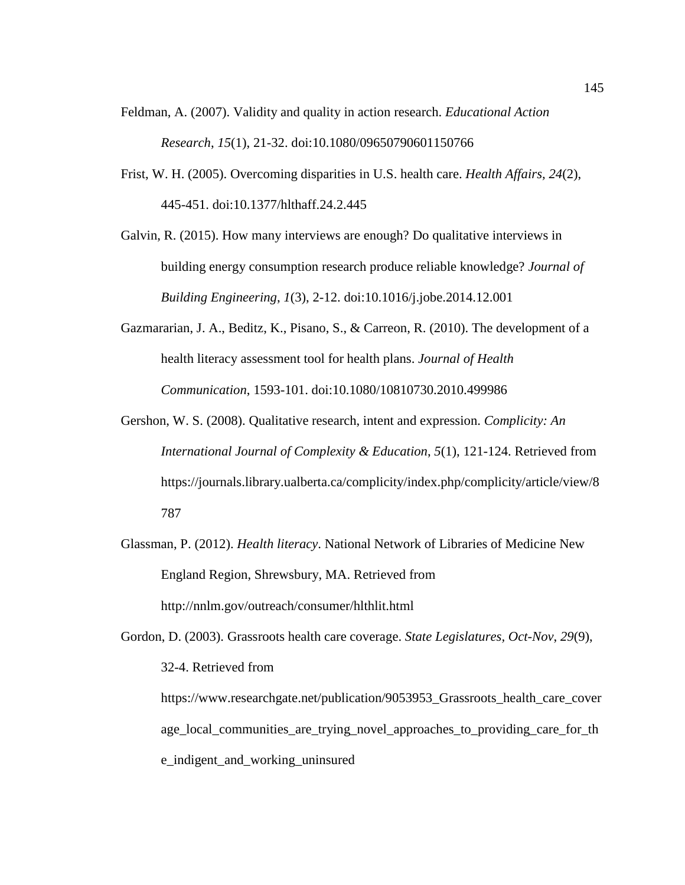Feldman, A. (2007). Validity and quality in action research. *Educational Action Research*, *15*(1), 21-32. doi:10.1080/09650790601150766

Frist, W. H. (2005). Overcoming disparities in U.S. health care. *Health Affairs, 24*(2), 445-451. doi:10.1377/hlthaff.24.2.445

Galvin, R. (2015). How many interviews are enough? Do qualitative interviews in building energy consumption research produce reliable knowledge? *Journal of Building Engineering*, *1*(3), 2-12. doi:10.1016/j.jobe.2014.12.001

Gazmararian, J. A., Beditz, K., Pisano, S., & Carreon, R. (2010). The development of a health literacy assessment tool for health plans. *Journal of Health Communication*, 1593-101. doi:10.1080/10810730.2010.499986

Gershon, W. S. (2008). Qualitative research, intent and expression. *Complicity: An International Journal of Complexity & Education*, *5*(1), 121-124. Retrieved from https://journals.library.ualberta.ca/complicity/index.php/complicity/article/view/8787

Glassman, P. (2012). *Health literacy*. National Network of Libraries of Medicine New England Region, Shrewsbury, MA. Retrieved from http://nnlm.gov/outreach/consumer/hlthlit.html

Gordon, D. (2003). Grassroots health care coverage. *State Legislatures, Oct-Nov*, *29*(9), 32-4. Retrieved from https://www.researchgate.net/publication/9053953_Grassroots_health_care_coverage_local_communities_are_trying_novel_approaches_to_providing_care_for_the_indigent_and_working_uninsured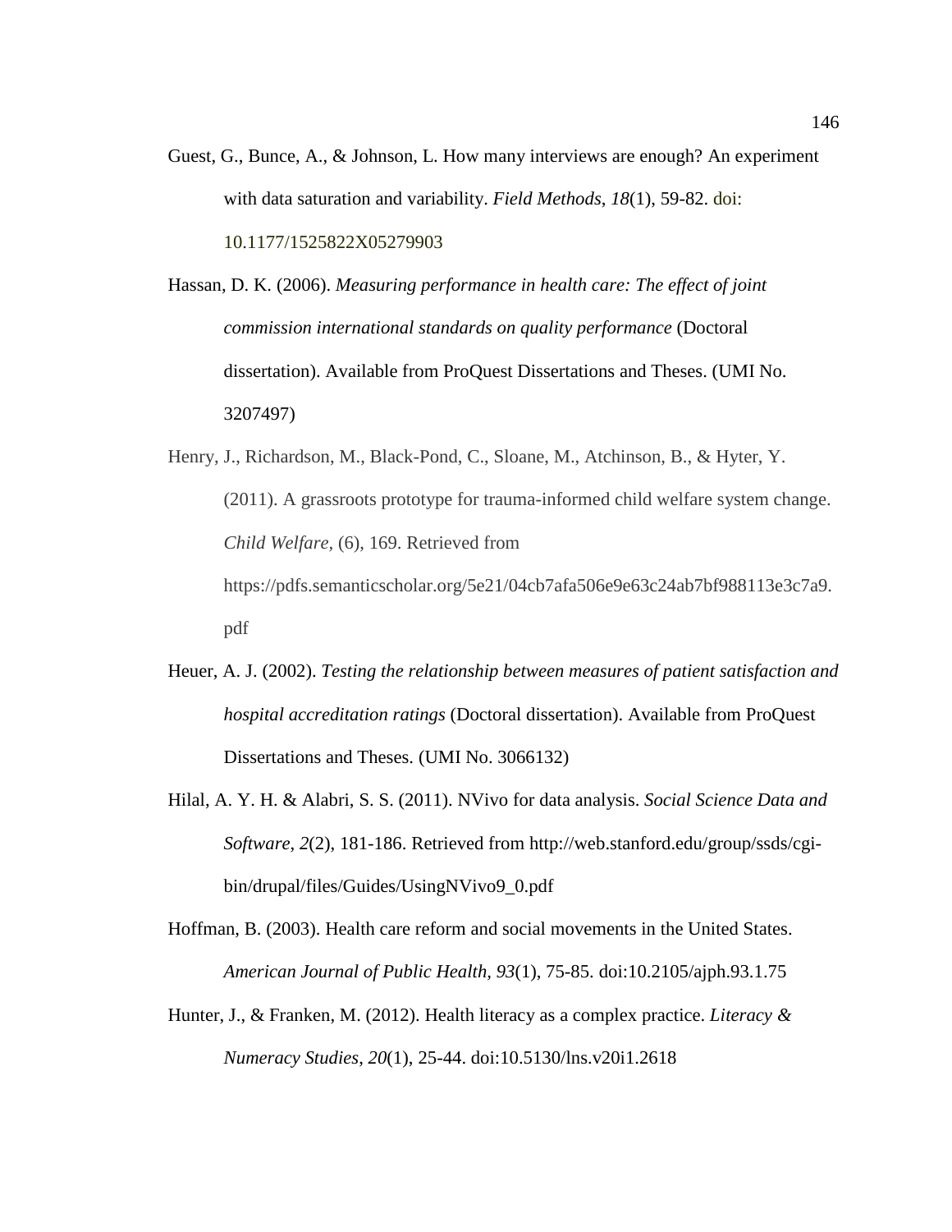Guest, G., Bunce, A., & Johnson, L. How many interviews are enough? An experiment with data saturation and variability. *Field Methods*, *18*(1), 59-82. doi: 10.1177/1525822X05279903

Hassan, D. K. (2006). *Measuring performance in health care: The effect of joint commission international standards on quality performance* (Doctoral dissertation). Available from ProQuest Dissertations and Theses. (UMI No. 3207497)

Henry, J., Richardson, M., Black-Pond, C., Sloane, M., Atchinson, B., & Hyter, Y. (2011). A grassroots prototype for trauma-informed child welfare system change. *Child Welfare*, (6), 169. Retrieved from https://pdfs.semanticscholar.org/5e21/04cb7afa506e9e63c24ab7bf988113e3c7a9.pdf

Heuer, A. J. (2002). *Testing the relationship between measures of patient satisfaction and hospital accreditation ratings* (Doctoral dissertation). Available from ProQuest Dissertations and Theses. (UMI No. 3066132)

Hilal, A. Y. H. & Alabri, S. S. (2011). NVivo for data analysis. *Social Science Data and Software*, *2*(2), 181-186. Retrieved from http://web.stanford.edu/group/ssds/cgi-bin/drupal/files/Guides/UsingNVivo9_0.pdf

Hoffman, B. (2003). Health care reform and social movements in the United States. *American Journal of Public Health, 93*(1), 75-85. doi:10.2105/ajph.93.1.75

Hunter, J., & Franken, M. (2012). Health literacy as a complex practice. *Literacy & Numeracy Studies*, *20*(1), 25-44. doi:10.5130/lns.v20i1.2618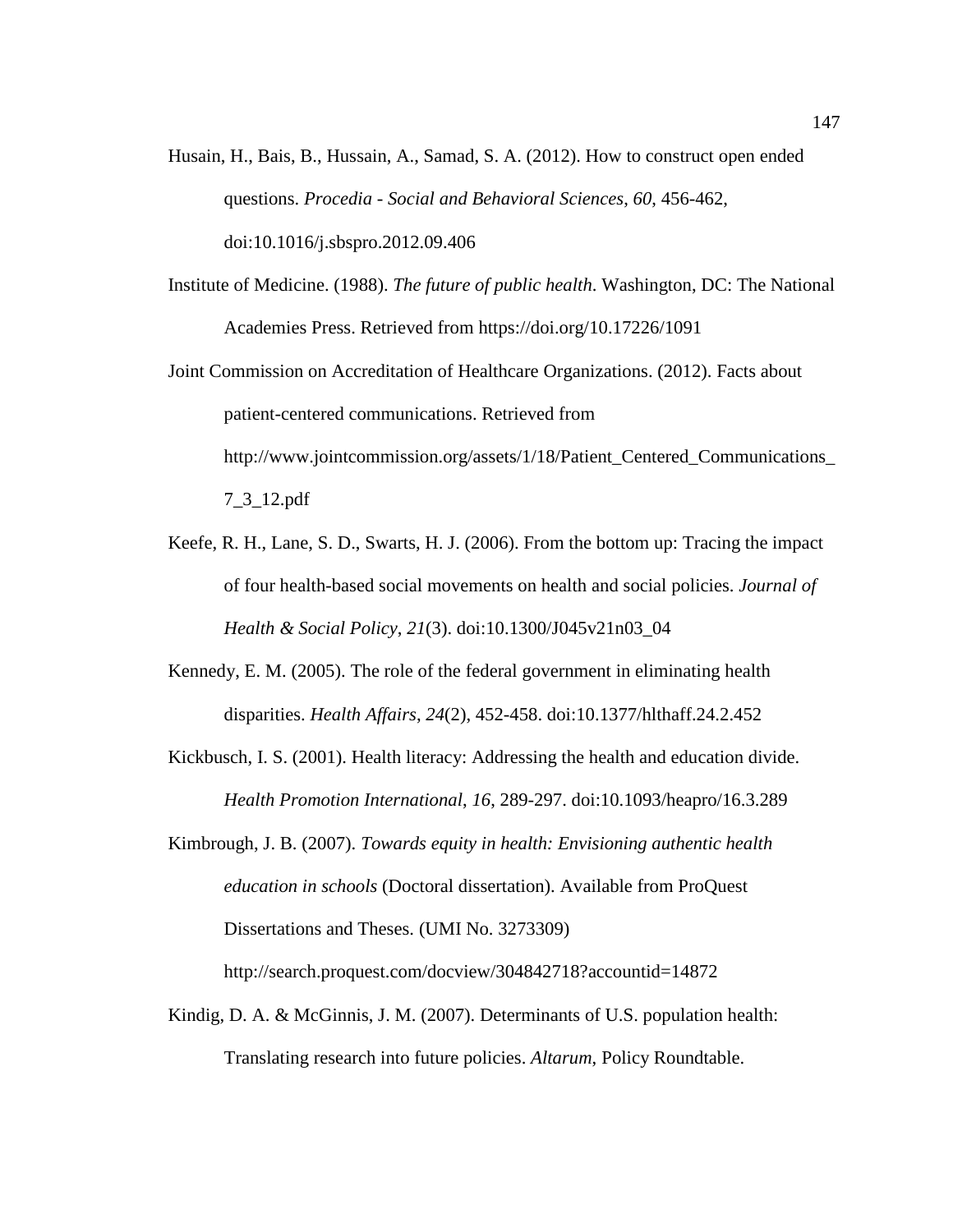Husain, H., Bais, B., Hussain, A., Samad, S. A. (2012). How to construct open ended questions. *Procedia - Social and Behavioral Sciences*, *60*, 456-462, doi:10.1016/j.sbspro.2012.09.406

Institute of Medicine. (1988). *The future of public health*. Washington, DC: The National Academies Press. Retrieved from https://doi.org/10.17226/1091

Joint Commission on Accreditation of Healthcare Organizations. (2012). Facts about patient-centered communications. Retrieved from http://www.jointcommission.org/assets/1/18/Patient_Centered_Communications_7_3_12.pdf

Keefe, R. H., Lane, S. D., Swarts, H. J. (2006). From the bottom up: Tracing the impact of four health-based social movements on health and social policies. *Journal of Health & Social Policy*, *21*(3). doi:10.1300/J045v21n03_04

Kennedy, E. M. (2005). The role of the federal government in eliminating health disparities. *Health Affairs*, *24*(2), 452-458. doi:10.1377/hlthaff.24.2.452

Kickbusch, I. S. (2001). Health literacy: Addressing the health and education divide. *Health Promotion International*, *16*, 289-297. doi:10.1093/heapro/16.3.289

Kimbrough, J. B. (2007). *Towards equity in health: Envisioning authentic health education in schools* (Doctoral dissertation). Available from ProQuest Dissertations and Theses. (UMI No. 3273309) http://search.proquest.com/docview/304842718?accountid=14872

Kindig, D. A. & McGinnis, J. M. (2007). Determinants of U.S. population health: Translating research into future policies. *Altarum*, Policy Roundtable.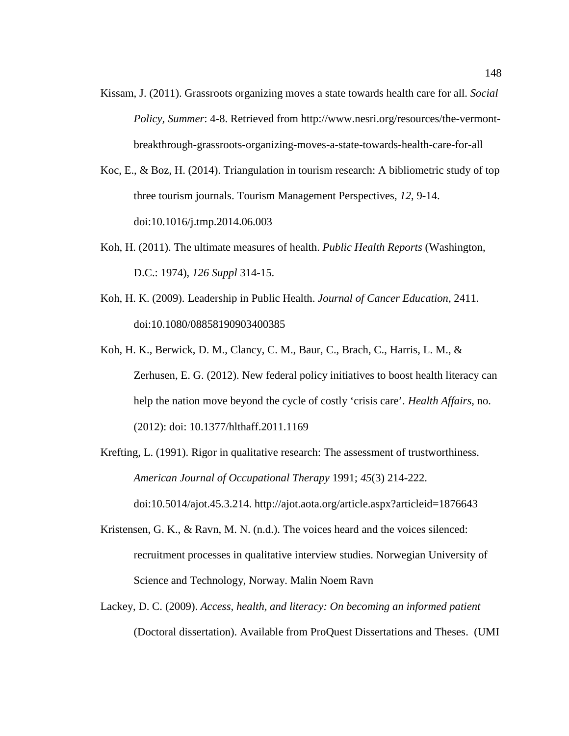Kissam, J. (2011). Grassroots organizing moves a state towards health care for all. *Social Policy, Summer*: 4-8. Retrieved from http://www.nesri.org/resources/the-vermont-breakthrough-grassroots-organizing-moves-a-state-towards-health-care-for-all

Koc, E., & Boz, H. (2014). Triangulation in tourism research: A bibliometric study of top three tourism journals. Tourism Management Perspectives, *12*, 9-14. doi:10.1016/j.tmp.2014.06.003

Koh, H. (2011). The ultimate measures of health. *Public Health Reports* (Washington, D.C.: 1974), *126 Suppl* 314-15.

Koh, H. K. (2009). Leadership in Public Health. *Journal of Cancer Education*, 2411. doi:10.1080/08858190903400385

Koh, H. K., Berwick, D. M., Clancy, C. M., Baur, C., Brach, C., Harris, L. M., & Zerhusen, E. G. (2012). New federal policy initiatives to boost health literacy can help the nation move beyond the cycle of costly 'crisis care'. *Health Affairs*, no. (2012): doi: 10.1377/hlthaff.2011.1169

Krefting, L. (1991). Rigor in qualitative research: The assessment of trustworthiness. *American Journal of Occupational Therapy* 1991; *45*(3) 214-222. doi:10.5014/ajot.45.3.214. http://ajot.aota.org/article.aspx?articleid=1876643

Kristensen, G. K., & Ravn, M. N. (n.d.). The voices heard and the voices silenced: recruitment processes in qualitative interview studies. Norwegian University of Science and Technology, Norway. Malin Noem Ravn

Lackey, D. C. (2009). *Access, health, and literacy: On becoming an informed patient* (Doctoral dissertation). Available from ProQuest Dissertations and Theses. (UMI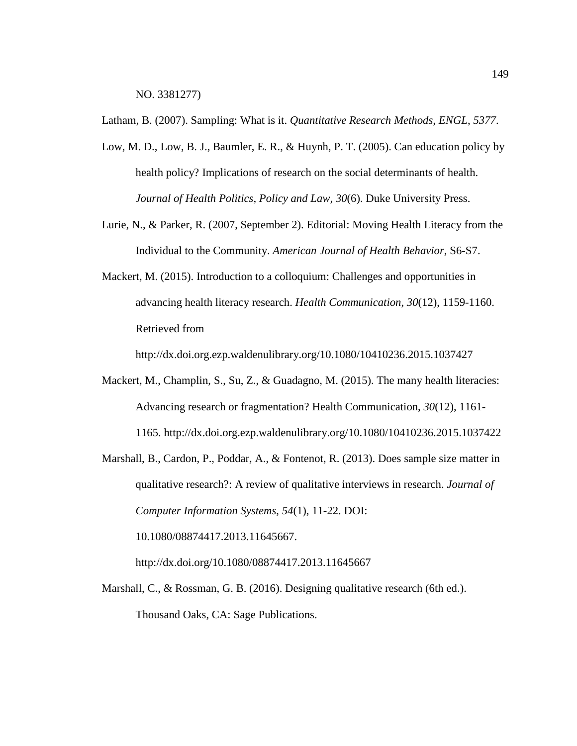NO. 3381277)

Latham, B. (2007). Sampling: What is it. *Quantitative Research Methods, ENGL, 5377*.

Low, M. D., Low, B. J., Baumler, E. R., & Huynh, P. T. (2005). Can education policy by health policy? Implications of research on the social determinants of health. *Journal of Health Politics, Policy and Law, 30*(6). Duke University Press.

Lurie, N., & Parker, R. (2007, September 2). Editorial: Moving Health Literacy from the Individual to the Community. *American Journal of Health Behavior*, S6-S7.

Mackert, M. (2015). Introduction to a colloquium: Challenges and opportunities in advancing health literacy research. *Health Communication, 30*(12), 1159-1160. Retrieved from http://dx.doi.org.ezp.waldenulibrary.org/10.1080/10410236.2015.1037427

Mackert, M., Champlin, S., Su, Z., & Guadagno, M. (2015). The many health literacies: Advancing research or fragmentation? Health Communication, *30*(12), 1161-1165. http://dx.doi.org.ezp.waldenulibrary.org/10.1080/10410236.2015.1037422

Marshall, B., Cardon, P., Poddar, A., & Fontenot, R. (2013). Does sample size matter in qualitative research?: A review of qualitative interviews in research. *Journal of Computer Information Systems, 54*(1), 11-22. DOI: 10.1080/08874417.2013.11645667. http://dx.doi.org/10.1080/08874417.2013.11645667

Marshall, C., & Rossman, G. B. (2016). Designing qualitative research (6th ed.). Thousand Oaks, CA: Sage Publications.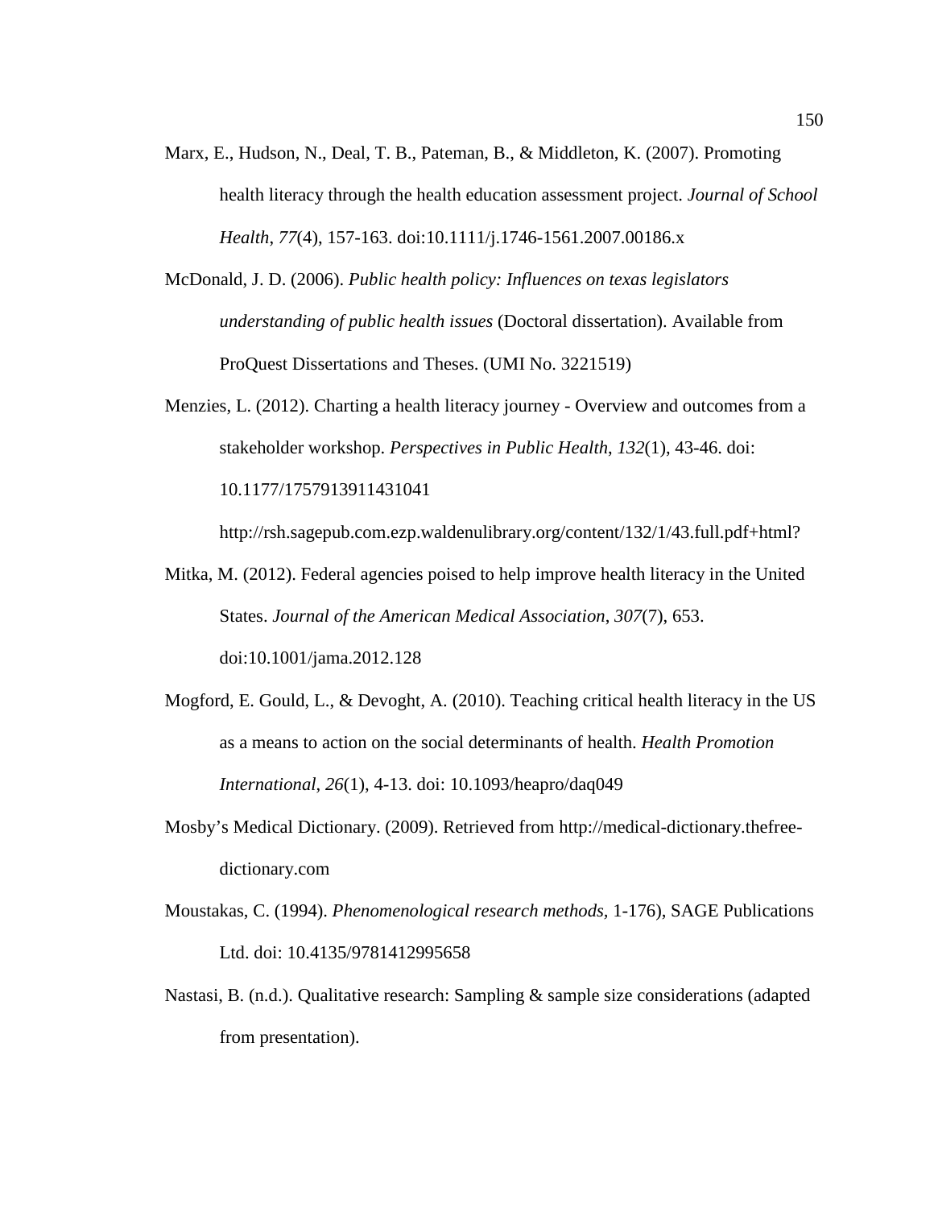Marx, E., Hudson, N., Deal, T. B., Pateman, B., & Middleton, K. (2007). Promoting health literacy through the health education assessment project. *Journal of School Health*, *77*(4), 157-163. doi:10.1111/j.1746-1561.2007.00186.x

McDonald, J. D. (2006). *Public health policy: Influences on texas legislators understanding of public health issues* (Doctoral dissertation). Available from ProQuest Dissertations and Theses. (UMI No. 3221519)

Menzies, L. (2012). Charting a health literacy journey - Overview and outcomes from a stakeholder workshop. *Perspectives in Public Health*, *132*(1), 43-46. doi: 10.1177/1757913911431041

http://rsh.sagepub.com.ezp.waldenulibrary.org/content/132/1/43.full.pdf+html?

Mitka, M. (2012). Federal agencies poised to help improve health literacy in the United States. *Journal of the American Medical Association*, *307*(7), 653. doi:10.1001/jama.2012.128

Mogford, E. Gould, L., & Devoght, A. (2010). Teaching critical health literacy in the US as a means to action on the social determinants of health. *Health Promotion International*, *26*(1), 4-13. doi: 10.1093/heapro/daq049

Mosby's Medical Dictionary. (2009). Retrieved from http://medical-dictionary.thefree-dictionary.com

Moustakas, C. (1994). *Phenomenological research methods,* 1-176), SAGE Publications Ltd. doi: 10.4135/9781412995658

Nastasi, B. (n.d.). Qualitative research: Sampling & sample size considerations (adapted from presentation).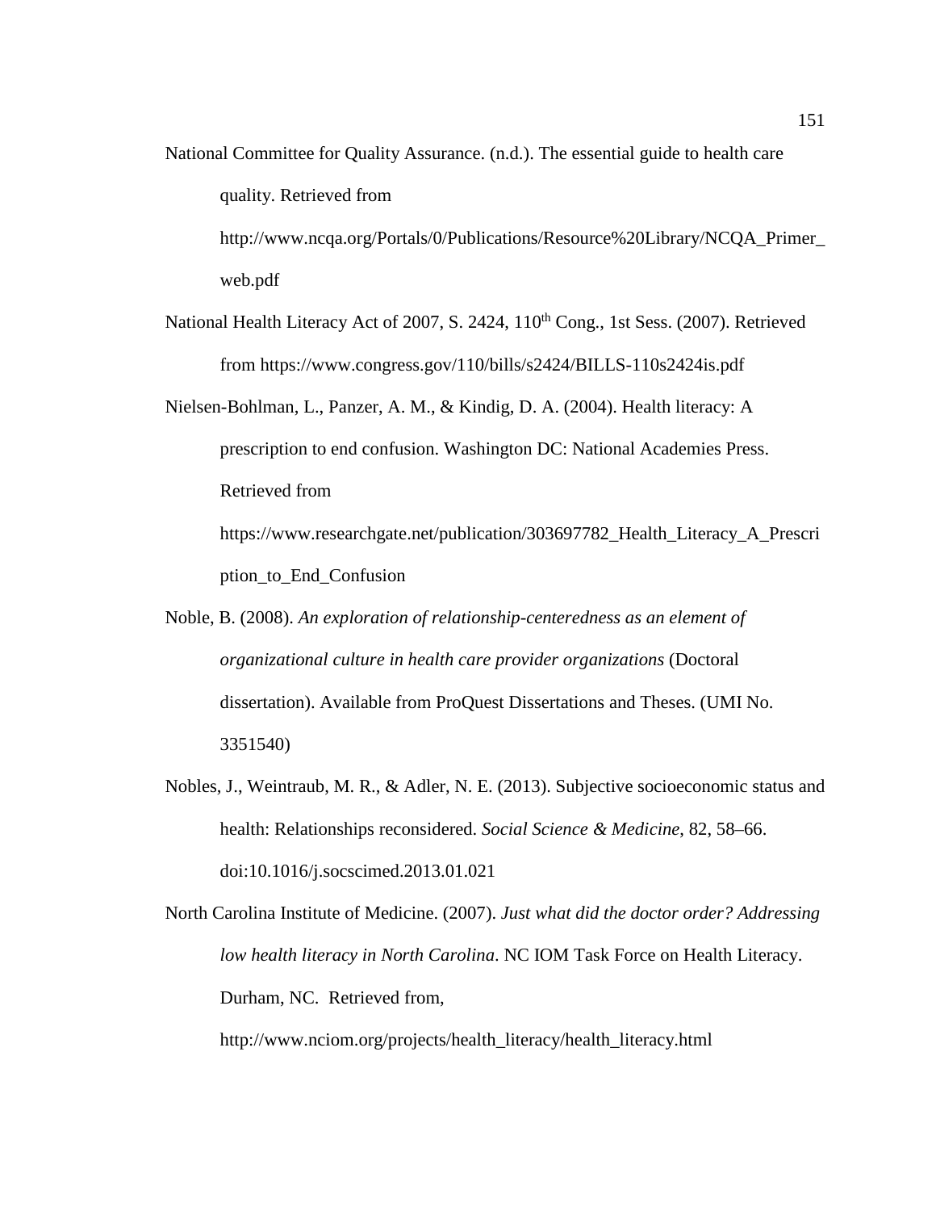National Committee for Quality Assurance. (n.d.). The essential guide to health care quality. Retrieved from http://www.ncqa.org/Portals/0/Publications/Resource%20Library/NCQA_Primer_web.pdf

National Health Literacy Act of 2007, S. 2424, 110th Cong., 1st Sess. (2007). Retrieved from https://www.congress.gov/110/bills/s2424/BILLS-110s2424is.pdf

Nielsen-Bohlman, L., Panzer, A. M., & Kindig, D. A. (2004). Health literacy: A prescription to end confusion. Washington DC: National Academies Press. Retrieved from https://www.researchgate.net/publication/303697782_Health_Literacy_A_Prescription_to_End_Confusion

Noble, B. (2008). *An exploration of relationship-centeredness as an element of organizational culture in health care provider organizations* (Doctoral dissertation). Available from ProQuest Dissertations and Theses. (UMI No. 3351540)

Nobles, J., Weintraub, M. R., & Adler, N. E. (2013). Subjective socioeconomic status and health: Relationships reconsidered. *Social Science & Medicine*, 82, 58–66. doi:10.1016/j.socscimed.2013.01.021

North Carolina Institute of Medicine. (2007). *Just what did the doctor order? Addressing low health literacy in North Carolina*. NC IOM Task Force on Health Literacy. Durham, NC. Retrieved from, http://www.nciom.org/projects/health_literacy/health_literacy.html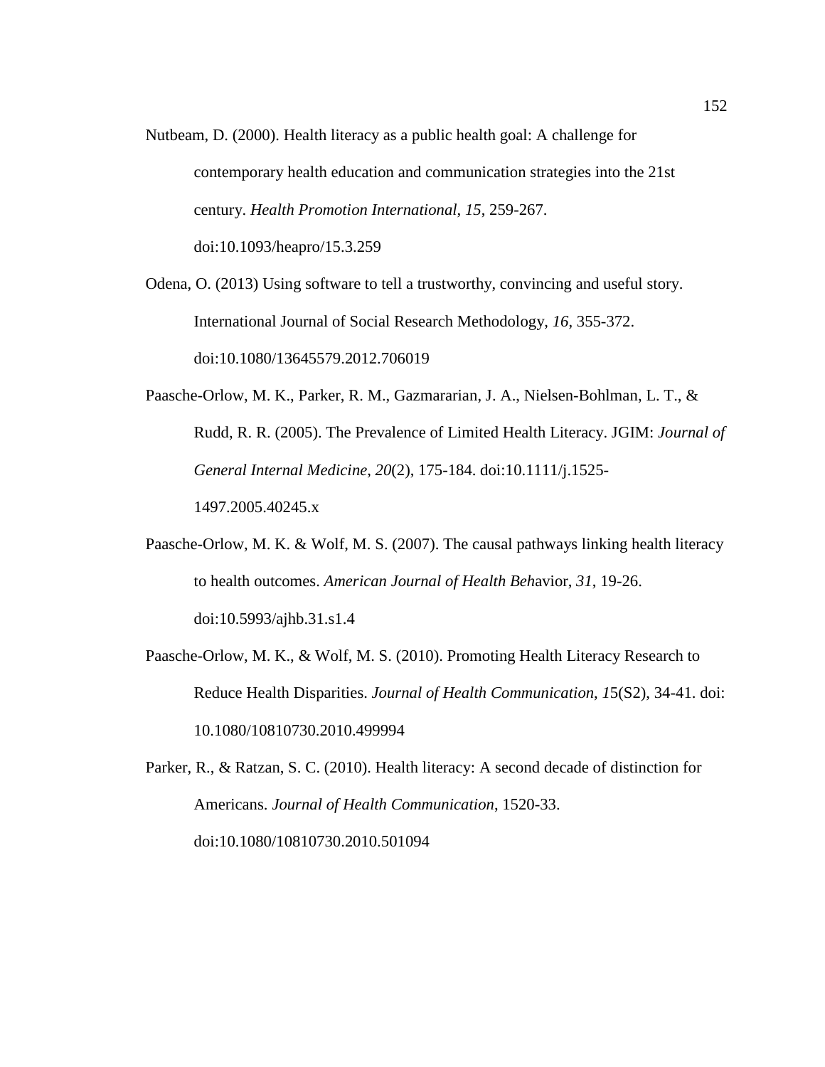Nutbeam, D. (2000). Health literacy as a public health goal: A challenge for contemporary health education and communication strategies into the 21st century. *Health Promotion International*, *15*, 259-267. doi:10.1093/heapro/15.3.259

Odena, O. (2013) Using software to tell a trustworthy, convincing and useful story. International Journal of Social Research Methodology, *16*, 355-372. doi:10.1080/13645579.2012.706019

Paasche-Orlow, M. K., Parker, R. M., Gazmararian, J. A., Nielsen-Bohlman, L. T., & Rudd, R. R. (2005). The Prevalence of Limited Health Literacy. JGIM: *Journal of General Internal Medicine*, *20*(2), 175-184. doi:10.1111/j.1525-1497.2005.40245.x

Paasche-Orlow, M. K. & Wolf, M. S. (2007). The causal pathways linking health literacy to health outcomes. *American Journal of Health Beh*avior, *31*, 19-26. doi:10.5993/ajhb.31.s1.4

Paasche-Orlow, M. K., & Wolf, M. S. (2010). Promoting Health Literacy Research to Reduce Health Disparities. *Journal of Health Communication*, *1*5(S2), 34-41. doi: 10.1080/10810730.2010.499994

Parker, R., & Ratzan, S. C. (2010). Health literacy: A second decade of distinction for Americans. *Journal of Health Communication*, 1520-33. doi:10.1080/10810730.2010.501094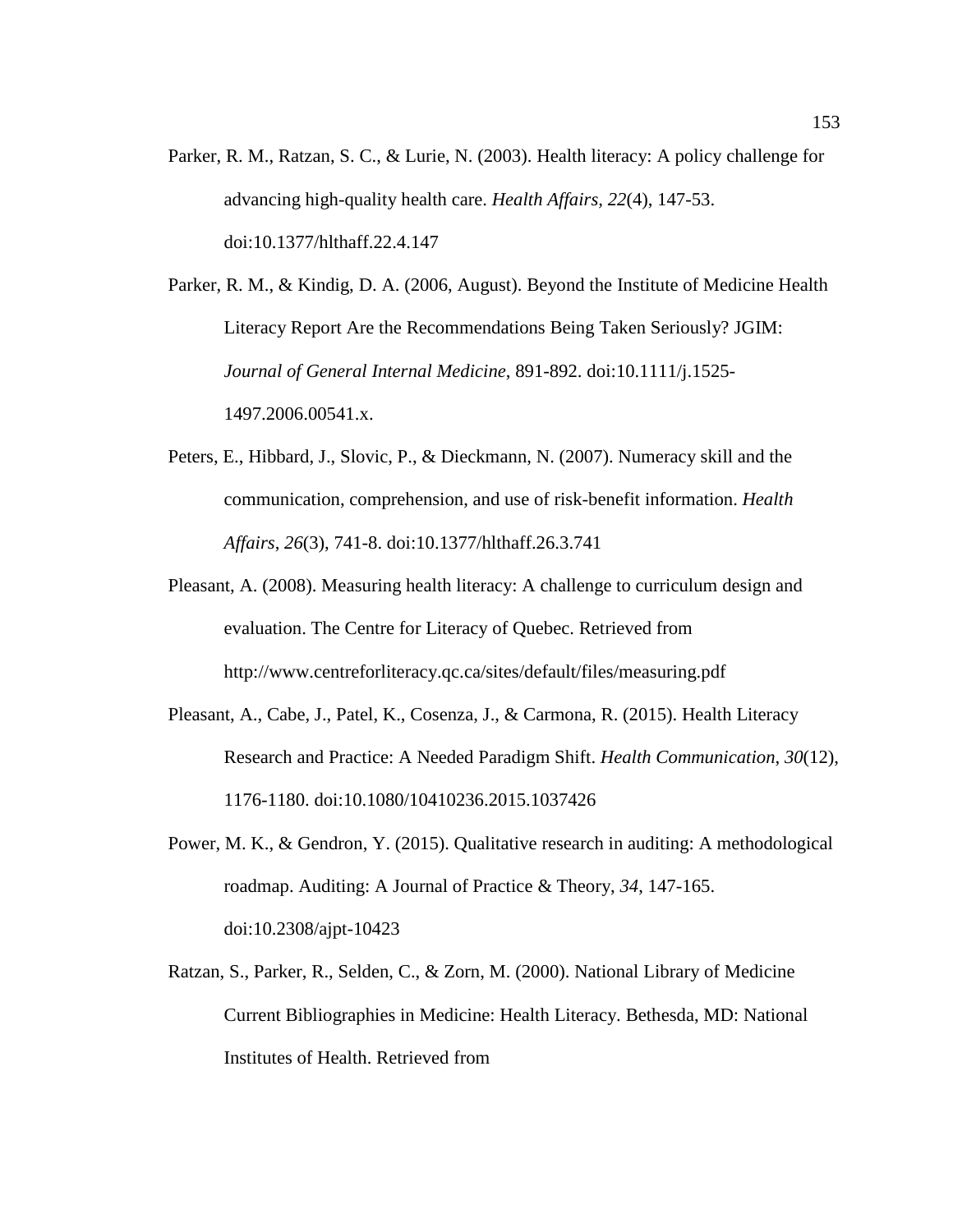Parker, R. M., Ratzan, S. C., & Lurie, N. (2003). Health literacy: A policy challenge for advancing high-quality health care. *Health Affairs*, *22*(4), 147-53. doi:10.1377/hlthaff.22.4.147

Parker, R. M., & Kindig, D. A. (2006, August). Beyond the Institute of Medicine Health Literacy Report Are the Recommendations Being Taken Seriously? JGIM: *Journal of General Internal Medicine*, 891-892. doi:10.1111/j.1525-1497.2006.00541.x.

Peters, E., Hibbard, J., Slovic, P., & Dieckmann, N. (2007). Numeracy skill and the communication, comprehension, and use of risk-benefit information. *Health Affairs*, *26*(3), 741-8. doi:10.1377/hlthaff.26.3.741

Pleasant, A. (2008). Measuring health literacy: A challenge to curriculum design and evaluation. The Centre for Literacy of Quebec. Retrieved from http://www.centreforliteracy.qc.ca/sites/default/files/measuring.pdf

Pleasant, A., Cabe, J., Patel, K., Cosenza, J., & Carmona, R. (2015). Health Literacy Research and Practice: A Needed Paradigm Shift. *Health Communication*, *30*(12), 1176-1180. doi:10.1080/10410236.2015.1037426

Power, M. K., & Gendron, Y. (2015). Qualitative research in auditing: A methodological roadmap. Auditing: A Journal of Practice & Theory, *34*, 147-165. doi:10.2308/ajpt-10423

Ratzan, S., Parker, R., Selden, C., & Zorn, M. (2000). National Library of Medicine Current Bibliographies in Medicine: Health Literacy. Bethesda, MD: National Institutes of Health. Retrieved from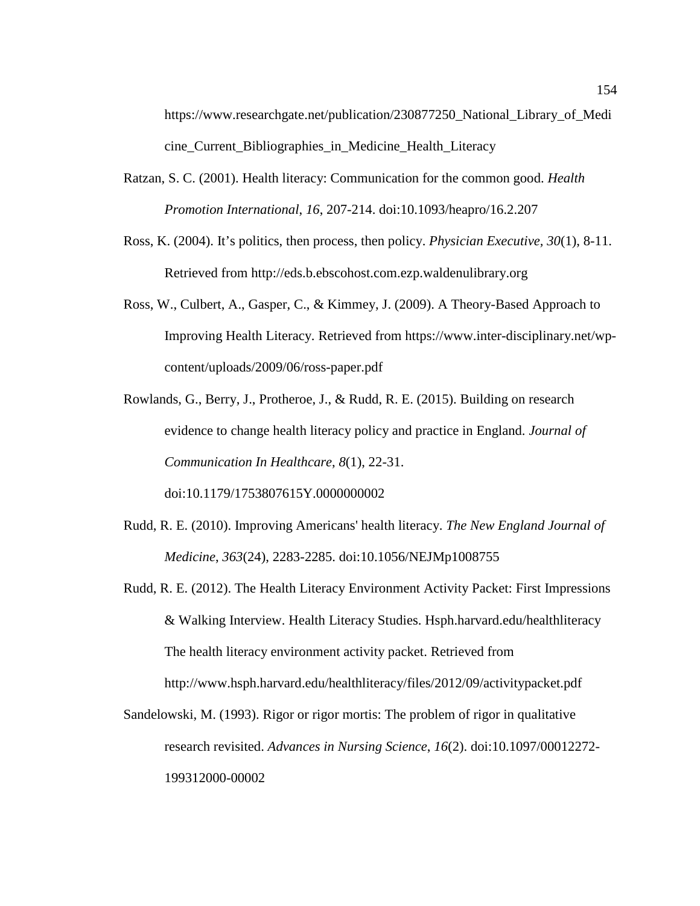https://www.researchgate.net/publication/230877250_National_Library_of_Medicine_Current_Bibliographies_in_Medicine_Health_Literacy

Ratzan, S. C. (2001). Health literacy: Communication for the common good. *Health Promotion International*, *16*, 207-214. doi:10.1093/heapro/16.2.207

Ross, K. (2004). It's politics, then process, then policy. *Physician Executive*, *30*(1), 8-11. Retrieved from http://eds.b.ebscohost.com.ezp.waldenulibrary.org

Ross, W., Culbert, A., Gasper, C., & Kimmey, J. (2009). A Theory-Based Approach to Improving Health Literacy. Retrieved from https://www.inter-disciplinary.net/wp-content/uploads/2009/06/ross-paper.pdf

Rowlands, G., Berry, J., Protheroe, J., & Rudd, R. E. (2015). Building on research evidence to change health literacy policy and practice in England. *Journal of Communication In Healthcare*, *8*(1), 22-31. doi:10.1179/1753807615Y.0000000002

Rudd, R. E. (2010). Improving Americans' health literacy. *The New England Journal of Medicine*, *363*(24), 2283-2285. doi:10.1056/NEJMp1008755

Rudd, R. E. (2012). The Health Literacy Environment Activity Packet: First Impressions & Walking Interview. Health Literacy Studies. Hsph.harvard.edu/healthliteracy The health literacy environment activity packet. Retrieved from http://www.hsph.harvard.edu/healthliteracy/files/2012/09/activitypacket.pdf

Sandelowski, M. (1993). Rigor or rigor mortis: The problem of rigor in qualitative research revisited. *Advances in Nursing Science*, *16*(2). doi:10.1097/00012272-199312000-00002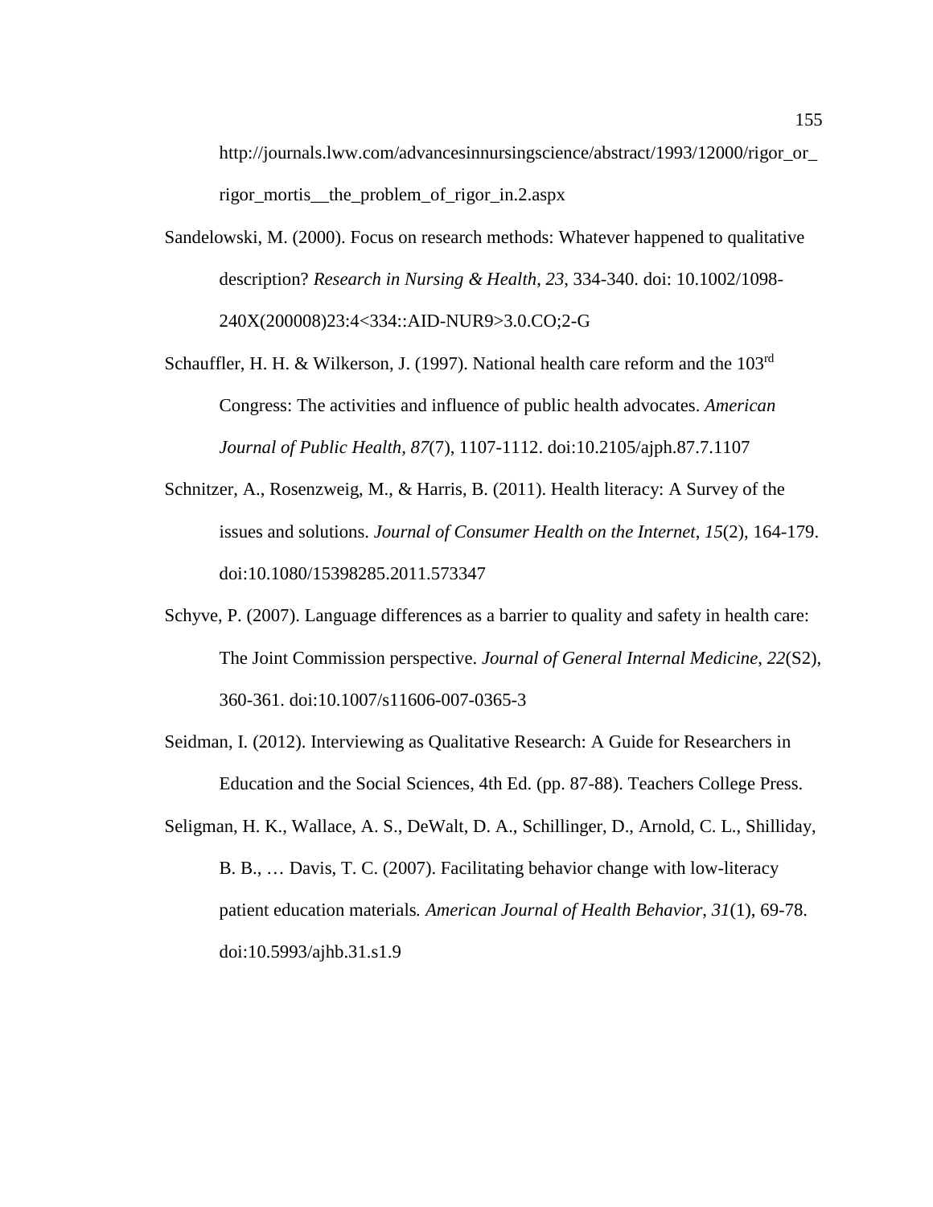http://journals.lww.com/advancesinnursingscience/abstract/1993/12000/rigor_or_rigor_mortis__the_problem_of_rigor_in.2.aspx

Sandelowski, M. (2000). Focus on research methods: Whatever happened to qualitative description? *Research in Nursing & Health*, *23*, 334-340. doi: 10.1002/1098-240X(200008)23:4<334::AID-NUR9>3.0.CO;2-G

Schauffler, H. H. & Wilkerson, J. (1997). National health care reform and the 103rd Congress: The activities and influence of public health advocates. *American Journal of Public Health, 87*(7), 1107-1112. doi:10.2105/ajph.87.7.1107

Schnitzer, A., Rosenzweig, M., & Harris, B. (2011). Health literacy: A Survey of the issues and solutions. *Journal of Consumer Health on the Internet*, *15*(2), 164-179. doi:10.1080/15398285.2011.573347

Schyve, P. (2007). Language differences as a barrier to quality and safety in health care: The Joint Commission perspective. *Journal of General Internal Medicine*, *22*(S2), 360-361. doi:10.1007/s11606-007-0365-3

Seidman, I. (2012). Interviewing as Qualitative Research: A Guide for Researchers in Education and the Social Sciences, 4th Ed. (pp. 87-88). Teachers College Press.

Seligman, H. K., Wallace, A. S., DeWalt, D. A., Schillinger, D., Arnold, C. L., Shilliday, B. B., … Davis, T. C. (2007). Facilitating behavior change with low-literacy patient education materials*. American Journal of Health Behavior*, *31*(1), 69-78. doi:10.5993/ajhb.31.s1.9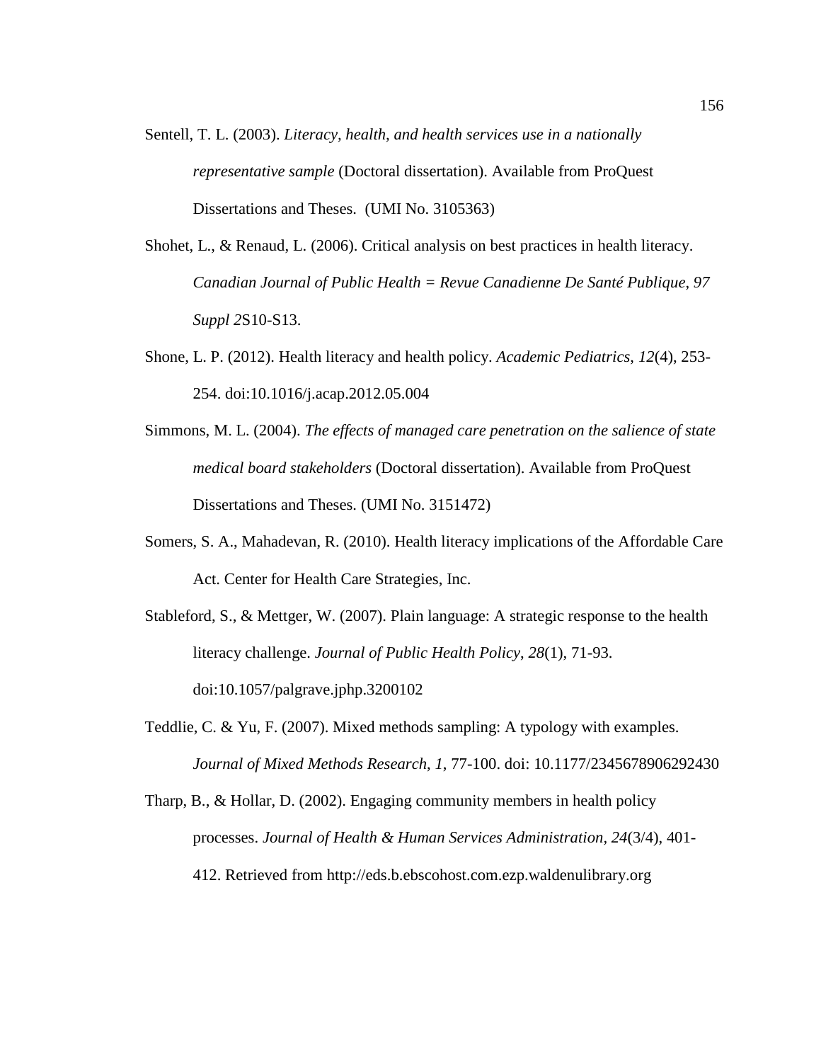Sentell, T. L. (2003). *Literacy, health, and health services use in a nationally representative sample* (Doctoral dissertation). Available from ProQuest Dissertations and Theses. (UMI No. 3105363)

Shohet, L., & Renaud, L. (2006). Critical analysis on best practices in health literacy. *Canadian Journal of Public Health = Revue Canadienne De Santé Publique*, *97 Suppl 2*S10-S13.

Shone, L. P. (2012). Health literacy and health policy. *Academic Pediatrics*, *12*(4), 253-254. doi:10.1016/j.acap.2012.05.004

Simmons, M. L. (2004). *The effects of managed care penetration on the salience of state medical board stakeholders* (Doctoral dissertation). Available from ProQuest Dissertations and Theses. (UMI No. 3151472)

Somers, S. A., Mahadevan, R. (2010). Health literacy implications of the Affordable Care Act. Center for Health Care Strategies, Inc.

Stableford, S., & Mettger, W. (2007). Plain language: A strategic response to the health literacy challenge. *Journal of Public Health Policy*, *28*(1), 71-93. doi:10.1057/palgrave.jphp.3200102

Teddlie, C. & Yu, F. (2007). Mixed methods sampling: A typology with examples. *Journal of Mixed Methods Research*, *1*, 77-100. doi: 10.1177/2345678906292430

Tharp, B., & Hollar, D. (2002). Engaging community members in health policy processes. *Journal of Health & Human Services Administration*, *24*(3/4), 401-412. Retrieved from http://eds.b.ebscohost.com.ezp.waldenulibrary.org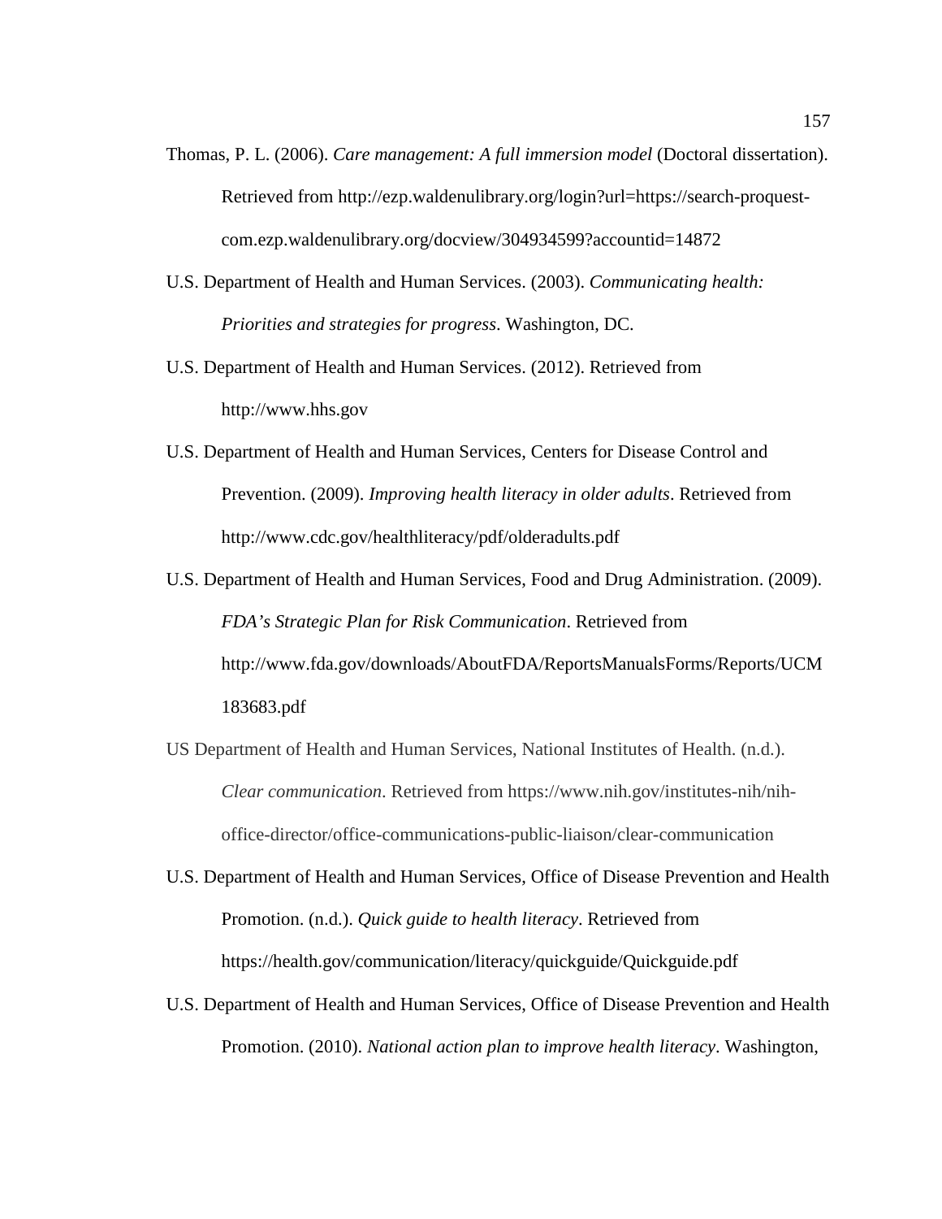Thomas, P. L. (2006). *Care management: A full immersion model* (Doctoral dissertation). Retrieved from http://ezp.waldenulibrary.org/login?url=https://search-proquest-com.ezp.waldenulibrary.org/docview/304934599?accountid=14872

U.S. Department of Health and Human Services. (2003). *Communicating health: Priorities and strategies for progress*. Washington, DC.

U.S. Department of Health and Human Services. (2012). Retrieved from http://www.hhs.gov

U.S. Department of Health and Human Services, Centers for Disease Control and Prevention. (2009). *Improving health literacy in older adults*. Retrieved from http://www.cdc.gov/healthliteracy/pdf/olderadults.pdf

U.S. Department of Health and Human Services, Food and Drug Administration. (2009). *FDA's Strategic Plan for Risk Communication*. Retrieved from http://www.fda.gov/downloads/AboutFDA/ReportsManualsForms/Reports/UCM183683.pdf

US Department of Health and Human Services, National Institutes of Health. (n.d.). *Clear communication*. Retrieved from https://www.nih.gov/institutes-nih/nih-office-director/office-communications-public-liaison/clear-communication

U.S. Department of Health and Human Services, Office of Disease Prevention and Health Promotion. (n.d.). *Quick guide to health literacy*. Retrieved from https://health.gov/communication/literacy/quickguide/Quickguide.pdf

U.S. Department of Health and Human Services, Office of Disease Prevention and Health Promotion. (2010). *National action plan to improve health literacy*. Washington,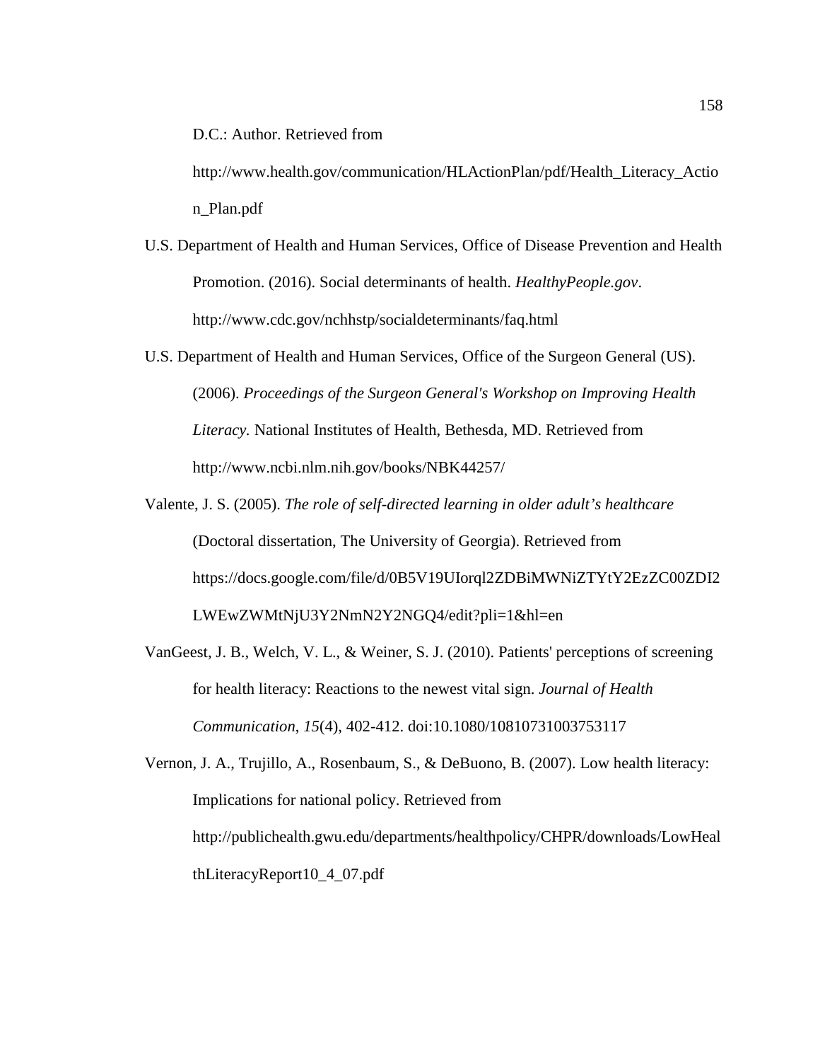D.C.: Author. Retrieved from http://www.health.gov/communication/HLActionPlan/pdf/Health_Literacy_Action_Plan.pdf

U.S. Department of Health and Human Services, Office of Disease Prevention and Health Promotion. (2016). Social determinants of health. *HealthyPeople.gov*. http://www.cdc.gov/nchhstp/socialdeterminants/faq.html

U.S. Department of Health and Human Services, Office of the Surgeon General (US). (2006). *Proceedings of the Surgeon General's Workshop on Improving Health Literacy.* National Institutes of Health, Bethesda, MD. Retrieved from http://www.ncbi.nlm.nih.gov/books/NBK44257/

Valente, J. S. (2005). *The role of self-directed learning in older adult's healthcare* (Doctoral dissertation, The University of Georgia). Retrieved from https://docs.google.com/file/d/0B5V19UIorql2ZDBiMWNiZTYtY2EzZC00ZDI2LWEwZWMtNjU3Y2NmN2Y2NGQ4/edit?pli=1&hl=en

VanGeest, J. B., Welch, V. L., & Weiner, S. J. (2010). Patients' perceptions of screening for health literacy: Reactions to the newest vital sign. *Journal of Health Communication*, *15*(4), 402-412. doi:10.1080/10810731003753117

Vernon, J. A., Trujillo, A., Rosenbaum, S., & DeBuono, B. (2007). Low health literacy: Implications for national policy. Retrieved from http://publichealth.gwu.edu/departments/healthpolicy/CHPR/downloads/LowHealthLiteracyReport10_4_07.pdf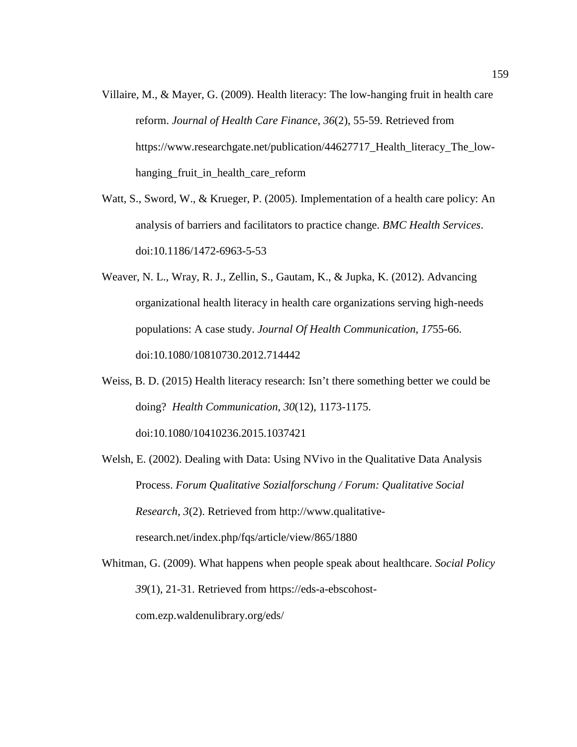Villaire, M., & Mayer, G. (2009). Health literacy: The low-hanging fruit in health care reform. *Journal of Health Care Finance*, *36*(2), 55-59. Retrieved from https://www.researchgate.net/publication/44627717_Health_literacy_The_low-hanging_fruit_in_health_care_reform

Watt, S., Sword, W., & Krueger, P. (2005). Implementation of a health care policy: An analysis of barriers and facilitators to practice change. *BMC Health Services*. doi:10.1186/1472-6963-5-53

Weaver, N. L., Wray, R. J., Zellin, S., Gautam, K., & Jupka, K. (2012). Advancing organizational health literacy in health care organizations serving high-needs populations: A case study. *Journal Of Health Communication*, *17*55-66. doi:10.1080/10810730.2012.714442

Weiss, B. D. (2015) Health literacy research: Isn't there something better we could be doing? *Health Communication*, *30*(12), 1173-1175. doi:10.1080/10410236.2015.1037421

Welsh, E. (2002). Dealing with Data: Using NVivo in the Qualitative Data Analysis Process. *Forum Qualitative Sozialforschung / Forum: Qualitative Social Research*, *3*(2). Retrieved from http://www.qualitative-research.net/index.php/fqs/article/view/865/1880

Whitman, G. (2009). What happens when people speak about healthcare. *Social Policy 39*(1), 21-31. Retrieved from https://eds-a-ebscohost-com.ezp.waldenulibrary.org/eds/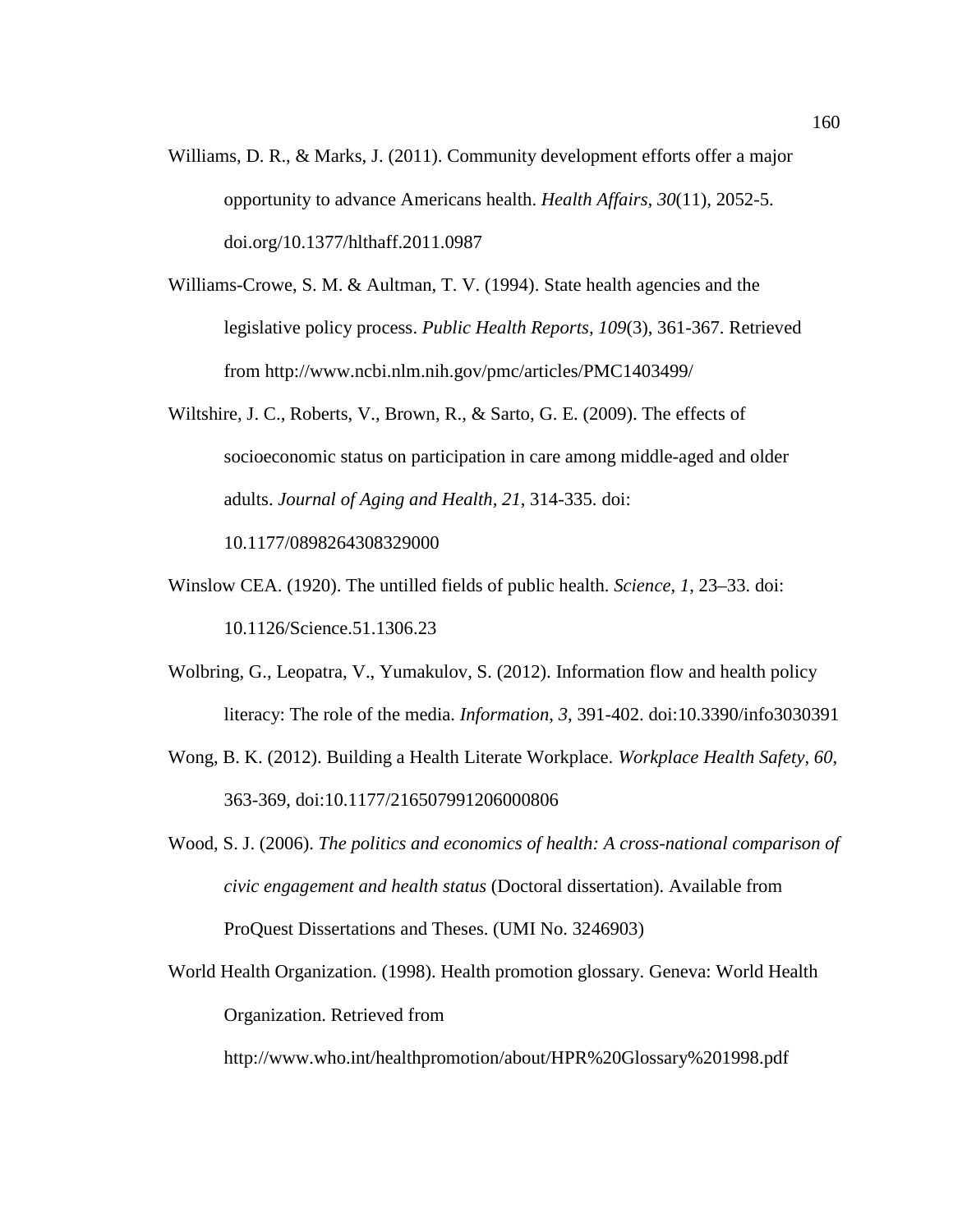Williams, D. R., & Marks, J. (2011). Community development efforts offer a major opportunity to advance Americans health. *Health Affairs*, *30*(11), 2052-5. doi.org/10.1377/hlthaff.2011.0987

Williams-Crowe, S. M. & Aultman, T. V. (1994). State health agencies and the legislative policy process. *Public Health Reports, 109*(3), 361-367. Retrieved from http://www.ncbi.nlm.nih.gov/pmc/articles/PMC1403499/

Wiltshire, J. C., Roberts, V., Brown, R., & Sarto, G. E. (2009). The effects of socioeconomic status on participation in care among middle-aged and older adults. *Journal of Aging and Health*, *21*, 314-335. doi: 10.1177/0898264308329000

Winslow CEA. (1920). The untilled fields of public health. *Science*, *1*, 23–33. doi: 10.1126/Science.51.1306.23

Wolbring, G., Leopatra, V., Yumakulov, S. (2012). Information flow and health policy literacy: The role of the media. *Information*, *3*, 391-402. doi:10.3390/info3030391

Wong, B. K. (2012). Building a Health Literate Workplace. *Workplace Health Safety*, *60*, 363-369, doi:10.1177/216507991206000806

Wood, S. J. (2006). *The politics and economics of health: A cross-national comparison of civic engagement and health status* (Doctoral dissertation). Available from ProQuest Dissertations and Theses. (UMI No. 3246903)

World Health Organization. (1998). Health promotion glossary. Geneva: World Health Organization. Retrieved from http://www.who.int/healthpromotion/about/HPR%20Glossary%201998.pdf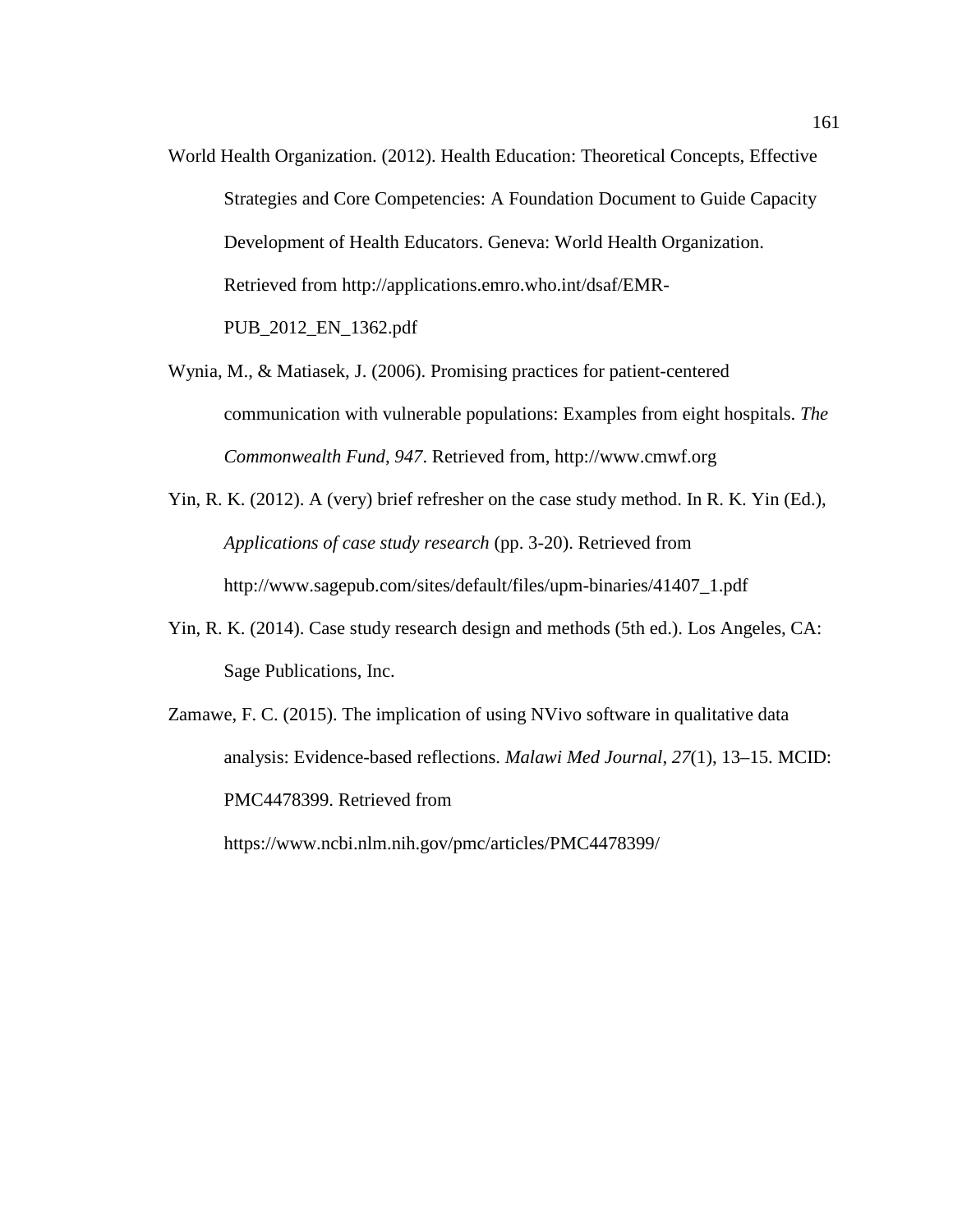World Health Organization. (2012). Health Education: Theoretical Concepts, Effective Strategies and Core Competencies: A Foundation Document to Guide Capacity Development of Health Educators. Geneva: World Health Organization. Retrieved from http://applications.emro.who.int/dsaf/EMR-PUB_2012_EN_1362.pdf

Wynia, M., & Matiasek, J. (2006). Promising practices for patient-centered communication with vulnerable populations: Examples from eight hospitals. *The Commonwealth Fund*, *947*. Retrieved from, http://www.cmwf.org

Yin, R. K. (2012). A (very) brief refresher on the case study method. In R. K. Yin (Ed.), *Applications of case study research* (pp. 3-20). Retrieved from http://www.sagepub.com/sites/default/files/upm-binaries/41407_1.pdf

Yin, R. K. (2014). Case study research design and methods (5th ed.). Los Angeles, CA: Sage Publications, Inc.

Zamawe, F. C. (2015). The implication of using NVivo software in qualitative data analysis: Evidence-based reflections. *Malawi Med Journal*, *27*(1), 13–15. MCID: PMC4478399. Retrieved from https://www.ncbi.nlm.nih.gov/pmc/articles/PMC4478399/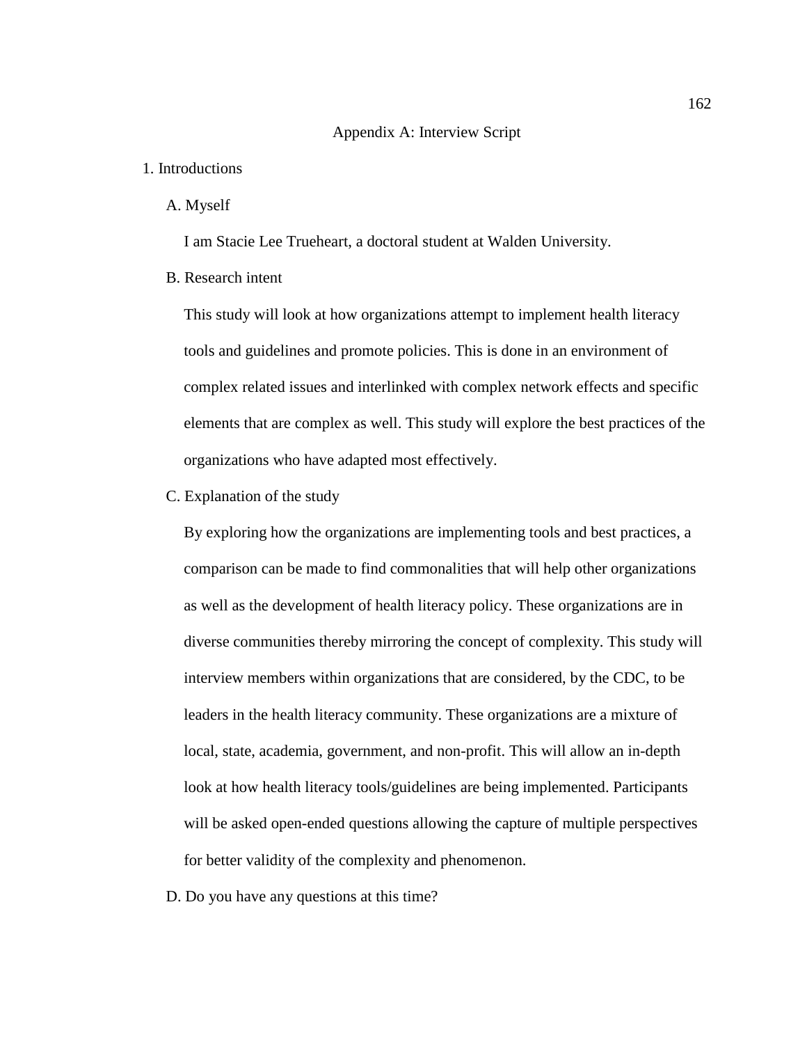# Appendix A: Interview Script

1. Introductions

   A. Myself

   I am Stacie Lee Trueheart, a doctoral student at Walden University.

   B. Research intent

   This study will look at how organizations attempt to implement health literacy tools and guidelines and promote policies. This is done in an environment of complex related issues and interlinked with complex network effects and specific elements that are complex as well. This study will explore the best practices of the organizations who have adapted most effectively.

   C. Explanation of the study

   By exploring how the organizations are implementing tools and best practices, a comparison can be made to find commonalities that will help other organizations as well as the development of health literacy policy. These organizations are in diverse communities thereby mirroring the concept of complexity. This study will interview members within organizations that are considered, by the CDC, to be leaders in the health literacy community. These organizations are a mixture of local, state, academia, government, and non-profit. This will allow an in-depth look at how health literacy tools/guidelines are being implemented. Participants will be asked open-ended questions allowing the capture of multiple perspectives for better validity of the complexity and phenomenon.

   D. Do you have any questions at this time?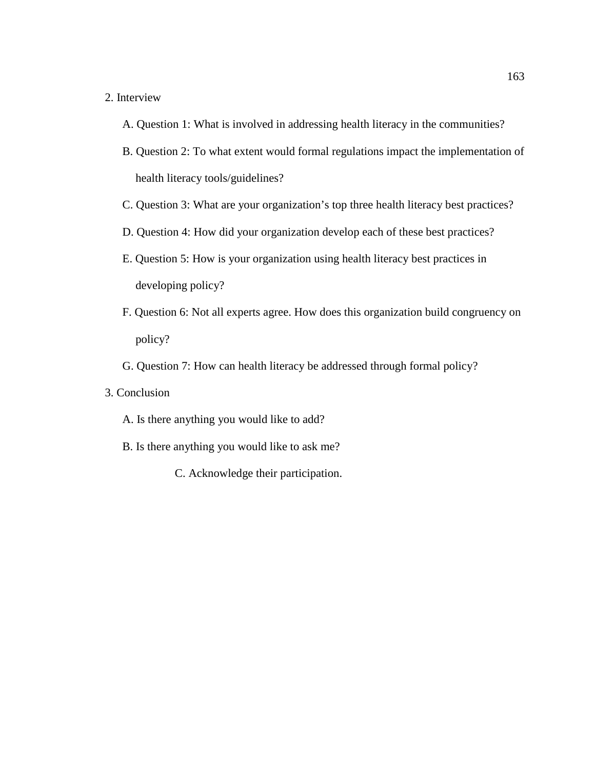2. Interview

   A. Question 1: What is involved in addressing health literacy in the communities?

   B. Question 2: To what extent would formal regulations impact the implementation of health literacy tools/guidelines?

   C. Question 3: What are your organization's top three health literacy best practices?

   D. Question 4: How did your organization develop each of these best practices?

   E. Question 5: How is your organization using health literacy best practices in developing policy?

   F. Question 6: Not all experts agree. How does this organization build congruency on policy?

   G. Question 7: How can health literacy be addressed through formal policy?

3. Conclusion

   A. Is there anything you would like to add?

   B. Is there anything you would like to ask me?

   C. Acknowledge their participation.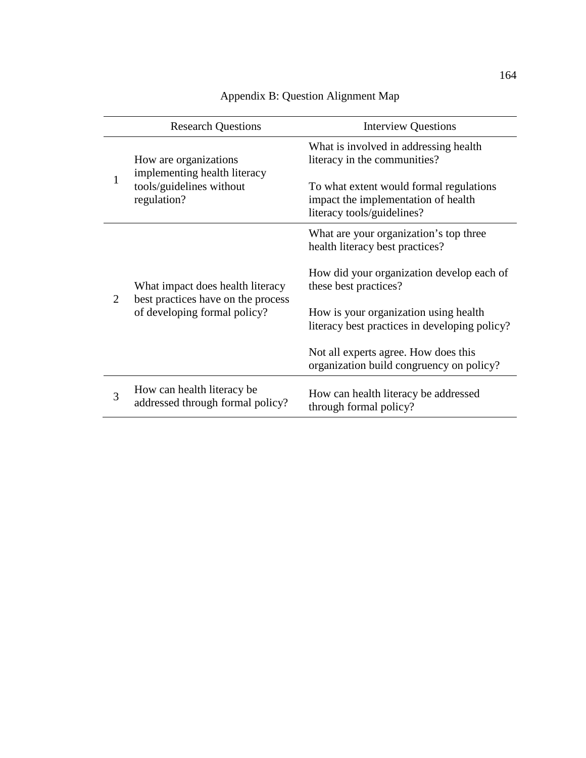# Appendix B: Question Alignment Map

| | Research Questions | Interview Questions |
|---|---|---|
| 1 | How are organizations implementing health literacy tools/guidelines without regulation? | What is involved in addressing health literacy in the communities?<br><br>To what extent would formal regulations impact the implementation of health literacy tools/guidelines? |
| 2 | What impact does health literacy best practices have on the process of developing formal policy? | What are your organization's top three health literacy best practices?<br><br>How did your organization develop each of these best practices?<br><br>How is your organization using health literacy best practices in developing policy?<br><br>Not all experts agree. How does this organization build congruency on policy? |
| 3 | How can health literacy be addressed through formal policy? | How can health literacy be addressed through formal policy? |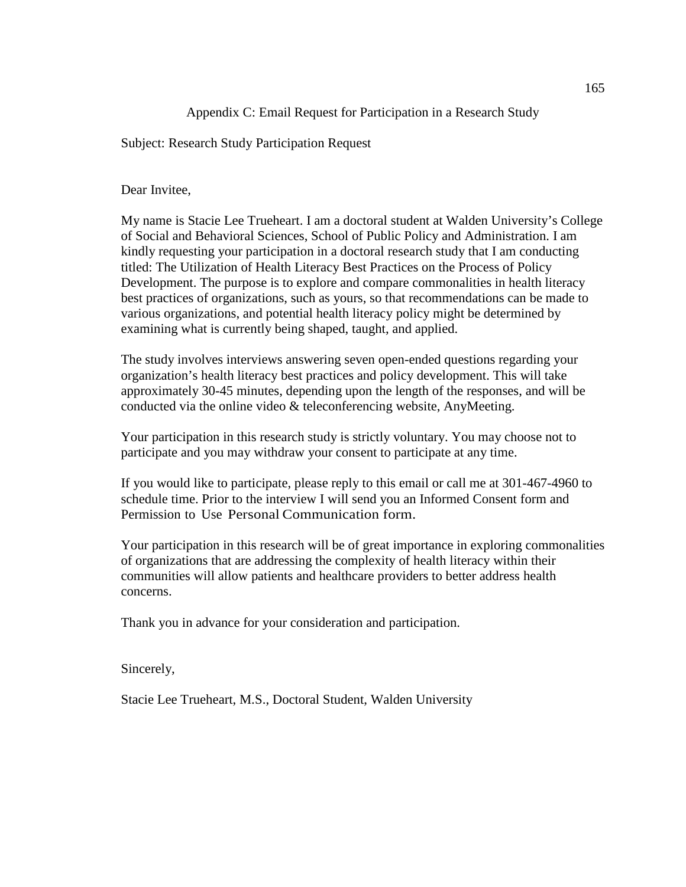# Appendix C: Email Request for Participation in a Research Study

Subject: Research Study Participation Request

Dear Invitee,

My name is Stacie Lee Trueheart. I am a doctoral student at Walden University's College of Social and Behavioral Sciences, School of Public Policy and Administration. I am kindly requesting your participation in a doctoral research study that I am conducting titled: The Utilization of Health Literacy Best Practices on the Process of Policy Development. The purpose is to explore and compare commonalities in health literacy best practices of organizations, such as yours, so that recommendations can be made to various organizations, and potential health literacy policy might be determined by examining what is currently being shaped, taught, and applied.

The study involves interviews answering seven open-ended questions regarding your organization's health literacy best practices and policy development. This will take approximately 30-45 minutes, depending upon the length of the responses, and will be conducted via the online video & teleconferencing website, AnyMeeting.

Your participation in this research study is strictly voluntary. You may choose not to participate and you may withdraw your consent to participate at any time.

If you would like to participate, please reply to this email or call me at 301-467-4960 to schedule time. Prior to the interview I will send you an Informed Consent form and Permission to Use Personal Communication form.

Your participation in this research will be of great importance in exploring commonalities of organizations that are addressing the complexity of health literacy within their communities will allow patients and healthcare providers to better address health concerns.

Thank you in advance for your consideration and participation.

Sincerely,

Stacie Lee Trueheart, M.S., Doctoral Student, Walden University